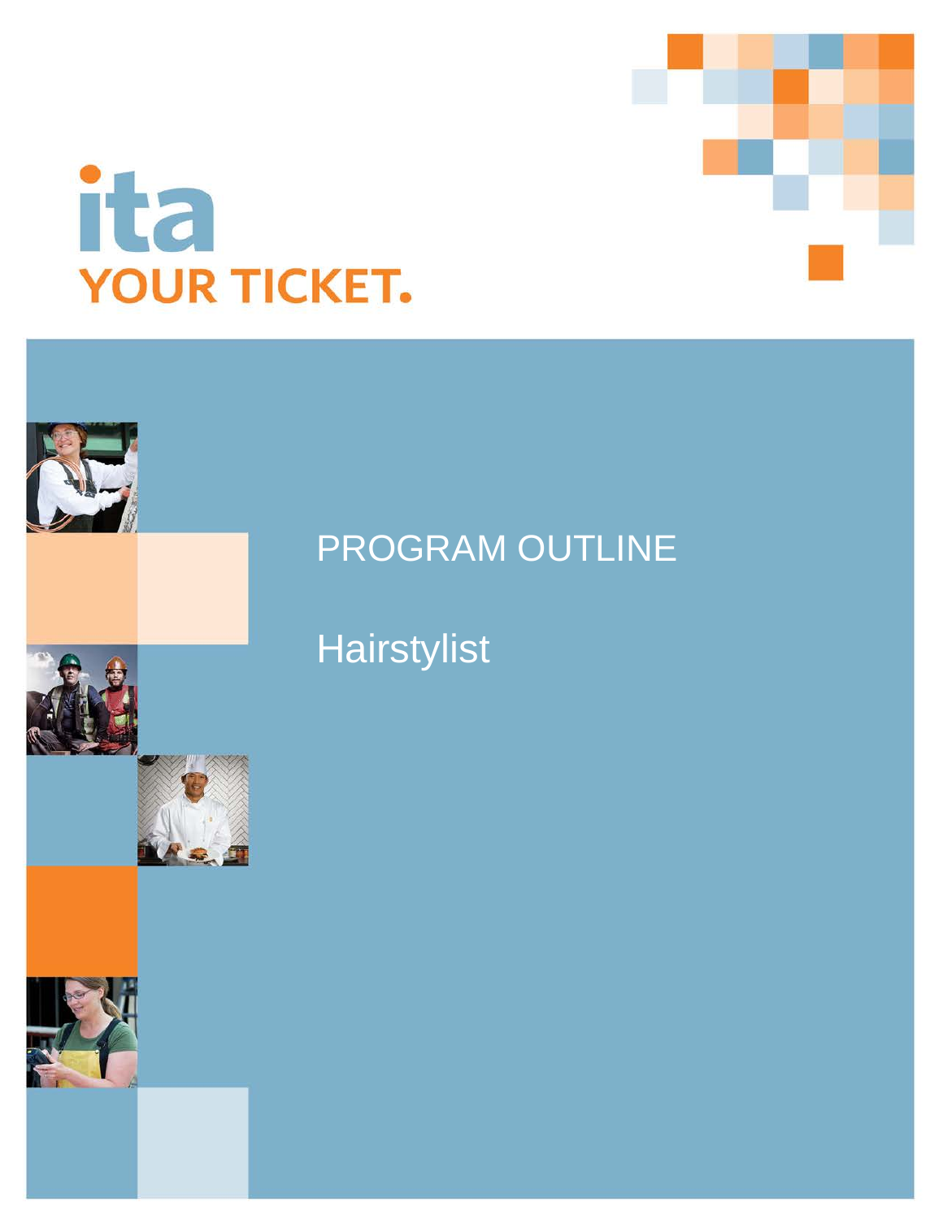ita

YOUR TICKET.

# PROGRAM OUTLINE

## Hairstylist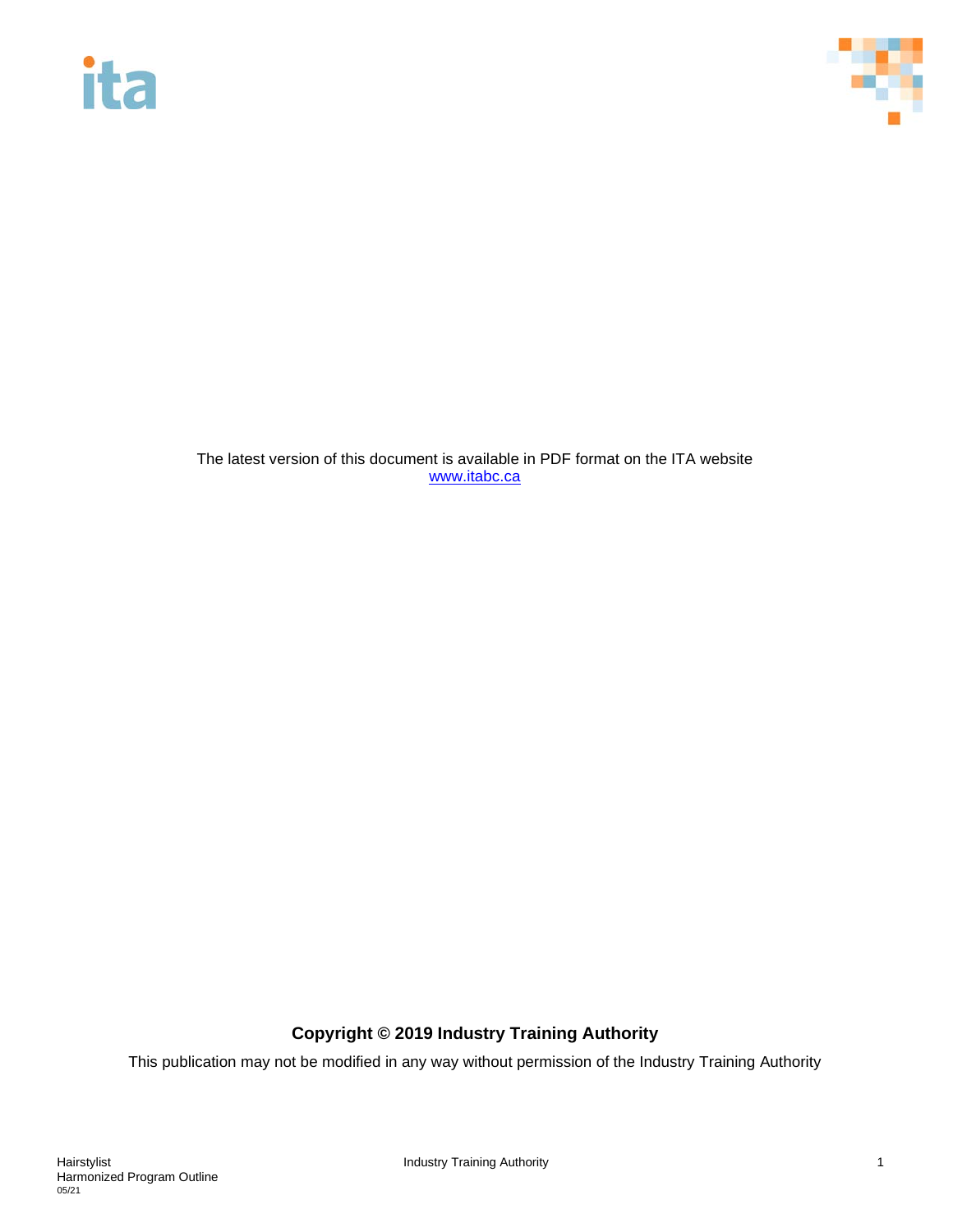The latest version of this document is available in PDF format on the ITA website
[www.itabc.ca](http://www.itabc.ca)

**Copyright © 2019 Industry Training Authority**

This publication may not be modified in any way without permission of the Industry Training Authority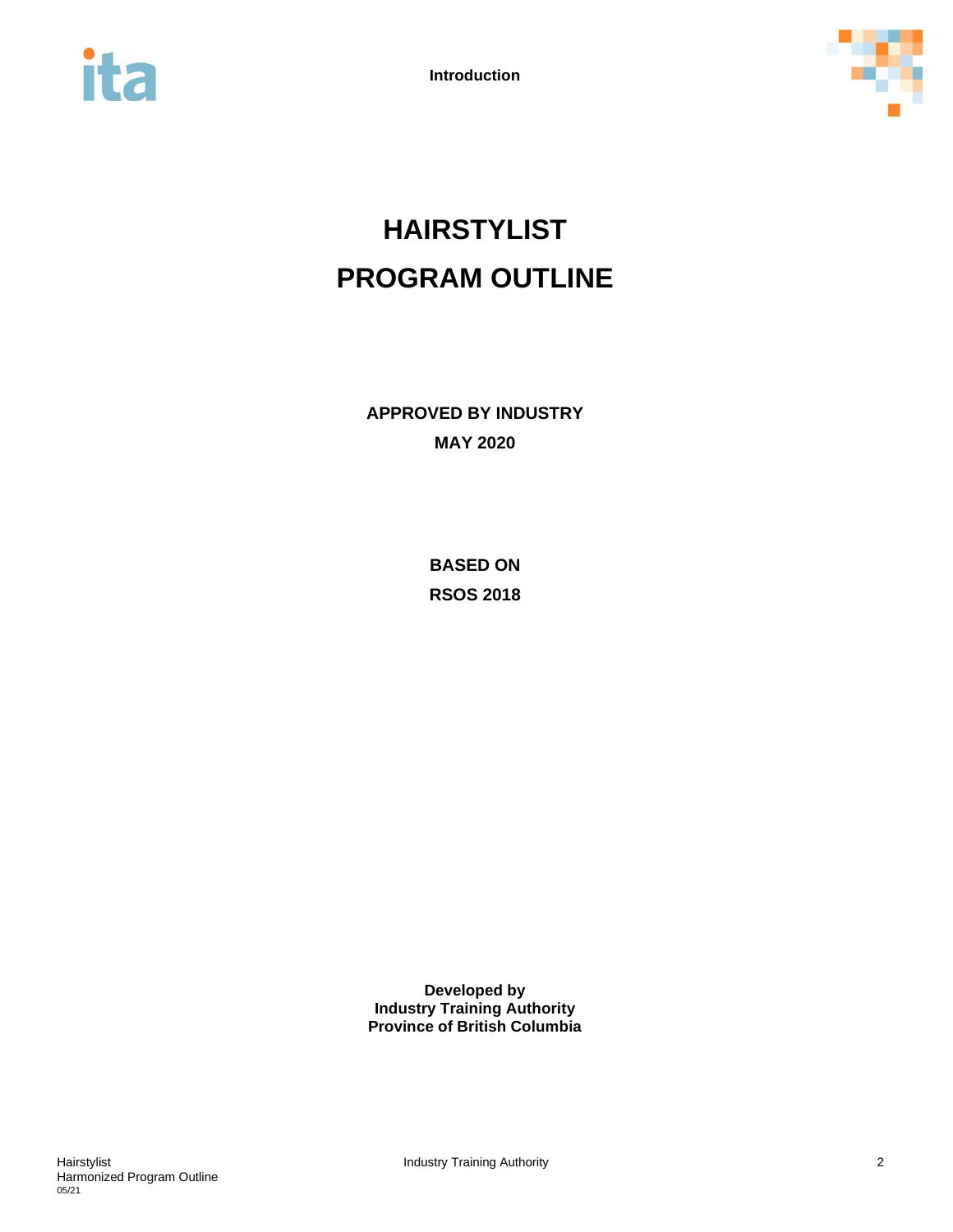# HAIRSTYLIST
# PROGRAM OUTLINE

**APPROVED BY INDUSTRY**
**MAY 2020**

**BASED ON**
**RSOS 2018**

**Developed by**
**Industry Training Authority**
**Province of British Columbia**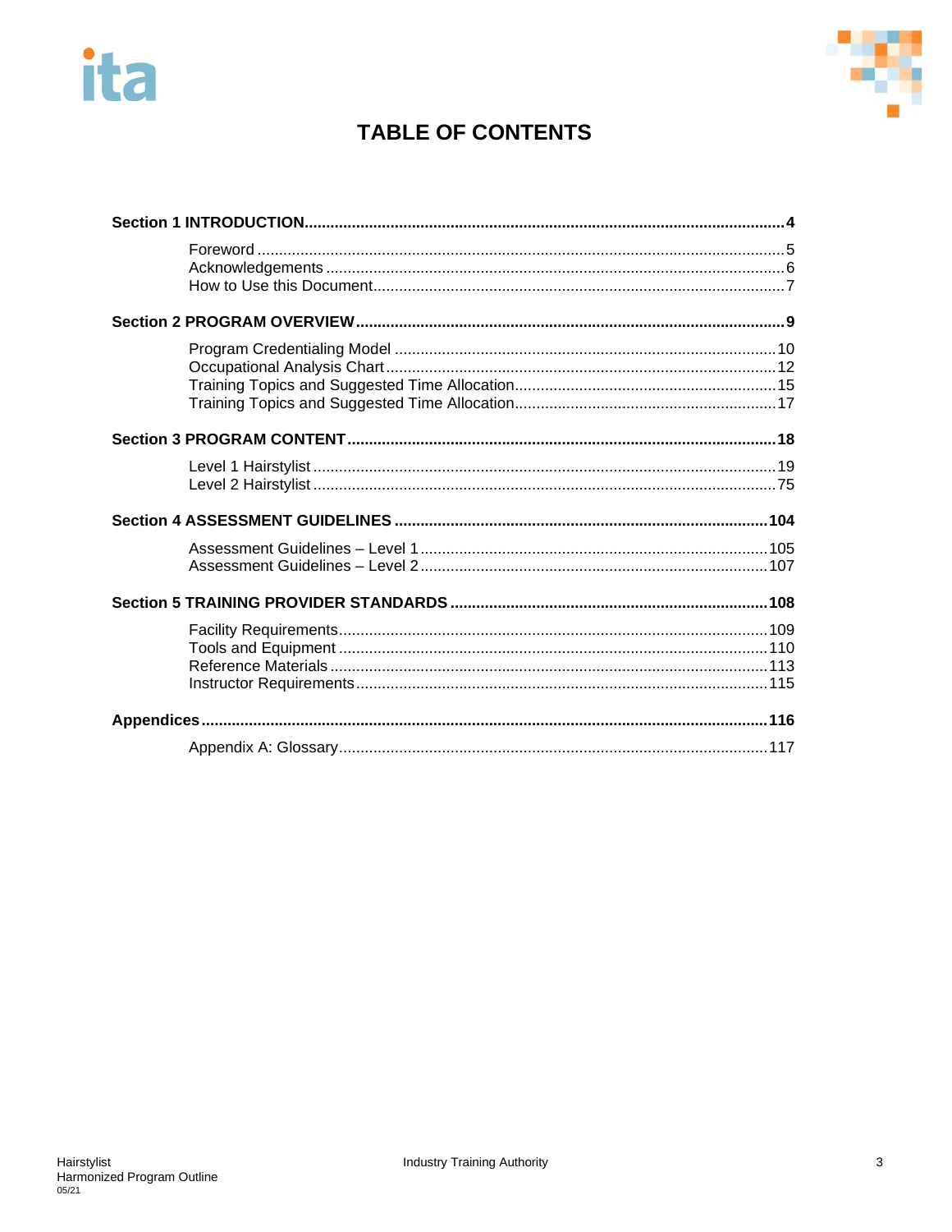# TABLE OF CONTENTS

**Section 1 INTRODUCTION** .......... **4**

- Foreword .......... 5
- Acknowledgements .......... 6
- How to Use this Document .......... 7

**Section 2 PROGRAM OVERVIEW** .......... **9**

- Program Credentialing Model .......... 10
- Occupational Analysis Chart .......... 12
- Training Topics and Suggested Time Allocation .......... 15
- Training Topics and Suggested Time Allocation .......... 17

**Section 3 PROGRAM CONTENT** .......... **18**

- Level 1 Hairstylist .......... 19
- Level 2 Hairstylist .......... 75

**Section 4 ASSESSMENT GUIDELINES** .......... **104**

- Assessment Guidelines – Level 1 .......... 105
- Assessment Guidelines – Level 2 .......... 107

**Section 5 TRAINING PROVIDER STANDARDS** .......... **108**

- Facility Requirements .......... 109
- Tools and Equipment .......... 110
- Reference Materials .......... 113
- Instructor Requirements .......... 115

**Appendices** .......... **116**

- Appendix A: Glossary .......... 117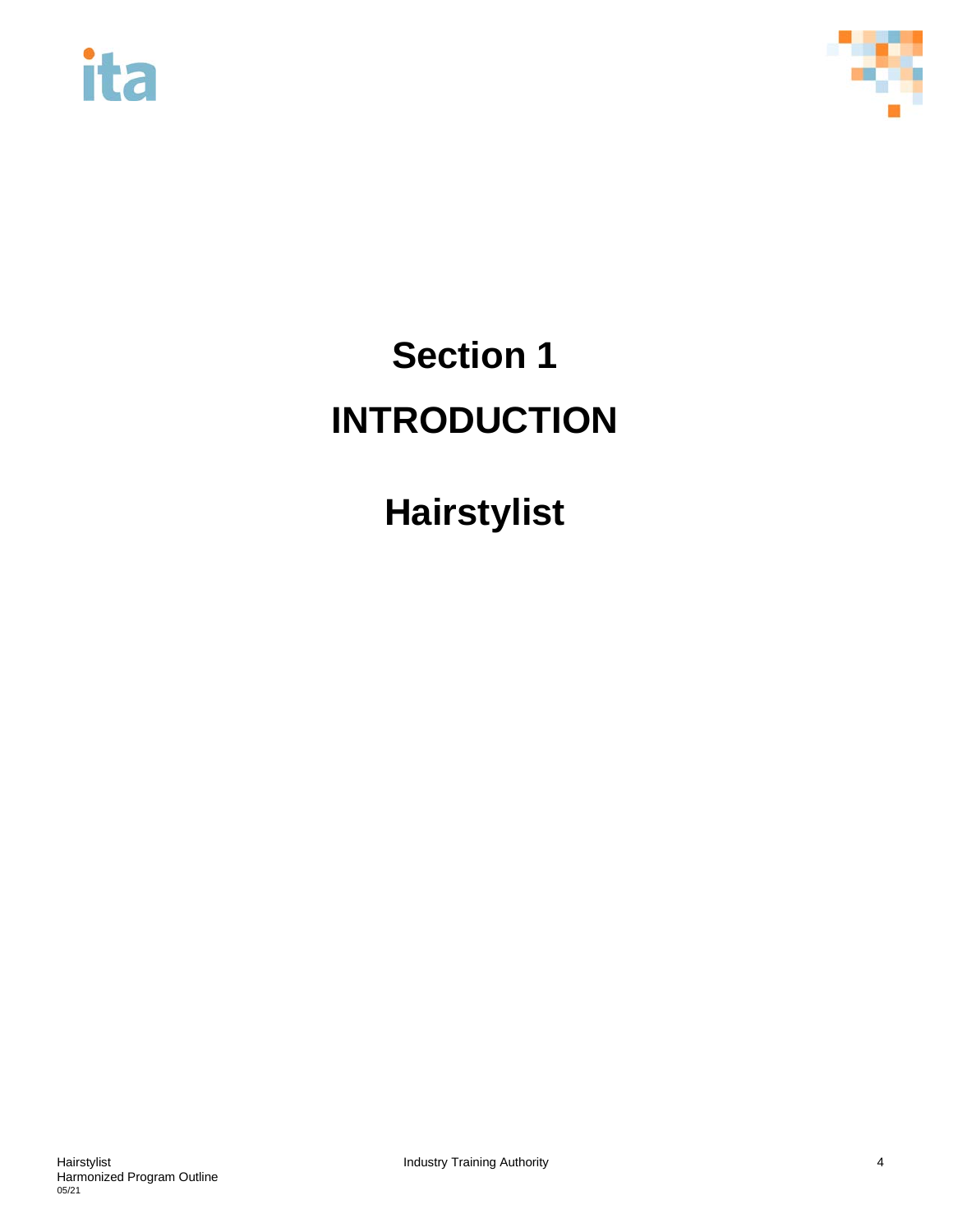# Section 1

# INTRODUCTION

# Hairstylist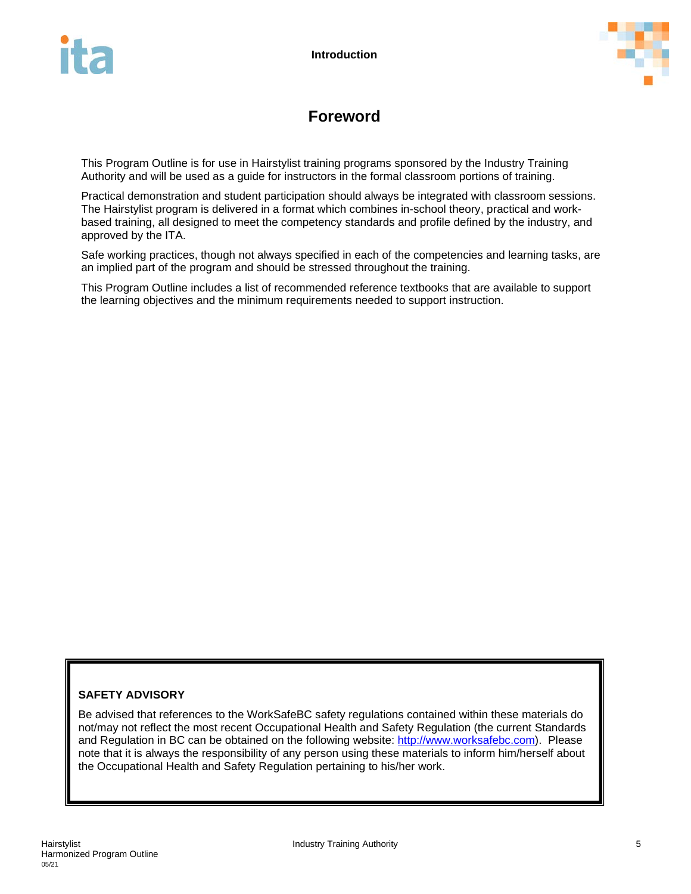# Foreword

This Program Outline is for use in Hairstylist training programs sponsored by the Industry Training Authority and will be used as a guide for instructors in the formal classroom portions of training.

Practical demonstration and student participation should always be integrated with classroom sessions. The Hairstylist program is delivered in a format which combines in-school theory, practical and work-based training, all designed to meet the competency standards and profile defined by the industry, and approved by the ITA.

Safe working practices, though not always specified in each of the competencies and learning tasks, are an implied part of the program and should be stressed throughout the training.

This Program Outline includes a list of recommended reference textbooks that are available to support the learning objectives and the minimum requirements needed to support instruction.

**SAFETY ADVISORY**

Be advised that references to the WorkSafeBC safety regulations contained within these materials do not/may not reflect the most recent Occupational Health and Safety Regulation (the current Standards and Regulation in BC can be obtained on the following website: [http://www.worksafebc.com](http://www.worksafebc.com)). Please note that it is always the responsibility of any person using these materials to inform him/herself about the Occupational Health and Safety Regulation pertaining to his/her work.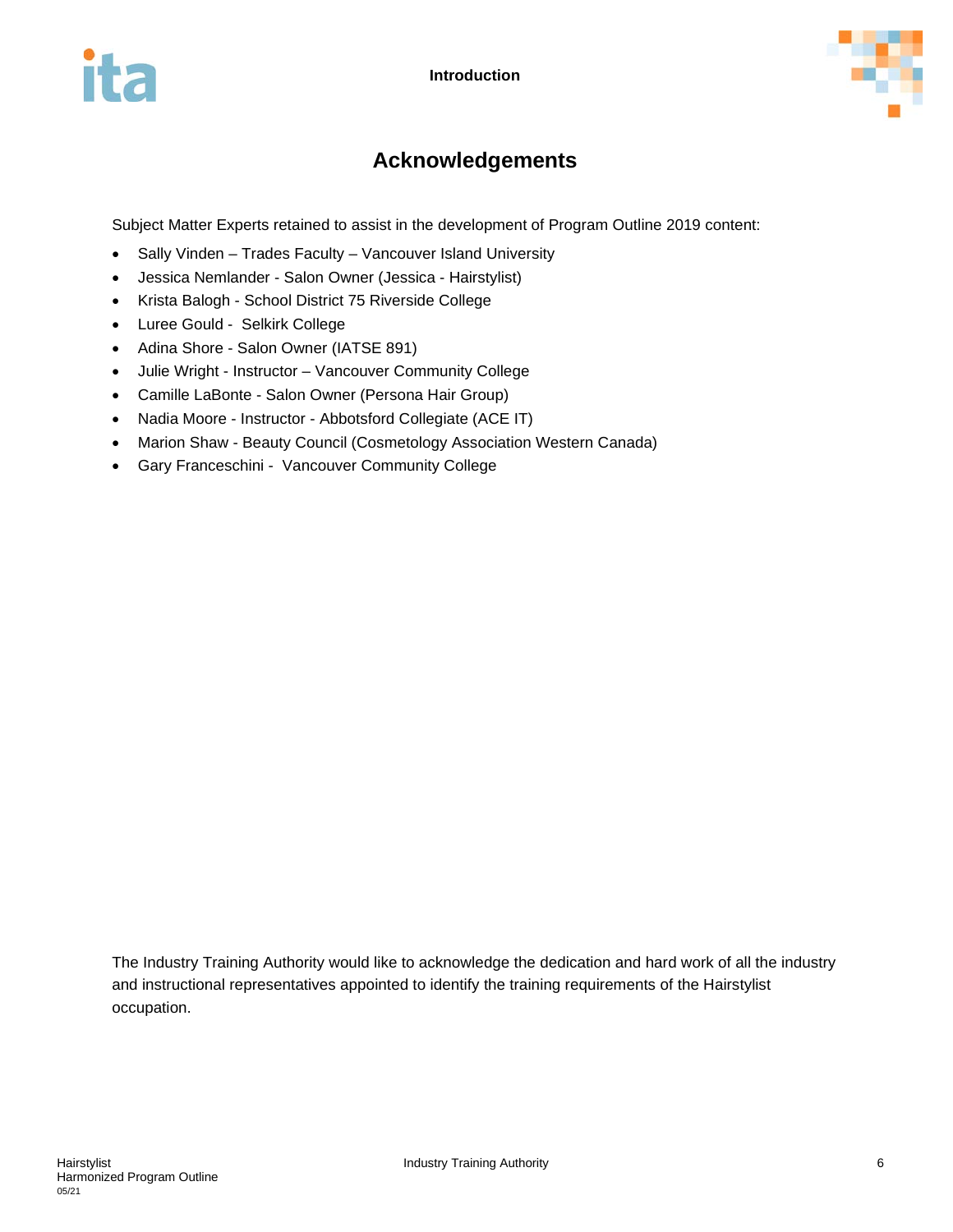# Acknowledgements

Subject Matter Experts retained to assist in the development of Program Outline 2019 content:

- Sally Vinden – Trades Faculty – Vancouver Island University
- Jessica Nemlander - Salon Owner (Jessica - Hairstylist)
- Krista Balogh - School District 75 Riverside College
- Luree Gould - Selkirk College
- Adina Shore - Salon Owner (IATSE 891)
- Julie Wright - Instructor – Vancouver Community College
- Camille LaBonte - Salon Owner (Persona Hair Group)
- Nadia Moore - Instructor - Abbotsford Collegiate (ACE IT)
- Marion Shaw - Beauty Council (Cosmetology Association Western Canada)
- Gary Franceschini - Vancouver Community College

The Industry Training Authority would like to acknowledge the dedication and hard work of all the industry and instructional representatives appointed to identify the training requirements of the Hairstylist occupation.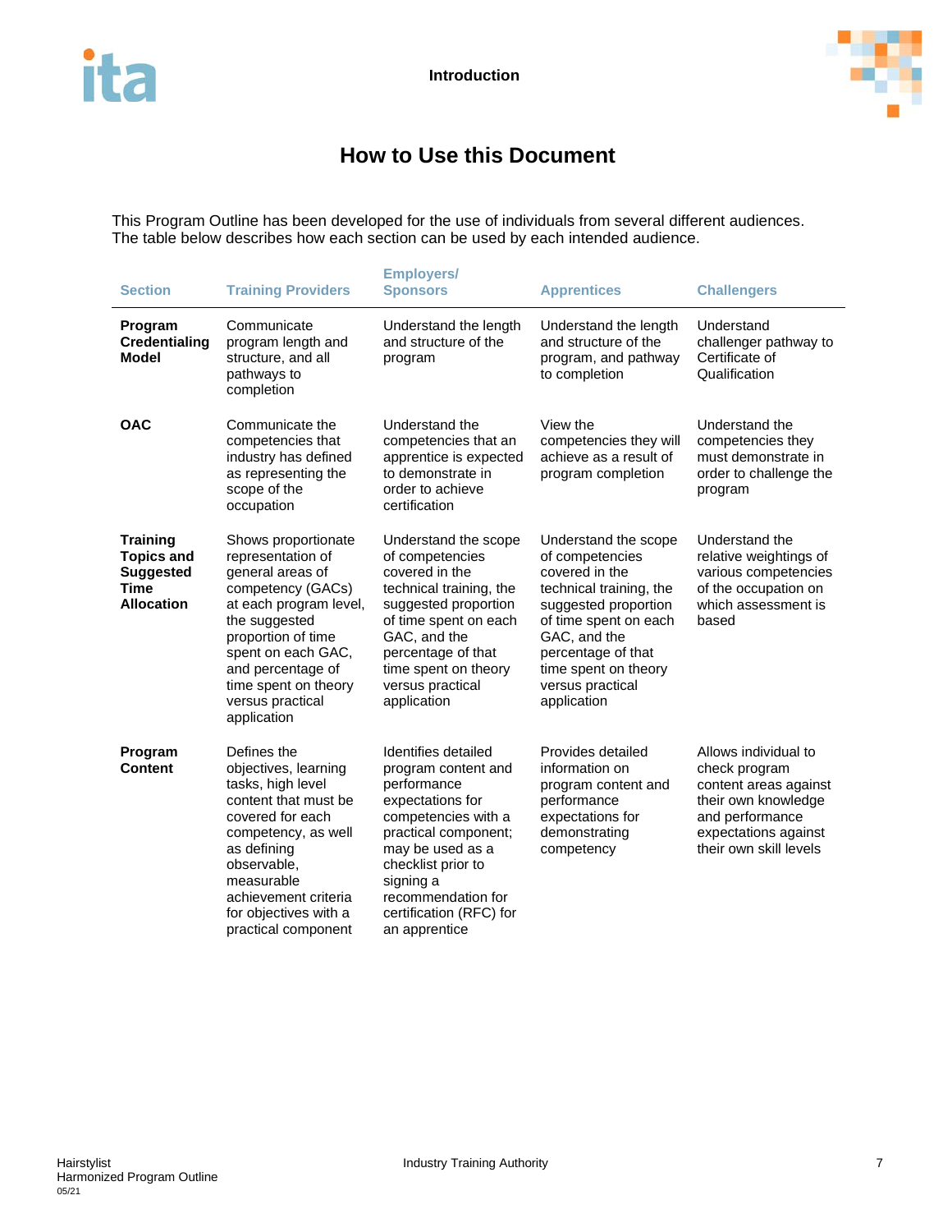# How to Use this Document

This Program Outline has been developed for the use of individuals from several different audiences. The table below describes how each section can be used by each intended audience.

| Section | Training Providers | Employers/ Sponsors | Apprentices | Challengers |
|---|---|---|---|---|
| **Program Credentialing Model** | Communicate program length and structure, and all pathways to completion | Understand the length and structure of the program | Understand the length and structure of the program, and pathway to completion | Understand challenger pathway to Certificate of Qualification |
| **OAC** | Communicate the competencies that industry has defined as representing the scope of the occupation | Understand the competencies that an apprentice is expected to demonstrate in order to achieve certification | View the competencies they will achieve as a result of program completion | Understand the competencies they must demonstrate in order to challenge the program |
| **Training Topics and Suggested Time Allocation** | Shows proportionate representation of general areas of competency (GACs) at each program level, the suggested proportion of time spent on each GAC, and percentage of time spent on theory versus practical application | Understand the scope of competencies covered in the technical training, the suggested proportion of time spent on each GAC, and the percentage of that time spent on theory versus practical application | Understand the scope of competencies covered in the technical training, the suggested proportion of time spent on each GAC, and the percentage of that time spent on theory versus practical application | Understand the relative weightings of various competencies of the occupation on which assessment is based |
| **Program Content** | Defines the objectives, learning tasks, high level content that must be covered for each competency, as well as defining observable, measurable achievement criteria for objectives with a practical component | Identifies detailed program content and performance expectations for competencies with a practical component; may be used as a checklist prior to signing a recommendation for certification (RFC) for an apprentice | Provides detailed information on program content and performance expectations for demonstrating competency | Allows individual to check program content areas against their own knowledge and performance expectations against their own skill levels |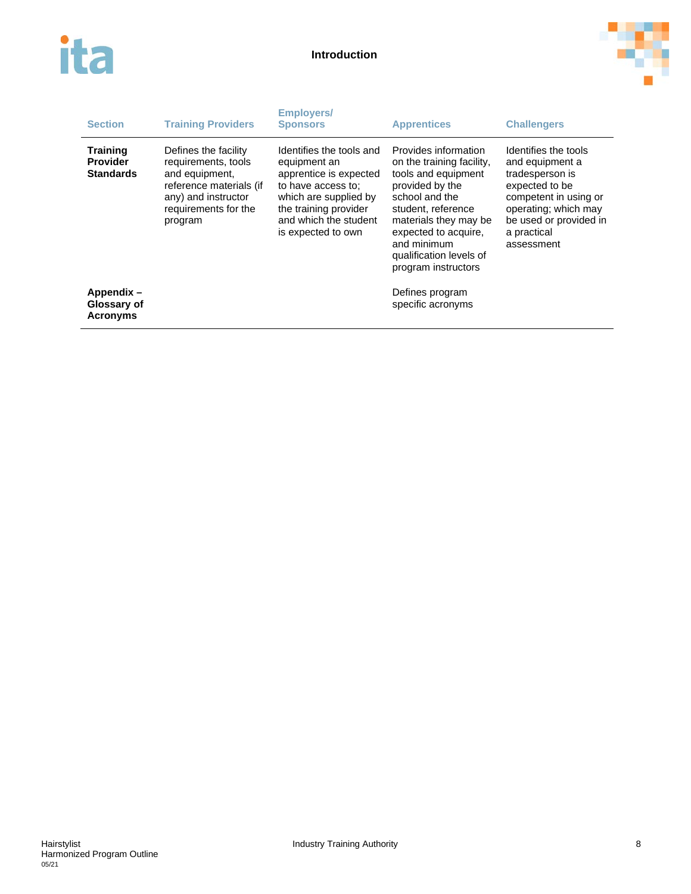| Section | Training Providers | Employers/ Sponsors | Apprentices | Challengers |
|---|---|---|---|---|
| **Training Provider Standards** | Defines the facility requirements, tools and equipment, reference materials (if any) and instructor requirements for the program | Identifies the tools and equipment an apprentice is expected to have access to; which are supplied by the training provider and which the student is expected to own | Provides information on the training facility, tools and equipment provided by the school and the student, reference materials they may be expected to acquire, and minimum qualification levels of program instructors | Identifies the tools and equipment a tradesperson is expected to be competent in using or operating; which may be used or provided in a practical assessment |
| **Appendix – Glossary of Acronyms** | | | Defines program specific acronyms | |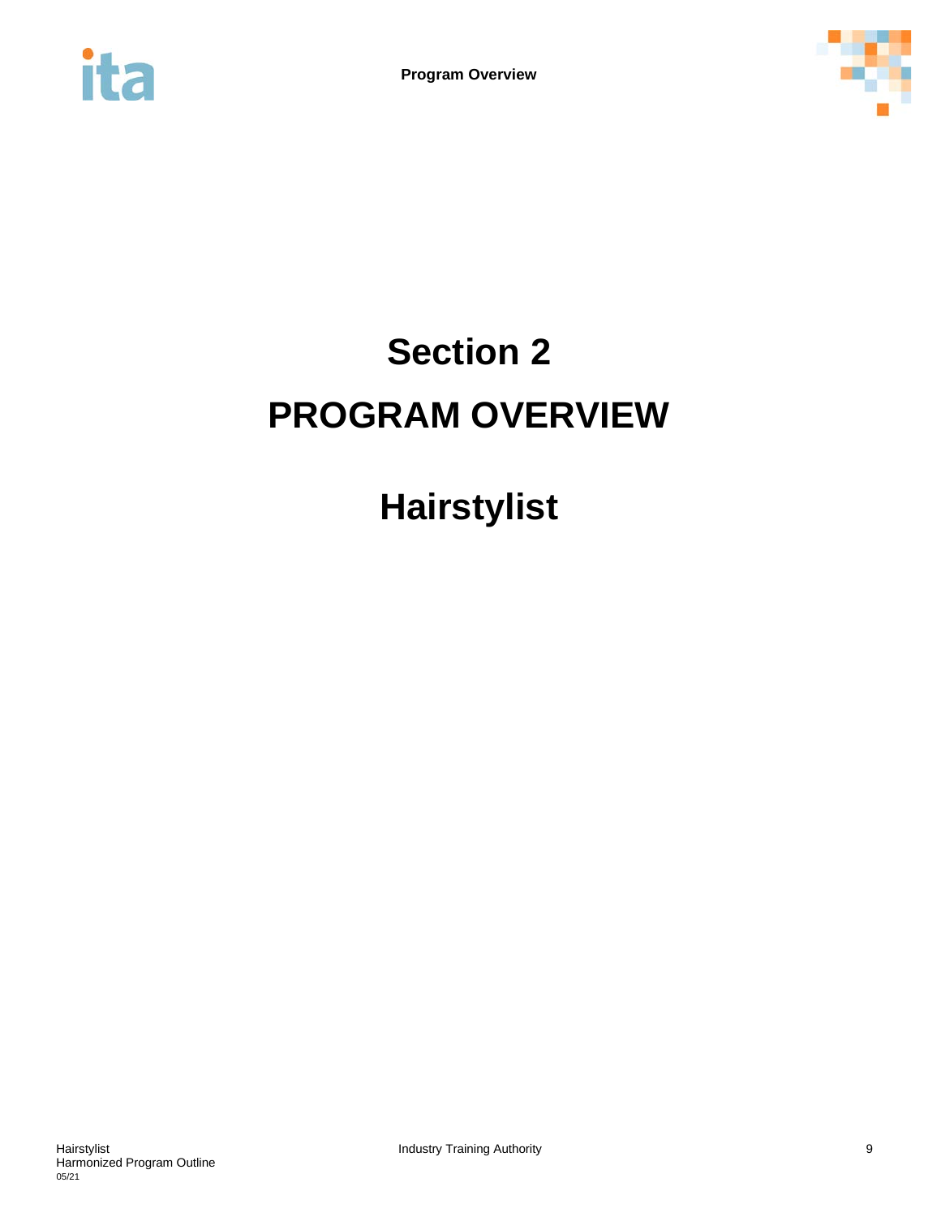# Section 2

# PROGRAM OVERVIEW

# Hairstylist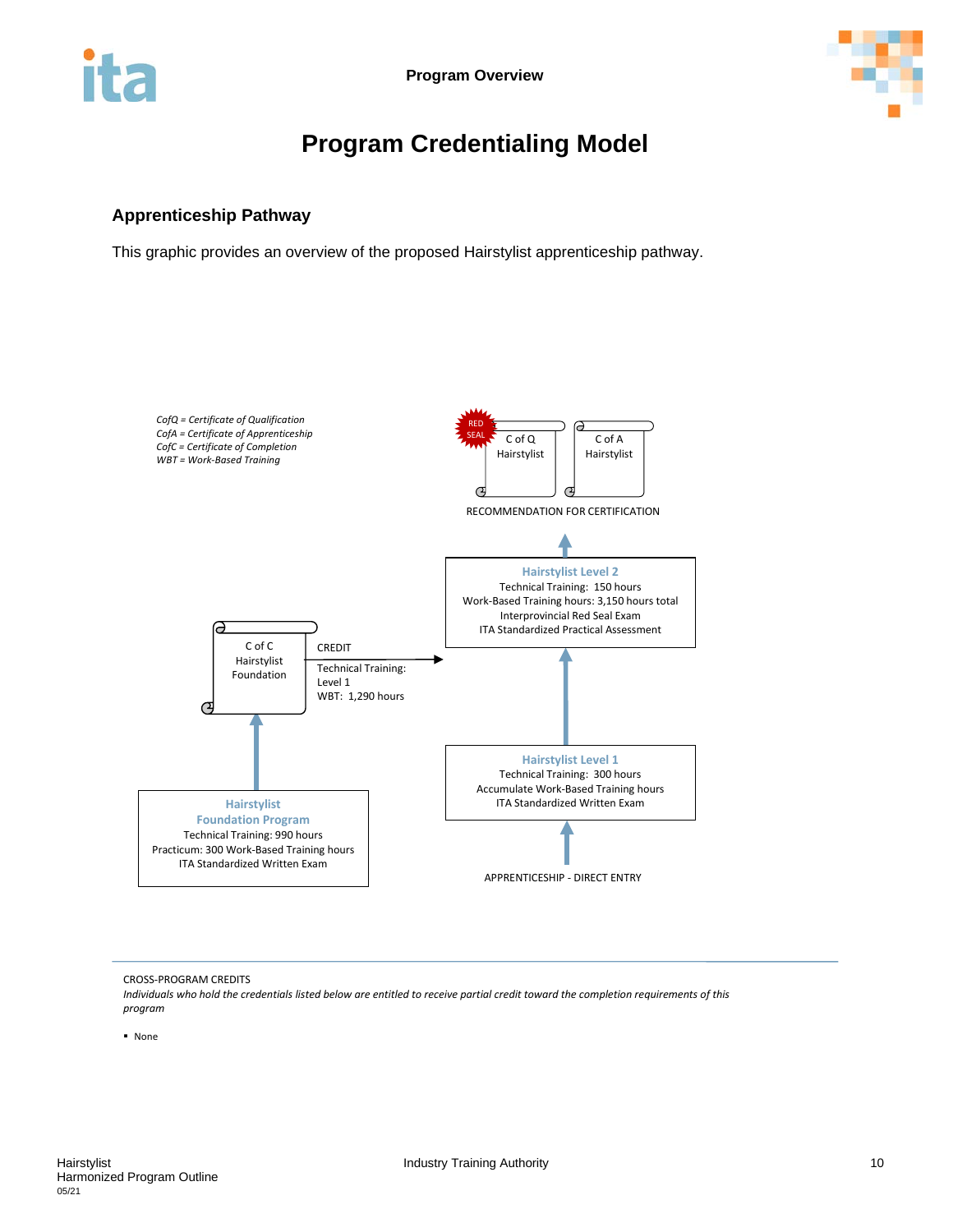# Program Credentialing Model

## Apprenticeship Pathway

This graphic provides an overview of the proposed Hairstylist apprenticeship pathway.

*CofQ = Certificate of Qualification*
*CofA = Certificate of Apprenticeship*
*CofC = Certificate of Completion*
*WBT = Work-Based Training*

RED SEAL

C of Q Hairstylist

C of A Hairstylist

RECOMMENDATION FOR CERTIFICATION

**Hairstylist Level 2**
Technical Training: 150 hours
Work-Based Training hours: 3,150 hours total
Interprovincial Red Seal Exam
ITA Standardized Practical Assessment

C of C Hairstylist Foundation

CREDIT

Technical Training: Level 1
WBT: 1,290 hours

**Hairstylist Level 1**
Technical Training: 300 hours
Accumulate Work-Based Training hours
ITA Standardized Written Exam

**Hairstylist Foundation Program**
Technical Training: 990 hours
Practicum: 300 Work-Based Training hours
ITA Standardized Written Exam

APPRENTICESHIP - DIRECT ENTRY

CROSS-PROGRAM CREDITS

*Individuals who hold the credentials listed below are entitled to receive partial credit toward the completion requirements of this program*

- None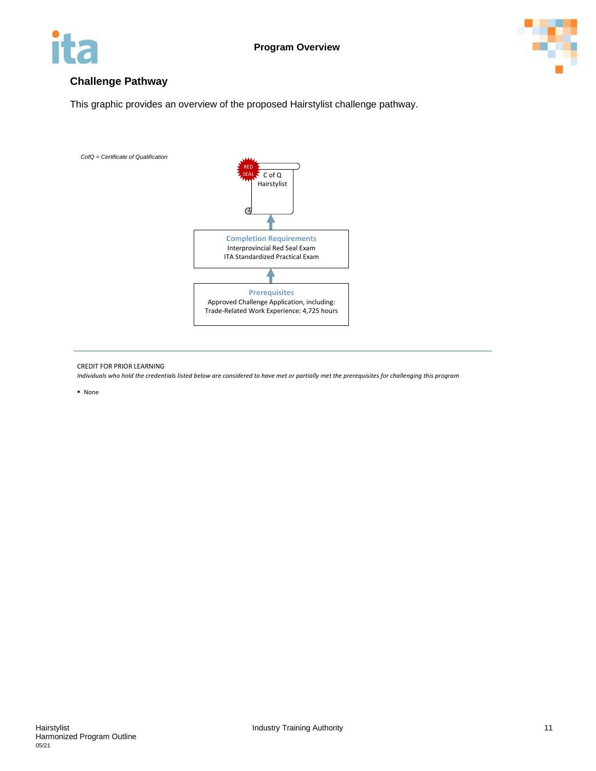## Challenge Pathway

This graphic provides an overview of the proposed Hairstylist challenge pathway.

*CofQ = Certificate of Qualification*

RED SEAL

C of Q
Hairstylist

**Completion Requirements**
Interprovincial Red Seal Exam
ITA Standardized Practical Exam

**Prerequisites**
Approved Challenge Application, including:
Trade-Related Work Experience: 4,725 hours

---

CREDIT FOR PRIOR LEARNING

*Individuals who hold the credentials listed below are considered to have met or partially met the prerequisites for challenging this program*

- None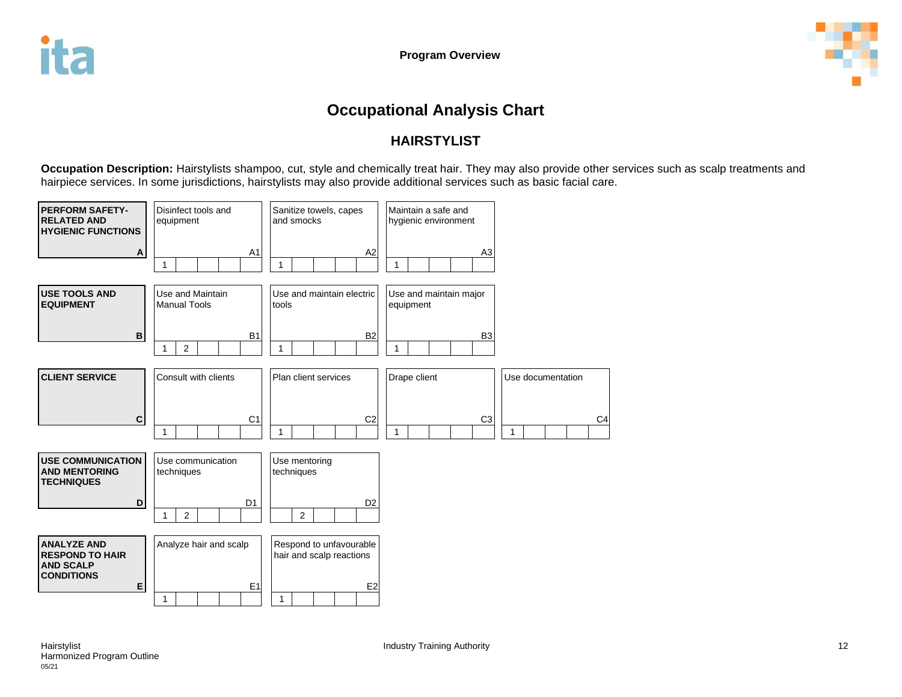Program Overview

# Occupational Analysis Chart

## HAIRSTYLIST

**Occupation Description:** Hairstylists shampoo, cut, style and chemically treat hair. They may also provide other services such as scalp treatments and hairpiece services. In some jurisdictions, hairstylists may also provide additional services such as basic facial care.

| Line | Competency | | | |
|---|---|---|---|---|
| **PERFORM SAFETY-RELATED AND HYGIENIC FUNCTIONS** (A) | Disinfect tools and equipment (A1) — 1 | Sanitize towels, capes and smocks (A2) — 1 | Maintain a safe and hygienic environment (A3) — 1 | |
| **USE TOOLS AND EQUIPMENT** (B) | Use and Maintain Manual Tools (B1) — 1, 2 | Use and maintain electric tools (B2) — 1 | Use and maintain major equipment (B3) — 1 | |
| **CLIENT SERVICE** (C) | Consult with clients (C1) — 1 | Plan client services (C2) — 1 | Drape client (C3) — 1 | Use documentation (C4) — 1 |
| **USE COMMUNICATION AND MENTORING TECHNIQUES** (D) | Use communication techniques (D1) — 1, 2 | Use mentoring techniques (D2) — 2 | | |
| **ANALYZE AND RESPOND TO HAIR AND SCALP CONDITIONS** (E) | Analyze hair and scalp (E1) — 1 | Respond to unfavourable hair and scalp reactions (E2) — 1 | | |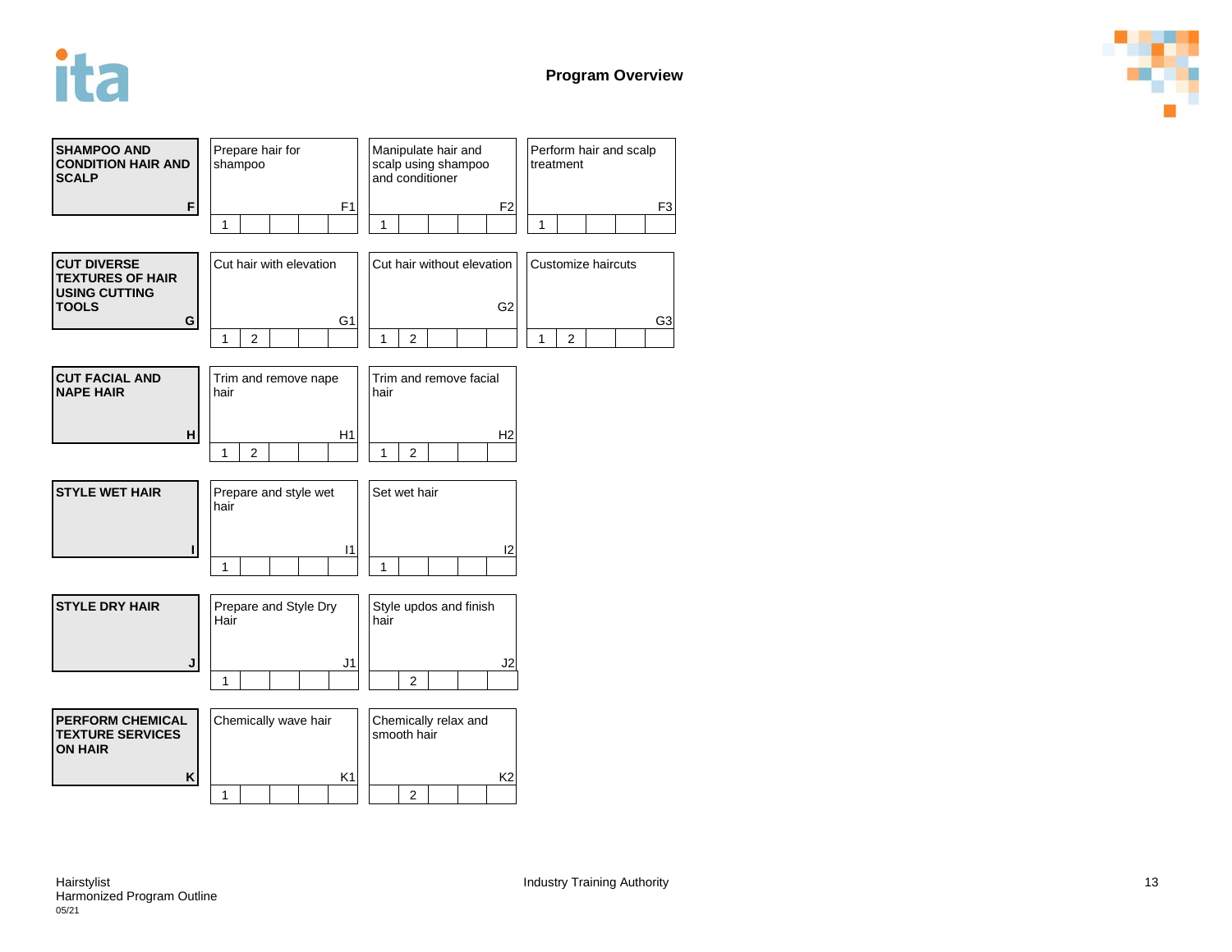## Program Overview

| Line | Competencies | | |
|---|---|---|---|
| **SHAMPOO AND CONDITION HAIR AND SCALP** (F) | Prepare hair for shampoo (F1) — Levels: 1 | Manipulate hair and scalp using shampoo and conditioner (F2) — Levels: 1 | Perform hair and scalp treatment (F3) — Levels: 1 |
| **CUT DIVERSE TEXTURES OF HAIR USING CUTTING TOOLS** (G) | Cut hair with elevation (G1) — Levels: 1, 2 | Cut hair without elevation (G2) — Levels: 1, 2 | Customize haircuts (G3) — Levels: 1, 2 |
| **CUT FACIAL AND NAPE HAIR** (H) | Trim and remove nape hair (H1) — Levels: 1, 2 | Trim and remove facial hair (H2) — Levels: 1, 2 | |
| **STYLE WET HAIR** (I) | Prepare and style wet hair (I1) — Levels: 1 | Set wet hair (I2) — Levels: 1 | |
| **STYLE DRY HAIR** (J) | Prepare and Style Dry Hair (J1) — Levels: 1 | Style updos and finish hair (J2) — Levels: 2 | |
| **PERFORM CHEMICAL TEXTURE SERVICES ON HAIR** (K) | Chemically wave hair (K1) — Levels: 1 | Chemically relax and smooth hair (K2) — Levels: 2 | |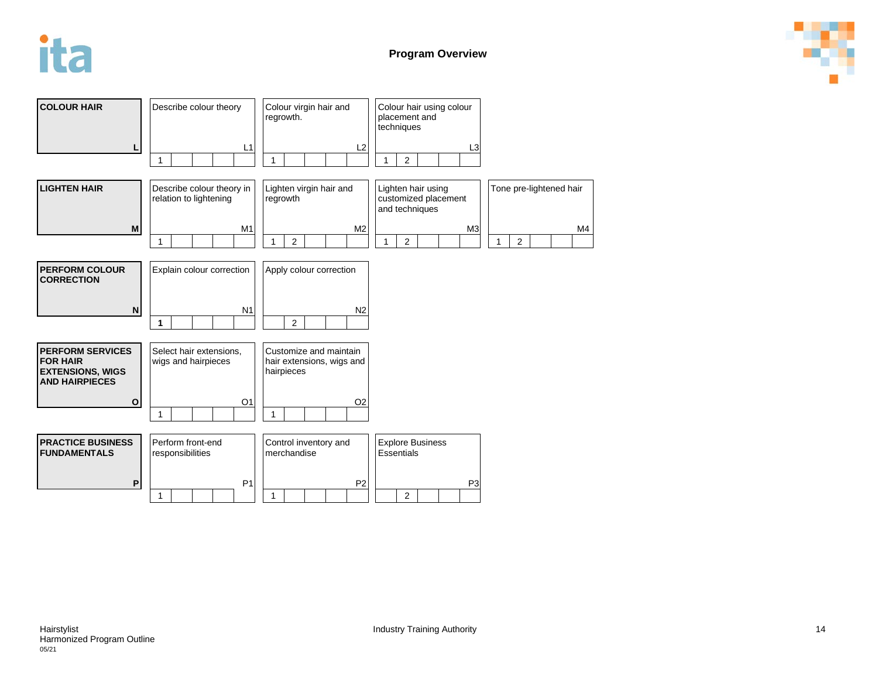## Program Overview

| Line | Competency 1 | Competency 2 | Competency 3 | Competency 4 |
|---|---|---|---|---|
| **COLOUR HAIR** (L) | Describe colour theory (L1) — Levels: 1 | Colour virgin hair and regrowth. (L2) — Levels: 1 | Colour hair using colour placement and techniques (L3) — Levels: 1, 2 | |
| **LIGHTEN HAIR** (M) | Describe colour theory in relation to lightening (M1) — Levels: 1 | Lighten virgin hair and regrowth (M2) — Levels: 1, 2 | Lighten hair using customized placement and techniques (M3) — Levels: 1, 2 | Tone pre-lightened hair (M4) — Levels: 1, 2 |
| **PERFORM COLOUR CORRECTION** (N) | Explain colour correction (N1) — Levels: **1** | Apply colour correction (N2) — Levels: 2 | | |
| **PERFORM SERVICES FOR HAIR EXTENSIONS, WIGS AND HAIRPIECES** (O) | Select hair extensions, wigs and hairpieces (O1) — Levels: 1 | Customize and maintain hair extensions, wigs and hairpieces (O2) — Levels: 1 | | |
| **PRACTICE BUSINESS FUNDAMENTALS** (P) | Perform front-end responsibilities (P1) — Levels: 1 | Control inventory and merchandise (P2) — Levels: 1 | Explore Business Essentials (P3) — Levels: 2 | |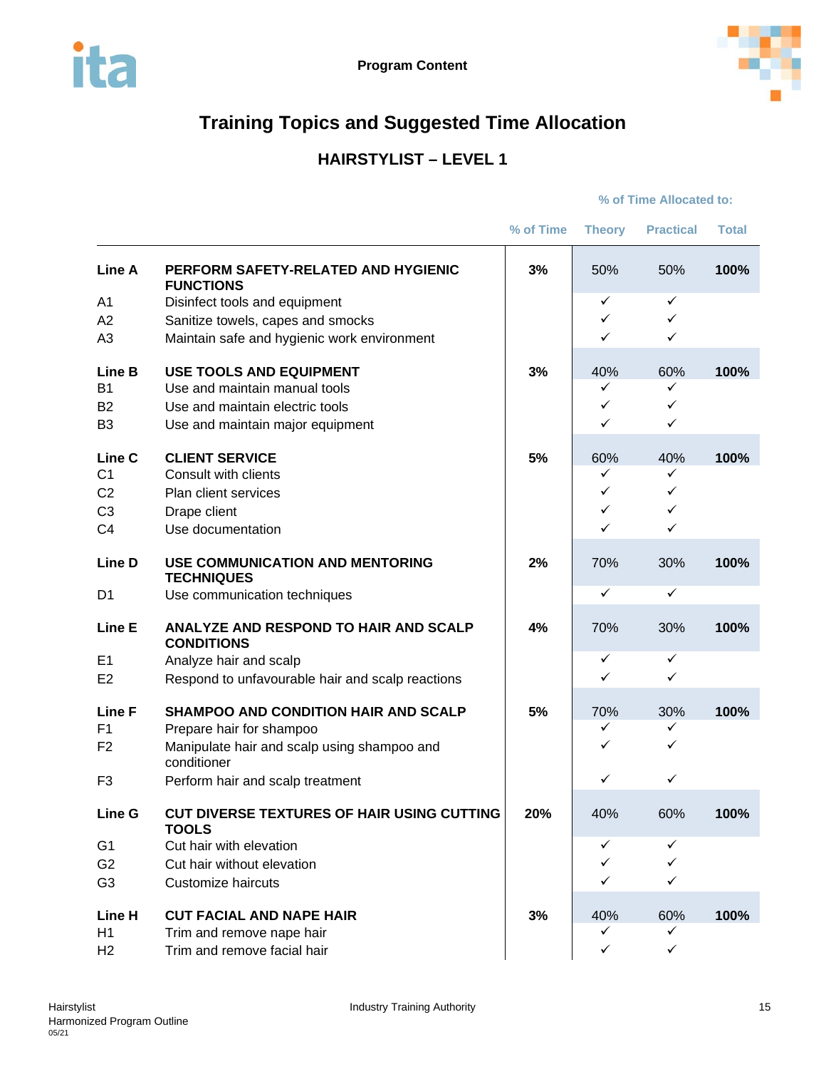## Program Content

# Training Topics and Suggested Time Allocation

## HAIRSTYLIST – LEVEL 1

| | | % of Time | % of Time Allocated to: Theory | Practical | Total |
|---|---|---|---|---|---|
| **Line A** | **PERFORM SAFETY-RELATED AND HYGIENIC FUNCTIONS** | **3%** | 50% | 50% | **100%** |
| A1 | Disinfect tools and equipment | | ✓ | ✓ | |
| A2 | Sanitize towels, capes and smocks | | ✓ | ✓ | |
| A3 | Maintain safe and hygienic work environment | | ✓ | ✓ | |
| **Line B** | **USE TOOLS AND EQUIPMENT** | **3%** | 40% | 60% | **100%** |
| B1 | Use and maintain manual tools | | ✓ | ✓ | |
| B2 | Use and maintain electric tools | | ✓ | ✓ | |
| B3 | Use and maintain major equipment | | ✓ | ✓ | |
| **Line C** | **CLIENT SERVICE** | **5%** | 60% | 40% | **100%** |
| C1 | Consult with clients | | ✓ | ✓ | |
| C2 | Plan client services | | ✓ | ✓ | |
| C3 | Drape client | | ✓ | ✓ | |
| C4 | Use documentation | | ✓ | ✓ | |
| **Line D** | **USE COMMUNICATION AND MENTORING TECHNIQUES** | **2%** | 70% | 30% | **100%** |
| D1 | Use communication techniques | | ✓ | ✓ | |
| **Line E** | **ANALYZE AND RESPOND TO HAIR AND SCALP CONDITIONS** | **4%** | 70% | 30% | **100%** |
| E1 | Analyze hair and scalp | | ✓ | ✓ | |
| E2 | Respond to unfavourable hair and scalp reactions | | ✓ | ✓ | |
| **Line F** | **SHAMPOO AND CONDITION HAIR AND SCALP** | **5%** | 70% | 30% | **100%** |
| F1 | Prepare hair for shampoo | | ✓ | ✓ | |
| F2 | Manipulate hair and scalp using shampoo and conditioner | | ✓ | ✓ | |
| F3 | Perform hair and scalp treatment | | ✓ | ✓ | |
| **Line G** | **CUT DIVERSE TEXTURES OF HAIR USING CUTTING TOOLS** | **20%** | 40% | 60% | **100%** |
| G1 | Cut hair with elevation | | ✓ | ✓ | |
| G2 | Cut hair without elevation | | ✓ | ✓ | |
| G3 | Customize haircuts | | ✓ | ✓ | |
| **Line H** | **CUT FACIAL AND NAPE HAIR** | **3%** | 40% | 60% | **100%** |
| H1 | Trim and remove nape hair | | ✓ | ✓ | |
| H2 | Trim and remove facial hair | | ✓ | ✓ | |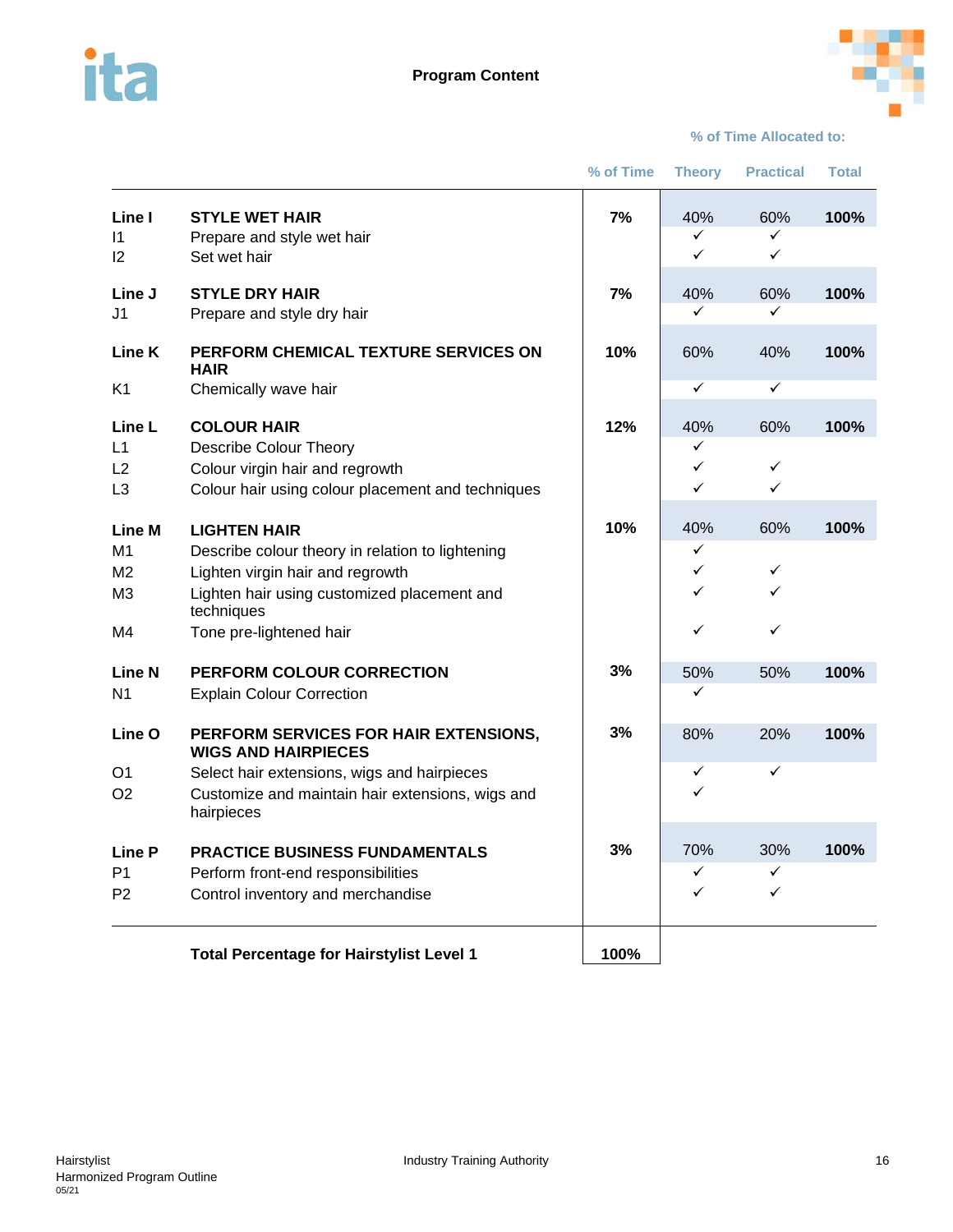## Program Content

| | | % of Time | Theory | Practical | Total |
|---|---|---|---|---|---|
| | | | **% of Time Allocated to:** | | |
| **Line I** | **STYLE WET HAIR** | **7%** | 40% | 60% | **100%** |
| I1 | Prepare and style wet hair | | ✓ | ✓ | |
| I2 | Set wet hair | | ✓ | ✓ | |
| **Line J** | **STYLE DRY HAIR** | **7%** | 40% | 60% | **100%** |
| J1 | Prepare and style dry hair | | ✓ | ✓ | |
| **Line K** | **PERFORM CHEMICAL TEXTURE SERVICES ON HAIR** | **10%** | 60% | 40% | **100%** |
| K1 | Chemically wave hair | | ✓ | ✓ | |
| **Line L** | **COLOUR HAIR** | **12%** | 40% | 60% | **100%** |
| L1 | Describe Colour Theory | | ✓ | | |
| L2 | Colour virgin hair and regrowth | | ✓ | ✓ | |
| L3 | Colour hair using colour placement and techniques | | ✓ | ✓ | |
| **Line M** | **LIGHTEN HAIR** | **10%** | 40% | 60% | **100%** |
| M1 | Describe colour theory in relation to lightening | | ✓ | | |
| M2 | Lighten virgin hair and regrowth | | ✓ | ✓ | |
| M3 | Lighten hair using customized placement and techniques | | ✓ | ✓ | |
| M4 | Tone pre-lightened hair | | ✓ | ✓ | |
| **Line N** | **PERFORM COLOUR CORRECTION** | **3%** | 50% | 50% | **100%** |
| N1 | Explain Colour Correction | | ✓ | | |
| **Line O** | **PERFORM SERVICES FOR HAIR EXTENSIONS, WIGS AND HAIRPIECES** | **3%** | 80% | 20% | **100%** |
| O1 | Select hair extensions, wigs and hairpieces | | ✓ | ✓ | |
| O2 | Customize and maintain hair extensions, wigs and hairpieces | | ✓ | | |
| **Line P** | **PRACTICE BUSINESS FUNDAMENTALS** | **3%** | 70% | 30% | **100%** |
| P1 | Perform front-end responsibilities | | ✓ | ✓ | |
| P2 | Control inventory and merchandise | | ✓ | ✓ | |
| | **Total Percentage for Hairstylist Level 1** | **100%** | | | |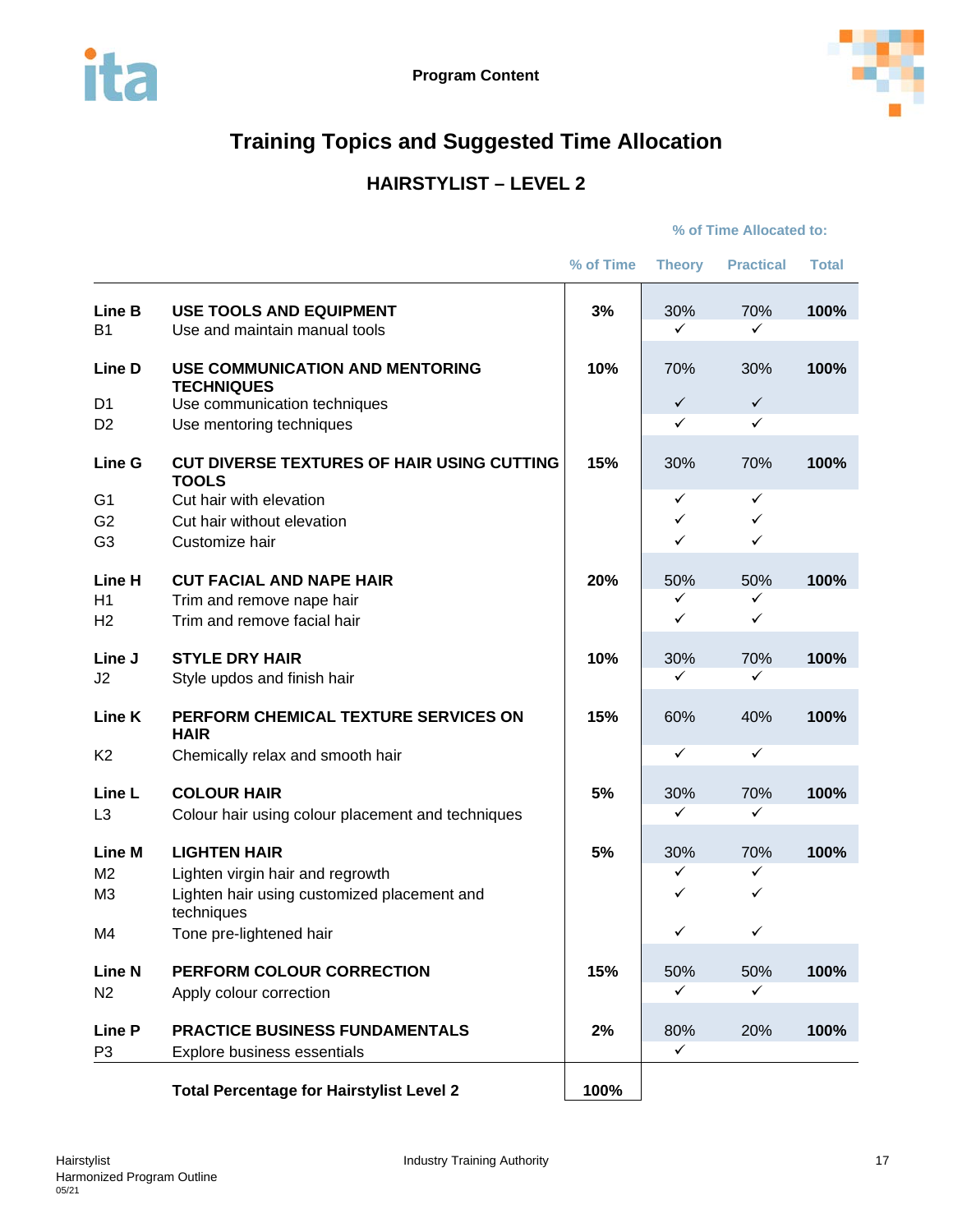Program Content

# Training Topics and Suggested Time Allocation

## HAIRSTYLIST – LEVEL 2

| | | % of Time | Theory | Practical | Total |
|---|---|---|---|---|---|
| | | | % of Time Allocated to: | | |
| **Line B** | **USE TOOLS AND EQUIPMENT** | **3%** | 30% | 70% | **100%** |
| B1 | Use and maintain manual tools | | ✓ | ✓ | |
| **Line D** | **USE COMMUNICATION AND MENTORING TECHNIQUES** | **10%** | 70% | 30% | **100%** |
| D1 | Use communication techniques | | ✓ | ✓ | |
| D2 | Use mentoring techniques | | ✓ | ✓ | |
| **Line G** | **CUT DIVERSE TEXTURES OF HAIR USING CUTTING TOOLS** | **15%** | 30% | 70% | **100%** |
| G1 | Cut hair with elevation | | ✓ | ✓ | |
| G2 | Cut hair without elevation | | ✓ | ✓ | |
| G3 | Customize hair | | ✓ | ✓ | |
| **Line H** | **CUT FACIAL AND NAPE HAIR** | **20%** | 50% | 50% | **100%** |
| H1 | Trim and remove nape hair | | ✓ | ✓ | |
| H2 | Trim and remove facial hair | | ✓ | ✓ | |
| **Line J** | **STYLE DRY HAIR** | **10%** | 30% | 70% | **100%** |
| J2 | Style updos and finish hair | | ✓ | ✓ | |
| **Line K** | **PERFORM CHEMICAL TEXTURE SERVICES ON HAIR** | **15%** | 60% | 40% | **100%** |
| K2 | Chemically relax and smooth hair | | ✓ | ✓ | |
| **Line L** | **COLOUR HAIR** | **5%** | 30% | 70% | **100%** |
| L3 | Colour hair using colour placement and techniques | | ✓ | ✓ | |
| **Line M** | **LIGHTEN HAIR** | **5%** | 30% | 70% | **100%** |
| M2 | Lighten virgin hair and regrowth | | ✓ | ✓ | |
| M3 | Lighten hair using customized placement and techniques | | ✓ | ✓ | |
| M4 | Tone pre-lightened hair | | ✓ | ✓ | |
| **Line N** | **PERFORM COLOUR CORRECTION** | **15%** | 50% | 50% | **100%** |
| N2 | Apply colour correction | | ✓ | ✓ | |
| **Line P** | **PRACTICE BUSINESS FUNDAMENTALS** | **2%** | 80% | 20% | **100%** |
| P3 | Explore business essentials | | ✓ | | |
| | **Total Percentage for Hairstylist Level 2** | **100%** | | | |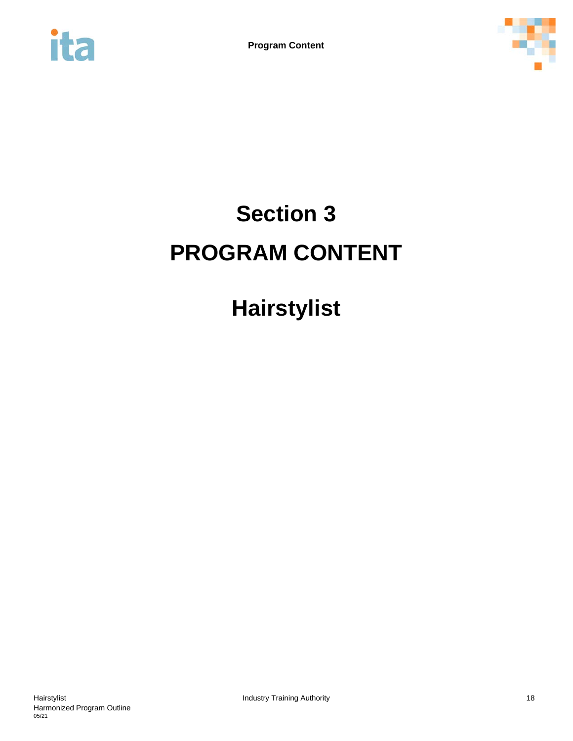# Section 3

# PROGRAM CONTENT

# Hairstylist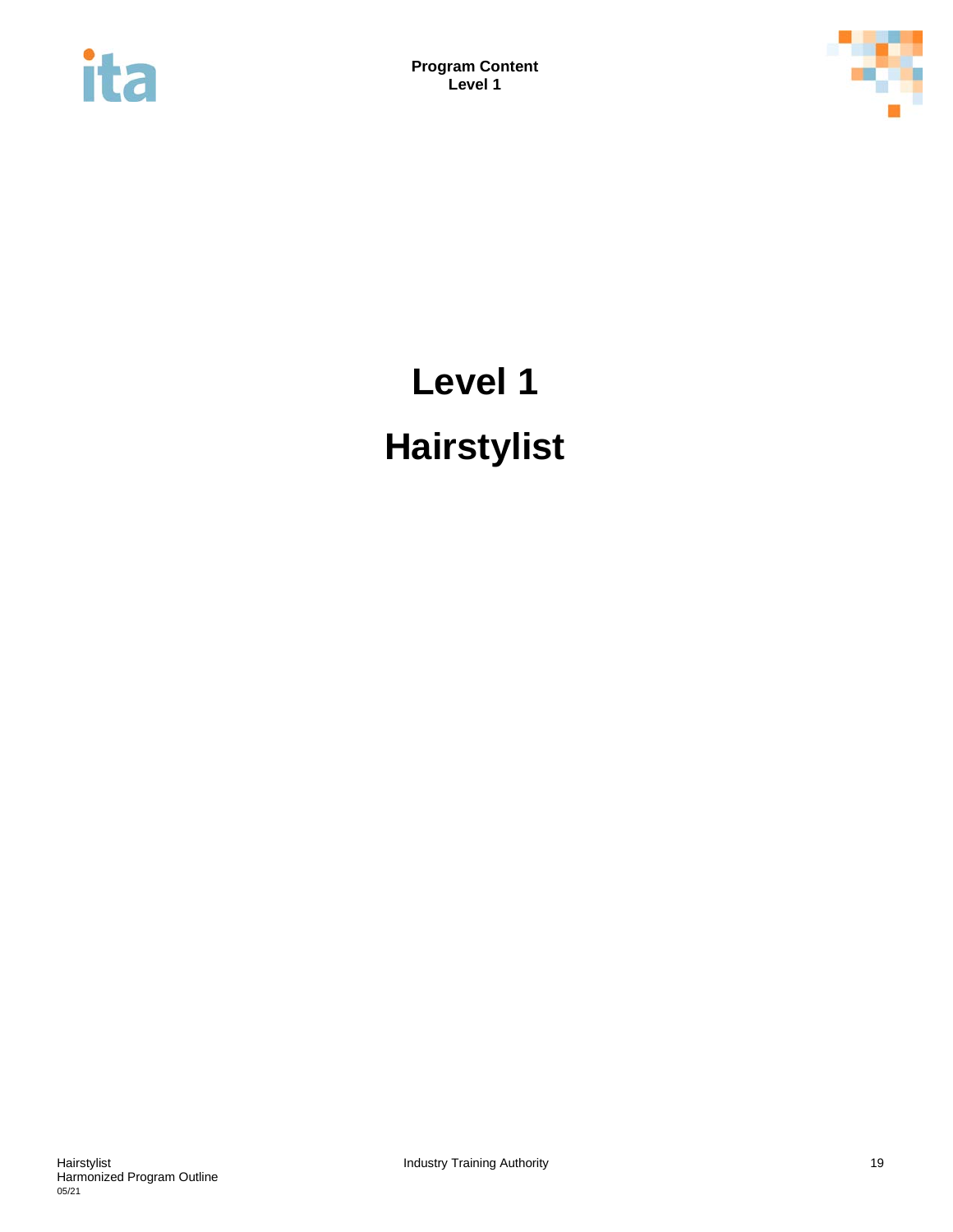# Level 1

# Hairstylist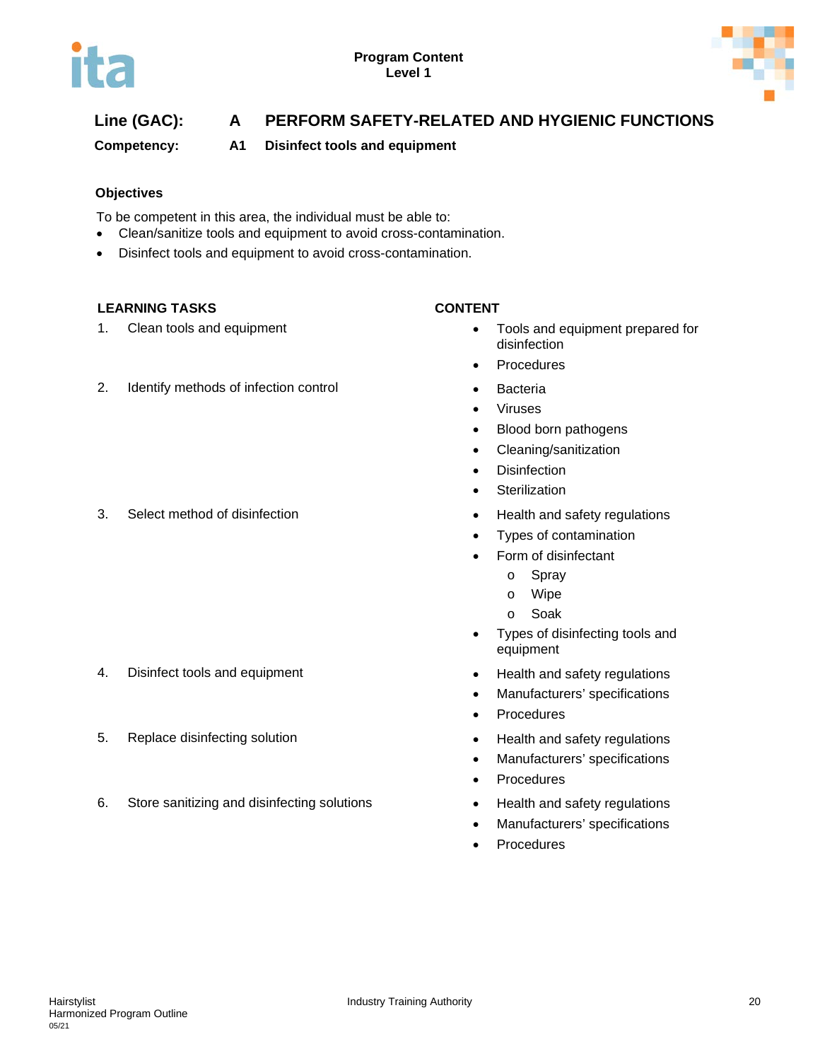**Program Content**
**Level 1**

## Line (GAC): A PERFORM SAFETY-RELATED AND HYGIENIC FUNCTIONS

**Competency: A1 Disinfect tools and equipment**

### Objectives

To be competent in this area, the individual must be able to:

- Clean/sanitize tools and equipment to avoid cross-contamination.
- Disinfect tools and equipment to avoid cross-contamination.

| LEARNING TASKS | CONTENT |
|---|---|
| 1. Clean tools and equipment | • Tools and equipment prepared for disinfection<br>• Procedures |
| 2. Identify methods of infection control | • Bacteria<br>• Viruses<br>• Blood born pathogens<br>• Cleaning/sanitization<br>• Disinfection<br>• Sterilization |
| 3. Select method of disinfection | • Health and safety regulations<br>• Types of contamination<br>• Form of disinfectant<br>&nbsp;&nbsp;&nbsp;&nbsp;o Spray<br>&nbsp;&nbsp;&nbsp;&nbsp;o Wipe<br>&nbsp;&nbsp;&nbsp;&nbsp;o Soak<br>• Types of disinfecting tools and equipment |
| 4. Disinfect tools and equipment | • Health and safety regulations<br>• Manufacturers' specifications<br>• Procedures |
| 5. Replace disinfecting solution | • Health and safety regulations<br>• Manufacturers' specifications<br>• Procedures |
| 6. Store sanitizing and disinfecting solutions | • Health and safety regulations<br>• Manufacturers' specifications<br>• Procedures |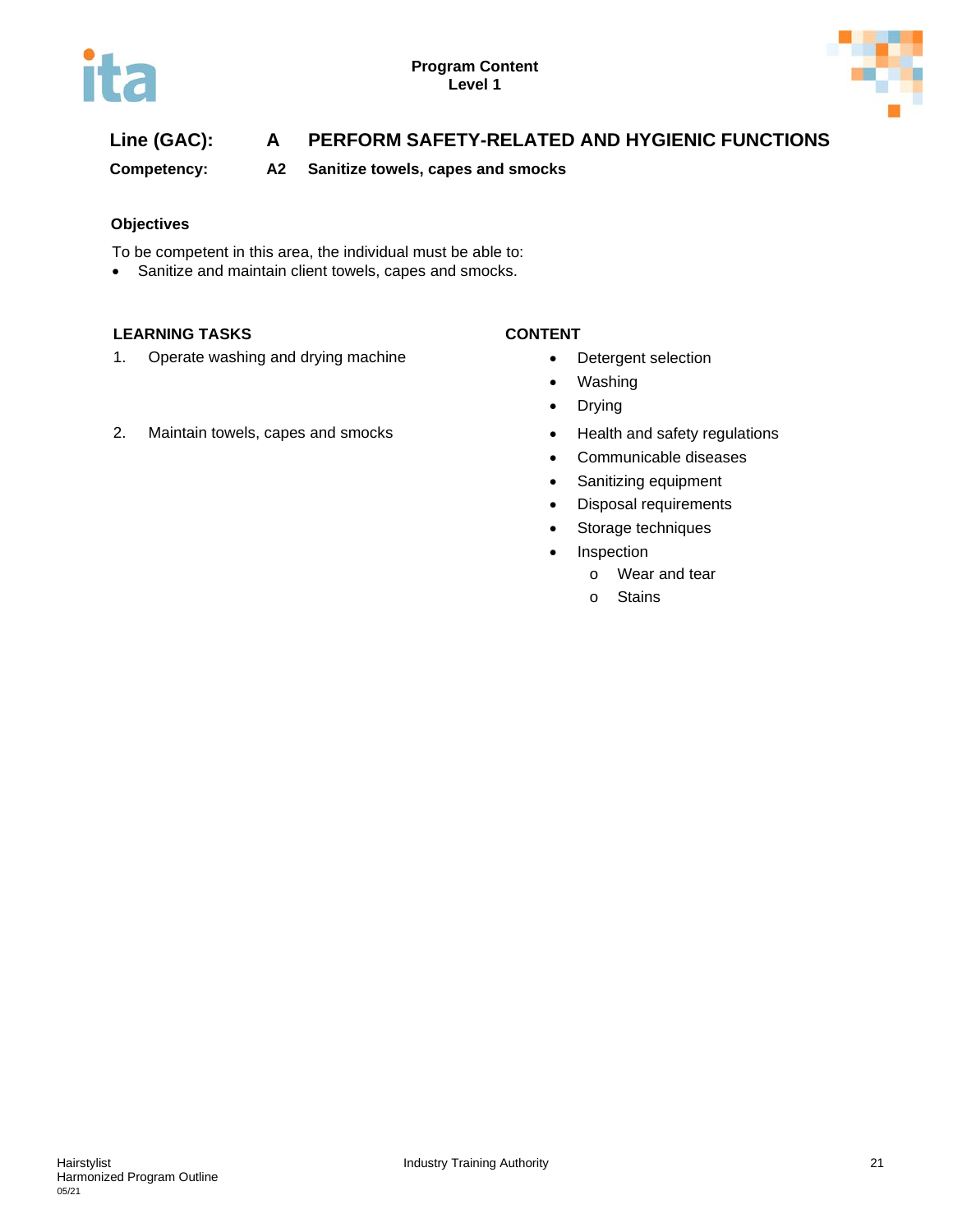## Line (GAC): A PERFORM SAFETY-RELATED AND HYGIENIC FUNCTIONS

**Competency: A2 Sanitize towels, capes and smocks**

### Objectives

To be competent in this area, the individual must be able to:

- Sanitize and maintain client towels, capes and smocks.

| LEARNING TASKS | CONTENT |
|---|---|
| 1. Operate washing and drying machine | • Detergent selection<br>• Washing<br>• Drying |
| 2. Maintain towels, capes and smocks | • Health and safety regulations<br>• Communicable diseases<br>• Sanitizing equipment<br>• Disposal requirements<br>• Storage techniques<br>• Inspection<br>&nbsp;&nbsp;&nbsp;&nbsp;o Wear and tear<br>&nbsp;&nbsp;&nbsp;&nbsp;o Stains |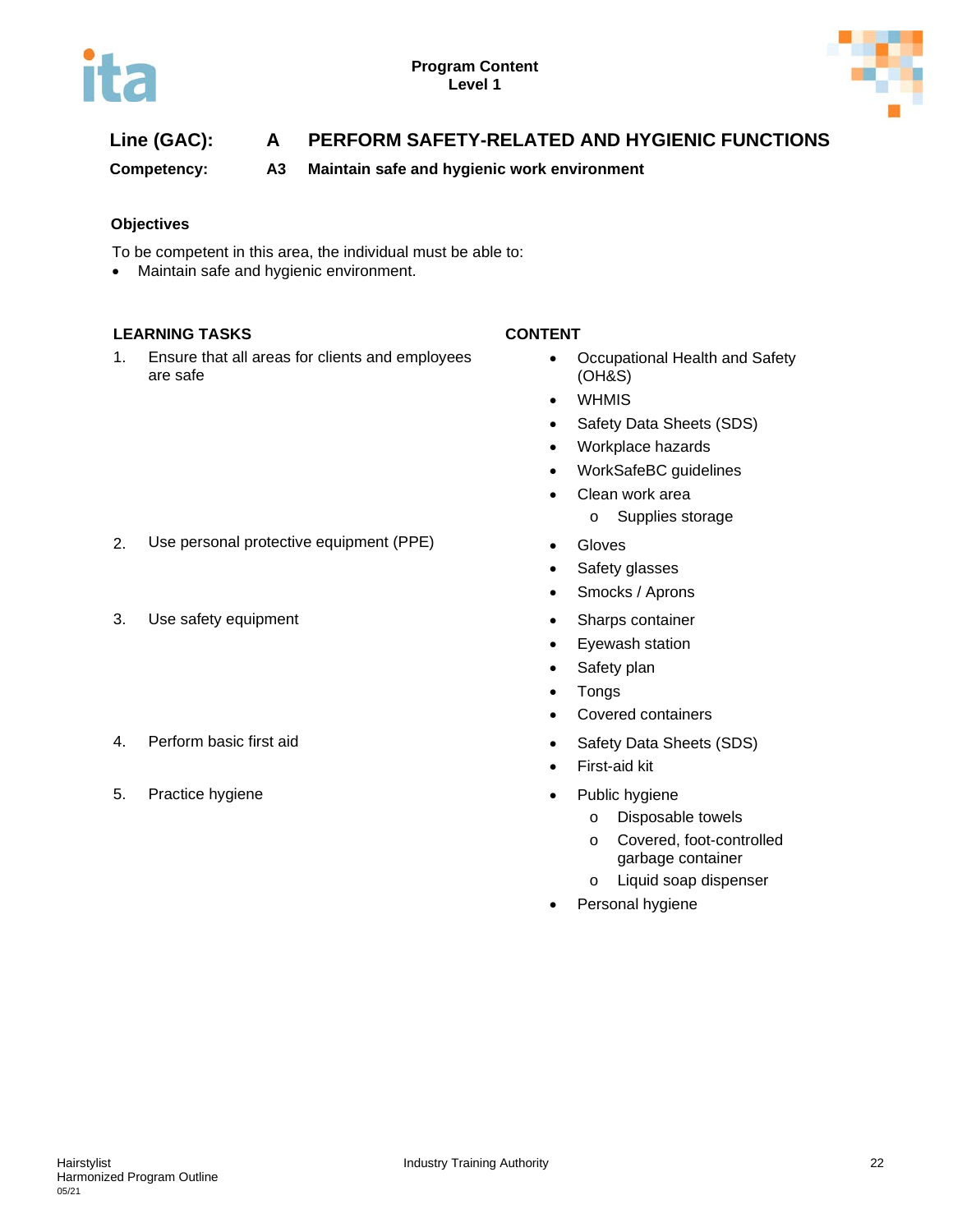**Program Content**
**Level 1**

## Line (GAC): A PERFORM SAFETY-RELATED AND HYGIENIC FUNCTIONS

**Competency: A3 Maintain safe and hygienic work environment**

### Objectives

To be competent in this area, the individual must be able to:

- Maintain safe and hygienic environment.

| LEARNING TASKS | CONTENT |
|---|---|
| 1. Ensure that all areas for clients and employees are safe | • Occupational Health and Safety (OH&S)<br>• WHMIS<br>• Safety Data Sheets (SDS)<br>• Workplace hazards<br>• WorkSafeBC guidelines<br>• Clean work area<br>  o Supplies storage |
| 2. Use personal protective equipment (PPE) | • Gloves<br>• Safety glasses<br>• Smocks / Aprons |
| 3. Use safety equipment | • Sharps container<br>• Eyewash station<br>• Safety plan<br>• Tongs<br>• Covered containers |
| 4. Perform basic first aid | • Safety Data Sheets (SDS)<br>• First-aid kit |
| 5. Practice hygiene | • Public hygiene<br>  o Disposable towels<br>  o Covered, foot-controlled garbage container<br>  o Liquid soap dispenser<br>• Personal hygiene |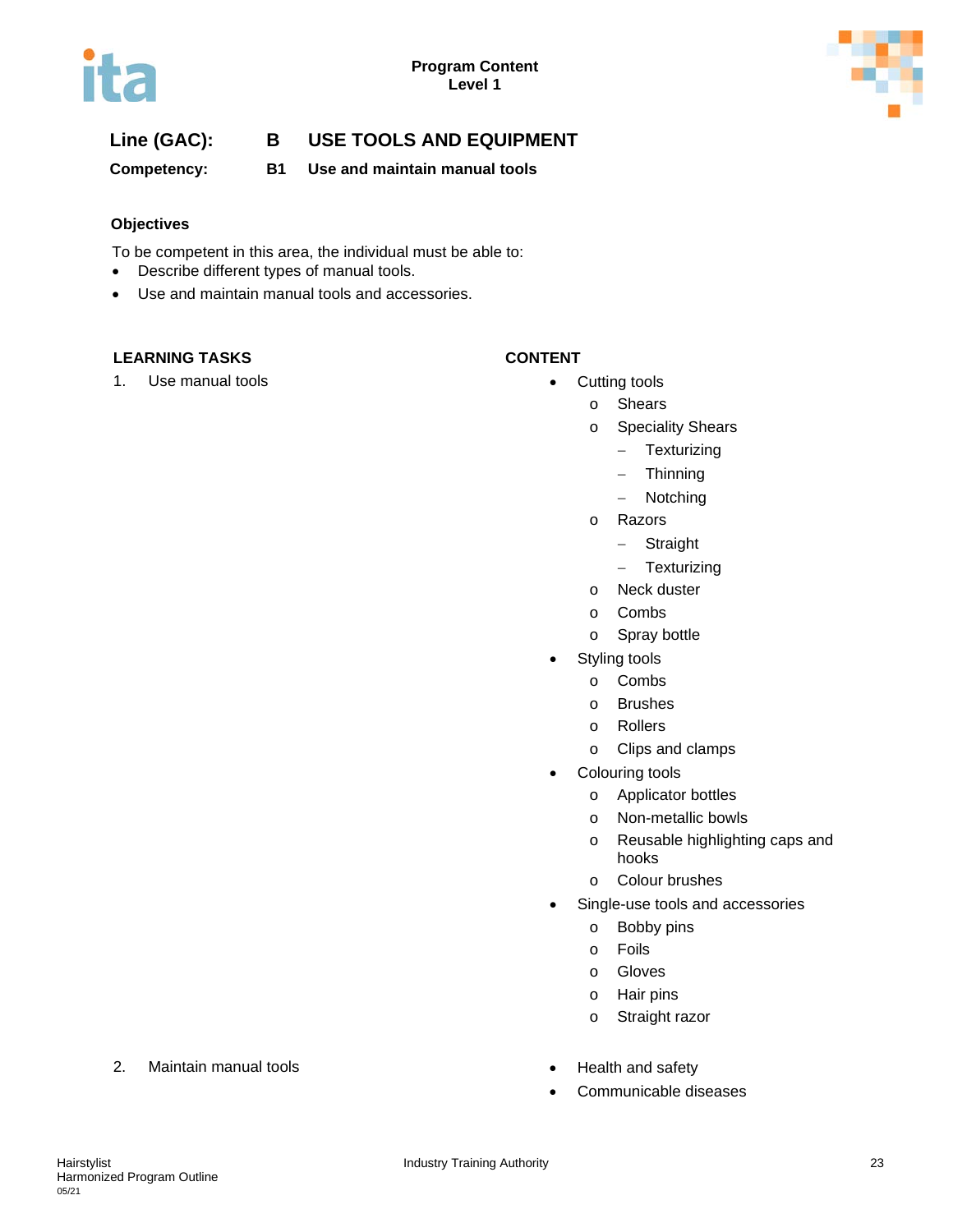**Program Content**
**Level 1**

## Line (GAC): B USE TOOLS AND EQUIPMENT

**Competency: B1 Use and maintain manual tools**

### Objectives

To be competent in this area, the individual must be able to:

- Describe different types of manual tools.
- Use and maintain manual tools and accessories.

| LEARNING TASKS | CONTENT |
| --- | --- |
| 1. Use manual tools | • Cutting tools<br>  o Shears<br>  o Speciality Shears<br>    – Texturizing<br>    – Thinning<br>    – Notching<br>  o Razors<br>    – Straight<br>    – Texturizing<br>  o Neck duster<br>  o Combs<br>  o Spray bottle<br>• Styling tools<br>  o Combs<br>  o Brushes<br>  o Rollers<br>  o Clips and clamps<br>• Colouring tools<br>  o Applicator bottles<br>  o Non-metallic bowls<br>  o Reusable highlighting caps and hooks<br>  o Colour brushes<br>• Single-use tools and accessories<br>  o Bobby pins<br>  o Foils<br>  o Gloves<br>  o Hair pins<br>  o Straight razor |
| 2. Maintain manual tools | • Health and safety<br>• Communicable diseases |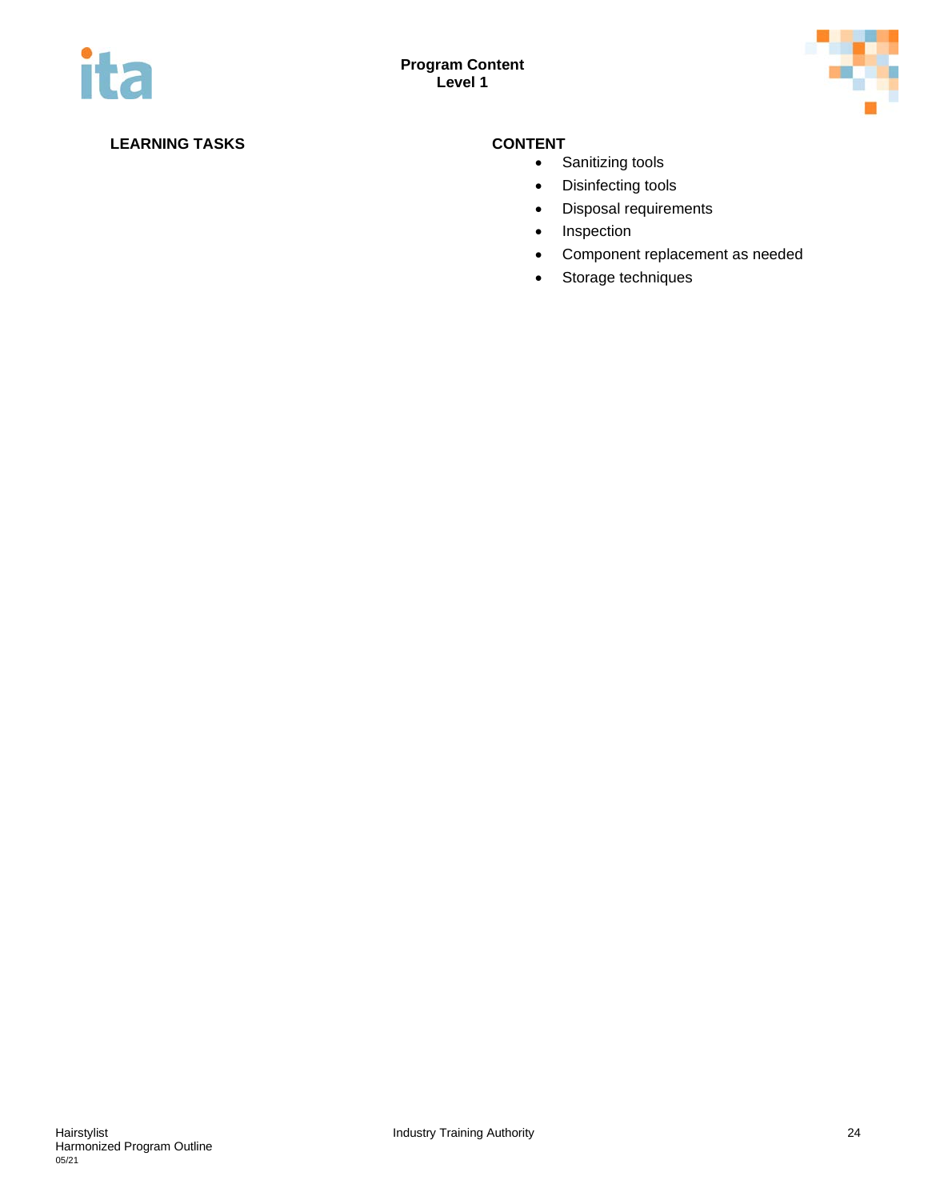**Program Content**
**Level 1**

| LEARNING TASKS | CONTENT |
|---|---|
| | • Sanitizing tools<br>• Disinfecting tools<br>• Disposal requirements<br>• Inspection<br>• Component replacement as needed<br>• Storage techniques |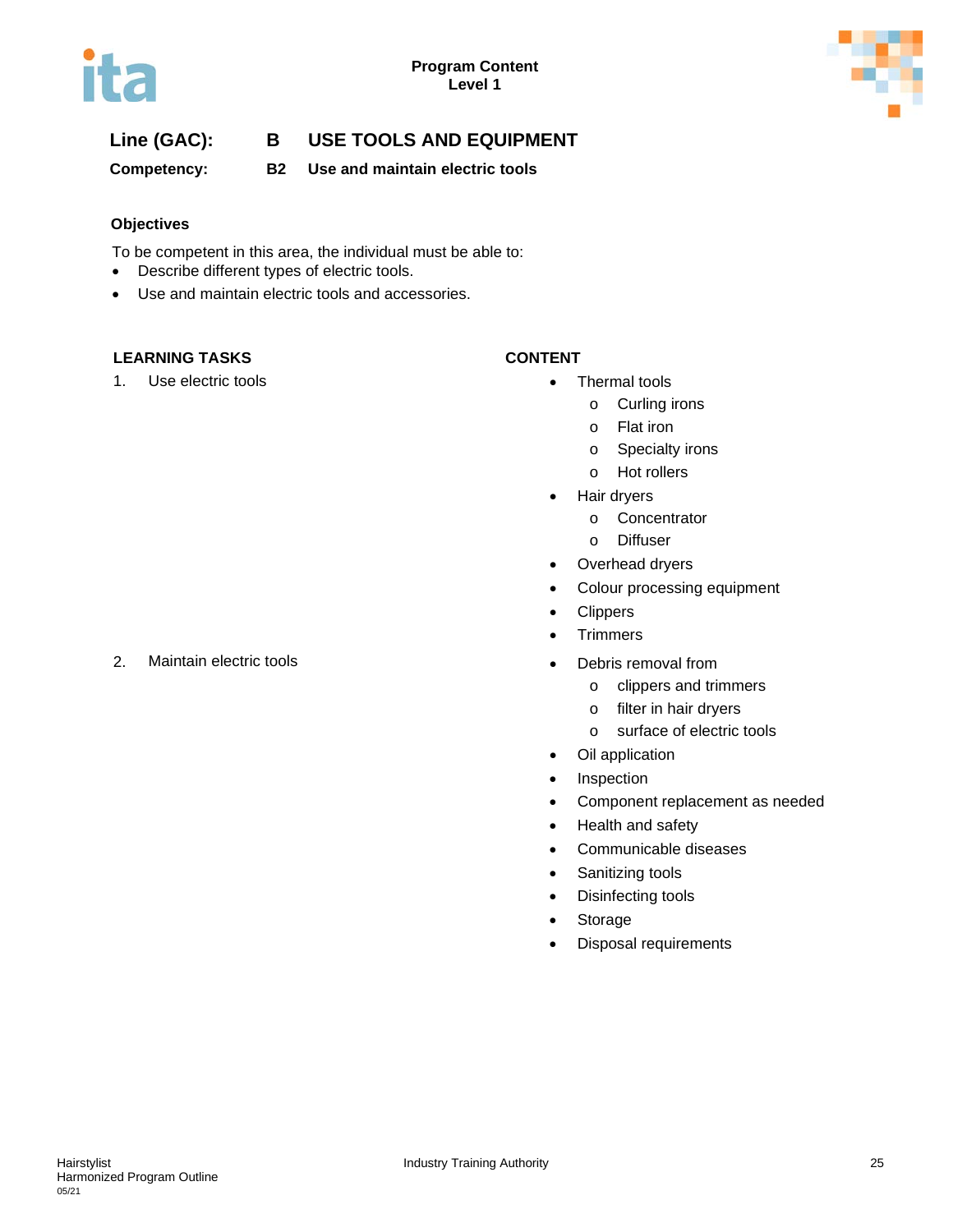**Program Content**
**Level 1**

## Line (GAC): B USE TOOLS AND EQUIPMENT

**Competency: B2 Use and maintain electric tools**

### Objectives

To be competent in this area, the individual must be able to:

- Describe different types of electric tools.
- Use and maintain electric tools and accessories.

| LEARNING TASKS | CONTENT |
|---|---|
| 1. Use electric tools | • Thermal tools<br>&nbsp;&nbsp;o Curling irons<br>&nbsp;&nbsp;o Flat iron<br>&nbsp;&nbsp;o Specialty irons<br>&nbsp;&nbsp;o Hot rollers<br>• Hair dryers<br>&nbsp;&nbsp;o Concentrator<br>&nbsp;&nbsp;o Diffuser<br>• Overhead dryers<br>• Colour processing equipment<br>• Clippers<br>• Trimmers |
| 2. Maintain electric tools | • Debris removal from<br>&nbsp;&nbsp;o clippers and trimmers<br>&nbsp;&nbsp;o filter in hair dryers<br>&nbsp;&nbsp;o surface of electric tools<br>• Oil application<br>• Inspection<br>• Component replacement as needed<br>• Health and safety<br>• Communicable diseases<br>• Sanitizing tools<br>• Disinfecting tools<br>• Storage<br>• Disposal requirements |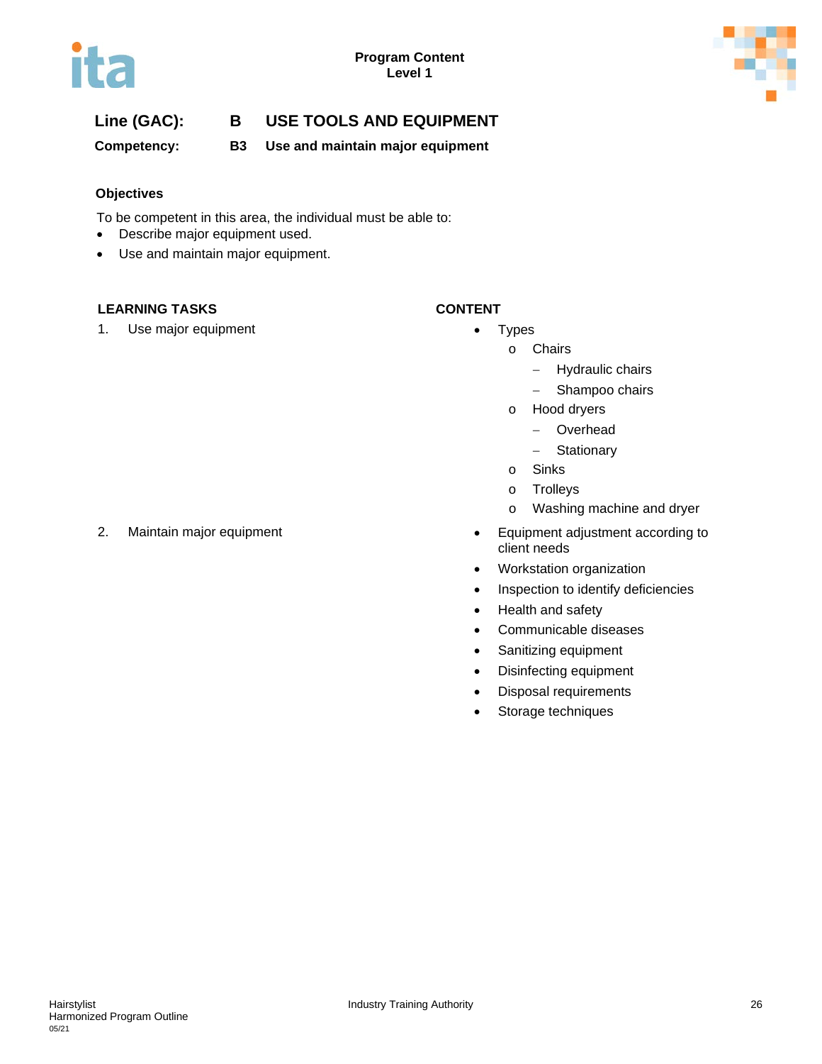**Program Content**
**Level 1**

## Line (GAC): B USE TOOLS AND EQUIPMENT

**Competency: B3 Use and maintain major equipment**

### Objectives

To be competent in this area, the individual must be able to:

- Describe major equipment used.
- Use and maintain major equipment.

| LEARNING TASKS | CONTENT |
|---|---|
| 1. Use major equipment | • Types<br>  o Chairs<br>    – Hydraulic chairs<br>    – Shampoo chairs<br>  o Hood dryers<br>    – Overhead<br>    – Stationary<br>  o Sinks<br>  o Trolleys<br>  o Washing machine and dryer |
| 2. Maintain major equipment | • Equipment adjustment according to client needs<br>• Workstation organization<br>• Inspection to identify deficiencies<br>• Health and safety<br>• Communicable diseases<br>• Sanitizing equipment<br>• Disinfecting equipment<br>• Disposal requirements<br>• Storage techniques |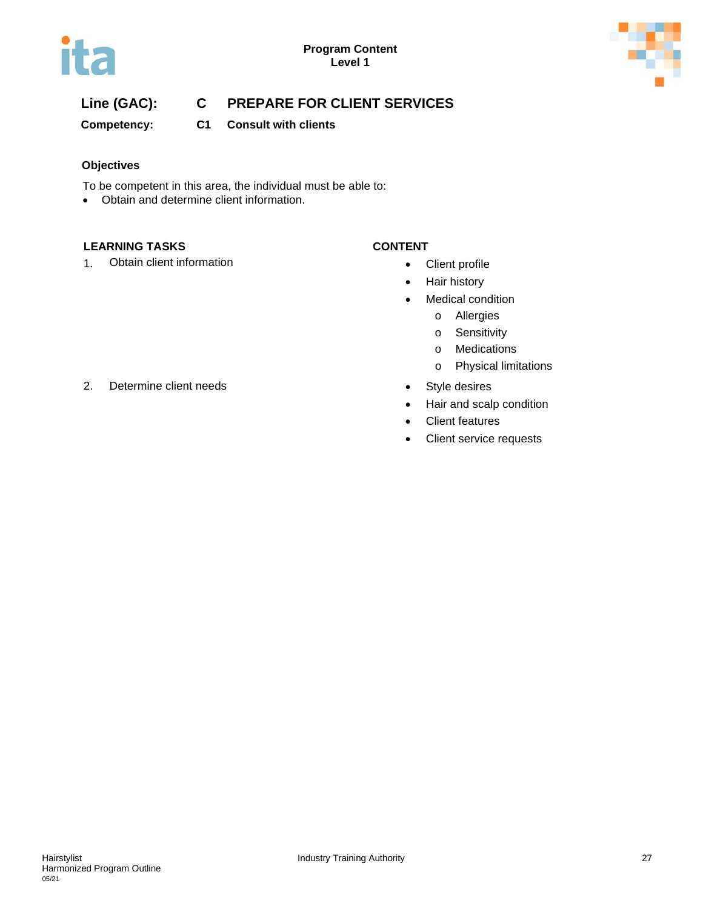**Program Content**
**Level 1**

## Line (GAC): C PREPARE FOR CLIENT SERVICES

**Competency: C1 Consult with clients**

### Objectives

To be competent in this area, the individual must be able to:

- Obtain and determine client information.

| LEARNING TASKS | CONTENT |
| --- | --- |
| 1. Obtain client information | • Client profile<br>• Hair history<br>• Medical condition<br>  o Allergies<br>  o Sensitivity<br>  o Medications<br>  o Physical limitations |
| 2. Determine client needs | • Style desires<br>• Hair and scalp condition<br>• Client features<br>• Client service requests |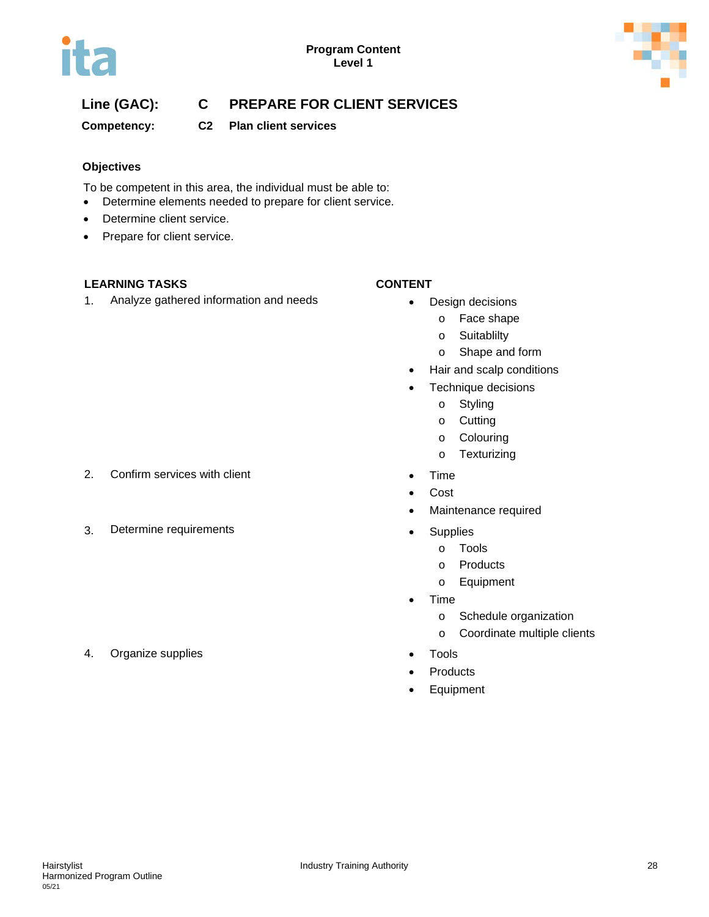Program Content
Level 1

## Line (GAC): C PREPARE FOR CLIENT SERVICES

### Competency: C2 Plan client services

**Objectives**

To be competent in this area, the individual must be able to:

- Determine elements needed to prepare for client service.
- Determine client service.
- Prepare for client service.

| LEARNING TASKS | CONTENT |
|---|---|
| 1. Analyze gathered information and needs | • Design decisions<br>  o Face shape<br>  o Suitablilty<br>  o Shape and form<br>• Hair and scalp conditions<br>• Technique decisions<br>  o Styling<br>  o Cutting<br>  o Colouring<br>  o Texturizing |
| 2. Confirm services with client | • Time<br>• Cost<br>• Maintenance required |
| 3. Determine requirements | • Supplies<br>  o Tools<br>  o Products<br>  o Equipment<br>• Time<br>  o Schedule organization<br>  o Coordinate multiple clients |
| 4. Organize supplies | • Tools<br>• Products<br>• Equipment |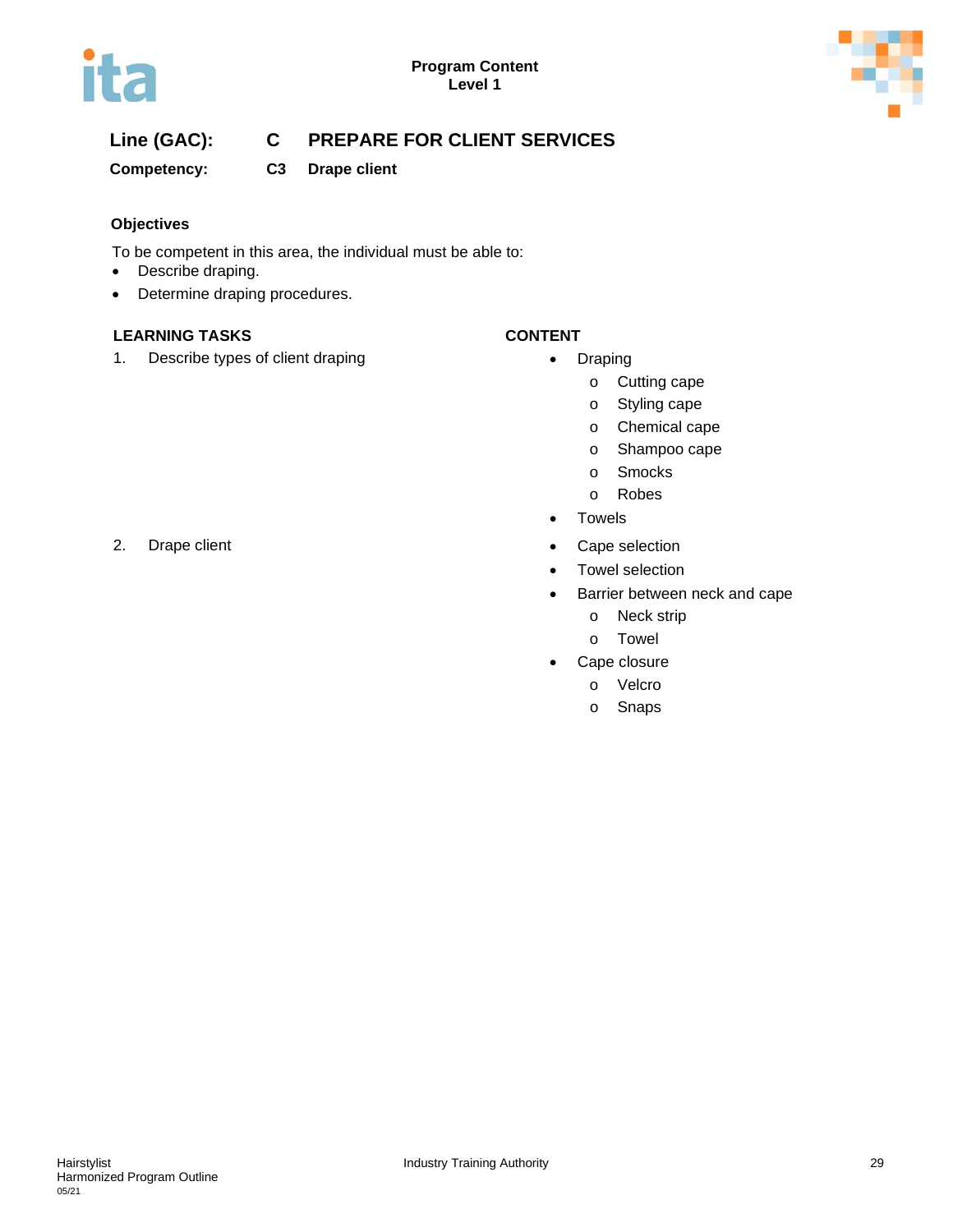# Line (GAC): C PREPARE FOR CLIENT SERVICES

## Competency: C3 Drape client

### Objectives

To be competent in this area, the individual must be able to:

- Describe draping.
- Determine draping procedures.

| LEARNING TASKS | CONTENT |
| --- | --- |
| 1. Describe types of client draping | • Draping<br>  o Cutting cape<br>  o Styling cape<br>  o Chemical cape<br>  o Shampoo cape<br>  o Smocks<br>  o Robes<br>• Towels |
| 2. Drape client | • Cape selection<br>• Towel selection<br>• Barrier between neck and cape<br>  o Neck strip<br>  o Towel<br>• Cape closure<br>  o Velcro<br>  o Snaps |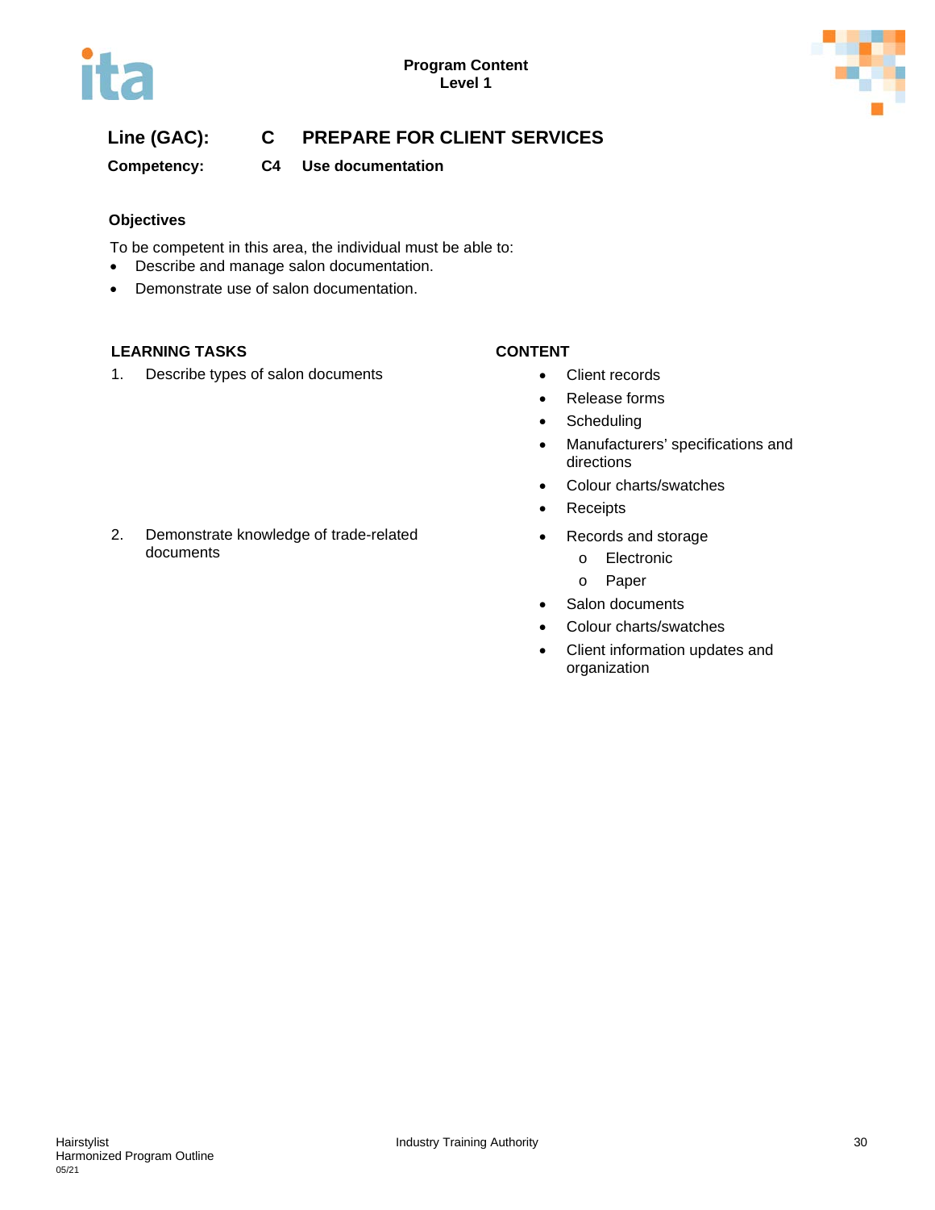**Line (GAC):** **C PREPARE FOR CLIENT SERVICES**

**Competency:** **C4 Use documentation**

### Objectives

To be competent in this area, the individual must be able to:

- Describe and manage salon documentation.
- Demonstrate use of salon documentation.

| LEARNING TASKS | CONTENT |
|---|---|
| 1. Describe types of salon documents | • Client records<br>• Release forms<br>• Scheduling<br>• Manufacturers' specifications and directions<br>• Colour charts/swatches<br>• Receipts |
| 2. Demonstrate knowledge of trade-related documents | • Records and storage<br>&nbsp;&nbsp;&nbsp;&nbsp;o Electronic<br>&nbsp;&nbsp;&nbsp;&nbsp;o Paper<br>• Salon documents<br>• Colour charts/swatches<br>• Client information updates and organization |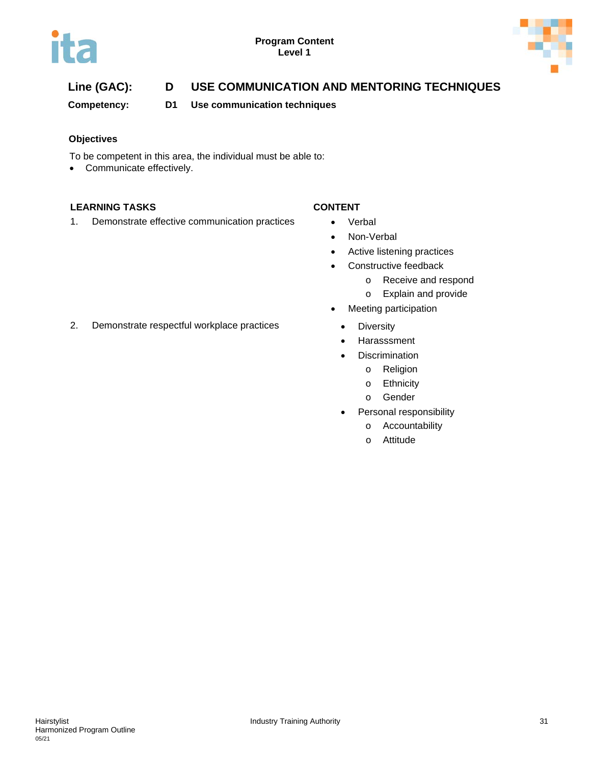**Line (GAC):** D USE COMMUNICATION AND MENTORING TECHNIQUES

**Competency:** D1 Use communication techniques

### Objectives

To be competent in this area, the individual must be able to:

- Communicate effectively.

| LEARNING TASKS | CONTENT |
|---|---|
| 1. Demonstrate effective communication practices | • Verbal<br>• Non-Verbal<br>• Active listening practices<br>• Constructive feedback<br>&nbsp;&nbsp;&nbsp;&nbsp;o Receive and respond<br>&nbsp;&nbsp;&nbsp;&nbsp;o Explain and provide<br>• Meeting participation |
| 2. Demonstrate respectful workplace practices | • Diversity<br>• Harasssment<br>• Discrimination<br>&nbsp;&nbsp;&nbsp;&nbsp;o Religion<br>&nbsp;&nbsp;&nbsp;&nbsp;o Ethnicity<br>&nbsp;&nbsp;&nbsp;&nbsp;o Gender<br>• Personal responsibility<br>&nbsp;&nbsp;&nbsp;&nbsp;o Accountability<br>&nbsp;&nbsp;&nbsp;&nbsp;o Attitude |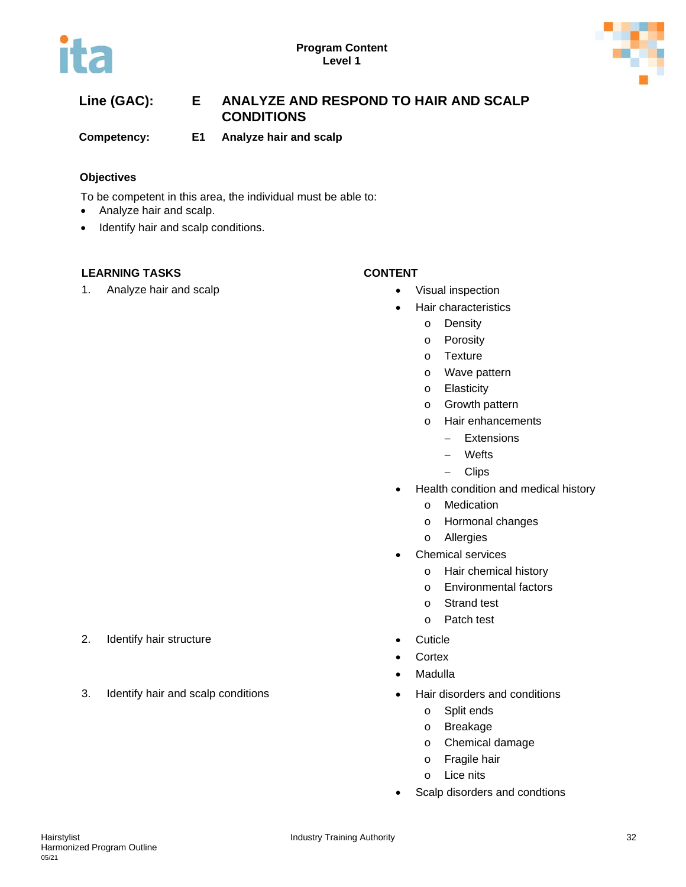**Program Content**
**Level 1**

**Line (GAC):** **E ANALYZE AND RESPOND TO HAIR AND SCALP CONDITIONS**

**Competency:** **E1 Analyze hair and scalp**

**Objectives**

To be competent in this area, the individual must be able to:

- Analyze hair and scalp.
- Identify hair and scalp conditions.

| LEARNING TASKS | CONTENT |
|---|---|
| 1. Analyze hair and scalp | • Visual inspection<br>• Hair characteristics<br>  o Density<br>  o Porosity<br>  o Texture<br>  o Wave pattern<br>  o Elasticity<br>  o Growth pattern<br>  o Hair enhancements<br>    – Extensions<br>    – Wefts<br>    – Clips<br>• Health condition and medical history<br>  o Medication<br>  o Hormonal changes<br>  o Allergies<br>• Chemical services<br>  o Hair chemical history<br>  o Environmental factors<br>  o Strand test<br>  o Patch test |
| 2. Identify hair structure | • Cuticle<br>• Cortex<br>• Madulla |
| 3. Identify hair and scalp conditions | • Hair disorders and conditions<br>  o Split ends<br>  o Breakage<br>  o Chemical damage<br>  o Fragile hair<br>  o Lice nits<br>• Scalp disorders and condtions |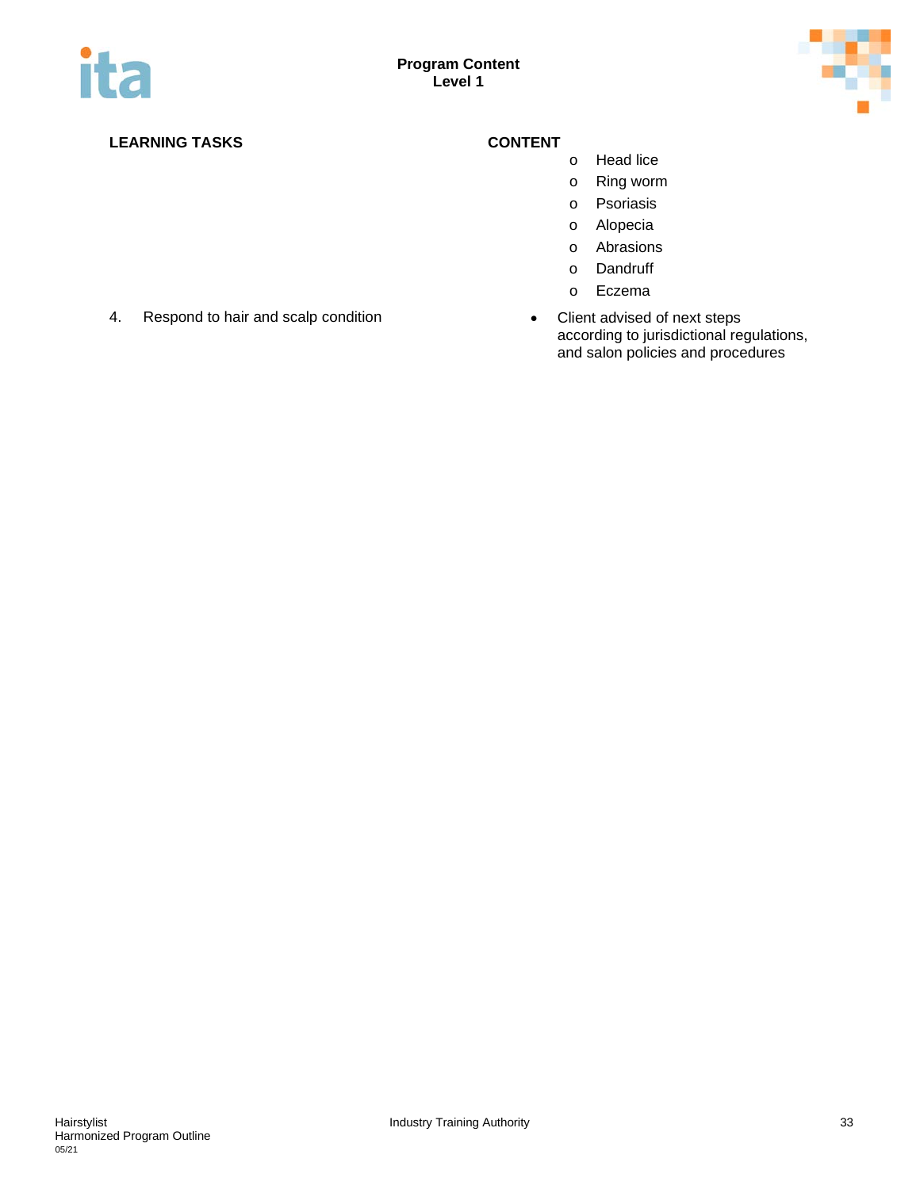| LEARNING TASKS | CONTENT |
| --- | --- |
| | o Head lice<br>o Ring worm<br>o Psoriasis<br>o Alopecia<br>o Abrasions<br>o Dandruff<br>o Eczema |
| 4. Respond to hair and scalp condition | • Client advised of next steps according to jurisdictional regulations, and salon policies and procedures |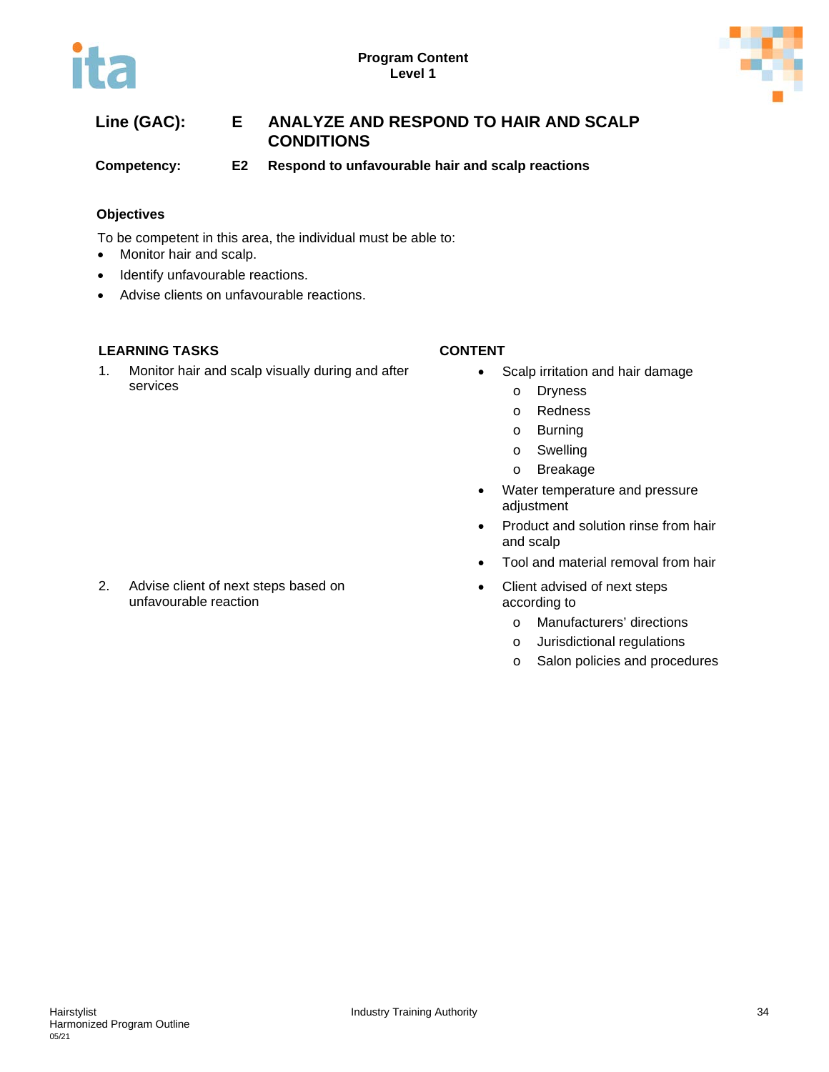**Line (GAC):** E **ANALYZE AND RESPOND TO HAIR AND SCALP CONDITIONS**

**Competency:** E2 **Respond to unfavourable hair and scalp reactions**

**Objectives**

To be competent in this area, the individual must be able to:

- Monitor hair and scalp.
- Identify unfavourable reactions.
- Advise clients on unfavourable reactions.

| LEARNING TASKS | CONTENT |
|---|---|
| 1. Monitor hair and scalp visually during and after services | • Scalp irritation and hair damage<br>o Dryness<br>o Redness<br>o Burning<br>o Swelling<br>o Breakage<br>• Water temperature and pressure adjustment<br>• Product and solution rinse from hair and scalp<br>• Tool and material removal from hair |
| 2. Advise client of next steps based on unfavourable reaction | • Client advised of next steps according to<br>o Manufacturers' directions<br>o Jurisdictional regulations<br>o Salon policies and procedures |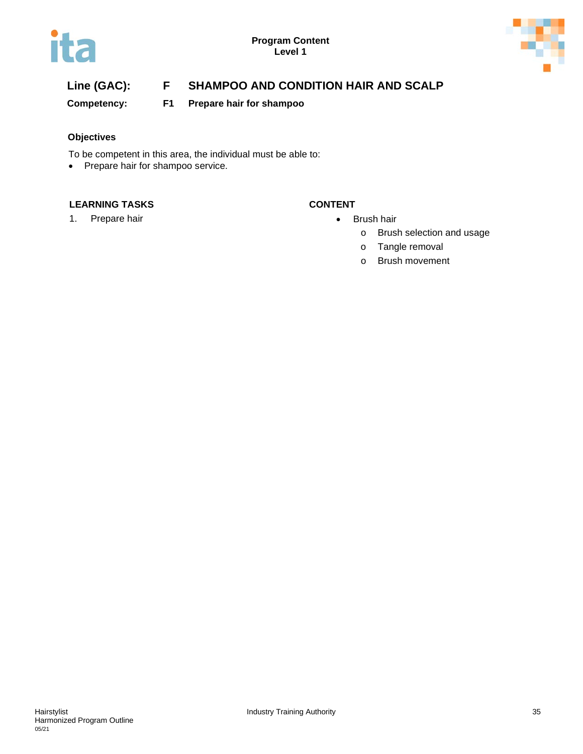**Program Content**
**Level 1**

## Line (GAC): F SHAMPOO AND CONDITION HAIR AND SCALP

### Competency: F1 Prepare hair for shampoo

**Objectives**

To be competent in this area, the individual must be able to:

- Prepare hair for shampoo service.

| LEARNING TASKS | CONTENT |
|---|---|
| 1. Prepare hair | • Brush hair<br>  o Brush selection and usage<br>  o Tangle removal<br>  o Brush movement |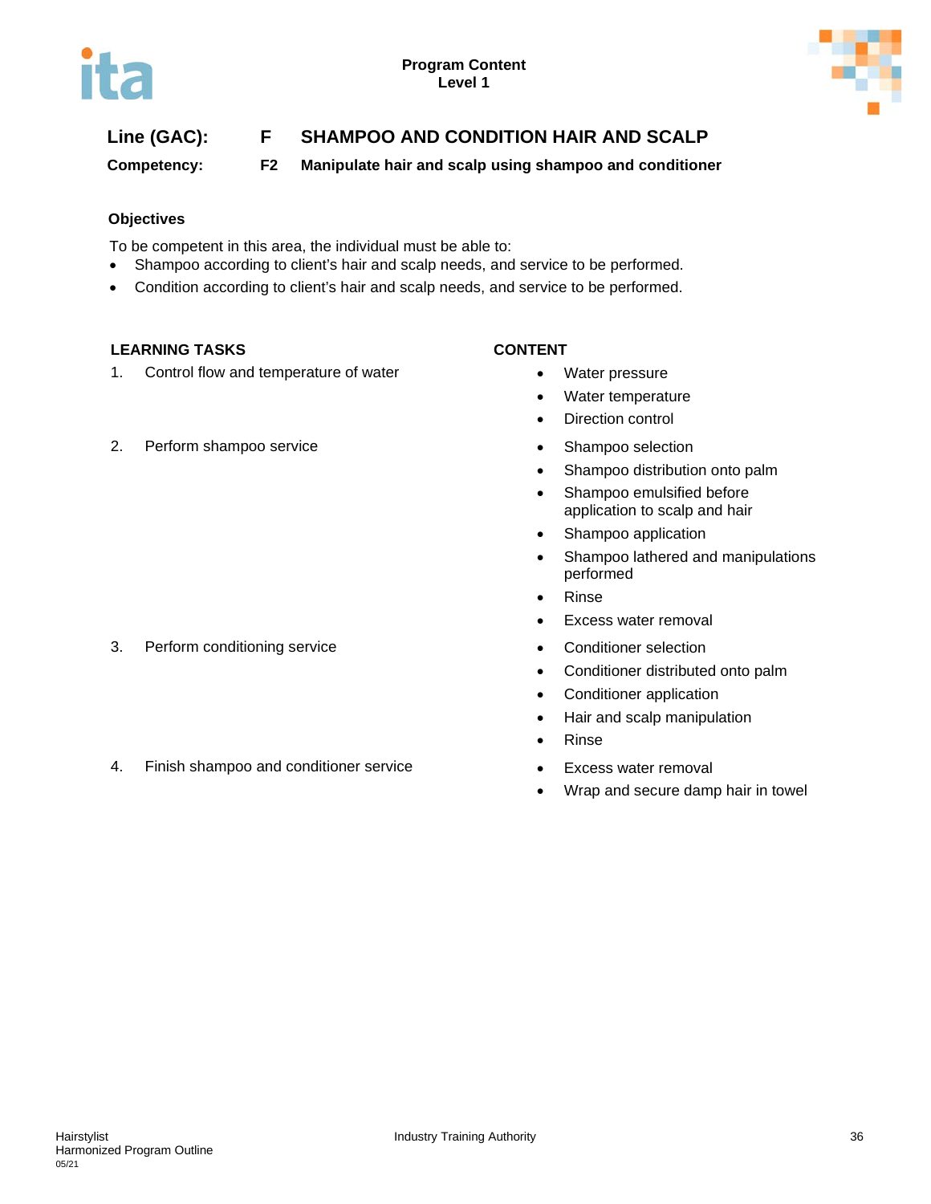**Program Content**
**Level 1**

## Line (GAC): F SHAMPOO AND CONDITION HAIR AND SCALP

**Competency: F2 Manipulate hair and scalp using shampoo and conditioner**

### Objectives

To be competent in this area, the individual must be able to:

- Shampoo according to client's hair and scalp needs, and service to be performed.
- Condition according to client's hair and scalp needs, and service to be performed.

| LEARNING TASKS | CONTENT |
|---|---|
| 1. Control flow and temperature of water | • Water pressure<br>• Water temperature<br>• Direction control |
| 2. Perform shampoo service | • Shampoo selection<br>• Shampoo distribution onto palm<br>• Shampoo emulsified before application to scalp and hair<br>• Shampoo application<br>• Shampoo lathered and manipulations performed<br>• Rinse<br>• Excess water removal |
| 3. Perform conditioning service | • Conditioner selection<br>• Conditioner distributed onto palm<br>• Conditioner application<br>• Hair and scalp manipulation<br>• Rinse |
| 4. Finish shampoo and conditioner service | • Excess water removal<br>• Wrap and secure damp hair in towel |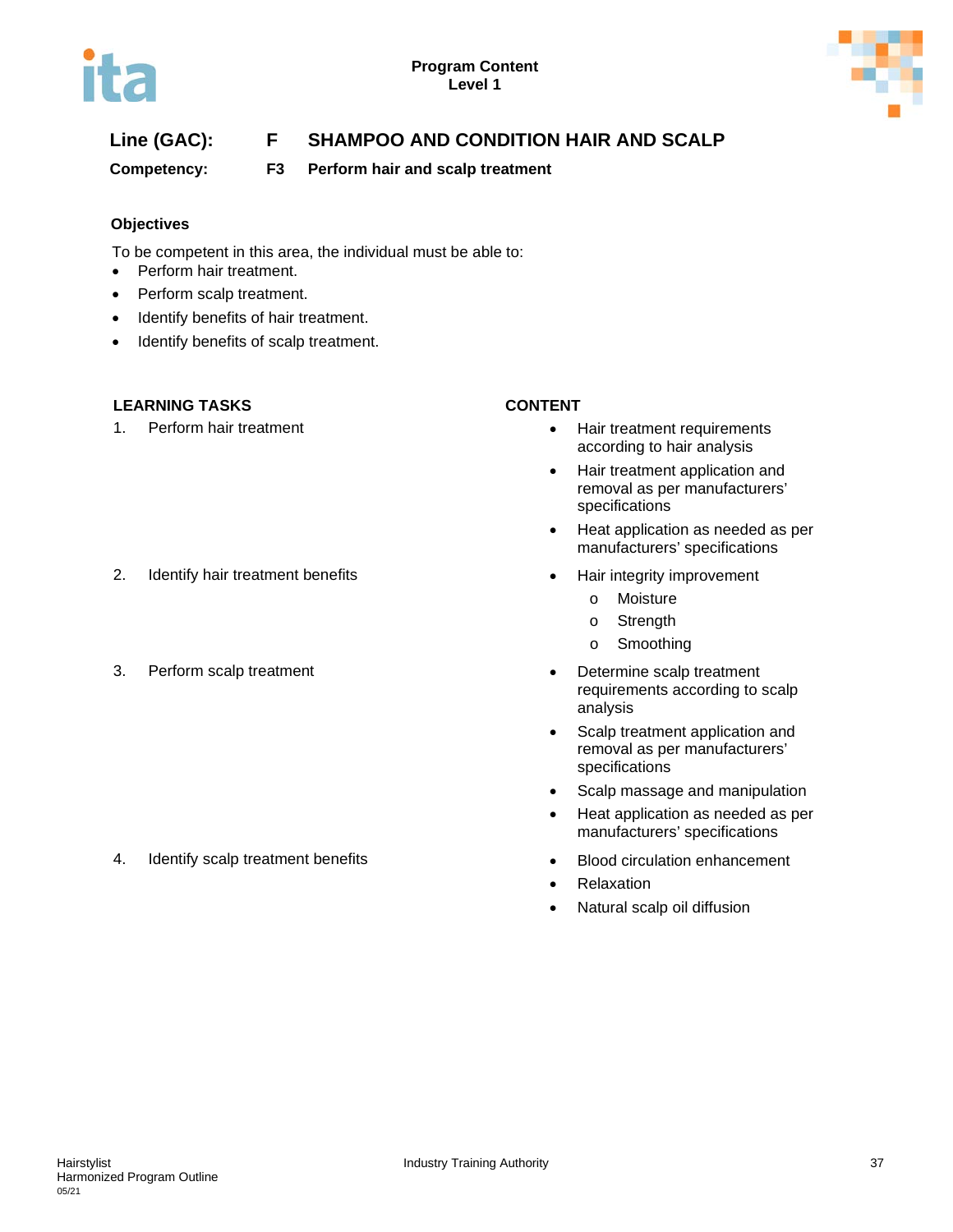**Line (GAC): F SHAMPOO AND CONDITION HAIR AND SCALP**

**Competency: F3 Perform hair and scalp treatment**

**Objectives**

To be competent in this area, the individual must be able to:

- Perform hair treatment.
- Perform scalp treatment.
- Identify benefits of hair treatment.
- Identify benefits of scalp treatment.

| LEARNING TASKS | CONTENT |
|---|---|
| 1. Perform hair treatment | • Hair treatment requirements according to hair analysis<br>• Hair treatment application and removal as per manufacturers' specifications<br>• Heat application as needed as per manufacturers' specifications |
| 2. Identify hair treatment benefits | • Hair integrity improvement<br>&nbsp;&nbsp;o Moisture<br>&nbsp;&nbsp;o Strength<br>&nbsp;&nbsp;o Smoothing |
| 3. Perform scalp treatment | • Determine scalp treatment requirements according to scalp analysis<br>• Scalp treatment application and removal as per manufacturers' specifications<br>• Scalp massage and manipulation<br>• Heat application as needed as per manufacturers' specifications |
| 4. Identify scalp treatment benefits | • Blood circulation enhancement<br>• Relaxation<br>• Natural scalp oil diffusion |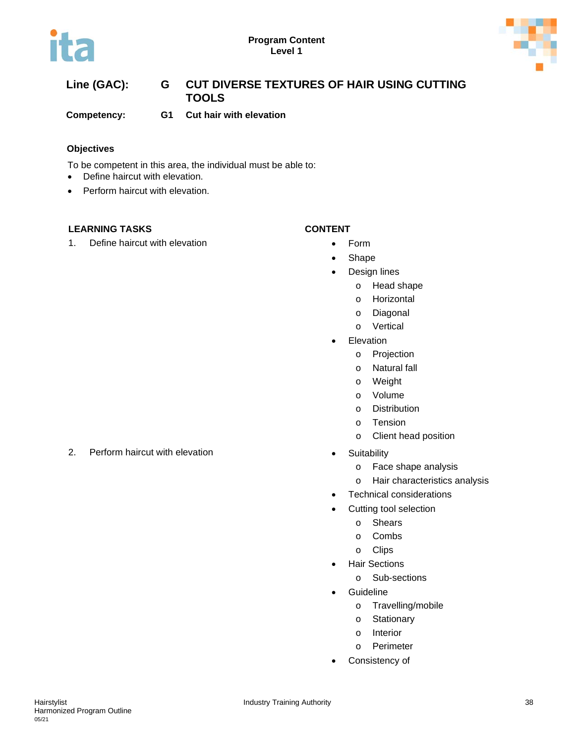**Program Content**
**Level 1**

## Line (GAC): G CUT DIVERSE TEXTURES OF HAIR USING CUTTING TOOLS

**Competency: G1 Cut hair with elevation**

### Objectives

To be competent in this area, the individual must be able to:

- Define haircut with elevation.
- Perform haircut with elevation.

| LEARNING TASKS | CONTENT |
|---|---|
| 1. Define haircut with elevation | • Form<br>• Shape<br>• Design lines<br>&nbsp;&nbsp;o Head shape<br>&nbsp;&nbsp;o Horizontal<br>&nbsp;&nbsp;o Diagonal<br>&nbsp;&nbsp;o Vertical<br>• Elevation<br>&nbsp;&nbsp;o Projection<br>&nbsp;&nbsp;o Natural fall<br>&nbsp;&nbsp;o Weight<br>&nbsp;&nbsp;o Volume<br>&nbsp;&nbsp;o Distribution<br>&nbsp;&nbsp;o Tension<br>&nbsp;&nbsp;o Client head position |
| 2. Perform haircut with elevation | • Suitability<br>&nbsp;&nbsp;o Face shape analysis<br>&nbsp;&nbsp;o Hair characteristics analysis<br>• Technical considerations<br>• Cutting tool selection<br>&nbsp;&nbsp;o Shears<br>&nbsp;&nbsp;o Combs<br>&nbsp;&nbsp;o Clips<br>• Hair Sections<br>&nbsp;&nbsp;o Sub-sections<br>• Guideline<br>&nbsp;&nbsp;o Travelling/mobile<br>&nbsp;&nbsp;o Stationary<br>&nbsp;&nbsp;o Interior<br>&nbsp;&nbsp;o Perimeter<br>• Consistency of |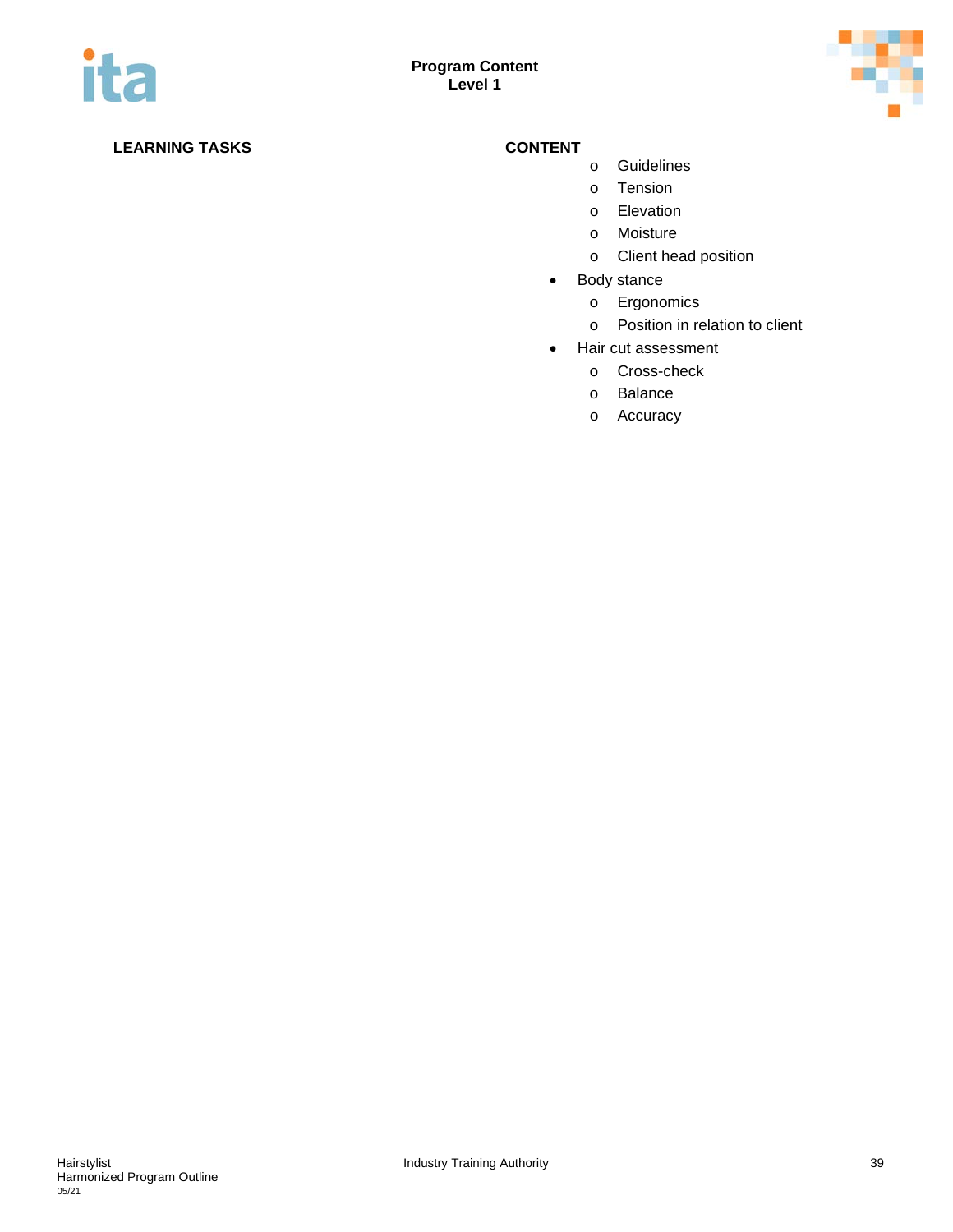**Program Content**
**Level 1**

| LEARNING TASKS | CONTENT |
|---|---|
| | <ul><li>Guidelines</li><li>Tension</li><li>Elevation</li><li>Moisture</li><li>Client head position</li></ul> |
| | • Body stance<ul><li>Ergonomics</li><li>Position in relation to client</li></ul> |
| | • Hair cut assessment<ul><li>Cross-check</li><li>Balance</li><li>Accuracy</li></ul> |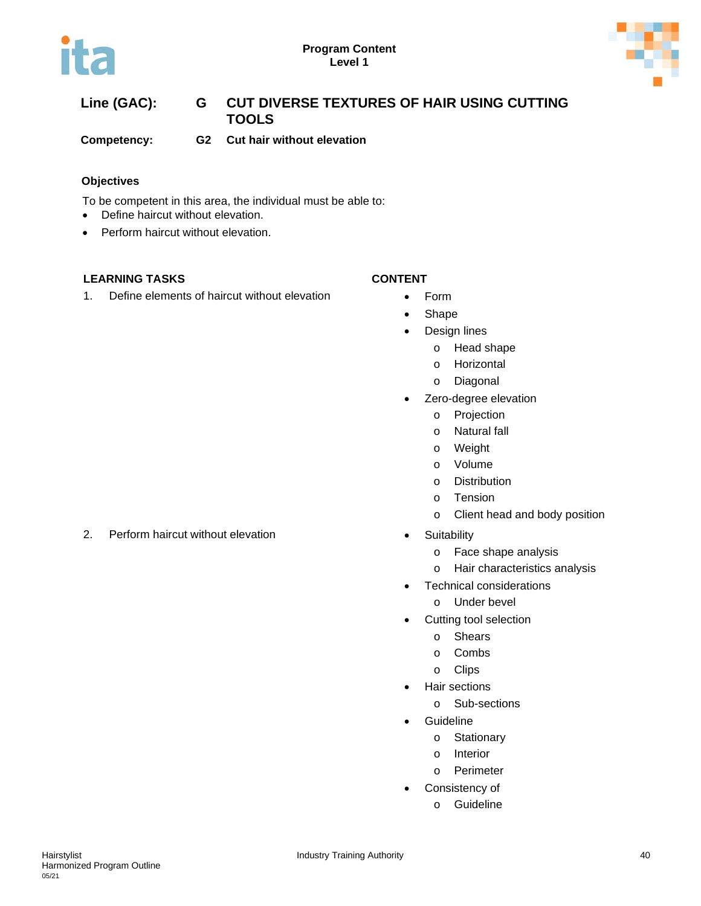**Line (GAC):** G **CUT DIVERSE TEXTURES OF HAIR USING CUTTING TOOLS**

**Competency:** G2 **Cut hair without elevation**

### Objectives

To be competent in this area, the individual must be able to:

- Define haircut without elevation.
- Perform haircut without elevation.

| LEARNING TASKS | CONTENT |
|---|---|
| 1. Define elements of haircut without elevation | • Form<br>• Shape<br>• Design lines<br>  o Head shape<br>  o Horizontal<br>  o Diagonal<br>• Zero-degree elevation<br>  o Projection<br>  o Natural fall<br>  o Weight<br>  o Volume<br>  o Distribution<br>  o Tension<br>  o Client head and body position |
| 2. Perform haircut without elevation | • Suitability<br>  o Face shape analysis<br>  o Hair characteristics analysis<br>• Technical considerations<br>  o Under bevel<br>• Cutting tool selection<br>  o Shears<br>  o Combs<br>  o Clips<br>• Hair sections<br>  o Sub-sections<br>• Guideline<br>  o Stationary<br>  o Interior<br>  o Perimeter<br>• Consistency of<br>  o Guideline |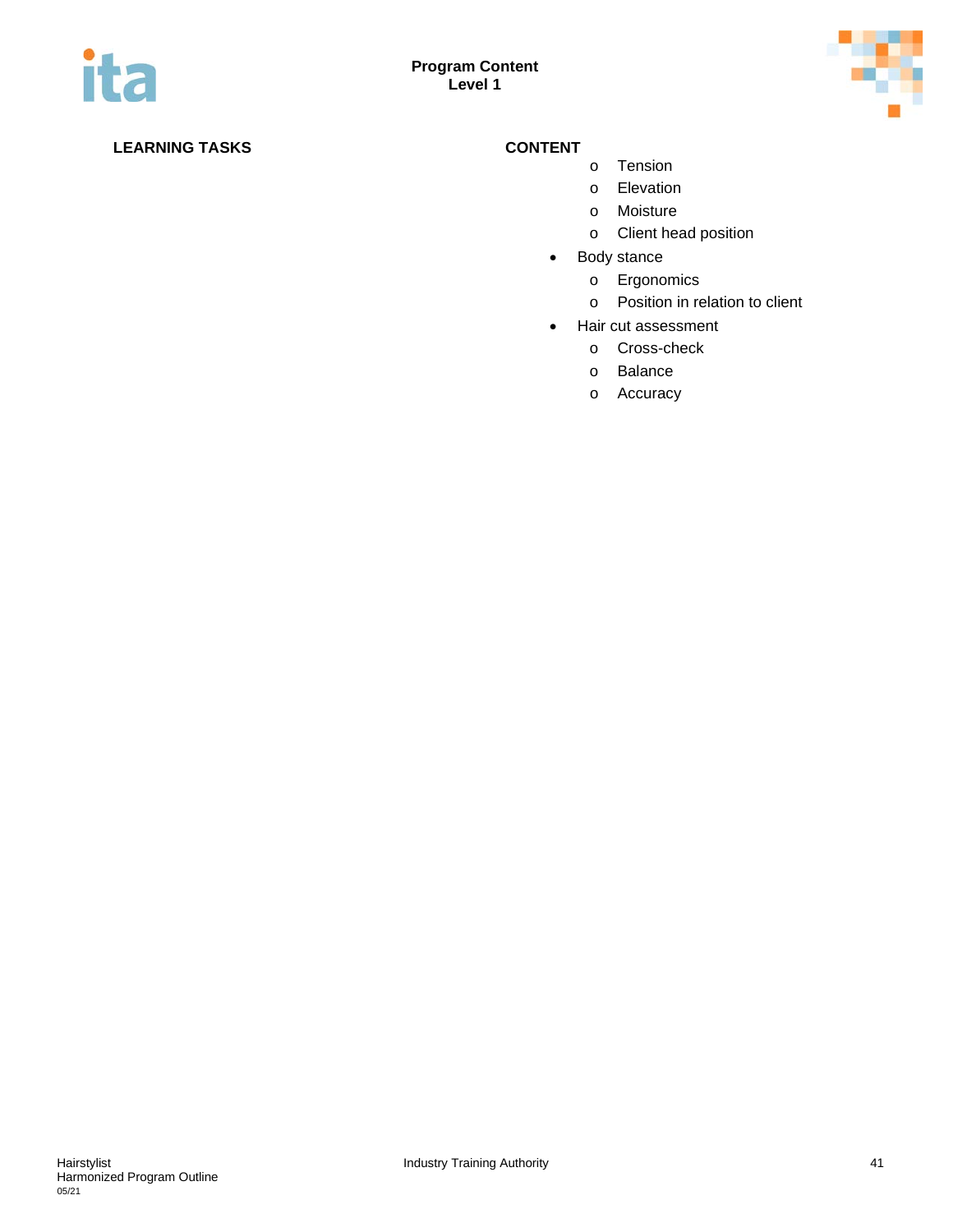| LEARNING TASKS | CONTENT |
|---|---|
| | - Tension<br>- Elevation<br>- Moisture<br>- Client head position |
| | • Body stance<br>  - Ergonomics<br>  - Position in relation to client |
| | • Hair cut assessment<br>  - Cross-check<br>  - Balance<br>  - Accuracy |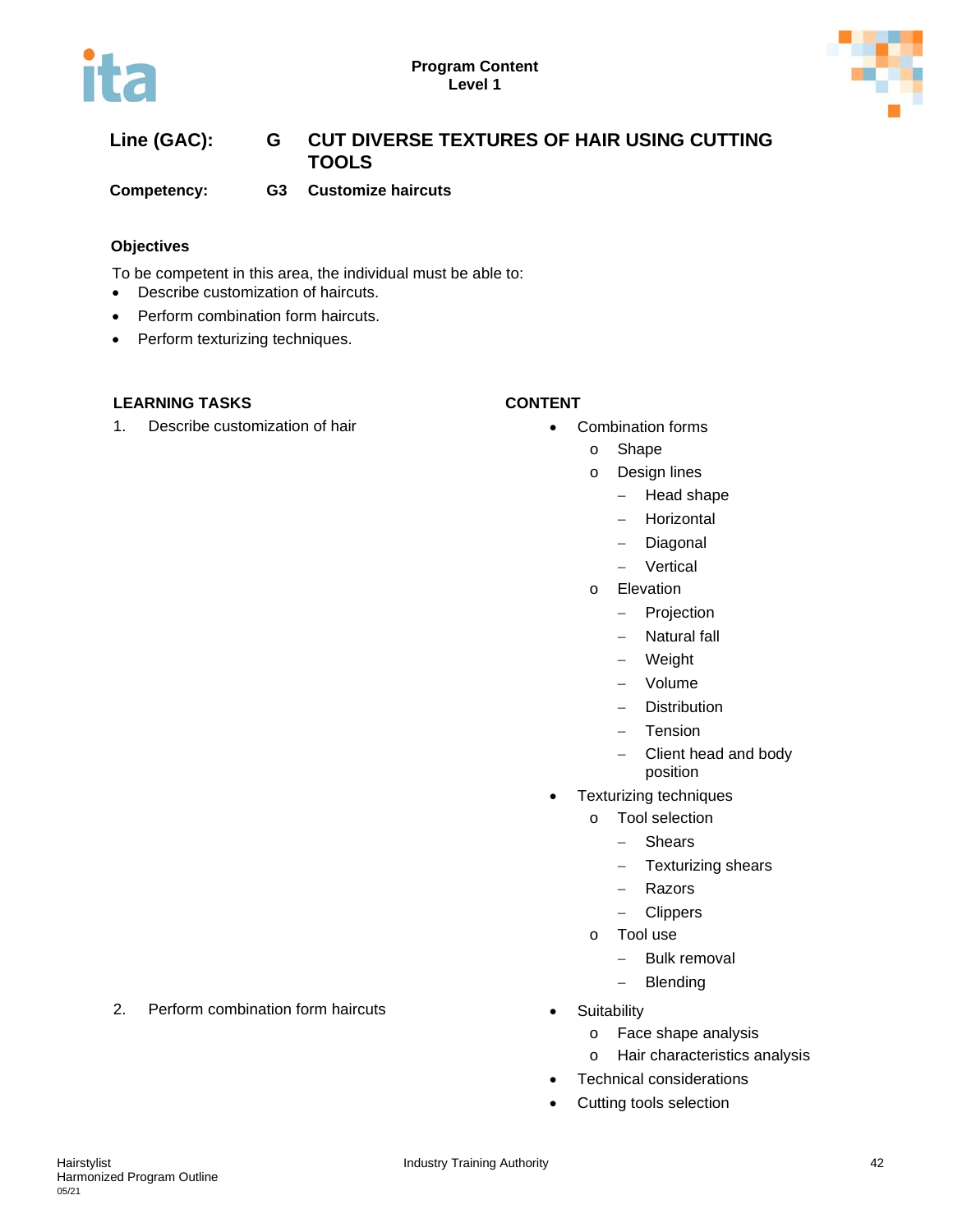**Line (GAC):** G CUT DIVERSE TEXTURES OF HAIR USING CUTTING TOOLS

**Competency:** G3 Customize haircuts

### Objectives

To be competent in this area, the individual must be able to:

- Describe customization of haircuts.
- Perform combination form haircuts.
- Perform texturizing techniques.

| LEARNING TASKS | CONTENT |
|---|---|
| 1. Describe customization of hair | • Combination forms<br>  o Shape<br>  o Design lines<br>    – Head shape<br>    – Horizontal<br>    – Diagonal<br>    – Vertical<br>  o Elevation<br>    – Projection<br>    – Natural fall<br>    – Weight<br>    – Volume<br>    – Distribution<br>    – Tension<br>    – Client head and body position<br>• Texturizing techniques<br>  o Tool selection<br>    – Shears<br>    – Texturizing shears<br>    – Razors<br>    – Clippers<br>  o Tool use<br>    – Bulk removal<br>    – Blending |
| 2. Perform combination form haircuts | • Suitability<br>  o Face shape analysis<br>  o Hair characteristics analysis<br>• Technical considerations<br>• Cutting tools selection |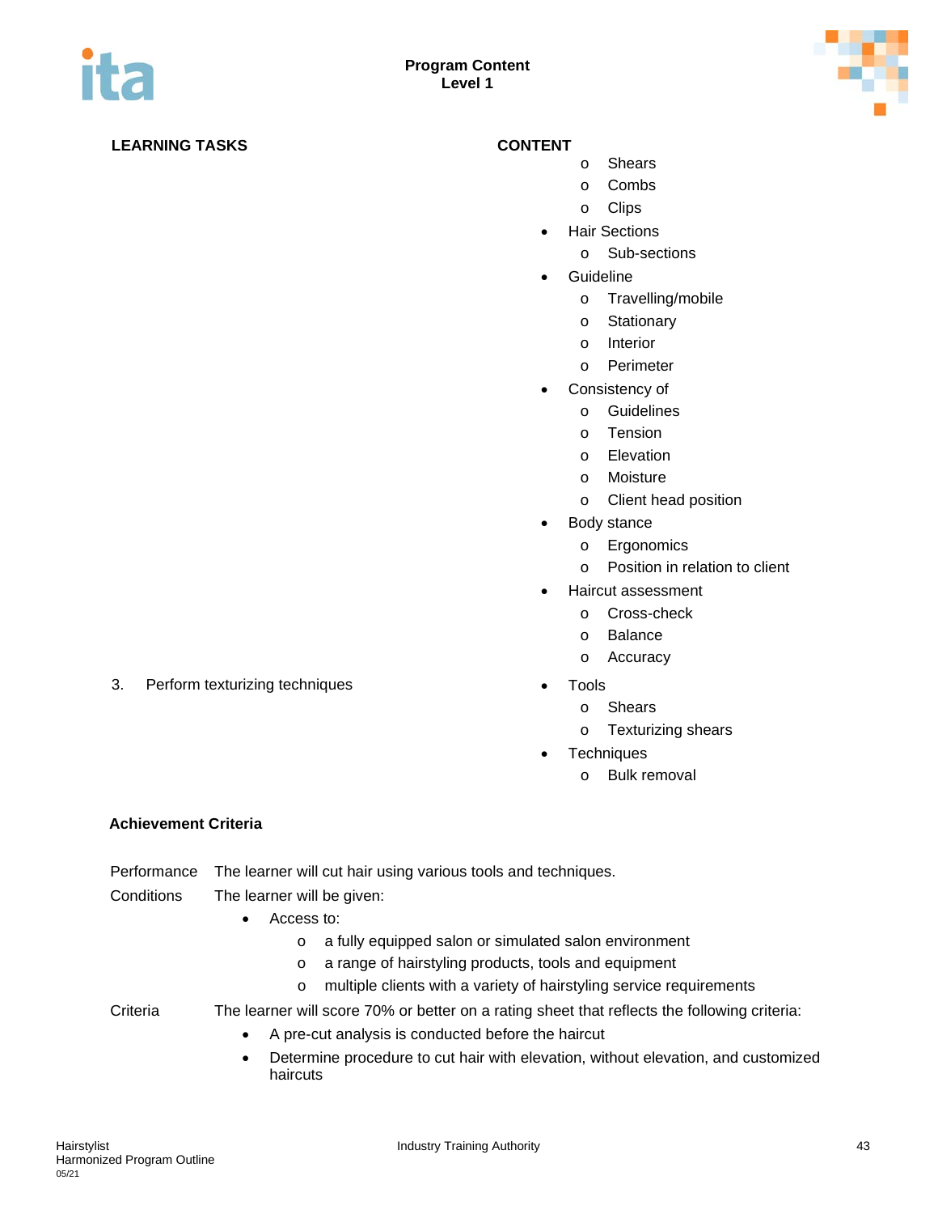| LEARNING TASKS | CONTENT |
|---|---|
| | o Shears<br>o Combs<br>o Clips<br>• Hair Sections<br>o Sub-sections<br>• Guideline<br>o Travelling/mobile<br>o Stationary<br>o Interior<br>o Perimeter<br>• Consistency of<br>o Guidelines<br>o Tension<br>o Elevation<br>o Moisture<br>o Client head position<br>• Body stance<br>o Ergonomics<br>o Position in relation to client<br>• Haircut assessment<br>o Cross-check<br>o Balance<br>o Accuracy |
| 3. Perform texturizing techniques | • Tools<br>o Shears<br>o Texturizing shears<br>• Techniques<br>o Bulk removal |

**Achievement Criteria**

Performance: The learner will cut hair using various tools and techniques.

Conditions: The learner will be given:

- Access to:
  - a fully equipped salon or simulated salon environment
  - a range of hairstyling products, tools and equipment
  - multiple clients with a variety of hairstyling service requirements

Criteria: The learner will score 70% or better on a rating sheet that reflects the following criteria:

- A pre-cut analysis is conducted before the haircut
- Determine procedure to cut hair with elevation, without elevation, and customized haircuts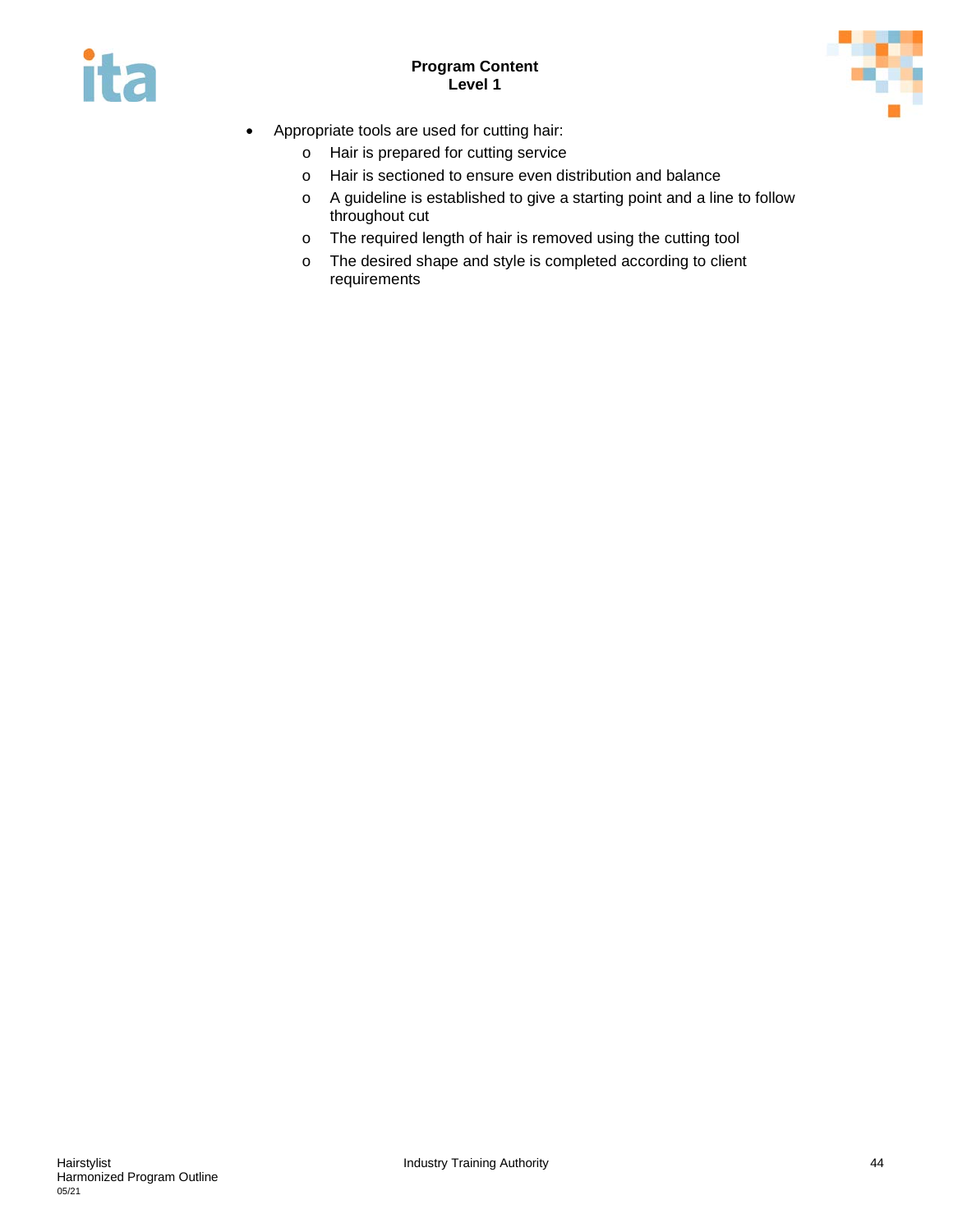- Appropriate tools are used for cutting hair:
  - Hair is prepared for cutting service
  - Hair is sectioned to ensure even distribution and balance
  - A guideline is established to give a starting point and a line to follow throughout cut
  - The required length of hair is removed using the cutting tool
  - The desired shape and style is completed according to client requirements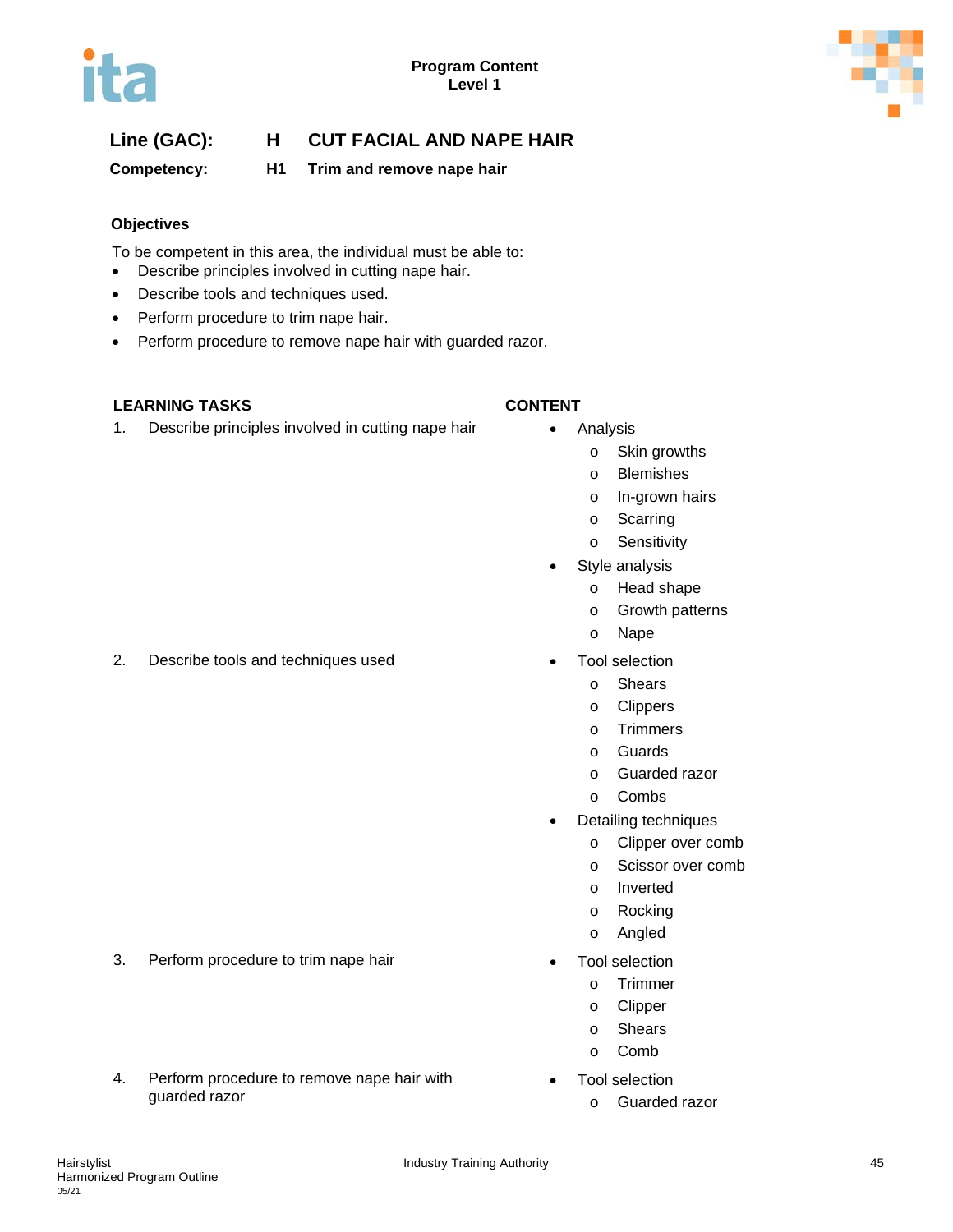**Program Content**
**Level 1**

## Line (GAC): H CUT FACIAL AND NAPE HAIR

**Competency: H1 Trim and remove nape hair**

### Objectives

To be competent in this area, the individual must be able to:

- Describe principles involved in cutting nape hair.
- Describe tools and techniques used.
- Perform procedure to trim nape hair.
- Perform procedure to remove nape hair with guarded razor.

| LEARNING TASKS | CONTENT |
|---|---|
| 1. Describe principles involved in cutting nape hair | • Analysis<br>  o Skin growths<br>  o Blemishes<br>  o In-grown hairs<br>  o Scarring<br>  o Sensitivity<br>• Style analysis<br>  o Head shape<br>  o Growth patterns<br>  o Nape |
| 2. Describe tools and techniques used | • Tool selection<br>  o Shears<br>  o Clippers<br>  o Trimmers<br>  o Guards<br>  o Guarded razor<br>  o Combs<br>• Detailing techniques<br>  o Clipper over comb<br>  o Scissor over comb<br>  o Inverted<br>  o Rocking<br>  o Angled |
| 3. Perform procedure to trim nape hair | • Tool selection<br>  o Trimmer<br>  o Clipper<br>  o Shears<br>  o Comb |
| 4. Perform procedure to remove nape hair with guarded razor | • Tool selection<br>  o Guarded razor |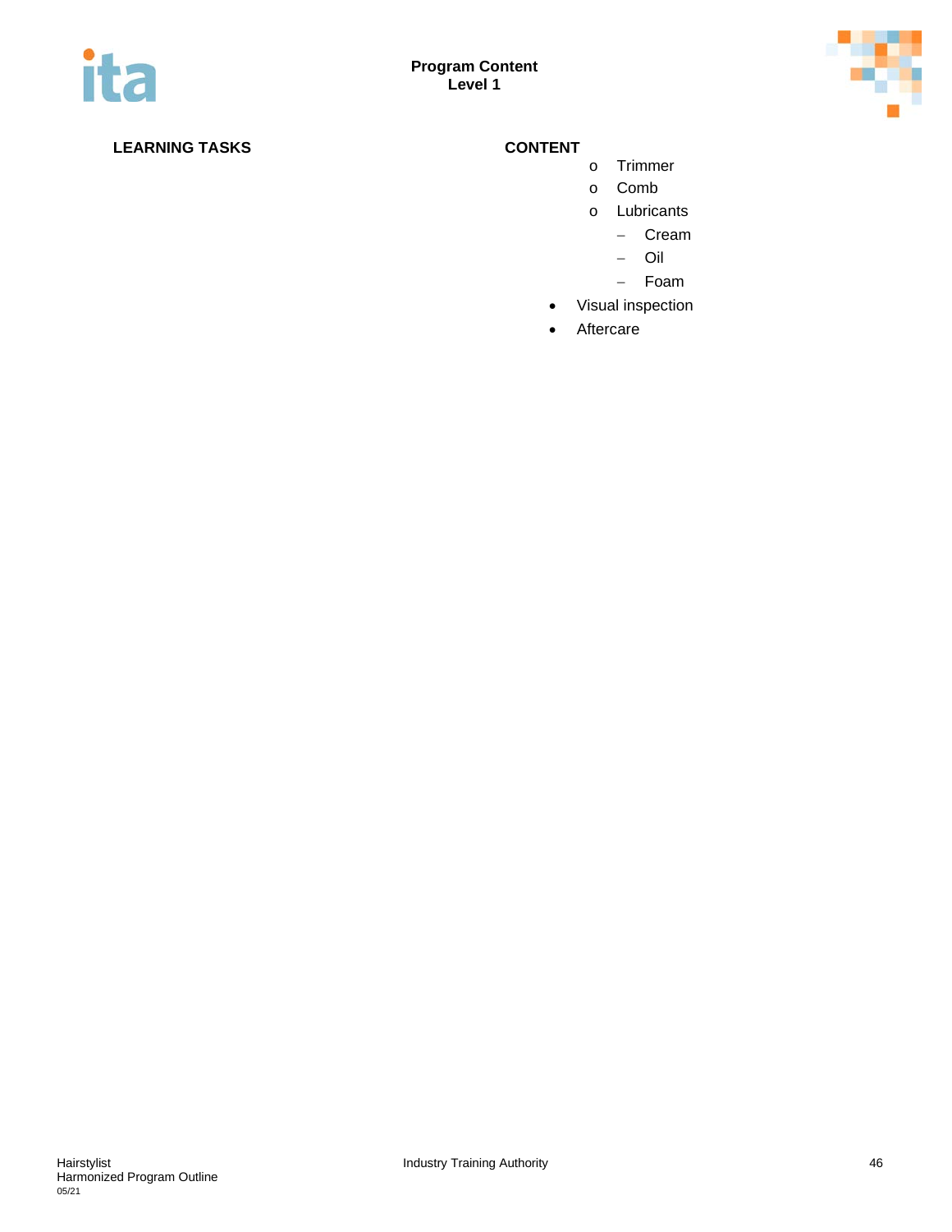| LEARNING TASKS | CONTENT |
|---|---|
| | - Trimmer<br>- Comb<br>- Lubricants<br>  - Cream<br>  - Oil<br>  - Foam |
| | • Visual inspection |
| | • Aftercare |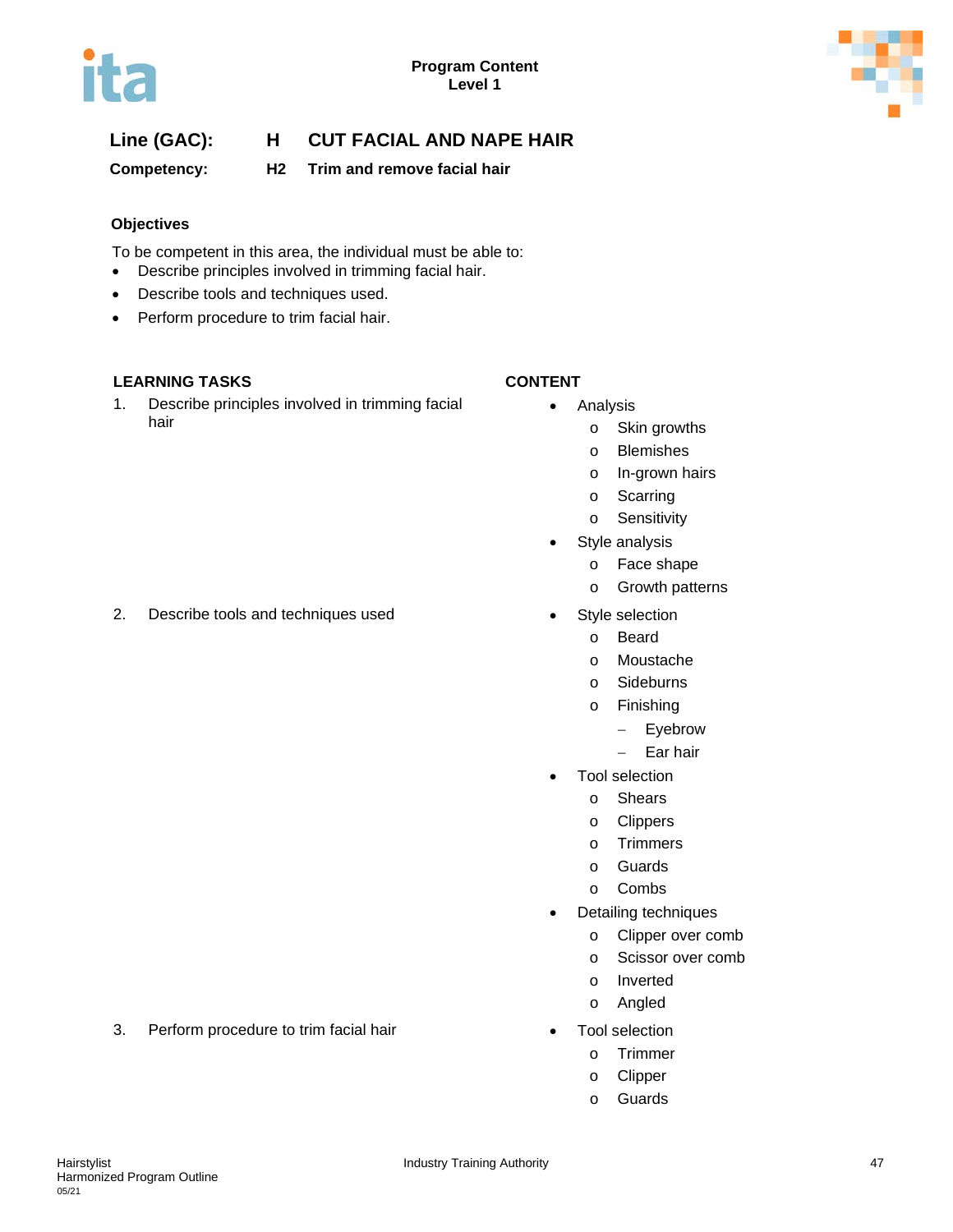**Program Content**
**Level 1**

## Line (GAC): H CUT FACIAL AND NAPE HAIR

### Competency: H2 Trim and remove facial hair

**Objectives**

To be competent in this area, the individual must be able to:

- Describe principles involved in trimming facial hair.
- Describe tools and techniques used.
- Perform procedure to trim facial hair.

| LEARNING TASKS | CONTENT |
| --- | --- |
| 1. Describe principles involved in trimming facial hair | • Analysis<br>  o Skin growths<br>  o Blemishes<br>  o In-grown hairs<br>  o Scarring<br>  o Sensitivity<br>• Style analysis<br>  o Face shape<br>  o Growth patterns |
| 2. Describe tools and techniques used | • Style selection<br>  o Beard<br>  o Moustache<br>  o Sideburns<br>  o Finishing<br>    – Eyebrow<br>    – Ear hair<br>• Tool selection<br>  o Shears<br>  o Clippers<br>  o Trimmers<br>  o Guards<br>  o Combs<br>• Detailing techniques<br>  o Clipper over comb<br>  o Scissor over comb<br>  o Inverted<br>  o Angled |
| 3. Perform procedure to trim facial hair | • Tool selection<br>  o Trimmer<br>  o Clipper<br>  o Guards |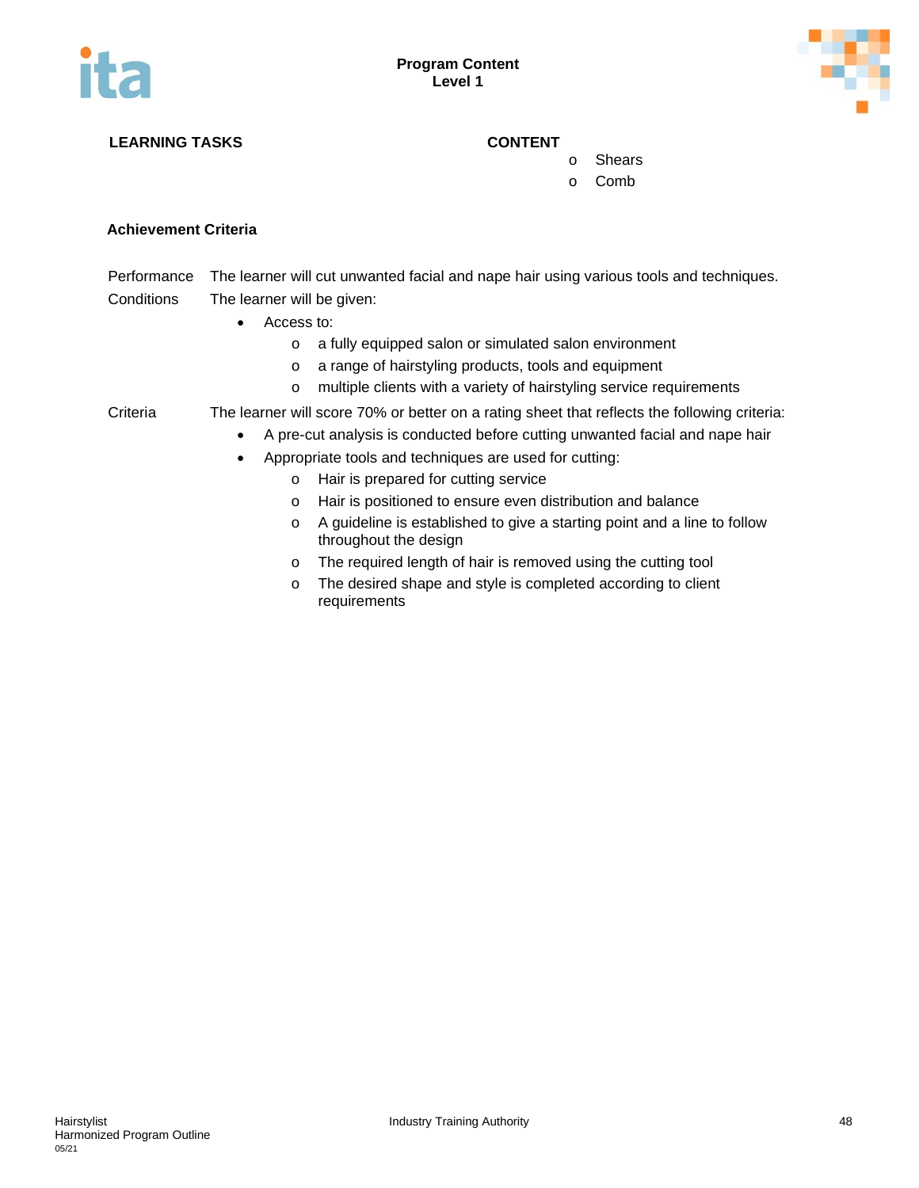| LEARNING TASKS | CONTENT |
|---|---|
| | - Shears<br>- Comb |

**Achievement Criteria**

Performance: The learner will cut unwanted facial and nape hair using various tools and techniques.

Conditions: The learner will be given:

- Access to:
  - a fully equipped salon or simulated salon environment
  - a range of hairstyling products, tools and equipment
  - multiple clients with a variety of hairstyling service requirements

Criteria: The learner will score 70% or better on a rating sheet that reflects the following criteria:

- A pre-cut analysis is conducted before cutting unwanted facial and nape hair
- Appropriate tools and techniques are used for cutting:
  - Hair is prepared for cutting service
  - Hair is positioned to ensure even distribution and balance
  - A guideline is established to give a starting point and a line to follow throughout the design
  - The required length of hair is removed using the cutting tool
  - The desired shape and style is completed according to client requirements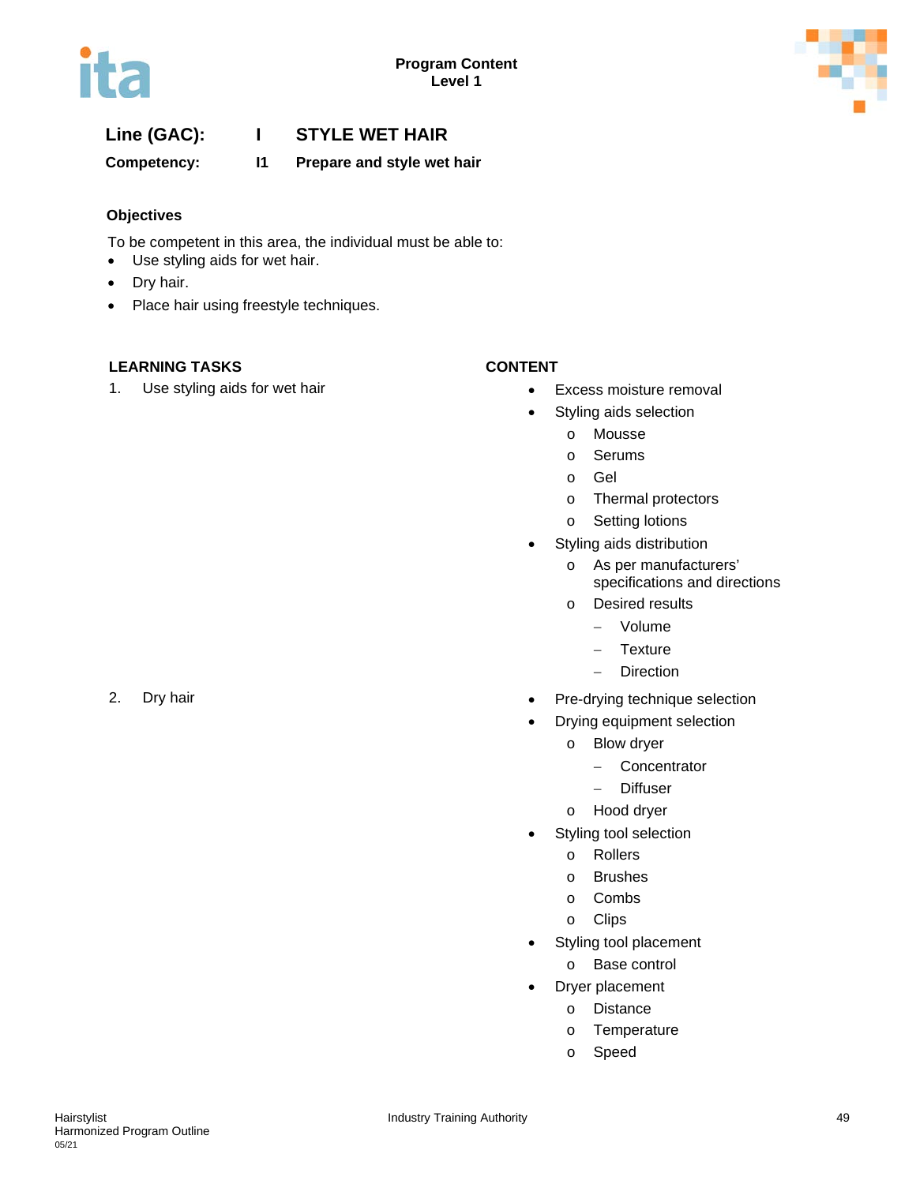**Program Content**
**Level 1**

## Line (GAC): I STYLE WET HAIR

**Competency: I1 Prepare and style wet hair**

### Objectives

To be competent in this area, the individual must be able to:

- Use styling aids for wet hair.
- Dry hair.
- Place hair using freestyle techniques.

| LEARNING TASKS | CONTENT |
|---|---|
| 1. Use styling aids for wet hair | • Excess moisture removal<br>• Styling aids selection<br>  o Mousse<br>  o Serums<br>  o Gel<br>  o Thermal protectors<br>  o Setting lotions<br>• Styling aids distribution<br>  o As per manufacturers' specifications and directions<br>  o Desired results<br>    – Volume<br>    – Texture<br>    – Direction |
| 2. Dry hair | • Pre-drying technique selection<br>• Drying equipment selection<br>  o Blow dryer<br>    – Concentrator<br>    – Diffuser<br>  o Hood dryer<br>• Styling tool selection<br>  o Rollers<br>  o Brushes<br>  o Combs<br>  o Clips<br>• Styling tool placement<br>  o Base control<br>• Dryer placement<br>  o Distance<br>  o Temperature<br>  o Speed |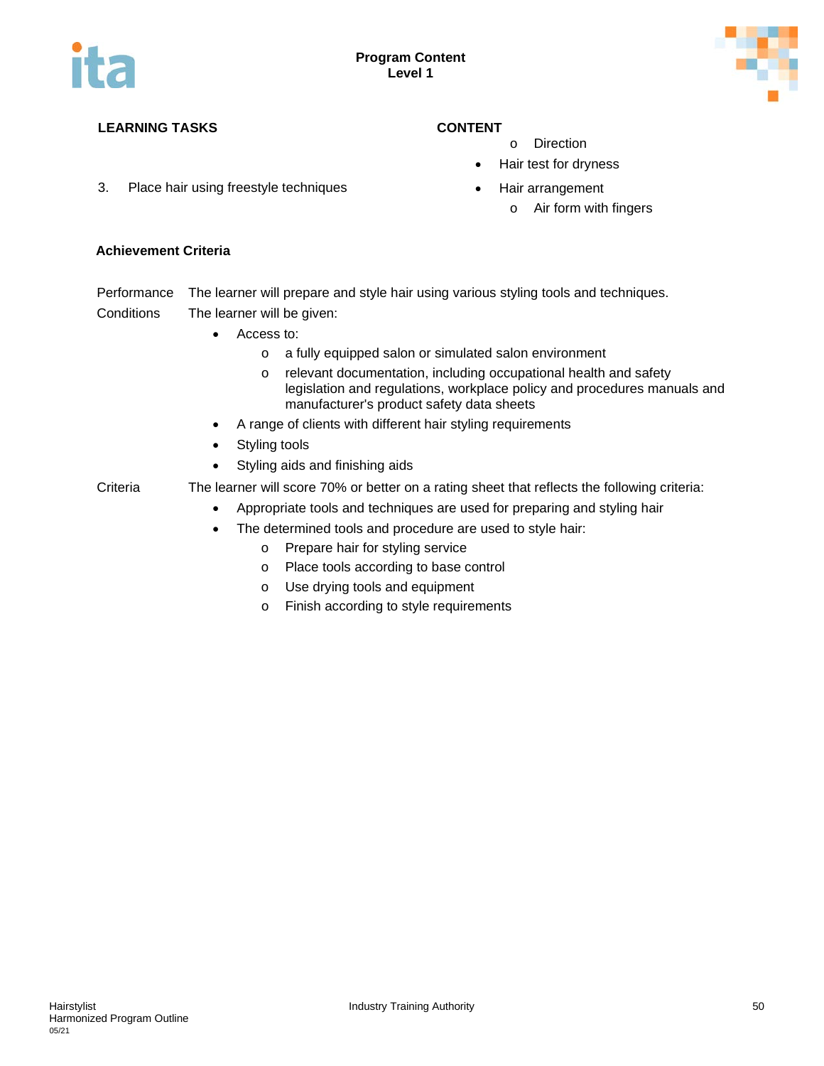| LEARNING TASKS | CONTENT |
| --- | --- |
| | o Direction<br>• Hair test for dryness |
| 3. Place hair using freestyle techniques | • Hair arrangement<br>o Air form with fingers |

**Achievement Criteria**

Performance: The learner will prepare and style hair using various styling tools and techniques.

Conditions: The learner will be given:

- Access to:
  - a fully equipped salon or simulated salon environment
  - relevant documentation, including occupational health and safety legislation and regulations, workplace policy and procedures manuals and manufacturer's product safety data sheets
- A range of clients with different hair styling requirements
- Styling tools
- Styling aids and finishing aids

Criteria: The learner will score 70% or better on a rating sheet that reflects the following criteria:

- Appropriate tools and techniques are used for preparing and styling hair
- The determined tools and procedure are used to style hair:
  - Prepare hair for styling service
  - Place tools according to base control
  - Use drying tools and equipment
  - Finish according to style requirements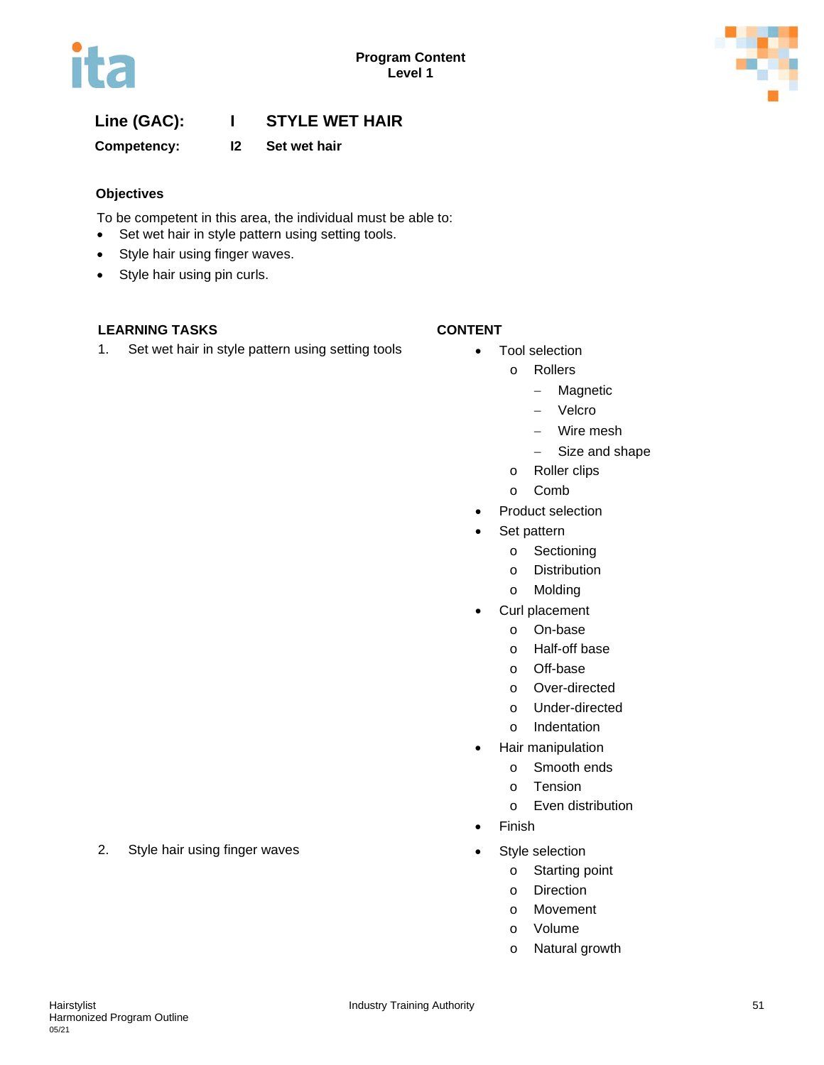**Program Content**
**Level 1**

## Line (GAC): I STYLE WET HAIR

### Competency: I2 Set wet hair

**Objectives**

To be competent in this area, the individual must be able to:

- Set wet hair in style pattern using setting tools.
- Style hair using finger waves.
- Style hair using pin curls.

| LEARNING TASKS | CONTENT |
|---|---|
| 1. Set wet hair in style pattern using setting tools | • Tool selection<br>  o Rollers<br>    – Magnetic<br>    – Velcro<br>    – Wire mesh<br>    – Size and shape<br>  o Roller clips<br>  o Comb<br>• Product selection<br>• Set pattern<br>  o Sectioning<br>  o Distribution<br>  o Molding<br>• Curl placement<br>  o On-base<br>  o Half-off base<br>  o Off-base<br>  o Over-directed<br>  o Under-directed<br>  o Indentation<br>• Hair manipulation<br>  o Smooth ends<br>  o Tension<br>  o Even distribution<br>• Finish |
| 2. Style hair using finger waves | • Style selection<br>  o Starting point<br>  o Direction<br>  o Movement<br>  o Volume<br>  o Natural growth |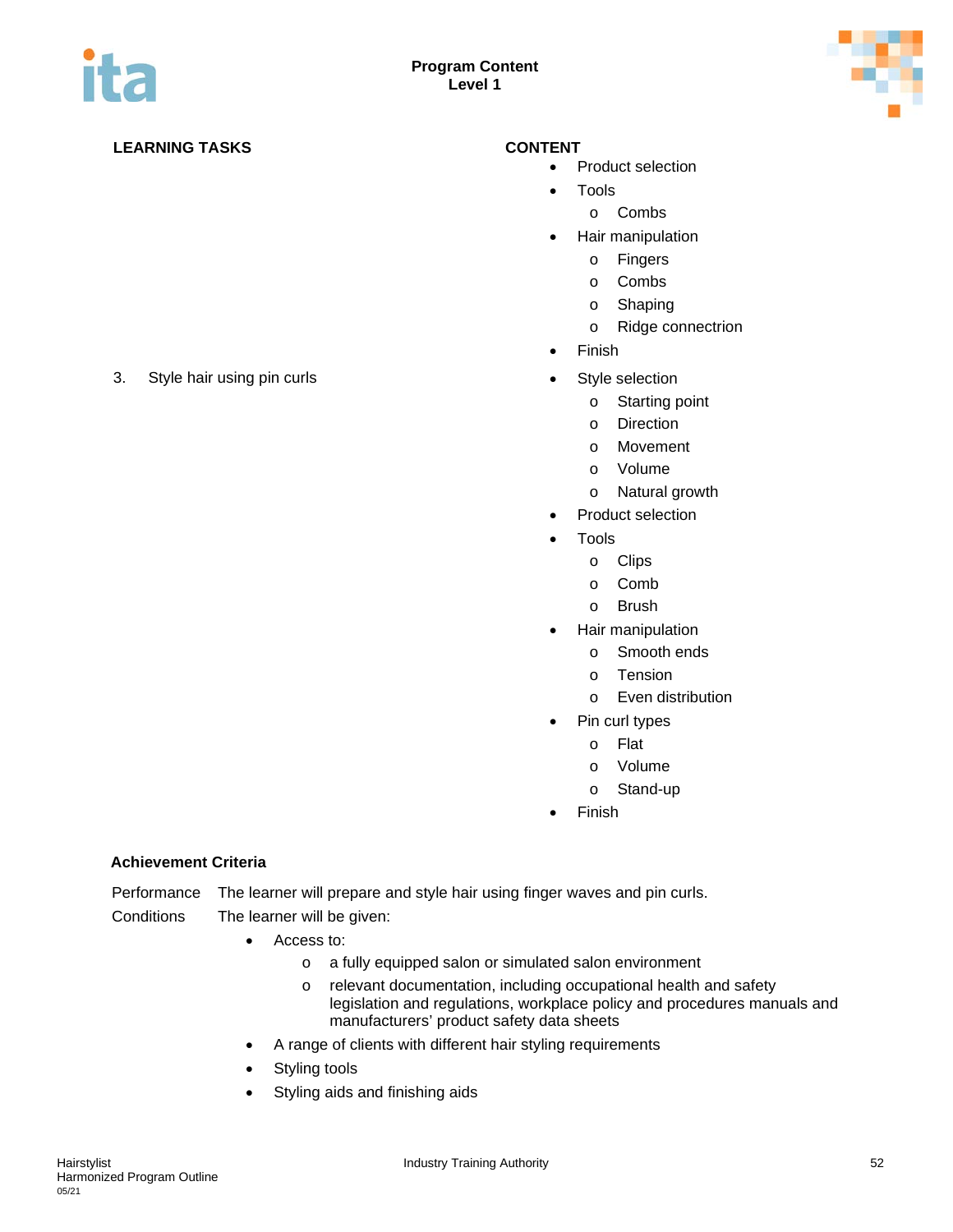| LEARNING TASKS | CONTENT |
|---|---|
| | • Product selection<br>• Tools<br>  o Combs<br>• Hair manipulation<br>  o Fingers<br>  o Combs<br>  o Shaping<br>  o Ridge connectrion<br>• Finish |
| 3. Style hair using pin curls | • Style selection<br>  o Starting point<br>  o Direction<br>  o Movement<br>  o Volume<br>  o Natural growth<br>• Product selection<br>• Tools<br>  o Clips<br>  o Comb<br>  o Brush<br>• Hair manipulation<br>  o Smooth ends<br>  o Tension<br>  o Even distribution<br>• Pin curl types<br>  o Flat<br>  o Volume<br>  o Stand-up<br>• Finish |

**Achievement Criteria**

Performance The learner will prepare and style hair using finger waves and pin curls.

Conditions The learner will be given:

- Access to:
  - a fully equipped salon or simulated salon environment
  - relevant documentation, including occupational health and safety legislation and regulations, workplace policy and procedures manuals and manufacturers' product safety data sheets
- A range of clients with different hair styling requirements
- Styling tools
- Styling aids and finishing aids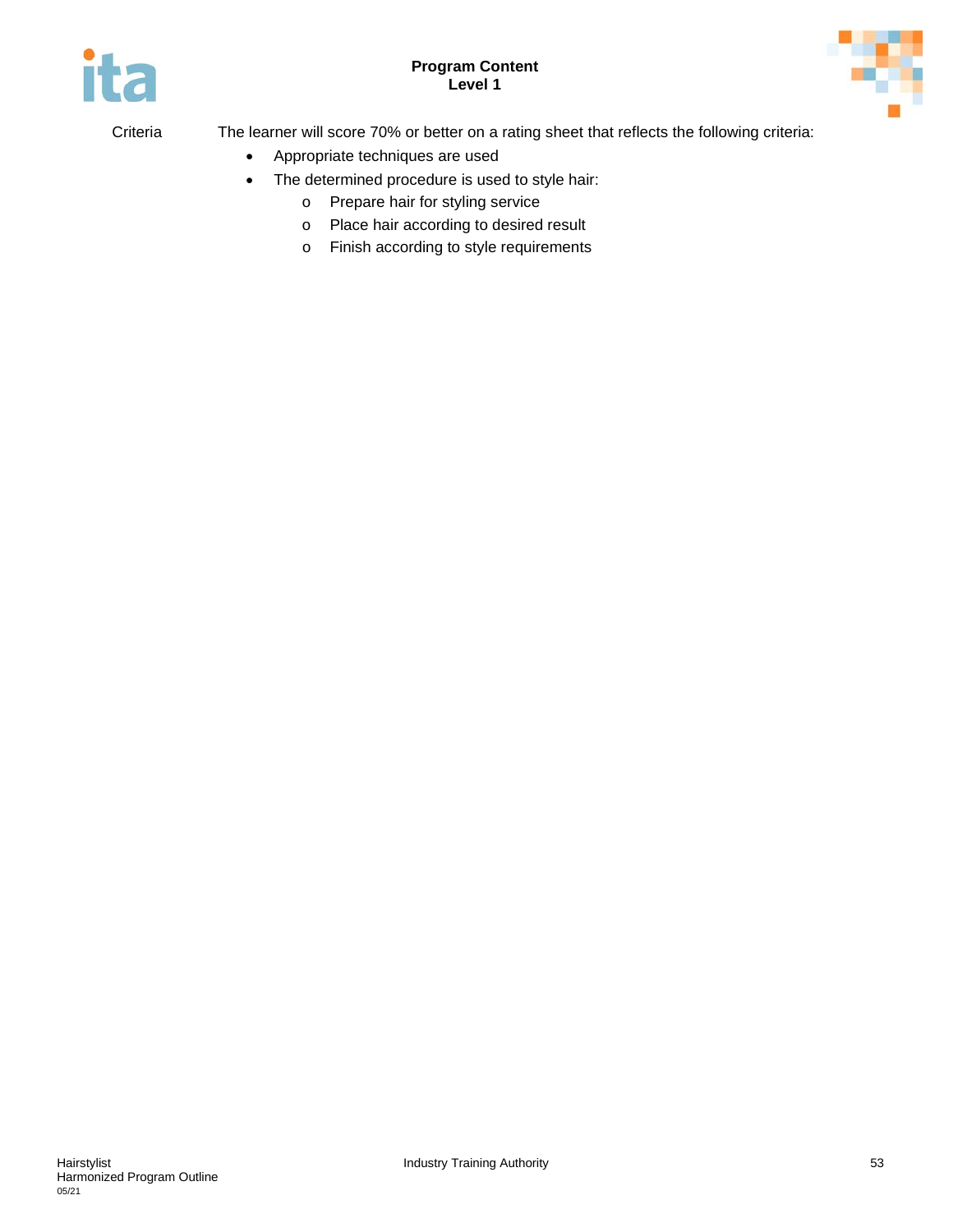Criteria The learner will score 70% or better on a rating sheet that reflects the following criteria:

- Appropriate techniques are used
- The determined procedure is used to style hair:
  - Prepare hair for styling service
  - Place hair according to desired result
  - Finish according to style requirements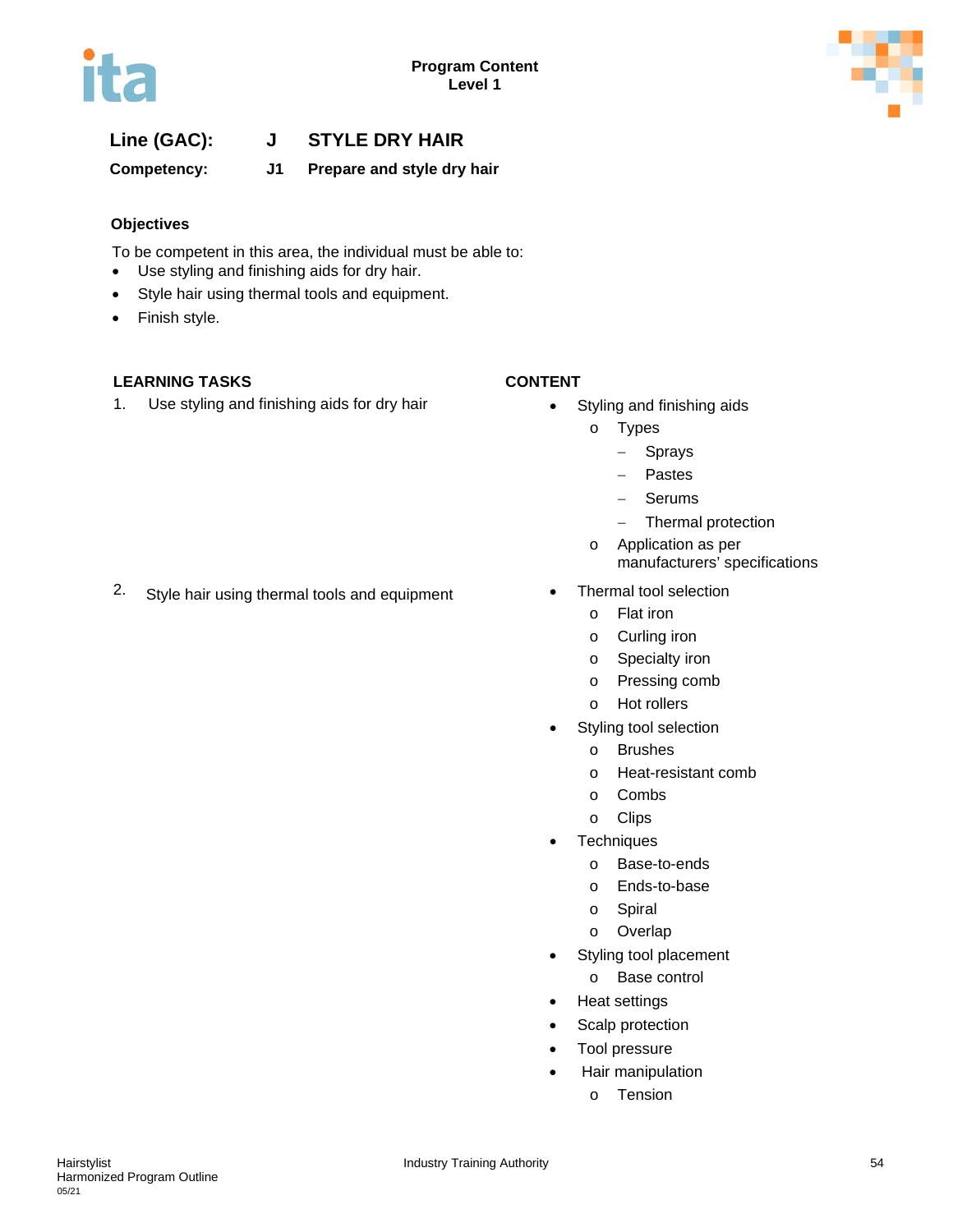**Program Content**
**Level 1**

**Line (GAC): J STYLE DRY HAIR**

**Competency: J1 Prepare and style dry hair**

### Objectives

To be competent in this area, the individual must be able to:

- Use styling and finishing aids for dry hair.
- Style hair using thermal tools and equipment.
- Finish style.

| LEARNING TASKS | CONTENT |
|---|---|
| 1. Use styling and finishing aids for dry hair | • Styling and finishing aids<br>o Types<br>– Sprays<br>– Pastes<br>– Serums<br>– Thermal protection<br>o Application as per manufacturers' specifications |
| 2. Style hair using thermal tools and equipment | • Thermal tool selection<br>o Flat iron<br>o Curling iron<br>o Specialty iron<br>o Pressing comb<br>o Hot rollers<br>• Styling tool selection<br>o Brushes<br>o Heat-resistant comb<br>o Combs<br>o Clips<br>• Techniques<br>o Base-to-ends<br>o Ends-to-base<br>o Spiral<br>o Overlap<br>• Styling tool placement<br>o Base control<br>• Heat settings<br>• Scalp protection<br>• Tool pressure<br>• Hair manipulation<br>o Tension |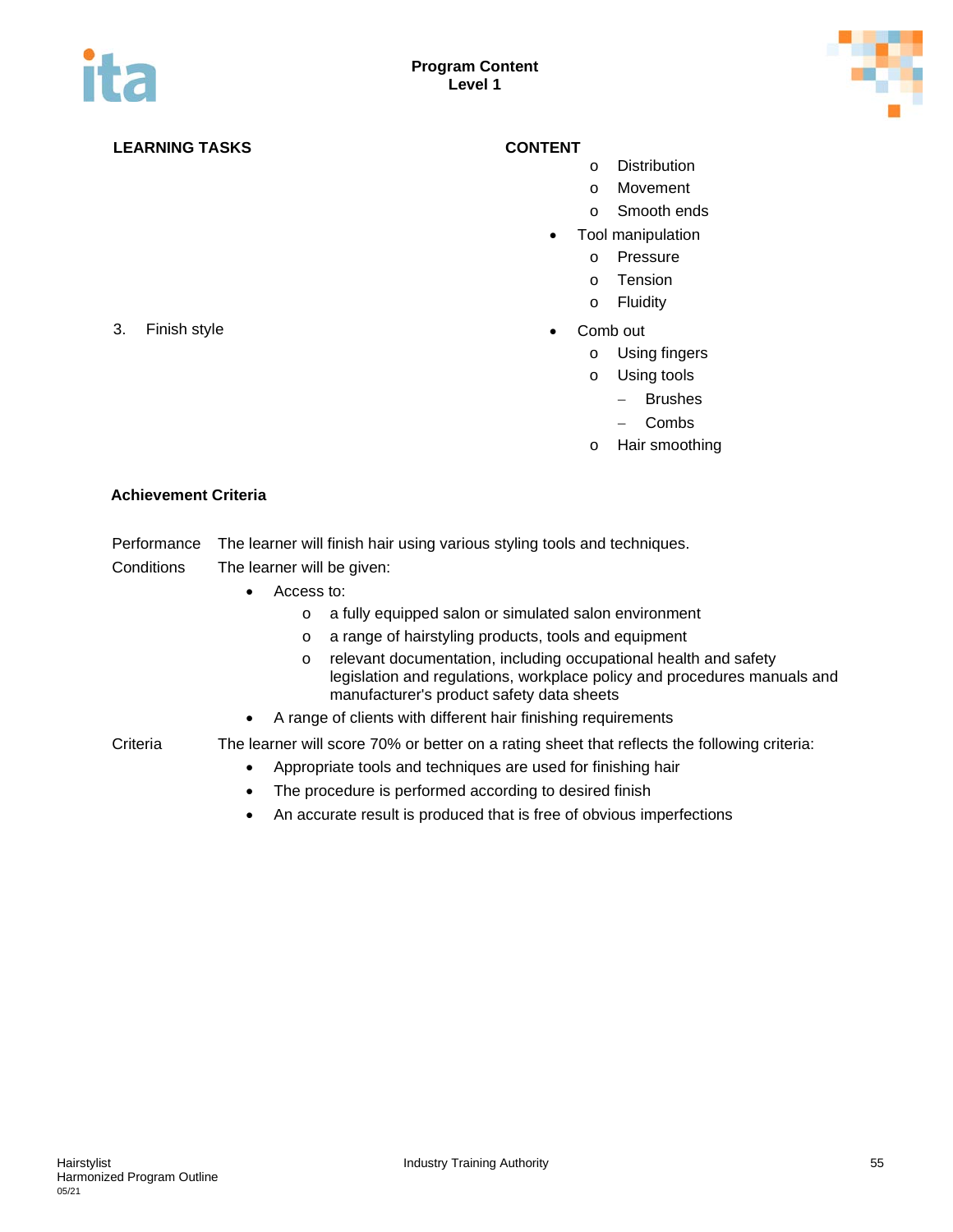| LEARNING TASKS | CONTENT |
| --- | --- |
| | - Distribution<br>- Movement<br>- Smooth ends |
| | • Tool manipulation<br>- Pressure<br>- Tension<br>- Fluidity |
| 3. Finish style | • Comb out<br>- Using fingers<br>- Using tools<br>  – Brushes<br>  – Combs<br>- Hair smoothing |

**Achievement Criteria**

Performance — The learner will finish hair using various styling tools and techniques.

Conditions — The learner will be given:

- Access to:
  - a fully equipped salon or simulated salon environment
  - a range of hairstyling products, tools and equipment
  - relevant documentation, including occupational health and safety legislation and regulations, workplace policy and procedures manuals and manufacturer's product safety data sheets
- A range of clients with different hair finishing requirements

Criteria — The learner will score 70% or better on a rating sheet that reflects the following criteria:

- Appropriate tools and techniques are used for finishing hair
- The procedure is performed according to desired finish
- An accurate result is produced that is free of obvious imperfections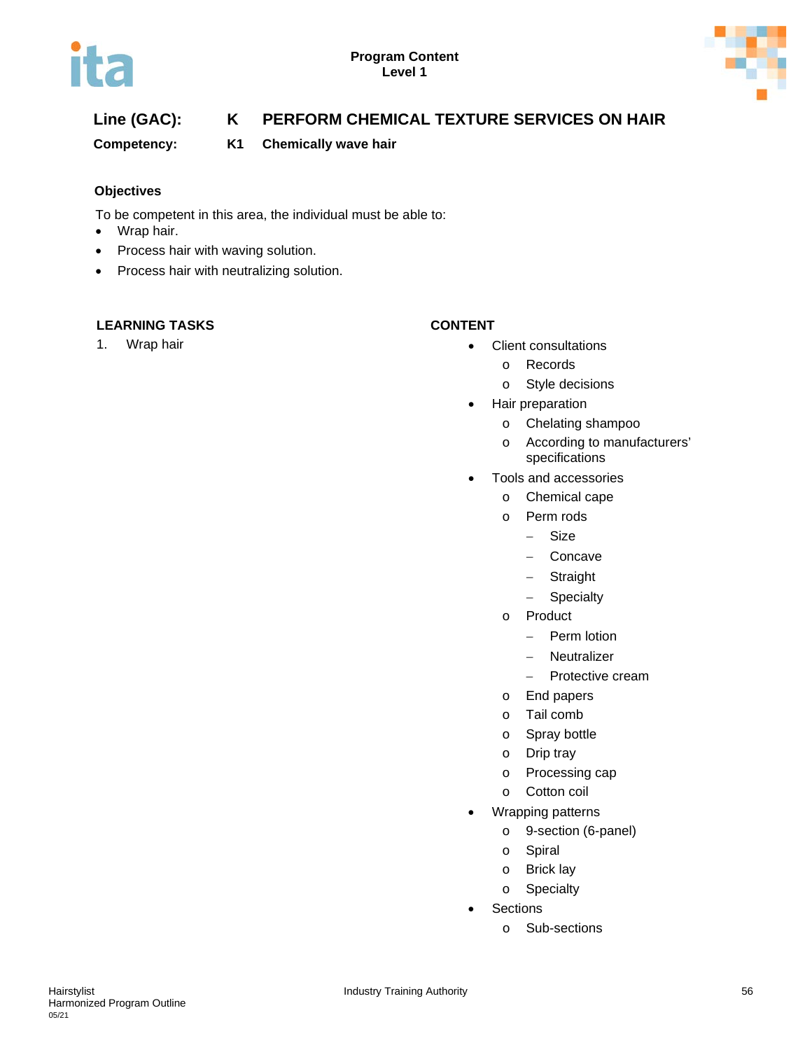**Program Content**
**Level 1**

## Line (GAC): K PERFORM CHEMICAL TEXTURE SERVICES ON HAIR

**Competency: K1 Chemically wave hair**

### Objectives

To be competent in this area, the individual must be able to:

- Wrap hair.
- Process hair with waving solution.
- Process hair with neutralizing solution.

| LEARNING TASKS | CONTENT |
| --- | --- |
| 1. Wrap hair | • Client consultations<br>  o Records<br>  o Style decisions<br>• Hair preparation<br>  o Chelating shampoo<br>  o According to manufacturers' specifications<br>• Tools and accessories<br>  o Chemical cape<br>  o Perm rods<br>    – Size<br>    – Concave<br>    – Straight<br>    – Specialty<br>  o Product<br>    – Perm lotion<br>    – Neutralizer<br>    – Protective cream<br>  o End papers<br>  o Tail comb<br>  o Spray bottle<br>  o Drip tray<br>  o Processing cap<br>  o Cotton coil<br>• Wrapping patterns<br>  o 9-section (6-panel)<br>  o Spiral<br>  o Brick lay<br>  o Specialty<br>• Sections<br>  o Sub-sections |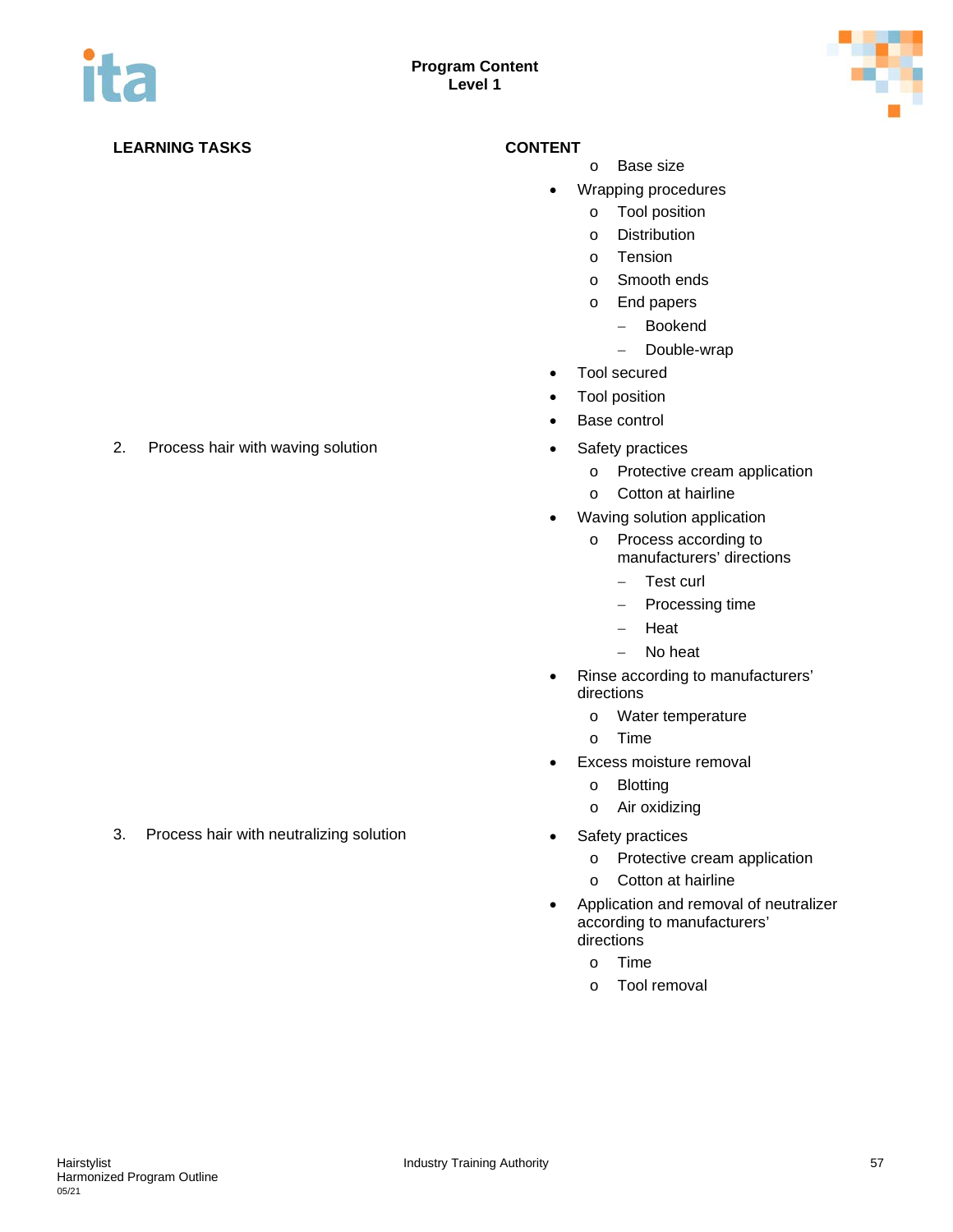| LEARNING TASKS | CONTENT |
| --- | --- |
| | o Base size<br>• Wrapping procedures<br>  o Tool position<br>  o Distribution<br>  o Tension<br>  o Smooth ends<br>  o End papers<br>    – Bookend<br>    – Double-wrap<br>• Tool secured<br>• Tool position<br>• Base control |
| 2. Process hair with waving solution | • Safety practices<br>  o Protective cream application<br>  o Cotton at hairline<br>• Waving solution application<br>  o Process according to manufacturers' directions<br>    – Test curl<br>    – Processing time<br>    – Heat<br>    – No heat<br>• Rinse according to manufacturers' directions<br>  o Water temperature<br>  o Time<br>• Excess moisture removal<br>  o Blotting<br>  o Air oxidizing |
| 3. Process hair with neutralizing solution | • Safety practices<br>  o Protective cream application<br>  o Cotton at hairline<br>• Application and removal of neutralizer according to manufacturers' directions<br>  o Time<br>  o Tool removal |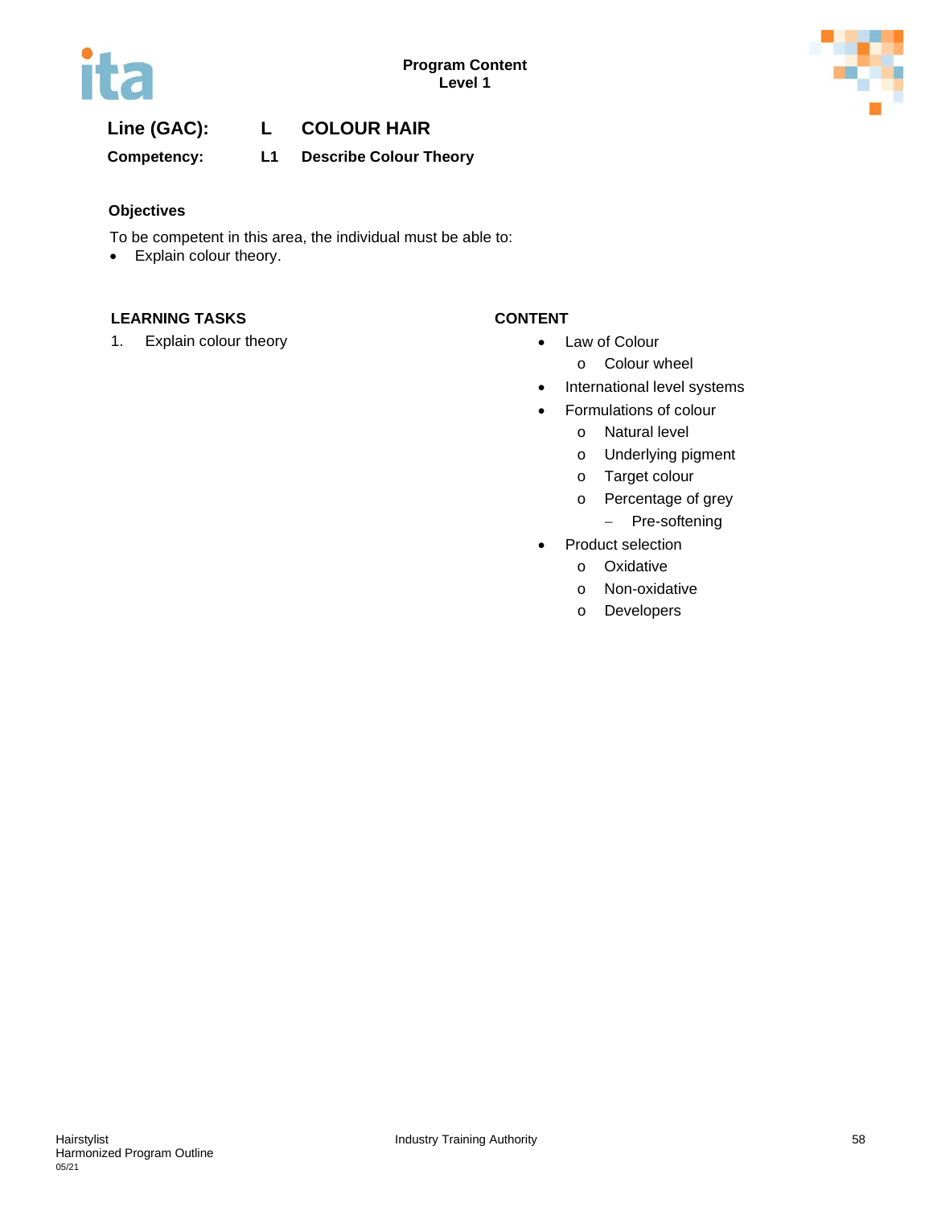**Program Content**
**Level 1**

## Line (GAC): L COLOUR HAIR

### Competency: L1 Describe Colour Theory

**Objectives**

To be competent in this area, the individual must be able to:

- Explain colour theory.

| LEARNING TASKS | CONTENT |
|---|---|
| 1. Explain colour theory | • Law of Colour<br>  o Colour wheel<br>• International level systems<br>• Formulations of colour<br>  o Natural level<br>  o Underlying pigment<br>  o Target colour<br>  o Percentage of grey<br>    – Pre-softening<br>• Product selection<br>  o Oxidative<br>  o Non-oxidative<br>  o Developers |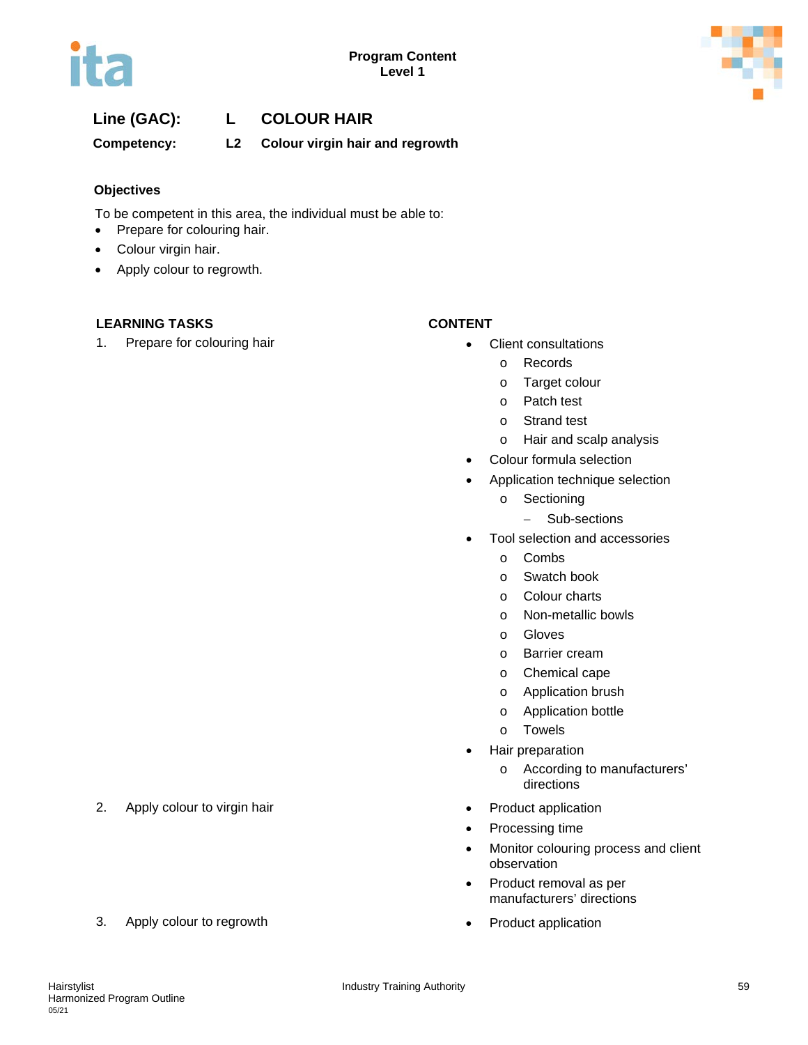Program Content
Level 1

**Line (GAC):** **L** **COLOUR HAIR**

**Competency:** **L2** **Colour virgin hair and regrowth**

**Objectives**

To be competent in this area, the individual must be able to:

- Prepare for colouring hair.
- Colour virgin hair.
- Apply colour to regrowth.

| LEARNING TASKS | CONTENT |
|---|---|
| 1. Prepare for colouring hair | • Client consultations<br>  o Records<br>  o Target colour<br>  o Patch test<br>  o Strand test<br>  o Hair and scalp analysis<br>• Colour formula selection<br>• Application technique selection<br>  o Sectioning<br>    – Sub-sections<br>• Tool selection and accessories<br>  o Combs<br>  o Swatch book<br>  o Colour charts<br>  o Non-metallic bowls<br>  o Gloves<br>  o Barrier cream<br>  o Chemical cape<br>  o Application brush<br>  o Application bottle<br>  o Towels<br>• Hair preparation<br>  o According to manufacturers' directions |
| 2. Apply colour to virgin hair | • Product application<br>• Processing time<br>• Monitor colouring process and client observation<br>• Product removal as per manufacturers' directions |
| 3. Apply colour to regrowth | • Product application |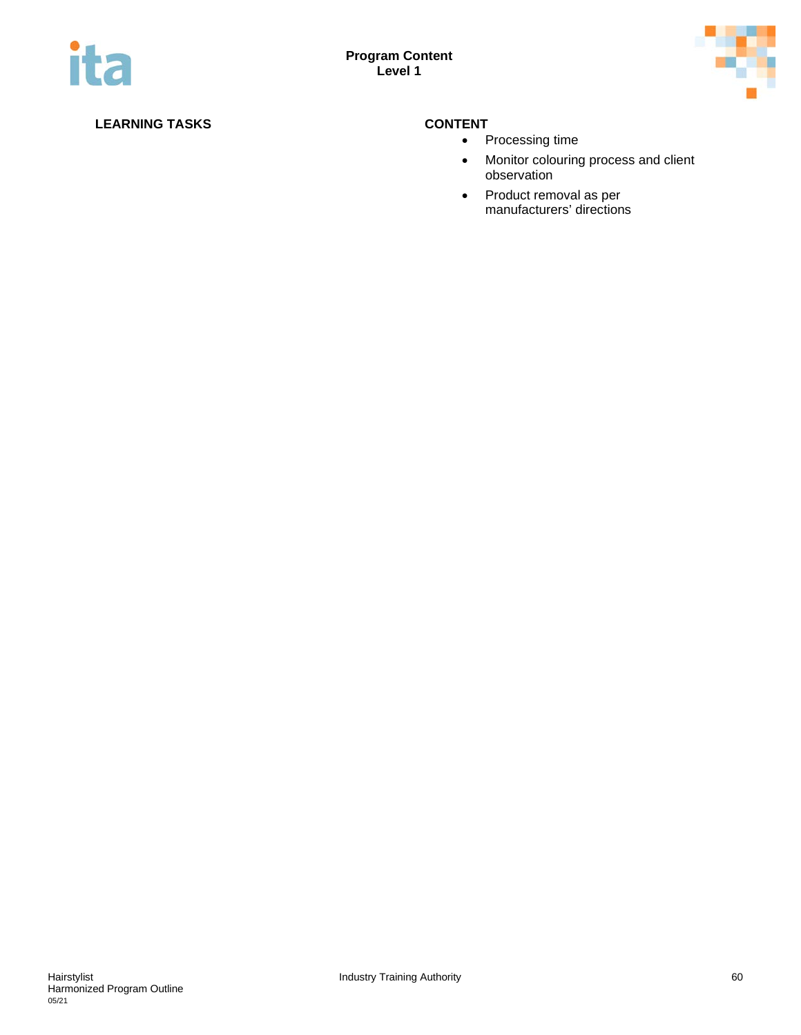**LEARNING TASKS**

**CONTENT**

- Processing time
- Monitor colouring process and client observation
- Product removal as per manufacturers' directions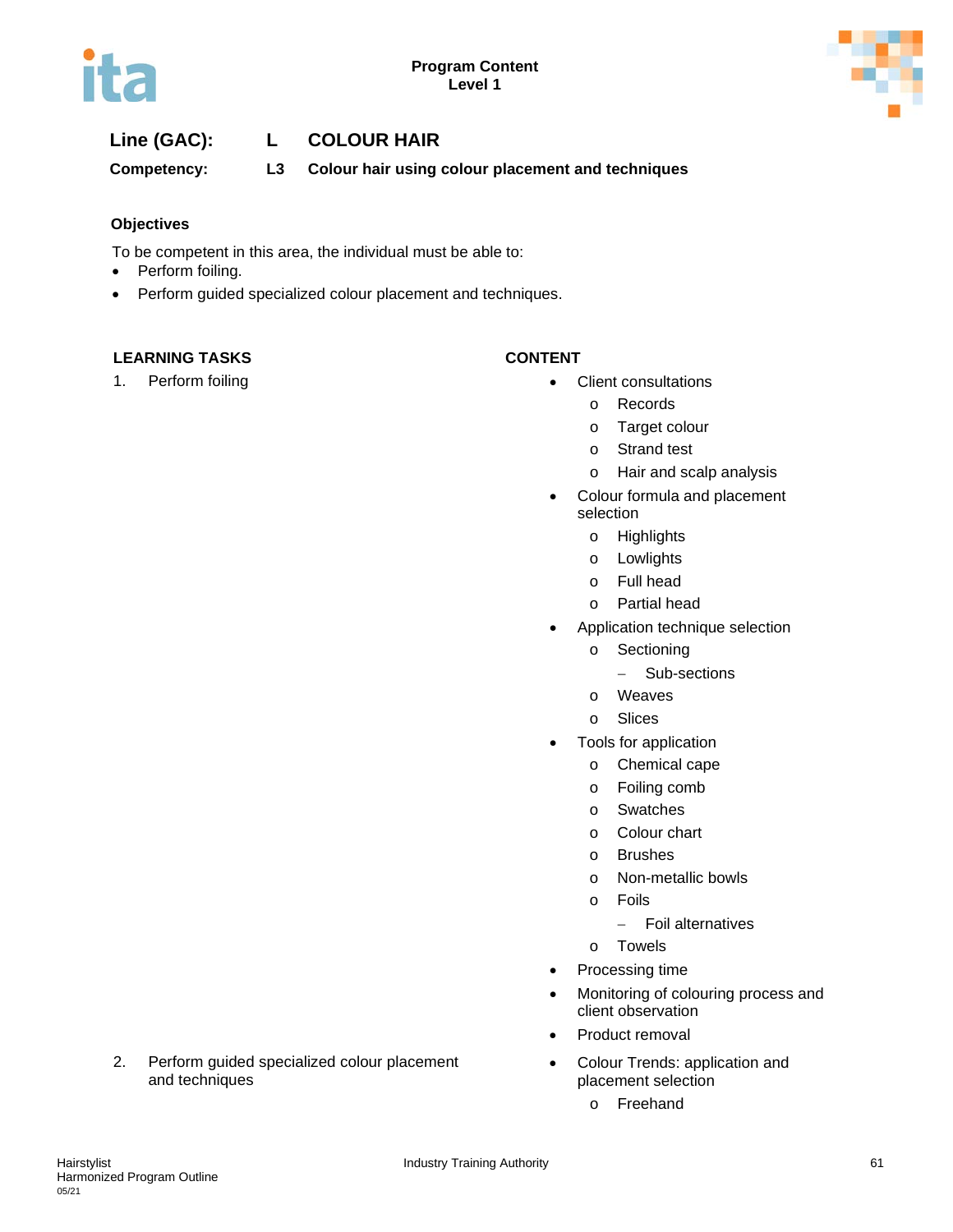**Program Content**
**Level 1**

## Line (GAC): L COLOUR HAIR

**Competency: L3 Colour hair using colour placement and techniques**

### Objectives

To be competent in this area, the individual must be able to:

- Perform foiling.
- Perform guided specialized colour placement and techniques.

| LEARNING TASKS | CONTENT |
|---|---|
| 1. Perform foiling | • Client consultations<br>  o Records<br>  o Target colour<br>  o Strand test<br>  o Hair and scalp analysis<br>• Colour formula and placement selection<br>  o Highlights<br>  o Lowlights<br>  o Full head<br>  o Partial head<br>• Application technique selection<br>  o Sectioning<br>    – Sub-sections<br>  o Weaves<br>  o Slices<br>• Tools for application<br>  o Chemical cape<br>  o Foiling comb<br>  o Swatches<br>  o Colour chart<br>  o Brushes<br>  o Non-metallic bowls<br>  o Foils<br>    – Foil alternatives<br>  o Towels<br>• Processing time<br>• Monitoring of colouring process and client observation<br>• Product removal |
| 2. Perform guided specialized colour placement and techniques | • Colour Trends: application and placement selection<br>  o Freehand |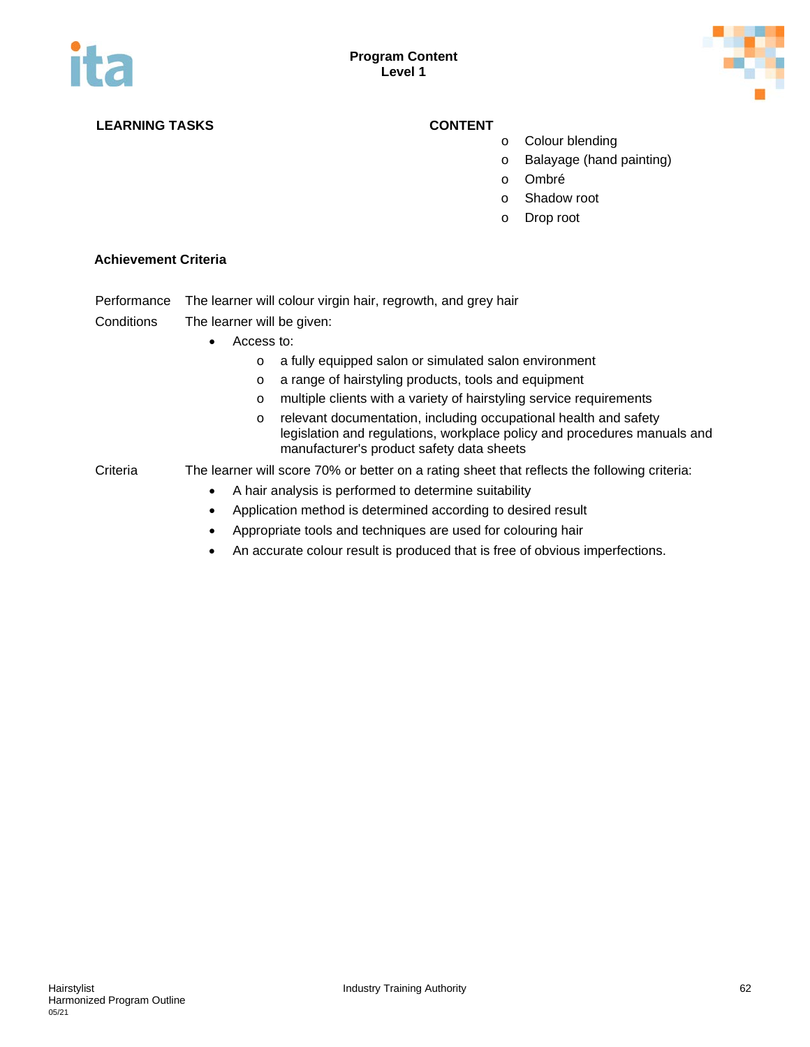| LEARNING TASKS | CONTENT |
| --- | --- |
| | o Colour blending<br>o Balayage (hand painting)<br>o Ombré<br>o Shadow root<br>o Drop root |

**Achievement Criteria**

Performance The learner will colour virgin hair, regrowth, and grey hair

Conditions The learner will be given:

- Access to:
  - a fully equipped salon or simulated salon environment
  - a range of hairstyling products, tools and equipment
  - multiple clients with a variety of hairstyling service requirements
  - relevant documentation, including occupational health and safety legislation and regulations, workplace policy and procedures manuals and manufacturer's product safety data sheets

Criteria The learner will score 70% or better on a rating sheet that reflects the following criteria:

- A hair analysis is performed to determine suitability
- Application method is determined according to desired result
- Appropriate tools and techniques are used for colouring hair
- An accurate colour result is produced that is free of obvious imperfections.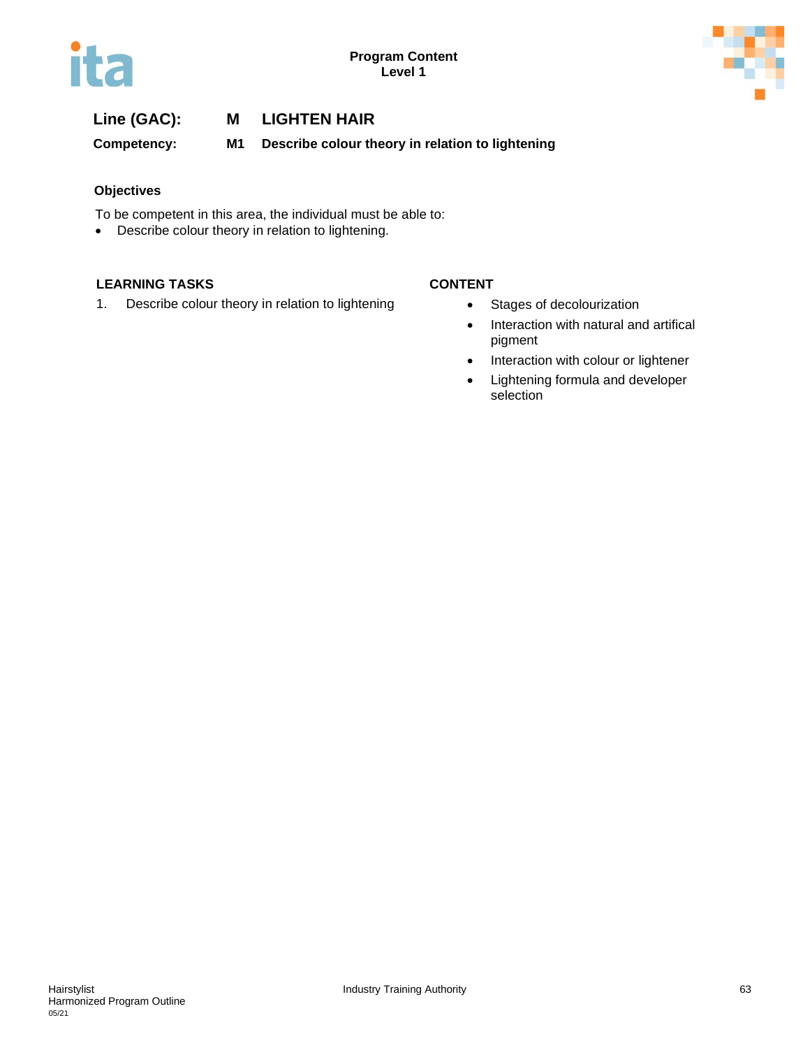**Line (GAC):** M **LIGHTEN HAIR**

**Competency:** M1 **Describe colour theory in relation to lightening**

### Objectives

To be competent in this area, the individual must be able to:

- Describe colour theory in relation to lightening.

| LEARNING TASKS | CONTENT |
|---|---|
| 1. Describe colour theory in relation to lightening | • Stages of decolourization<br>• Interaction with natural and artifical pigment<br>• Interaction with colour or lightener<br>• Lightening formula and developer selection |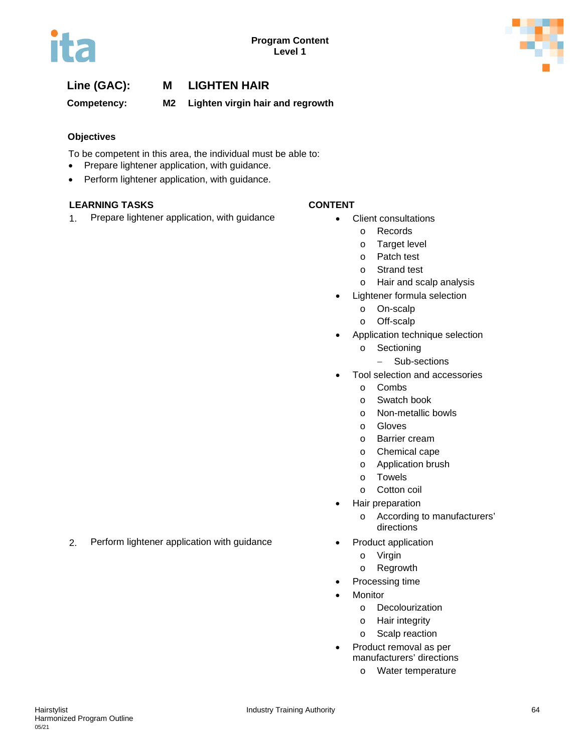**Line (GAC):** M LIGHTEN HAIR

**Competency:** M2 Lighten virgin hair and regrowth

### Objectives

To be competent in this area, the individual must be able to:

- Prepare lightener application, with guidance.
- Perform lightener application, with guidance.

| LEARNING TASKS | CONTENT |
|---|---|
| 1. Prepare lightener application, with guidance | • Client consultations<br>  o Records<br>  o Target level<br>  o Patch test<br>  o Strand test<br>  o Hair and scalp analysis<br>• Lightener formula selection<br>  o On-scalp<br>  o Off-scalp<br>• Application technique selection<br>  o Sectioning<br>    – Sub-sections<br>• Tool selection and accessories<br>  o Combs<br>  o Swatch book<br>  o Non-metallic bowls<br>  o Gloves<br>  o Barrier cream<br>  o Chemical cape<br>  o Application brush<br>  o Towels<br>  o Cotton coil<br>• Hair preparation<br>  o According to manufacturers' directions |
| 2. Perform lightener application with guidance | • Product application<br>  o Virgin<br>  o Regrowth<br>• Processing time<br>• Monitor<br>  o Decolourization<br>  o Hair integrity<br>  o Scalp reaction<br>• Product removal as per manufacturers' directions<br>  o Water temperature |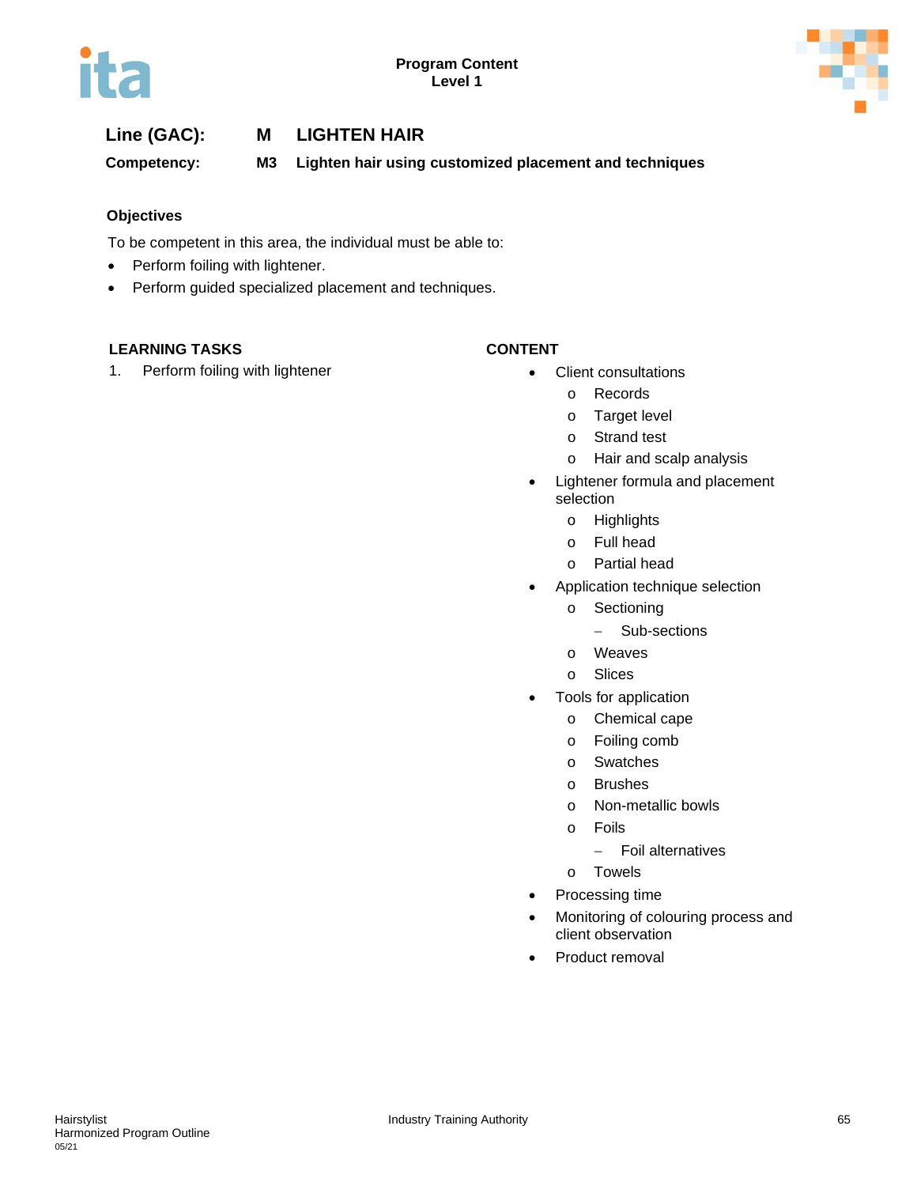**Line (GAC):** M LIGHTEN HAIR

**Competency:** M3 Lighten hair using customized placement and techniques

### Objectives

To be competent in this area, the individual must be able to:

- Perform foiling with lightener.
- Perform guided specialized placement and techniques.

| LEARNING TASKS | CONTENT |
| --- | --- |
| 1. Perform foiling with lightener | • Client consultations<br>  o Records<br>  o Target level<br>  o Strand test<br>  o Hair and scalp analysis<br>• Lightener formula and placement selection<br>  o Highlights<br>  o Full head<br>  o Partial head<br>• Application technique selection<br>  o Sectioning<br>    – Sub-sections<br>  o Weaves<br>  o Slices<br>• Tools for application<br>  o Chemical cape<br>  o Foiling comb<br>  o Swatches<br>  o Brushes<br>  o Non-metallic bowls<br>  o Foils<br>    – Foil alternatives<br>  o Towels<br>• Processing time<br>• Monitoring of colouring process and client observation<br>• Product removal |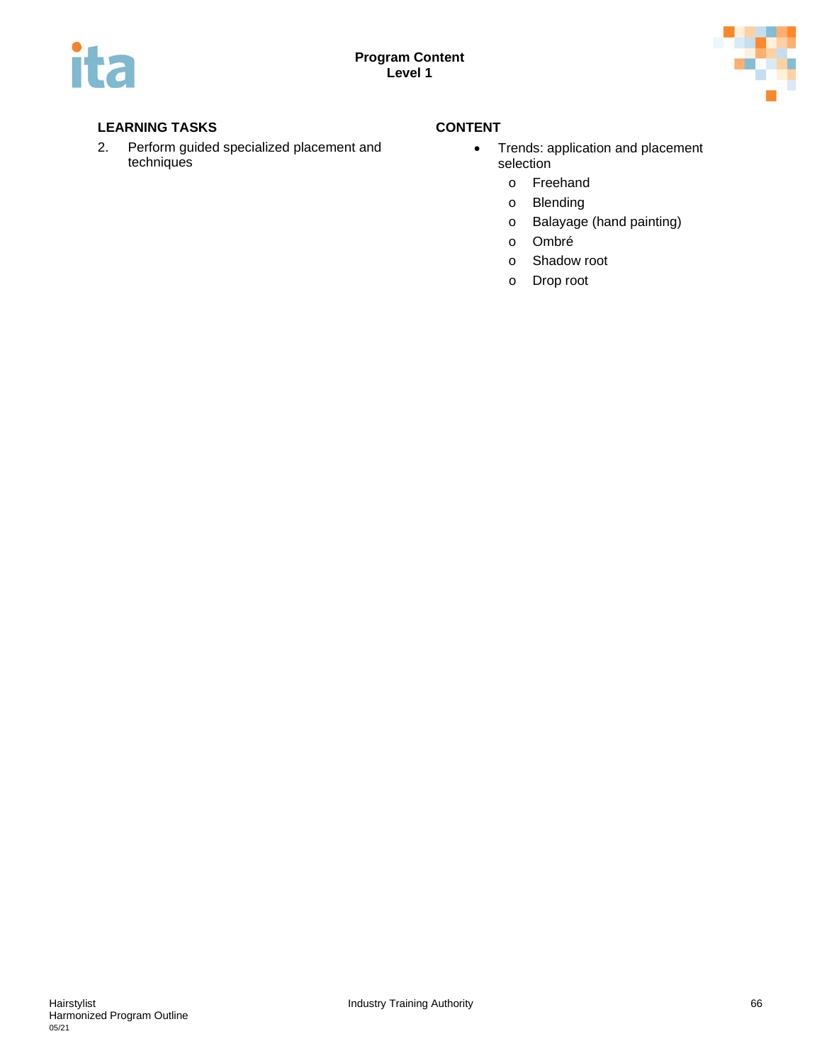| LEARNING TASKS | CONTENT |
| --- | --- |
| 2. Perform guided specialized placement and techniques | • Trends: application and placement selection<br>o Freehand<br>o Blending<br>o Balayage (hand painting)<br>o Ombré<br>o Shadow root<br>o Drop root |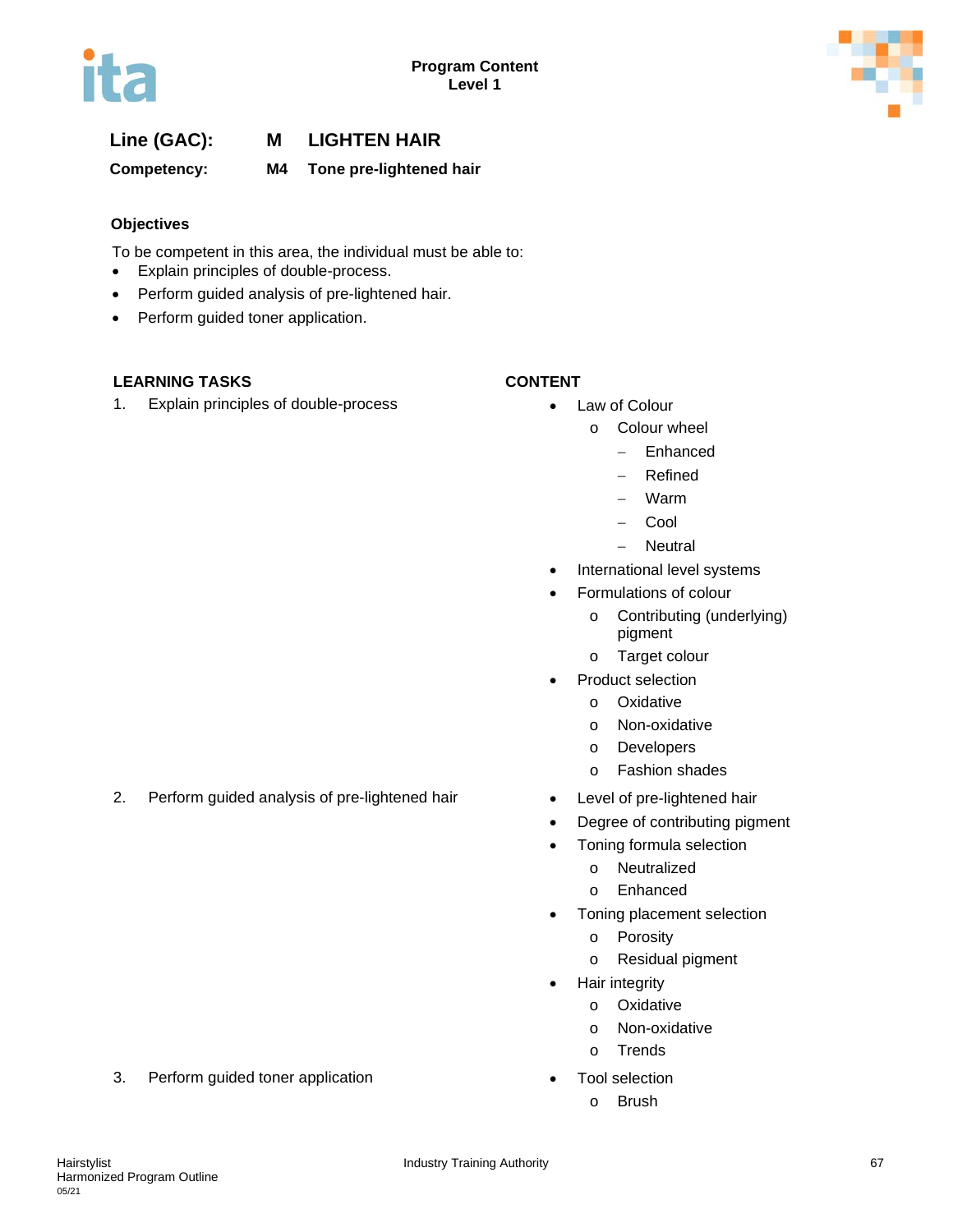**Program Content**
**Level 1**

**Line (GAC):** **M** **LIGHTEN HAIR**

**Competency:** **M4** **Tone pre-lightened hair**

### Objectives

To be competent in this area, the individual must be able to:

- Explain principles of double-process.
- Perform guided analysis of pre-lightened hair.
- Perform guided toner application.

| LEARNING TASKS | CONTENT |
|---|---|
| 1. Explain principles of double-process | • Law of Colour<br>&nbsp;&nbsp;o Colour wheel<br>&nbsp;&nbsp;&nbsp;&nbsp;– Enhanced<br>&nbsp;&nbsp;&nbsp;&nbsp;– Refined<br>&nbsp;&nbsp;&nbsp;&nbsp;– Warm<br>&nbsp;&nbsp;&nbsp;&nbsp;– Cool<br>&nbsp;&nbsp;&nbsp;&nbsp;– Neutral<br>• International level systems<br>• Formulations of colour<br>&nbsp;&nbsp;o Contributing (underlying) pigment<br>&nbsp;&nbsp;o Target colour<br>• Product selection<br>&nbsp;&nbsp;o Oxidative<br>&nbsp;&nbsp;o Non-oxidative<br>&nbsp;&nbsp;o Developers<br>&nbsp;&nbsp;o Fashion shades |
| 2. Perform guided analysis of pre-lightened hair | • Level of pre-lightened hair<br>• Degree of contributing pigment<br>• Toning formula selection<br>&nbsp;&nbsp;o Neutralized<br>&nbsp;&nbsp;o Enhanced<br>• Toning placement selection<br>&nbsp;&nbsp;o Porosity<br>&nbsp;&nbsp;o Residual pigment<br>• Hair integrity<br>&nbsp;&nbsp;o Oxidative<br>&nbsp;&nbsp;o Non-oxidative<br>&nbsp;&nbsp;o Trends |
| 3. Perform guided toner application | • Tool selection<br>&nbsp;&nbsp;o Brush |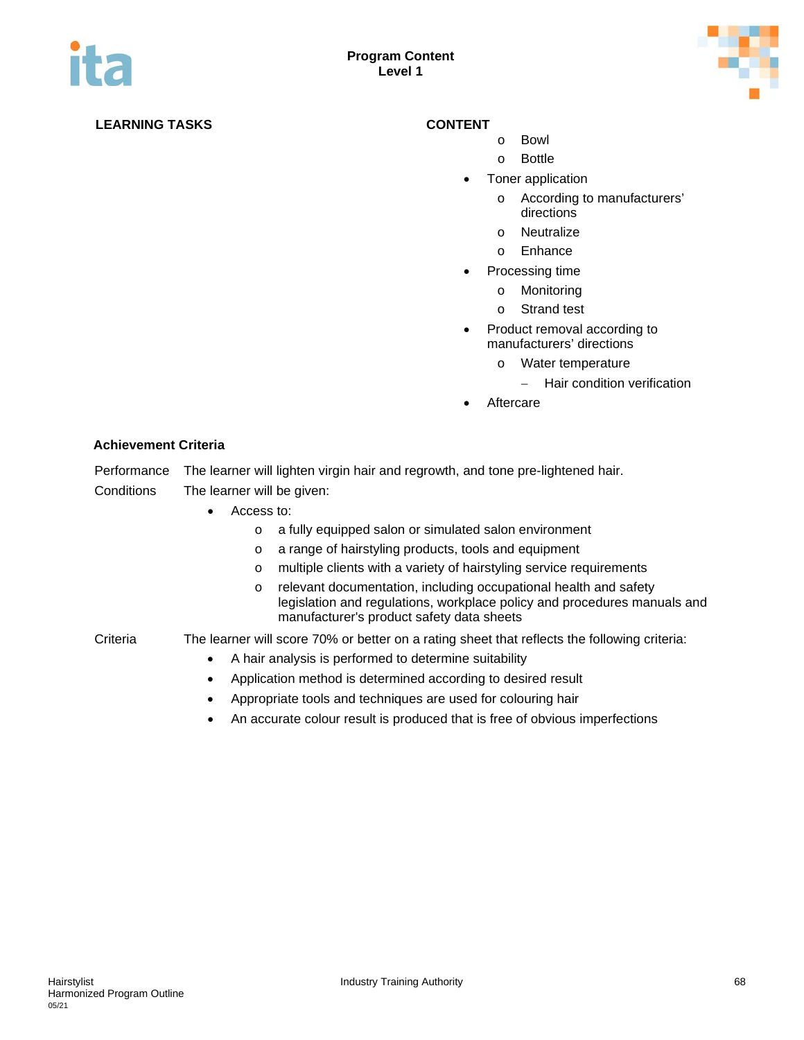| LEARNING TASKS | CONTENT |
|---|---|
| | o Bowl<br>o Bottle<br>• Toner application<br>o According to manufacturers' directions<br>o Neutralize<br>o Enhance<br>• Processing time<br>o Monitoring<br>o Strand test<br>• Product removal according to manufacturers' directions<br>o Water temperature<br>– Hair condition verification<br>• Aftercare |

**Achievement Criteria**

Performance The learner will lighten virgin hair and regrowth, and tone pre-lightened hair.

Conditions The learner will be given:

- Access to:
  - a fully equipped salon or simulated salon environment
  - a range of hairstyling products, tools and equipment
  - multiple clients with a variety of hairstyling service requirements
  - relevant documentation, including occupational health and safety legislation and regulations, workplace policy and procedures manuals and manufacturer's product safety data sheets

Criteria The learner will score 70% or better on a rating sheet that reflects the following criteria:

- A hair analysis is performed to determine suitability
- Application method is determined according to desired result
- Appropriate tools and techniques are used for colouring hair
- An accurate colour result is produced that is free of obvious imperfections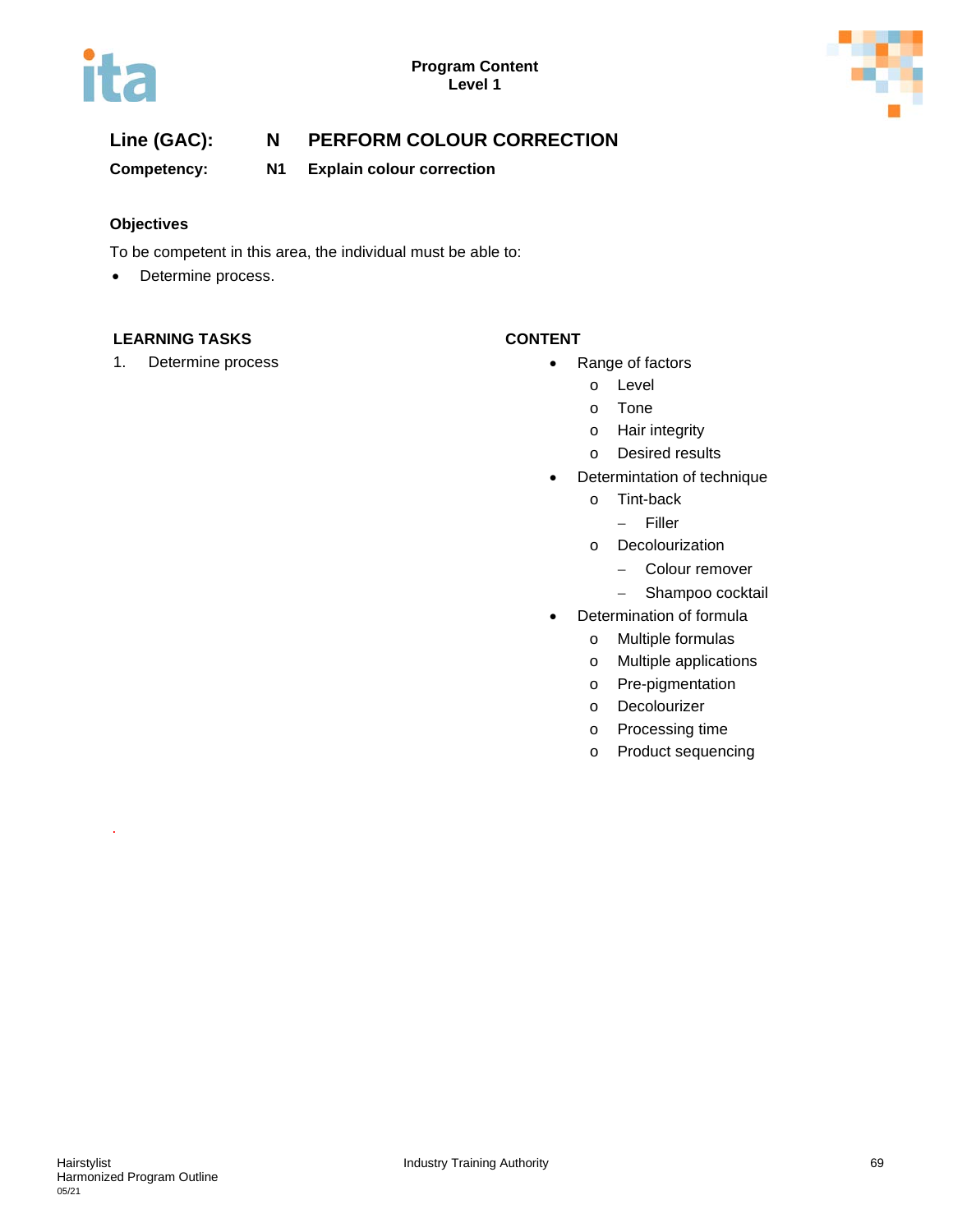# Line (GAC): N PERFORM COLOUR CORRECTION

## Competency: N1 Explain colour correction

### Objectives

To be competent in this area, the individual must be able to:

- Determine process.

| LEARNING TASKS | CONTENT |
|---|---|
| 1. Determine process | • Range of factors<br>  o Level<br>  o Tone<br>  o Hair integrity<br>  o Desired results<br>• Determintation of technique<br>  o Tint-back<br>    – Filler<br>  o Decolourization<br>    – Colour remover<br>    – Shampoo cocktail<br>• Determination of formula<br>  o Multiple formulas<br>  o Multiple applications<br>  o Pre-pigmentation<br>  o Decolourizer<br>  o Processing time<br>  o Product sequencing |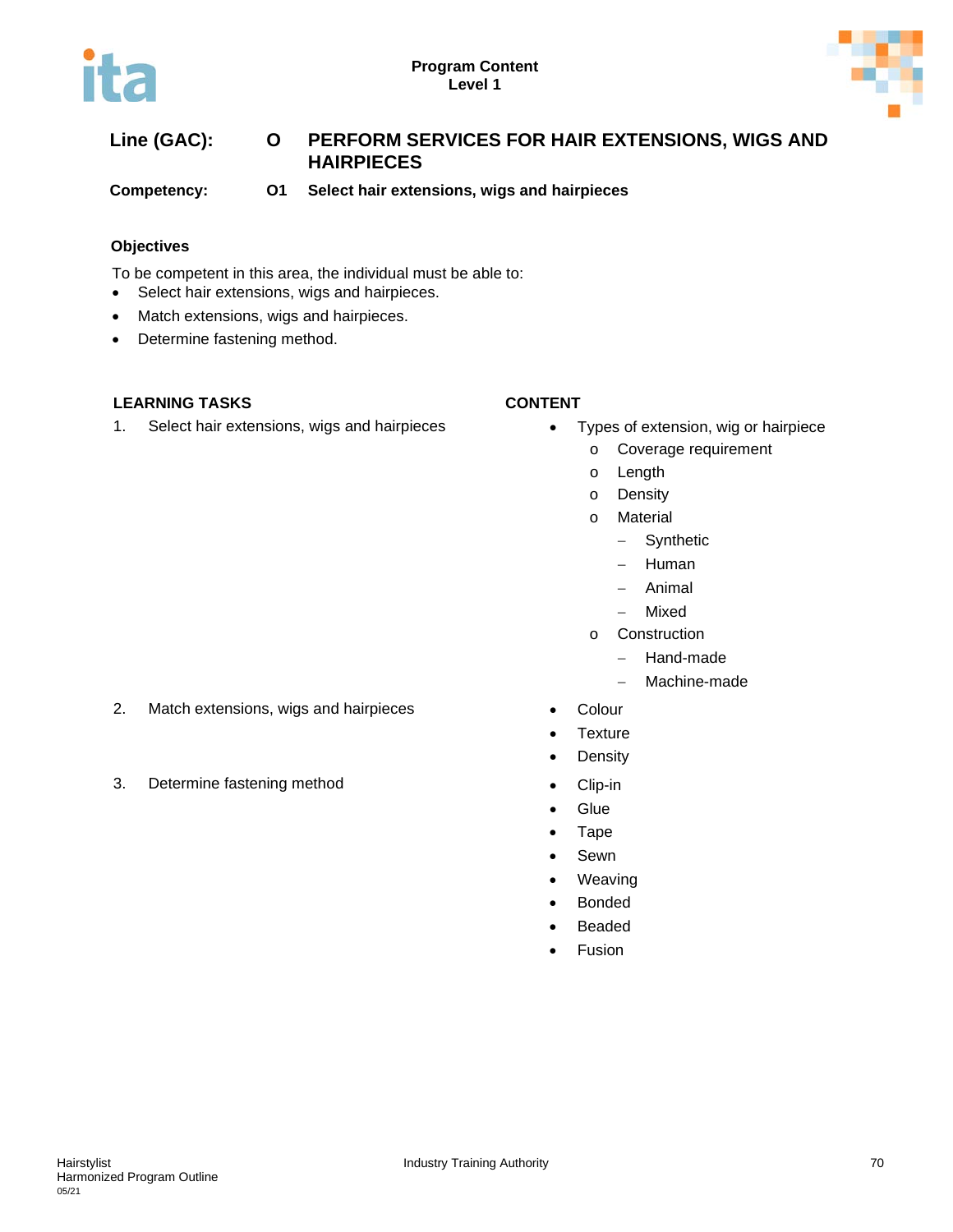**Line (GAC):** **O** **PERFORM SERVICES FOR HAIR EXTENSIONS, WIGS AND HAIRPIECES**

**Competency:** **O1** **Select hair extensions, wigs and hairpieces**

### Objectives

To be competent in this area, the individual must be able to:

- Select hair extensions, wigs and hairpieces.
- Match extensions, wigs and hairpieces.
- Determine fastening method.

| LEARNING TASKS | CONTENT |
|---|---|
| 1. Select hair extensions, wigs and hairpieces | • Types of extension, wig or hairpiece<br>&nbsp;&nbsp;o Coverage requirement<br>&nbsp;&nbsp;o Length<br>&nbsp;&nbsp;o Density<br>&nbsp;&nbsp;o Material<br>&nbsp;&nbsp;&nbsp;&nbsp;– Synthetic<br>&nbsp;&nbsp;&nbsp;&nbsp;– Human<br>&nbsp;&nbsp;&nbsp;&nbsp;– Animal<br>&nbsp;&nbsp;&nbsp;&nbsp;– Mixed<br>&nbsp;&nbsp;o Construction<br>&nbsp;&nbsp;&nbsp;&nbsp;– Hand-made<br>&nbsp;&nbsp;&nbsp;&nbsp;– Machine-made |
| 2. Match extensions, wigs and hairpieces | • Colour<br>• Texture<br>• Density |
| 3. Determine fastening method | • Clip-in<br>• Glue<br>• Tape<br>• Sewn<br>• Weaving<br>• Bonded<br>• Beaded<br>• Fusion |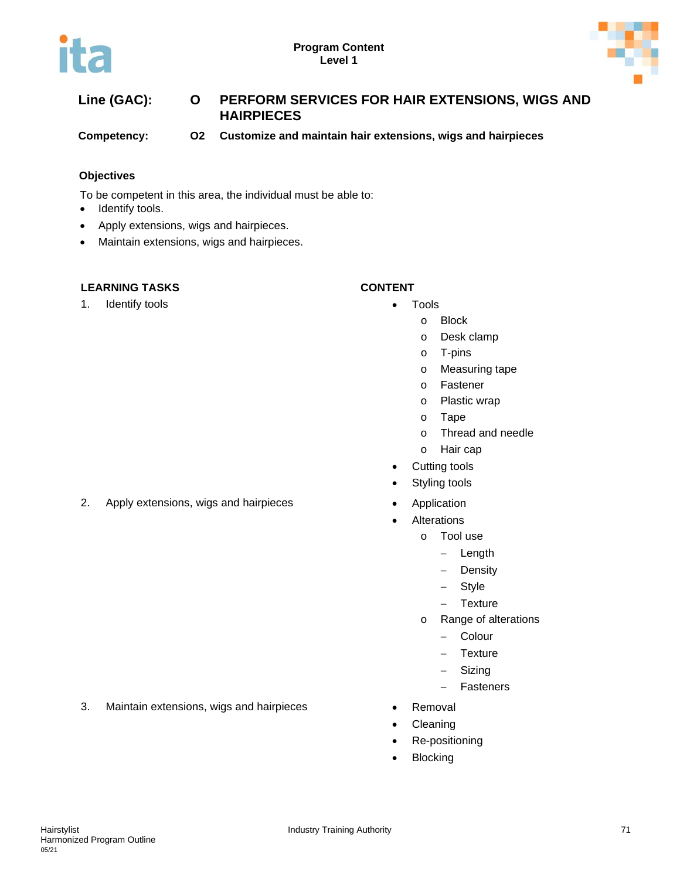**Program Content**
**Level 1**

**Line (GAC):** **O** **PERFORM SERVICES FOR HAIR EXTENSIONS, WIGS AND HAIRPIECES**

**Competency:** **O2** **Customize and maintain hair extensions, wigs and hairpieces**

### Objectives

To be competent in this area, the individual must be able to:

- Identify tools.
- Apply extensions, wigs and hairpieces.
- Maintain extensions, wigs and hairpieces.

| LEARNING TASKS | CONTENT |
|---|---|
| 1. Identify tools | • Tools<br>  o Block<br>  o Desk clamp<br>  o T-pins<br>  o Measuring tape<br>  o Fastener<br>  o Plastic wrap<br>  o Tape<br>  o Thread and needle<br>  o Hair cap<br>• Cutting tools<br>• Styling tools |
| 2. Apply extensions, wigs and hairpieces | • Application<br>• Alterations<br>  o Tool use<br>    – Length<br>    – Density<br>    – Style<br>    – Texture<br>  o Range of alterations<br>    – Colour<br>    – Texture<br>    – Sizing<br>    – Fasteners |
| 3. Maintain extensions, wigs and hairpieces | • Removal<br>• Cleaning<br>• Re-positioning<br>• Blocking |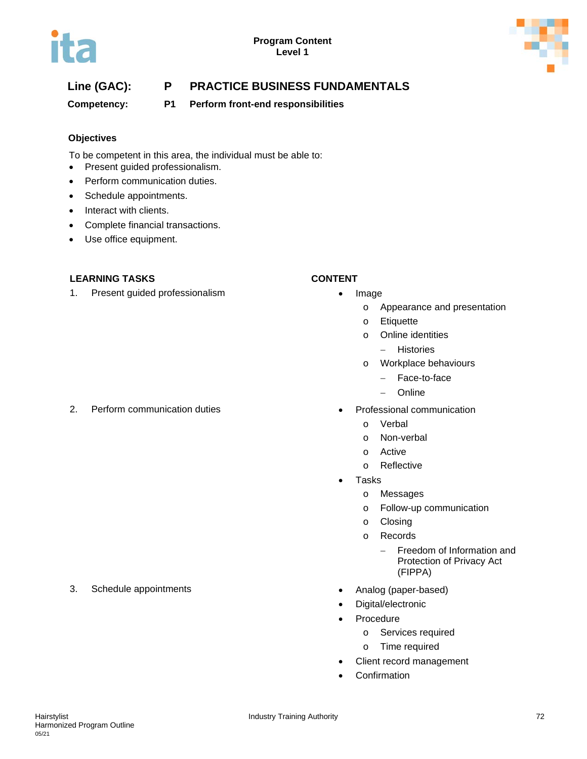**Line (GAC):** **P** **PRACTICE BUSINESS FUNDAMENTALS**

**Competency:** **P1** **Perform front-end responsibilities**

### Objectives

To be competent in this area, the individual must be able to:

- Present guided professionalism.
- Perform communication duties.
- Schedule appointments.
- Interact with clients.
- Complete financial transactions.
- Use office equipment.

| LEARNING TASKS | CONTENT |
|---|---|
| 1. Present guided professionalism | • Image<br>  o Appearance and presentation<br>  o Etiquette<br>  o Online identities<br>    – Histories<br>  o Workplace behaviours<br>    – Face-to-face<br>    – Online |
| 2. Perform communication duties | • Professional communication<br>  o Verbal<br>  o Non-verbal<br>  o Active<br>  o Reflective<br>• Tasks<br>  o Messages<br>  o Follow-up communication<br>  o Closing<br>  o Records<br>    – Freedom of Information and Protection of Privacy Act (FIPPA) |
| 3. Schedule appointments | • Analog (paper-based)<br>• Digital/electronic<br>• Procedure<br>  o Services required<br>  o Time required<br>• Client record management<br>• Confirmation |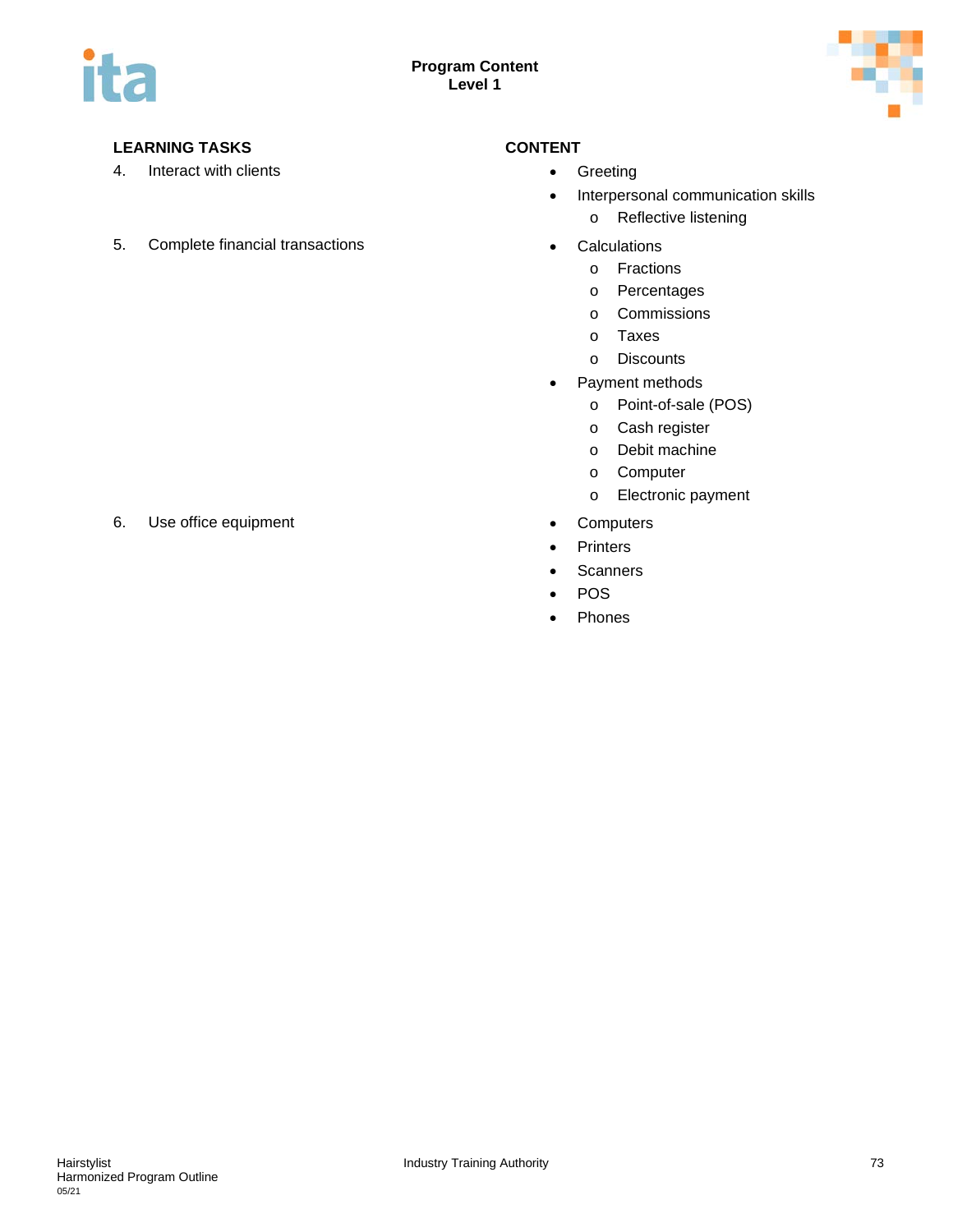## Program Content
## Level 1

| LEARNING TASKS | CONTENT |
| --- | --- |
| 4. Interact with clients | • Greeting<br>• Interpersonal communication skills<br>  o Reflective listening |
| 5. Complete financial transactions | • Calculations<br>  o Fractions<br>  o Percentages<br>  o Commissions<br>  o Taxes<br>  o Discounts<br>• Payment methods<br>  o Point-of-sale (POS)<br>  o Cash register<br>  o Debit machine<br>  o Computer<br>  o Electronic payment |
| 6. Use office equipment | • Computers<br>• Printers<br>• Scanners<br>• POS<br>• Phones |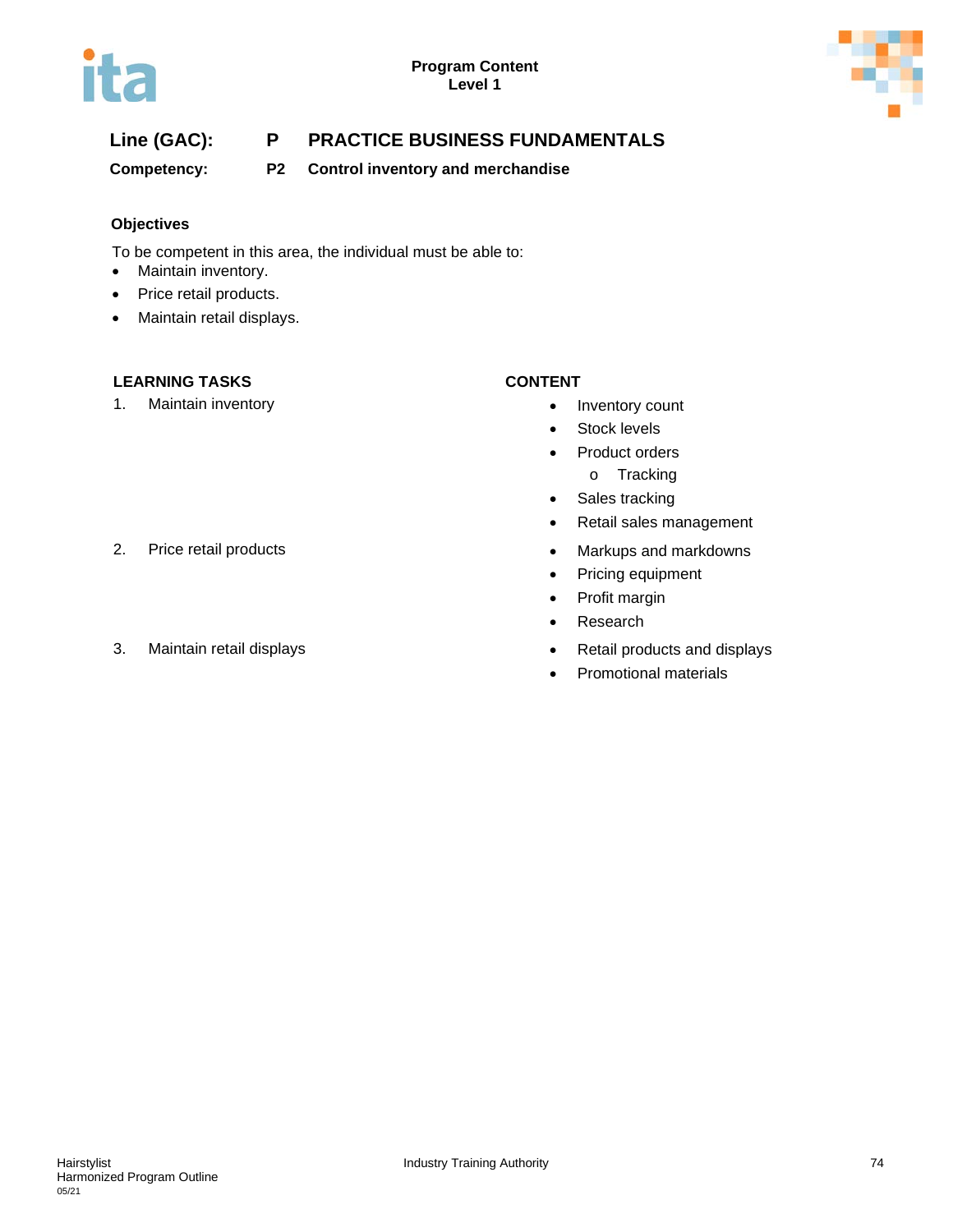**Program Content**
**Level 1**

## Line (GAC): P PRACTICE BUSINESS FUNDAMENTALS

**Competency: P2 Control inventory and merchandise**

### Objectives

To be competent in this area, the individual must be able to:

- Maintain inventory.
- Price retail products.
- Maintain retail displays.

| LEARNING TASKS | CONTENT |
|---|---|
| 1. Maintain inventory | • Inventory count<br>• Stock levels<br>• Product orders<br>  o Tracking<br>• Sales tracking<br>• Retail sales management |
| 2. Price retail products | • Markups and markdowns<br>• Pricing equipment<br>• Profit margin<br>• Research |
| 3. Maintain retail displays | • Retail products and displays<br>• Promotional materials |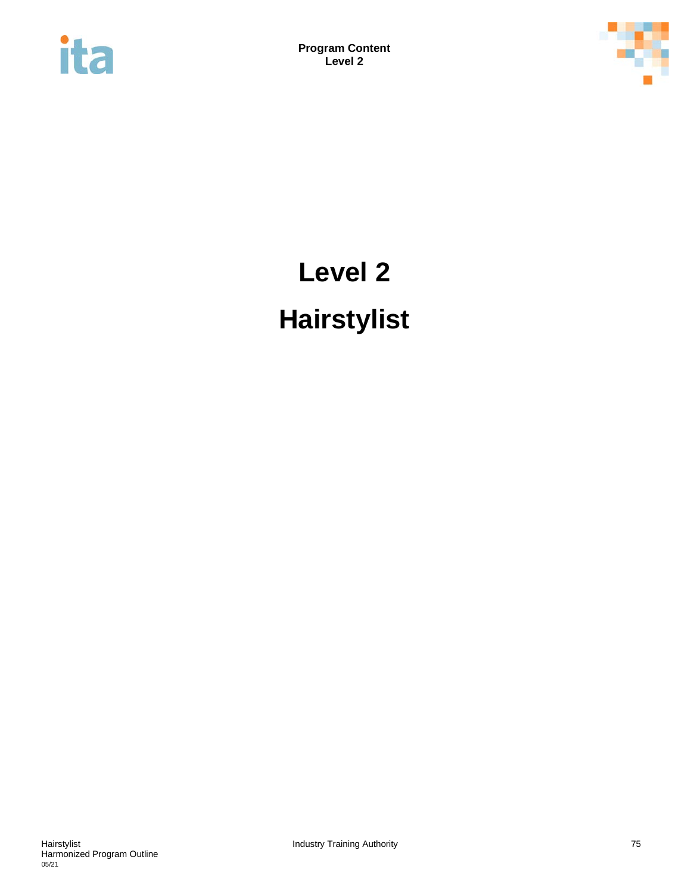# Level 2

# Hairstylist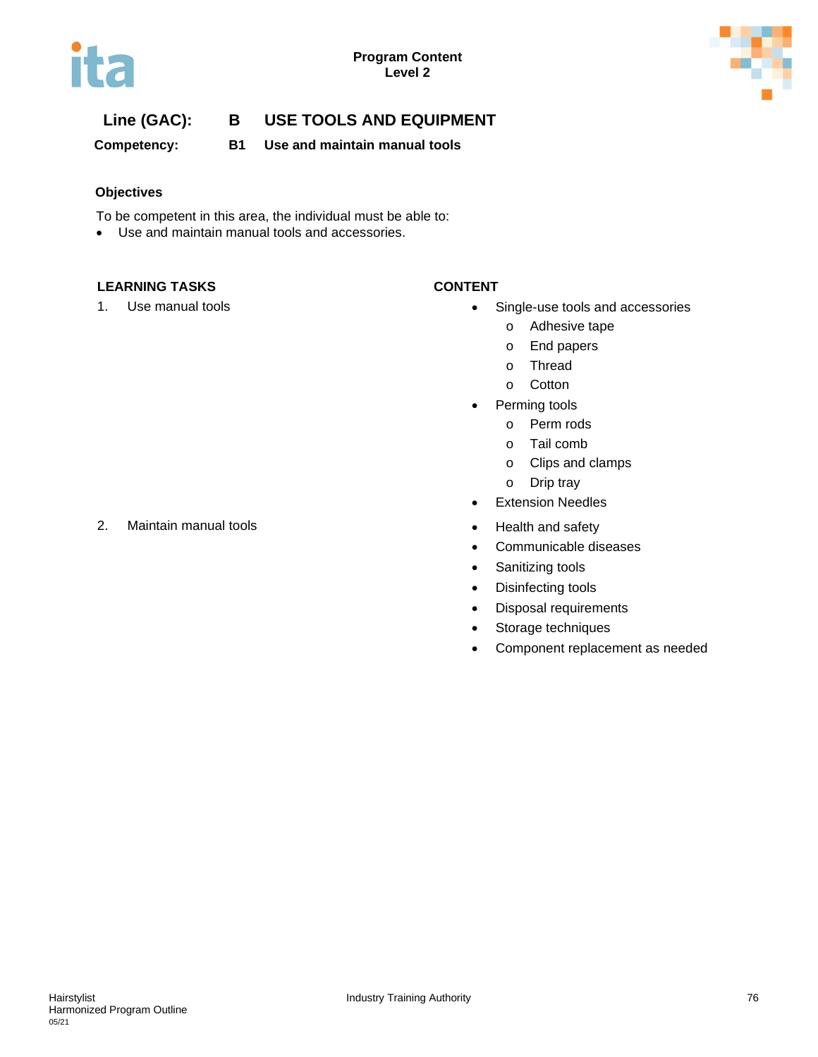**Line (GAC):** **B USE TOOLS AND EQUIPMENT**

**Competency:** **B1 Use and maintain manual tools**

**Objectives**

To be competent in this area, the individual must be able to:

- Use and maintain manual tools and accessories.

| LEARNING TASKS | CONTENT |
|---|---|
| 1. Use manual tools | • Single-use tools and accessories<br>  o Adhesive tape<br>  o End papers<br>  o Thread<br>  o Cotton<br>• Perming tools<br>  o Perm rods<br>  o Tail comb<br>  o Clips and clamps<br>  o Drip tray<br>• Extension Needles |
| 2. Maintain manual tools | • Health and safety<br>• Communicable diseases<br>• Sanitizing tools<br>• Disinfecting tools<br>• Disposal requirements<br>• Storage techniques<br>• Component replacement as needed |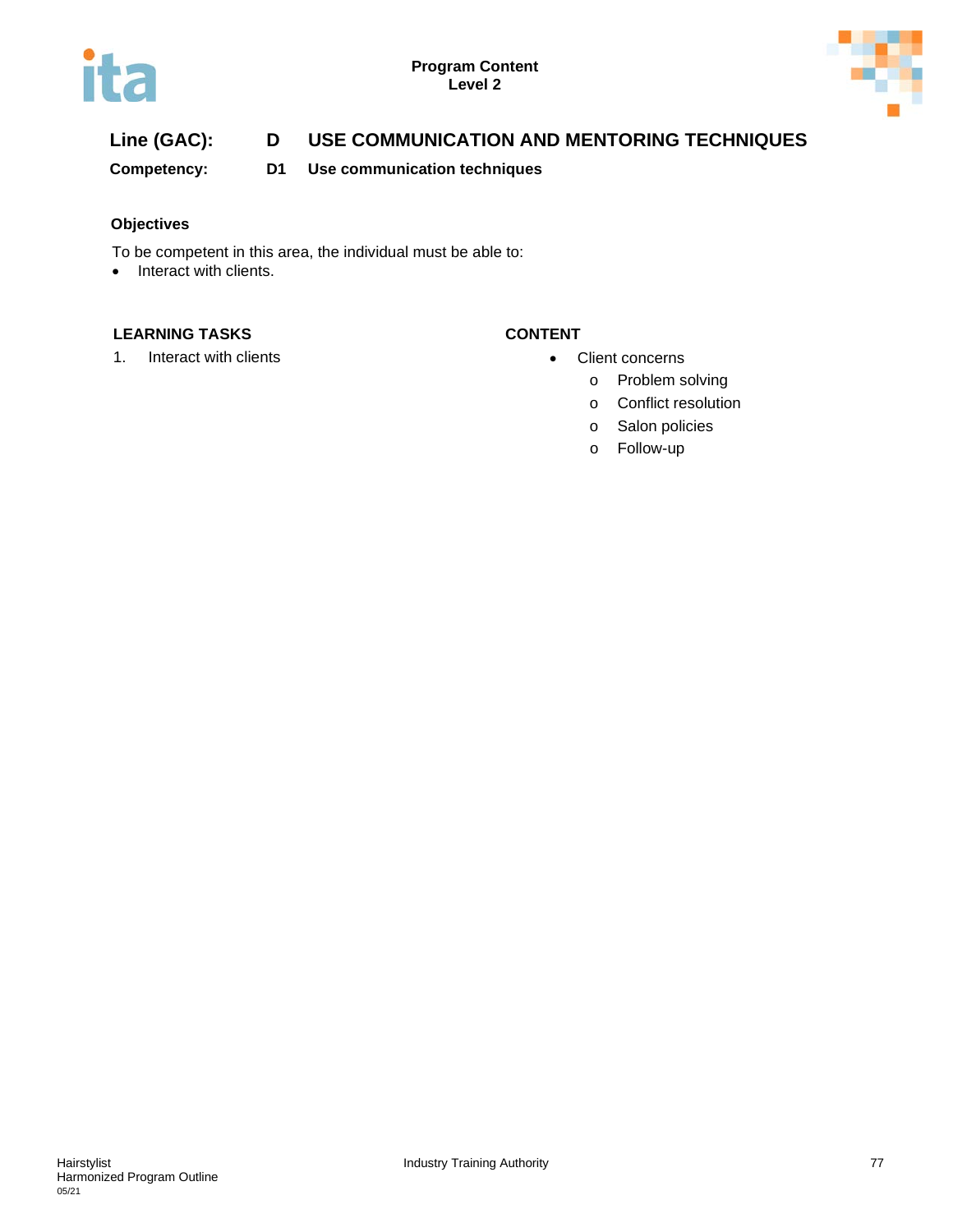**Program Content**
**Level 2**

## Line (GAC): D USE COMMUNICATION AND MENTORING TECHNIQUES

**Competency: D1 Use communication techniques**

### Objectives

To be competent in this area, the individual must be able to:

- Interact with clients.

| LEARNING TASKS | CONTENT |
| --- | --- |
| 1. Interact with clients | • Client concerns<br>o Problem solving<br>o Conflict resolution<br>o Salon policies<br>o Follow-up |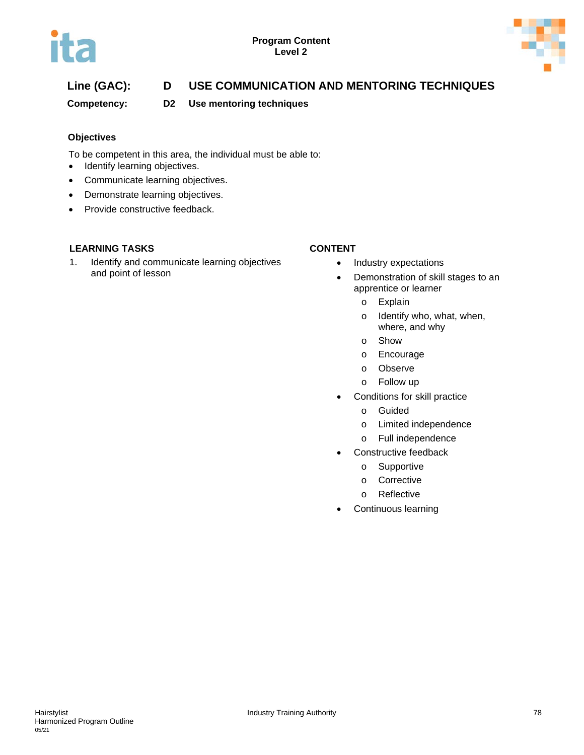**Line (GAC):** D USE COMMUNICATION AND MENTORING TECHNIQUES

**Competency:** D2 Use mentoring techniques

### Objectives

To be competent in this area, the individual must be able to:

- Identify learning objectives.
- Communicate learning objectives.
- Demonstrate learning objectives.
- Provide constructive feedback.

| LEARNING TASKS | CONTENT |
|---|---|
| 1. Identify and communicate learning objectives and point of lesson | • Industry expectations<br>• Demonstration of skill stages to an apprentice or learner<br>&nbsp;&nbsp;o Explain<br>&nbsp;&nbsp;o Identify who, what, when, where, and why<br>&nbsp;&nbsp;o Show<br>&nbsp;&nbsp;o Encourage<br>&nbsp;&nbsp;o Observe<br>&nbsp;&nbsp;o Follow up<br>• Conditions for skill practice<br>&nbsp;&nbsp;o Guided<br>&nbsp;&nbsp;o Limited independence<br>&nbsp;&nbsp;o Full independence<br>• Constructive feedback<br>&nbsp;&nbsp;o Supportive<br>&nbsp;&nbsp;o Corrective<br>&nbsp;&nbsp;o Reflective<br>• Continuous learning |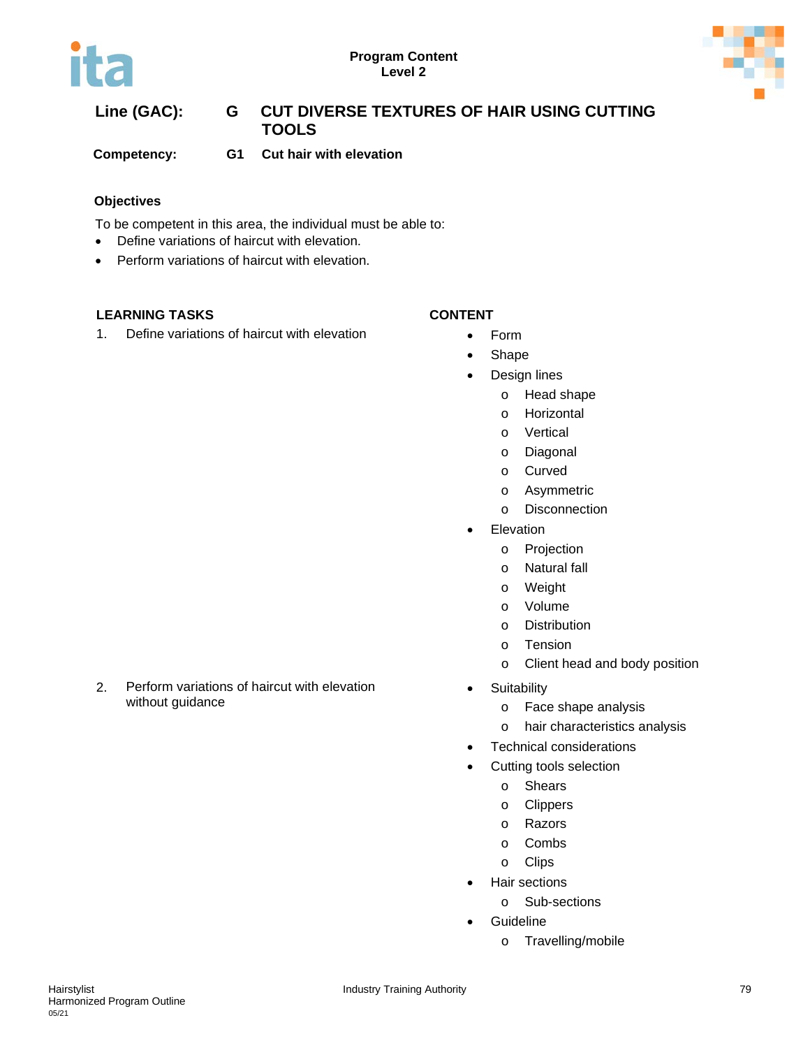**Program Content**
**Level 2**

## Line (GAC): G CUT DIVERSE TEXTURES OF HAIR USING CUTTING TOOLS

**Competency: G1 Cut hair with elevation**

### Objectives

To be competent in this area, the individual must be able to:

- Define variations of haircut with elevation.
- Perform variations of haircut with elevation.

| LEARNING TASKS | CONTENT |
|---|---|
| 1. Define variations of haircut with elevation | • Form<br>• Shape<br>• Design lines<br>  o Head shape<br>  o Horizontal<br>  o Vertical<br>  o Diagonal<br>  o Curved<br>  o Asymmetric<br>  o Disconnection<br>• Elevation<br>  o Projection<br>  o Natural fall<br>  o Weight<br>  o Volume<br>  o Distribution<br>  o Tension<br>  o Client head and body position |
| 2. Perform variations of haircut with elevation without guidance | • Suitability<br>  o Face shape analysis<br>  o hair characteristics analysis<br>• Technical considerations<br>• Cutting tools selection<br>  o Shears<br>  o Clippers<br>  o Razors<br>  o Combs<br>  o Clips<br>• Hair sections<br>  o Sub-sections<br>• Guideline<br>  o Travelling/mobile |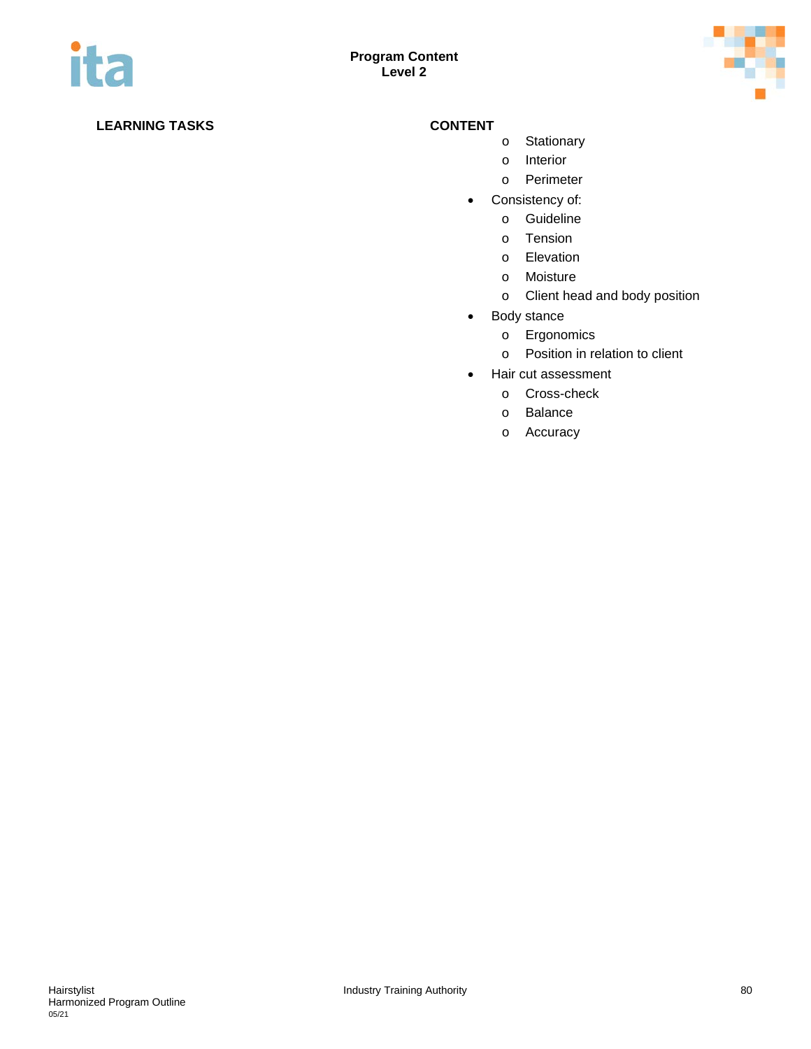| LEARNING TASKS | CONTENT |
|---|---|
| | - Stationary<br>- Interior<br>- Perimeter |
| | • Consistency of:<br>- Guideline<br>- Tension<br>- Elevation<br>- Moisture<br>- Client head and body position |
| | • Body stance<br>- Ergonomics<br>- Position in relation to client |
| | • Hair cut assessment<br>- Cross-check<br>- Balance<br>- Accuracy |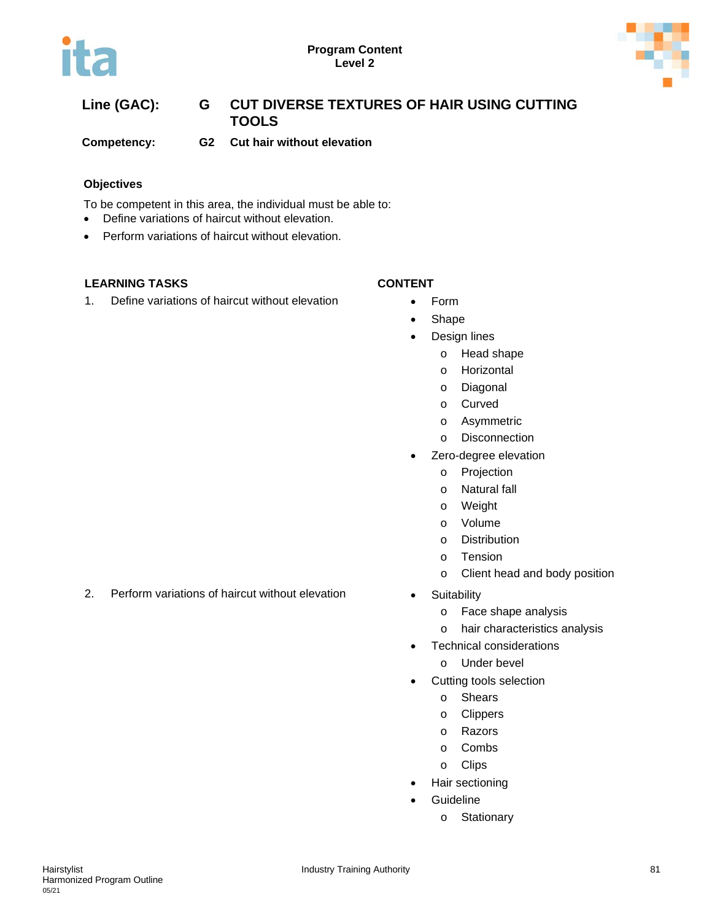**Line (GAC):** G CUT DIVERSE TEXTURES OF HAIR USING CUTTING TOOLS

**Competency:** G2 Cut hair without elevation

### Objectives

To be competent in this area, the individual must be able to:

- Define variations of haircut without elevation.
- Perform variations of haircut without elevation.

| LEARNING TASKS | CONTENT |
|---|---|
| 1. Define variations of haircut without elevation | • Form<br>• Shape<br>• Design lines<br>  o Head shape<br>  o Horizontal<br>  o Diagonal<br>  o Curved<br>  o Asymmetric<br>  o Disconnection<br>• Zero-degree elevation<br>  o Projection<br>  o Natural fall<br>  o Weight<br>  o Volume<br>  o Distribution<br>  o Tension<br>  o Client head and body position |
| 2. Perform variations of haircut without elevation | • Suitability<br>  o Face shape analysis<br>  o hair characteristics analysis<br>• Technical considerations<br>  o Under bevel<br>• Cutting tools selection<br>  o Shears<br>  o Clippers<br>  o Razors<br>  o Combs<br>  o Clips<br>• Hair sectioning<br>• Guideline<br>  o Stationary |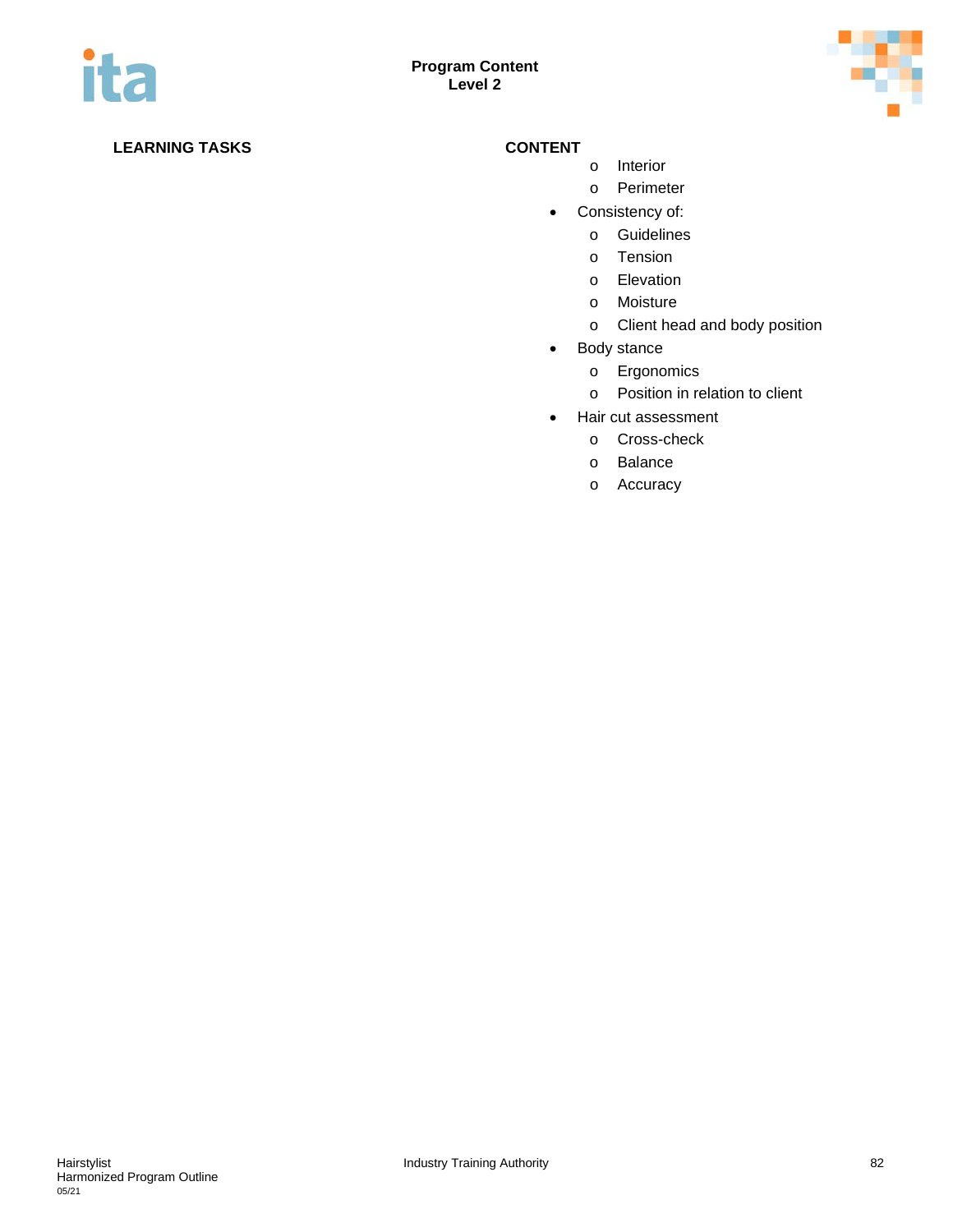**LEARNING TASKS** | **CONTENT**

- Interior
- Perimeter

- Consistency of:
  - Guidelines
  - Tension
  - Elevation
  - Moisture
  - Client head and body position
- Body stance
  - Ergonomics
  - Position in relation to client
- Hair cut assessment
  - Cross-check
  - Balance
  - Accuracy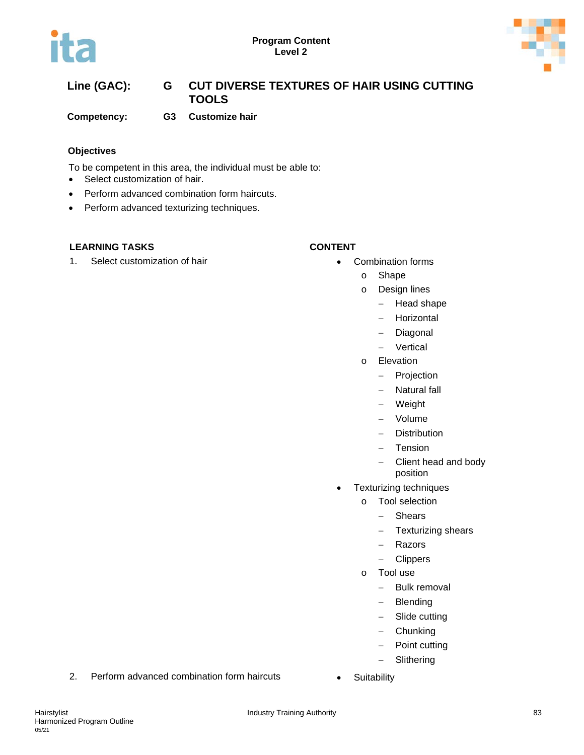**Line (GAC):** G **CUT DIVERSE TEXTURES OF HAIR USING CUTTING TOOLS**

**Competency:** G3 **Customize hair**

### Objectives

To be competent in this area, the individual must be able to:

- Select customization of hair.
- Perform advanced combination form haircuts.
- Perform advanced texturizing techniques.

| LEARNING TASKS | CONTENT |
|---|---|
| 1. Select customization of hair | • Combination forms<br>  o Shape<br>  o Design lines<br>    – Head shape<br>    – Horizontal<br>    – Diagonal<br>    – Vertical<br>  o Elevation<br>    – Projection<br>    – Natural fall<br>    – Weight<br>    – Volume<br>    – Distribution<br>    – Tension<br>    – Client head and body position<br>• Texturizing techniques<br>  o Tool selection<br>    – Shears<br>    – Texturizing shears<br>    – Razors<br>    – Clippers<br>  o Tool use<br>    – Bulk removal<br>    – Blending<br>    – Slide cutting<br>    – Chunking<br>    – Point cutting<br>    – Slithering |
| 2. Perform advanced combination form haircuts | • Suitability |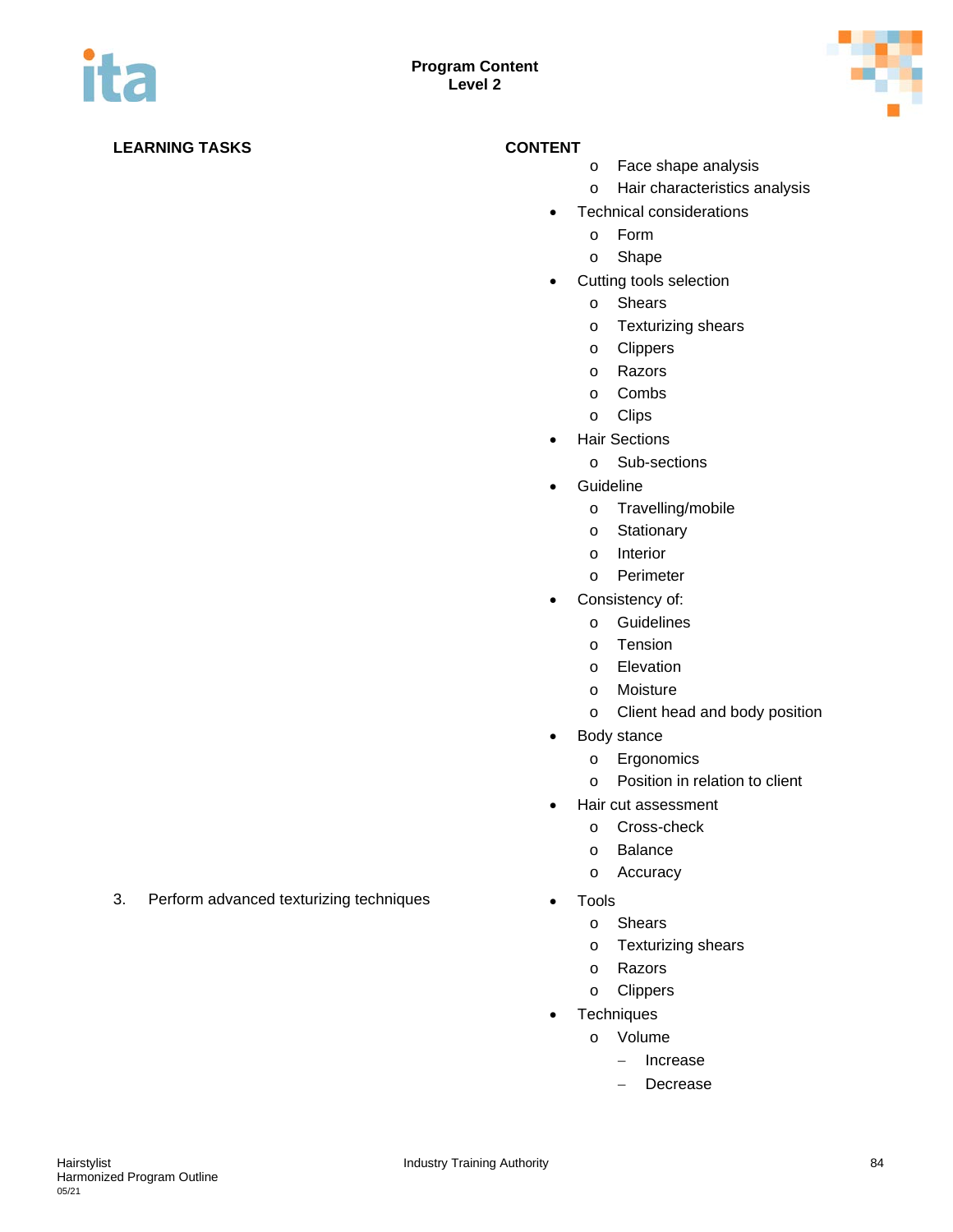| LEARNING TASKS | CONTENT |
|---|---|
| | o Face shape analysis<br>o Hair characteristics analysis<br>• Technical considerations<br>o Form<br>o Shape<br>• Cutting tools selection<br>o Shears<br>o Texturizing shears<br>o Clippers<br>o Razors<br>o Combs<br>o Clips<br>• Hair Sections<br>o Sub-sections<br>• Guideline<br>o Travelling/mobile<br>o Stationary<br>o Interior<br>o Perimeter<br>• Consistency of:<br>o Guidelines<br>o Tension<br>o Elevation<br>o Moisture<br>o Client head and body position<br>• Body stance<br>o Ergonomics<br>o Position in relation to client<br>• Hair cut assessment<br>o Cross-check<br>o Balance<br>o Accuracy |
| 3. Perform advanced texturizing techniques | • Tools<br>o Shears<br>o Texturizing shears<br>o Razors<br>o Clippers<br>• Techniques<br>o Volume<br>– Increase<br>– Decrease |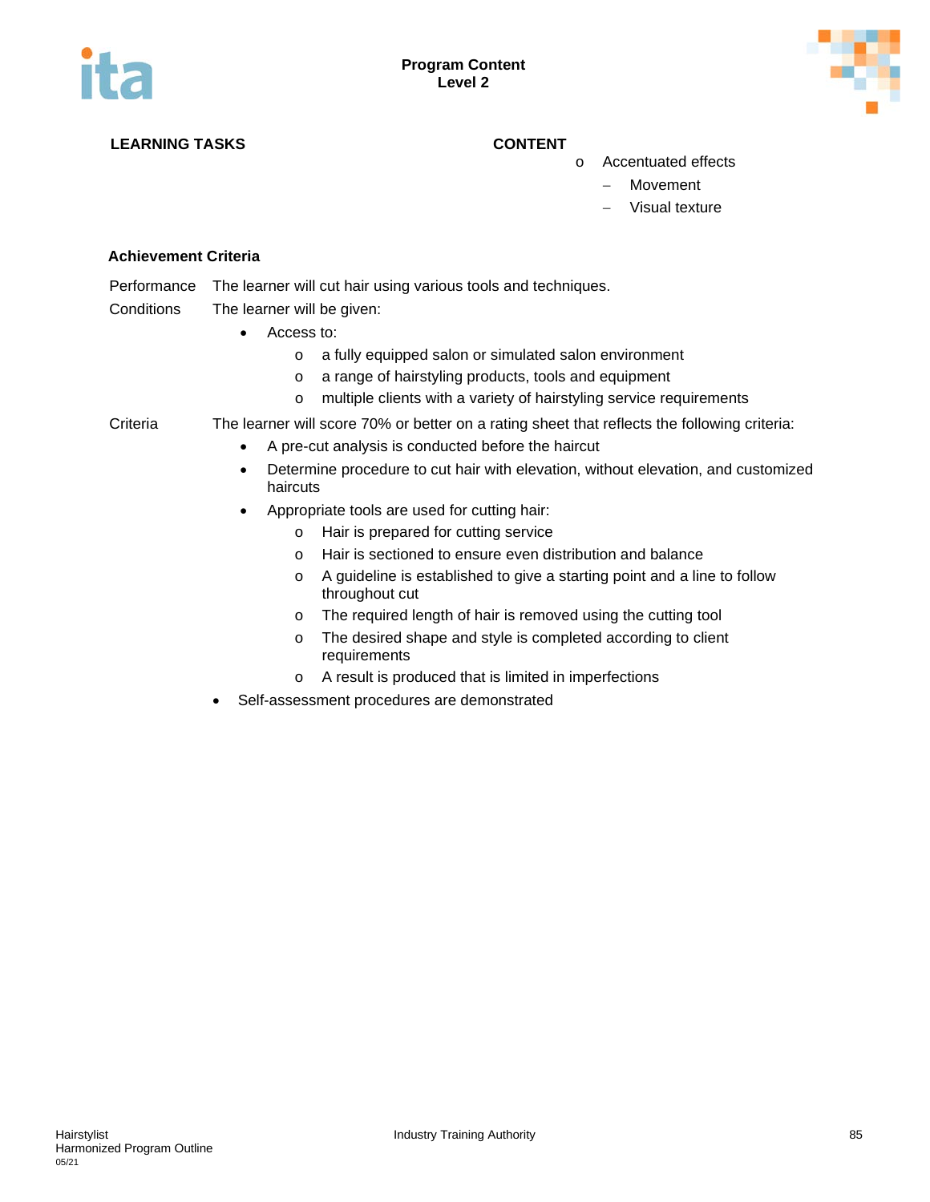| LEARNING TASKS | CONTENT |
|---|---|
| | - Accentuated effects<br>  - Movement<br>  - Visual texture |

**Achievement Criteria**

Performance  The learner will cut hair using various tools and techniques.

Conditions  The learner will be given:

- Access to:
  - a fully equipped salon or simulated salon environment
  - a range of hairstyling products, tools and equipment
  - multiple clients with a variety of hairstyling service requirements

Criteria  The learner will score 70% or better on a rating sheet that reflects the following criteria:

- A pre-cut analysis is conducted before the haircut
- Determine procedure to cut hair with elevation, without elevation, and customized haircuts
- Appropriate tools are used for cutting hair:
  - Hair is prepared for cutting service
  - Hair is sectioned to ensure even distribution and balance
  - A guideline is established to give a starting point and a line to follow throughout cut
  - The required length of hair is removed using the cutting tool
  - The desired shape and style is completed according to client requirements
  - A result is produced that is limited in imperfections
- Self-assessment procedures are demonstrated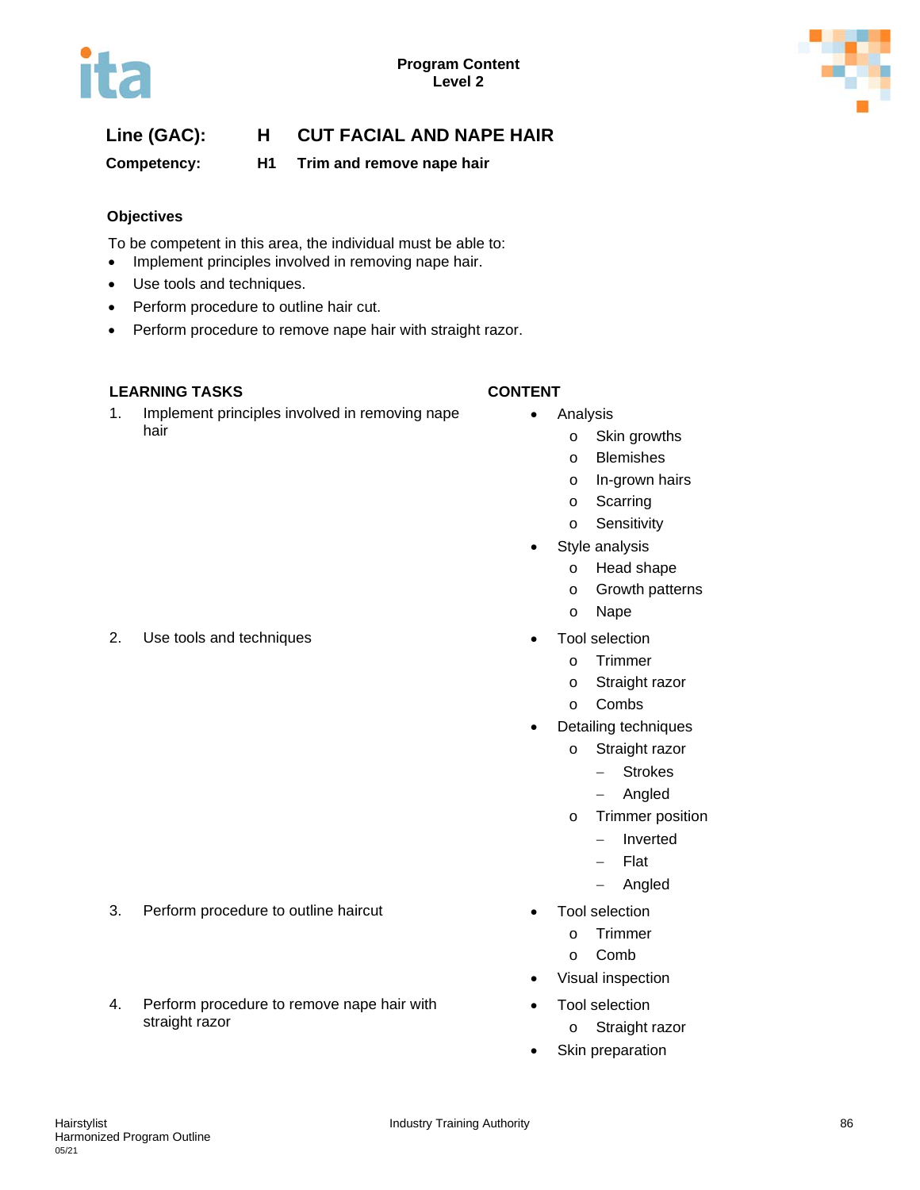**Program Content**
**Level 2**

## Line (GAC): H CUT FACIAL AND NAPE HAIR

**Competency: H1 Trim and remove nape hair**

### Objectives

To be competent in this area, the individual must be able to:

- Implement principles involved in removing nape hair.
- Use tools and techniques.
- Perform procedure to outline hair cut.
- Perform procedure to remove nape hair with straight razor.

| LEARNING TASKS | CONTENT |
|---|---|
| 1. Implement principles involved in removing nape hair | • Analysis<br>  o Skin growths<br>  o Blemishes<br>  o In-grown hairs<br>  o Scarring<br>  o Sensitivity<br>• Style analysis<br>  o Head shape<br>  o Growth patterns<br>  o Nape |
| 2. Use tools and techniques | • Tool selection<br>  o Trimmer<br>  o Straight razor<br>  o Combs<br>• Detailing techniques<br>  o Straight razor<br>    – Strokes<br>    – Angled<br>  o Trimmer position<br>    – Inverted<br>    – Flat<br>    – Angled |
| 3. Perform procedure to outline haircut | • Tool selection<br>  o Trimmer<br>  o Comb<br>• Visual inspection |
| 4. Perform procedure to remove nape hair with straight razor | • Tool selection<br>  o Straight razor<br>• Skin preparation |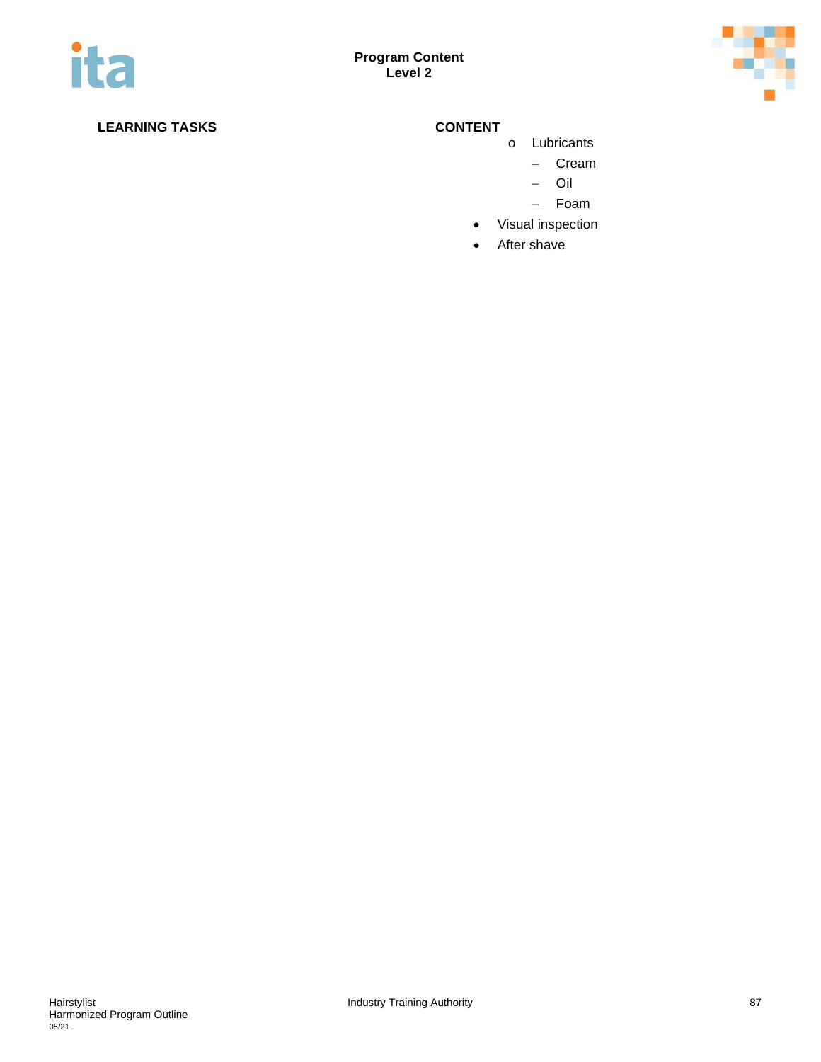**LEARNING TASKS** | **CONTENT**

- o Lubricants
  - – Cream
  - – Oil
  - – Foam
- Visual inspection
- After shave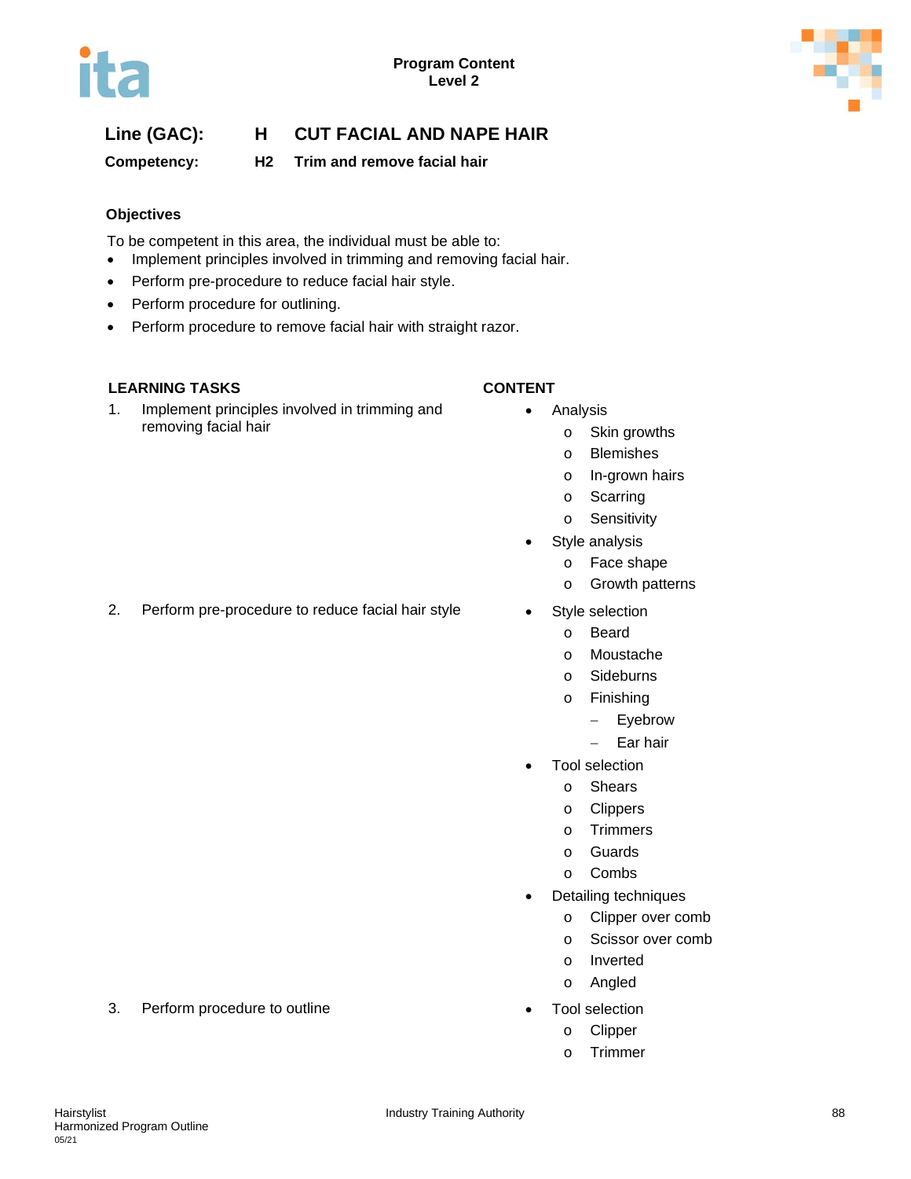**Program Content**
**Level 2**

**Line (GAC):** **H** **CUT FACIAL AND NAPE HAIR**

**Competency:** **H2** **Trim and remove facial hair**

### Objectives

To be competent in this area, the individual must be able to:

- Implement principles involved in trimming and removing facial hair.
- Perform pre-procedure to reduce facial hair style.
- Perform procedure for outlining.
- Perform procedure to remove facial hair with straight razor.

| LEARNING TASKS | CONTENT |
|---|---|
| 1. Implement principles involved in trimming and removing facial hair | • Analysis<br>o Skin growths<br>o Blemishes<br>o In-grown hairs<br>o Scarring<br>o Sensitivity<br>• Style analysis<br>o Face shape<br>o Growth patterns |
| 2. Perform pre-procedure to reduce facial hair style | • Style selection<br>o Beard<br>o Moustache<br>o Sideburns<br>o Finishing<br>– Eyebrow<br>– Ear hair<br>• Tool selection<br>o Shears<br>o Clippers<br>o Trimmers<br>o Guards<br>o Combs<br>• Detailing techniques<br>o Clipper over comb<br>o Scissor over comb<br>o Inverted<br>o Angled |
| 3. Perform procedure to outline | • Tool selection<br>o Clipper<br>o Trimmer |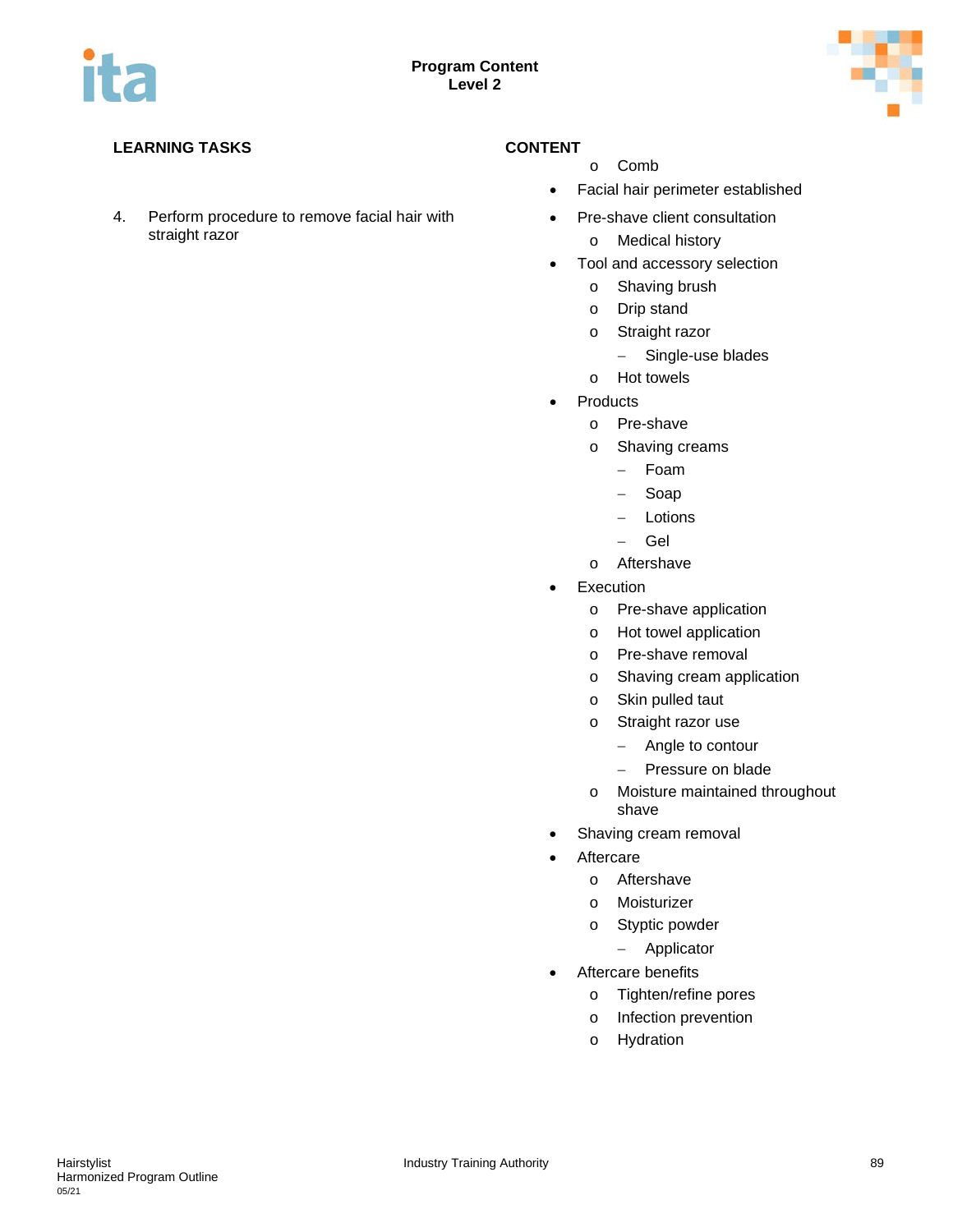**Program Content**
**Level 2**

| LEARNING TASKS | CONTENT |
|---|---|
| | o Comb<br>• Facial hair perimeter established |
| 4. Perform procedure to remove facial hair with straight razor | • Pre-shave client consultation<br>  o Medical history<br>• Tool and accessory selection<br>  o Shaving brush<br>  o Drip stand<br>  o Straight razor<br>    – Single-use blades<br>  o Hot towels<br>• Products<br>  o Pre-shave<br>  o Shaving creams<br>    – Foam<br>    – Soap<br>    – Lotions<br>    – Gel<br>  o Aftershave<br>• Execution<br>  o Pre-shave application<br>  o Hot towel application<br>  o Pre-shave removal<br>  o Shaving cream application<br>  o Skin pulled taut<br>  o Straight razor use<br>    – Angle to contour<br>    – Pressure on blade<br>  o Moisture maintained throughout shave<br>• Shaving cream removal<br>• Aftercare<br>  o Aftershave<br>  o Moisturizer<br>  o Styptic powder<br>    – Applicator<br>• Aftercare benefits<br>  o Tighten/refine pores<br>  o Infection prevention<br>  o Hydration |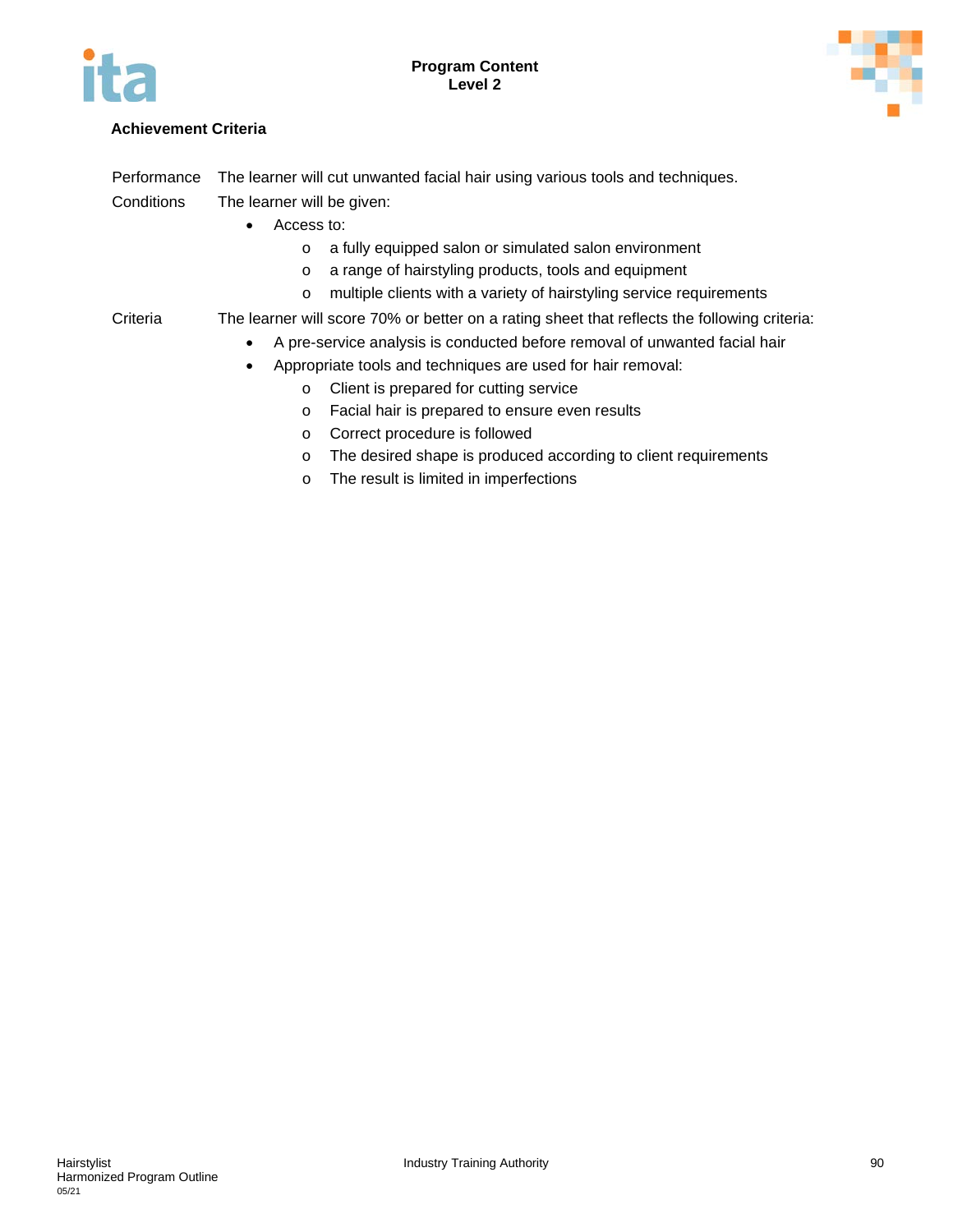#### Achievement Criteria

Performance The learner will cut unwanted facial hair using various tools and techniques.

Conditions The learner will be given:

- Access to:
  - a fully equipped salon or simulated salon environment
  - a range of hairstyling products, tools and equipment
  - multiple clients with a variety of hairstyling service requirements

Criteria The learner will score 70% or better on a rating sheet that reflects the following criteria:

- A pre-service analysis is conducted before removal of unwanted facial hair
- Appropriate tools and techniques are used for hair removal:
  - Client is prepared for cutting service
  - Facial hair is prepared to ensure even results
  - Correct procedure is followed
  - The desired shape is produced according to client requirements
  - The result is limited in imperfections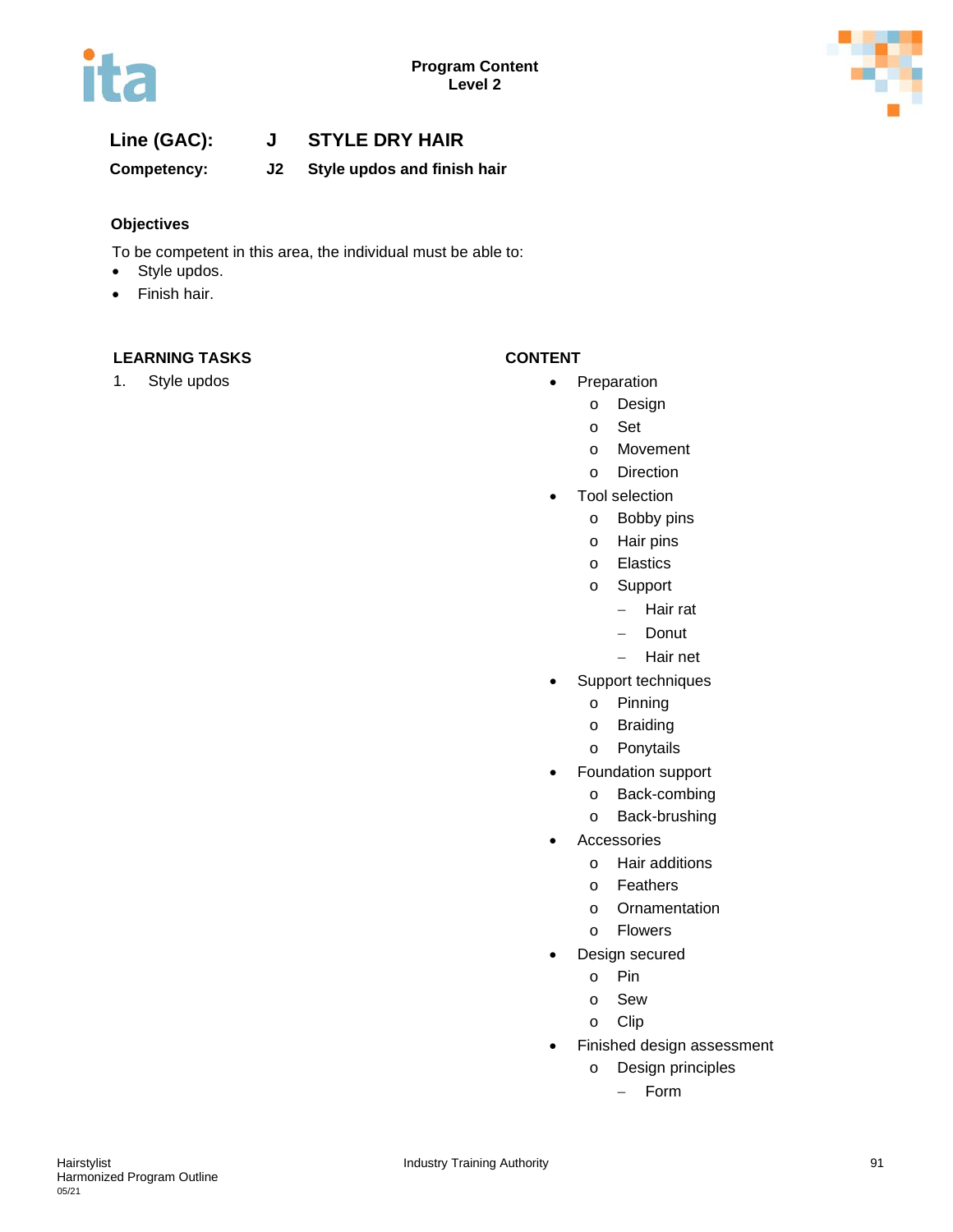**Line (GAC):** J STYLE DRY HAIR

**Competency:** J2 Style updos and finish hair

### Objectives

To be competent in this area, the individual must be able to:

- Style updos.
- Finish hair.

| LEARNING TASKS | CONTENT |
|---|---|
| 1. Style updos | • Preparation<br>  o Design<br>  o Set<br>  o Movement<br>  o Direction<br>• Tool selection<br>  o Bobby pins<br>  o Hair pins<br>  o Elastics<br>  o Support<br>    – Hair rat<br>    – Donut<br>    – Hair net<br>• Support techniques<br>  o Pinning<br>  o Braiding<br>  o Ponytails<br>• Foundation support<br>  o Back-combing<br>  o Back-brushing<br>• Accessories<br>  o Hair additions<br>  o Feathers<br>  o Ornamentation<br>  o Flowers<br>• Design secured<br>  o Pin<br>  o Sew<br>  o Clip<br>• Finished design assessment<br>  o Design principles<br>    – Form |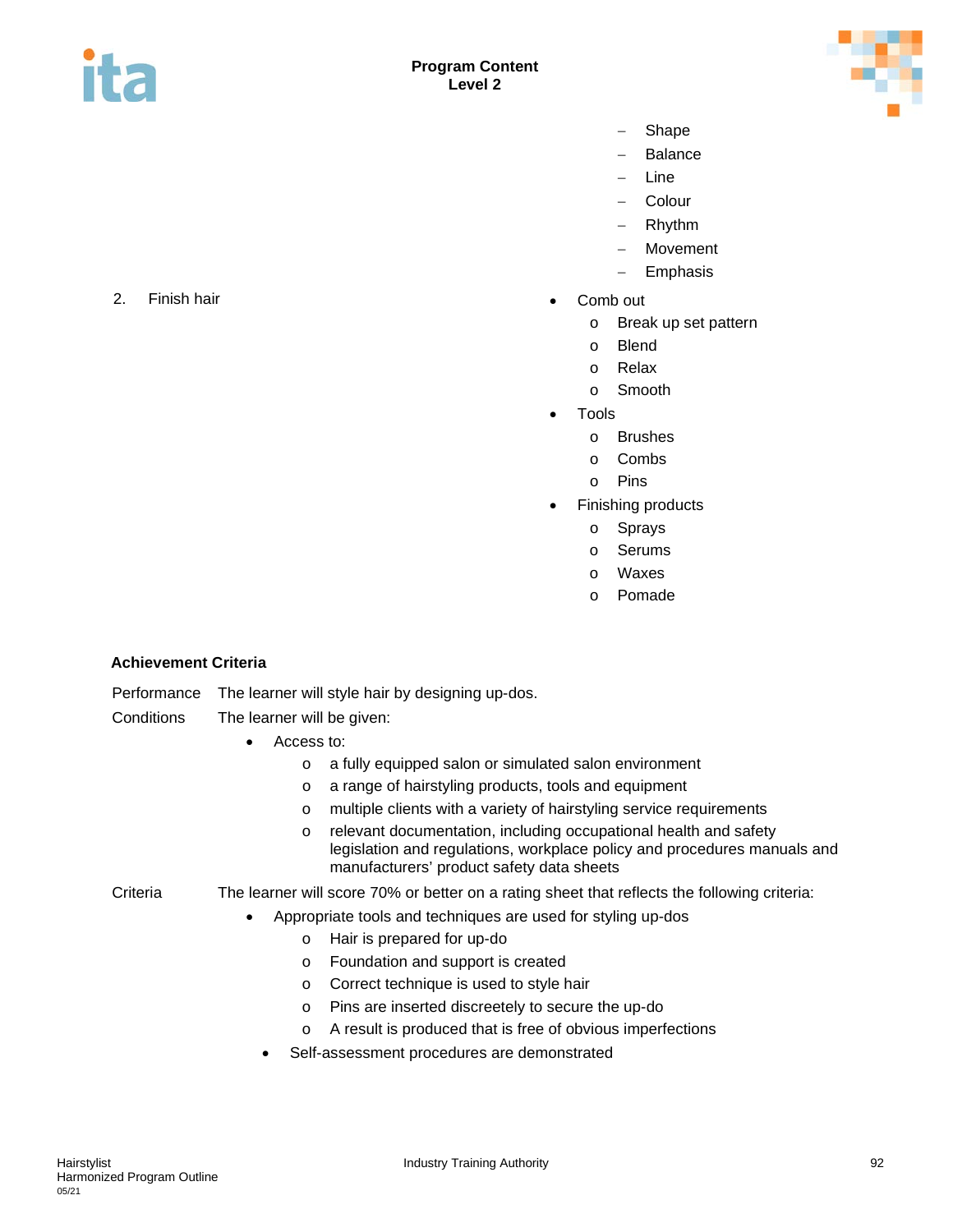- Shape
- Balance
- Line
- Colour
- Rhythm
- Movement
- Emphasis

2. Finish hair

- Comb out
  - Break up set pattern
  - Blend
  - Relax
  - Smooth
- Tools
  - Brushes
  - Combs
  - Pins
- Finishing products
  - Sprays
  - Serums
  - Waxes
  - Pomade

**Achievement Criteria**

Performance: The learner will style hair by designing up-dos.

Conditions: The learner will be given:

- Access to:
  - a fully equipped salon or simulated salon environment
  - a range of hairstyling products, tools and equipment
  - multiple clients with a variety of hairstyling service requirements
  - relevant documentation, including occupational health and safety legislation and regulations, workplace policy and procedures manuals and manufacturers' product safety data sheets

Criteria: The learner will score 70% or better on a rating sheet that reflects the following criteria:

- Appropriate tools and techniques are used for styling up-dos
  - Hair is prepared for up-do
  - Foundation and support is created
  - Correct technique is used to style hair
  - Pins are inserted discreetly to secure the up-do
  - A result is produced that is free of obvious imperfections
- Self-assessment procedures are demonstrated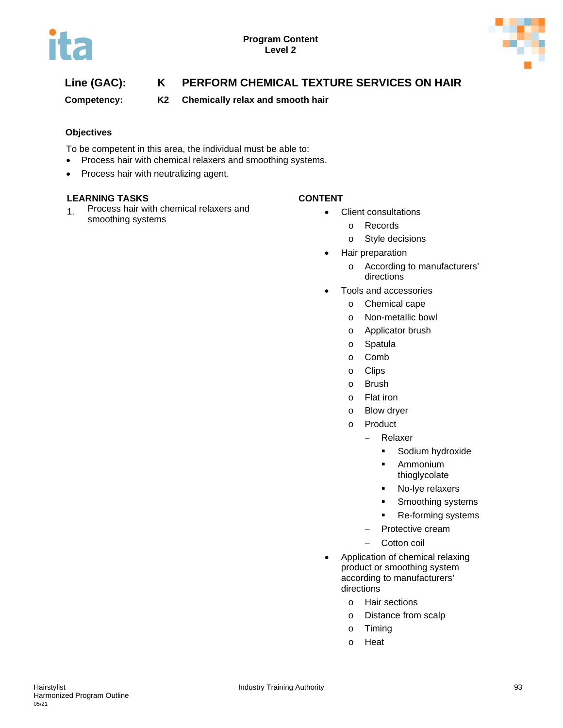**Line (GAC):** K PERFORM CHEMICAL TEXTURE SERVICES ON HAIR

**Competency:** K2 Chemically relax and smooth hair

### Objectives

To be competent in this area, the individual must be able to:

- Process hair with chemical relaxers and smoothing systems.
- Process hair with neutralizing agent.

| LEARNING TASKS | CONTENT |
|---|---|
| 1. Process hair with chemical relaxers and smoothing systems | • Client consultations<br>  o Records<br>  o Style decisions<br>• Hair preparation<br>  o According to manufacturers' directions<br>• Tools and accessories<br>  o Chemical cape<br>  o Non-metallic bowl<br>  o Applicator brush<br>  o Spatula<br>  o Comb<br>  o Clips<br>  o Brush<br>  o Flat iron<br>  o Blow dryer<br>  o Product<br>    – Relaxer<br>      ▪ Sodium hydroxide<br>      ▪ Ammonium thioglycolate<br>      ▪ No-lye relaxers<br>      ▪ Smoothing systems<br>      ▪ Re-forming systems<br>    – Protective cream<br>    – Cotton coil<br>• Application of chemical relaxing product or smoothing system according to manufacturers' directions<br>  o Hair sections<br>  o Distance from scalp<br>  o Timing<br>  o Heat |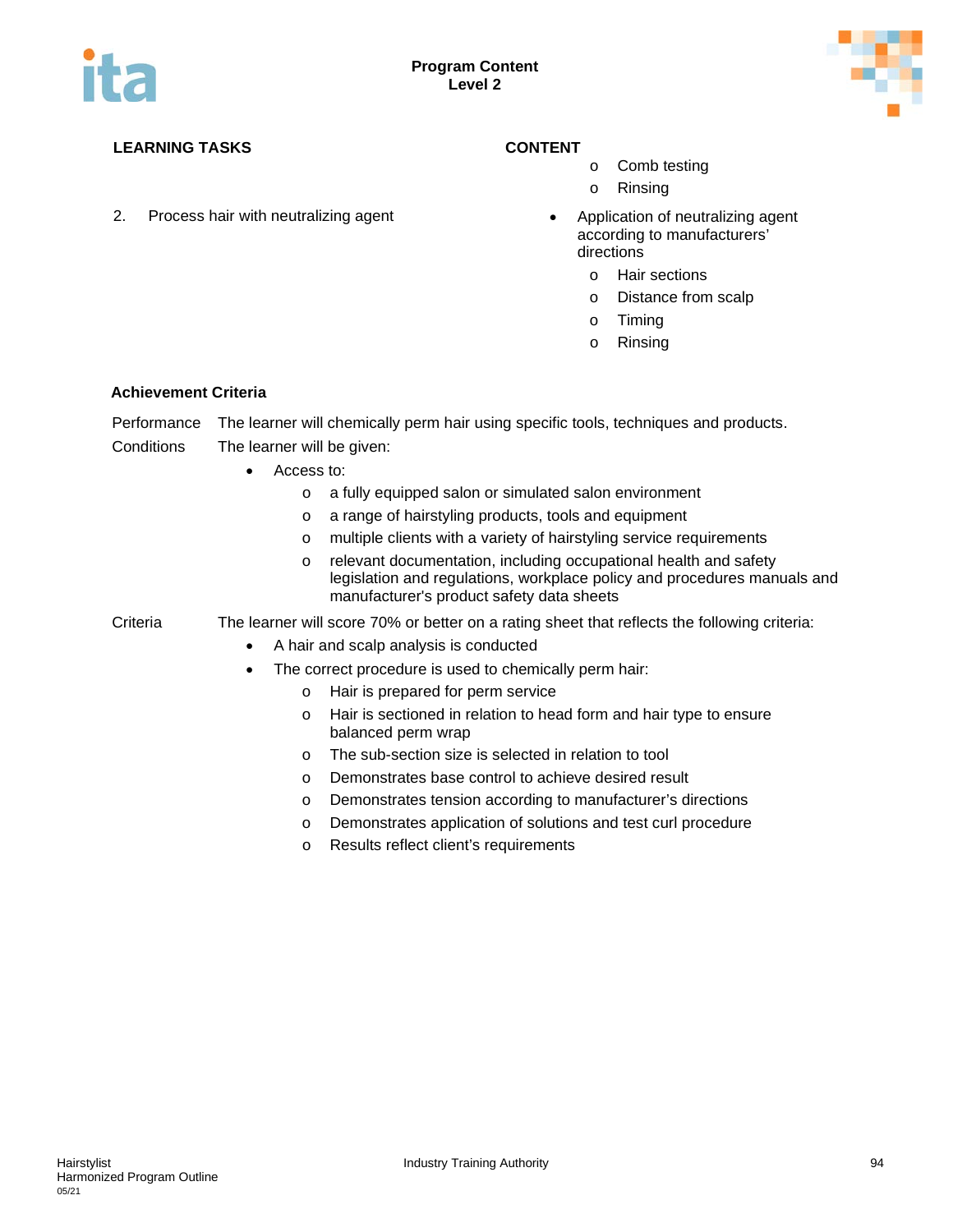| LEARNING TASKS | CONTENT |
|---|---|
| | o Comb testing<br>o Rinsing |
| 2. Process hair with neutralizing agent | • Application of neutralizing agent according to manufacturers' directions<br>o Hair sections<br>o Distance from scalp<br>o Timing<br>o Rinsing |

**Achievement Criteria**

Performance The learner will chemically perm hair using specific tools, techniques and products.

Conditions The learner will be given:

- Access to:
  - a fully equipped salon or simulated salon environment
  - a range of hairstyling products, tools and equipment
  - multiple clients with a variety of hairstyling service requirements
  - relevant documentation, including occupational health and safety legislation and regulations, workplace policy and procedures manuals and manufacturer's product safety data sheets

Criteria The learner will score 70% or better on a rating sheet that reflects the following criteria:

- A hair and scalp analysis is conducted
- The correct procedure is used to chemically perm hair:
  - Hair is prepared for perm service
  - Hair is sectioned in relation to head form and hair type to ensure balanced perm wrap
  - The sub-section size is selected in relation to tool
  - Demonstrates base control to achieve desired result
  - Demonstrates tension according to manufacturer's directions
  - Demonstrates application of solutions and test curl procedure
  - Results reflect client's requirements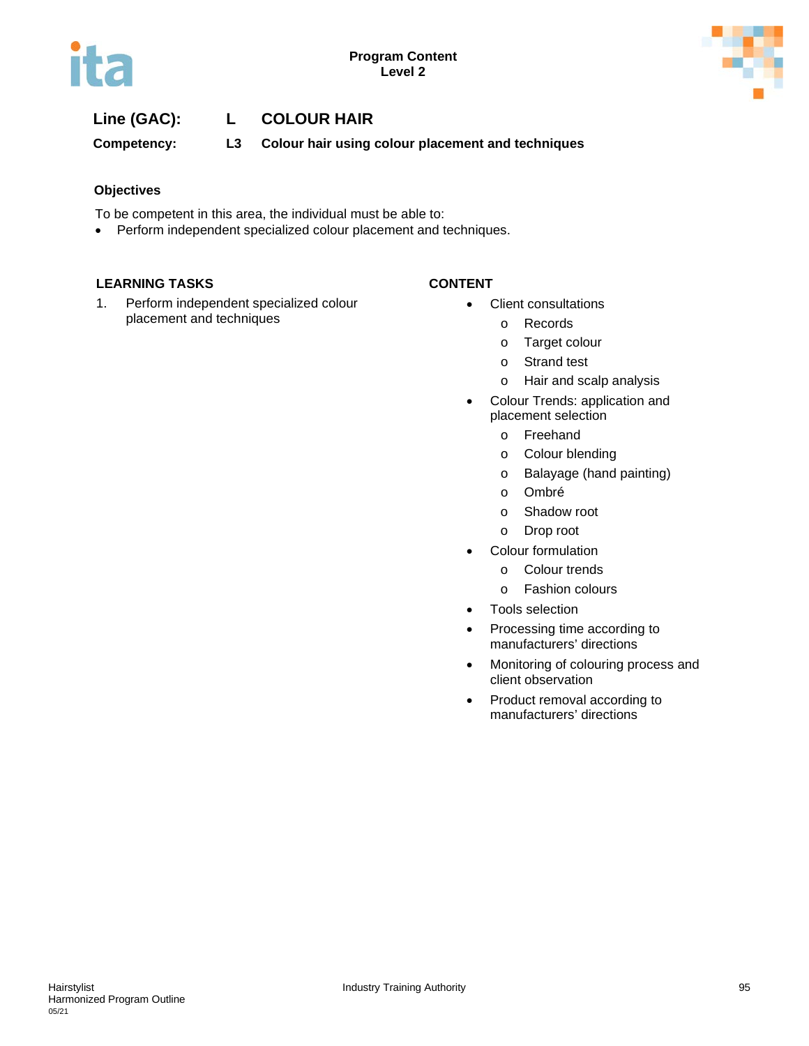**Line (GAC):** **L** **COLOUR HAIR**

**Competency:** **L3** **Colour hair using colour placement and techniques**

**Objectives**

To be competent in this area, the individual must be able to:

- Perform independent specialized colour placement and techniques.

| LEARNING TASKS | CONTENT |
|---|---|
| 1. Perform independent specialized colour placement and techniques | • Client consultations<br>o Records<br>o Target colour<br>o Strand test<br>o Hair and scalp analysis<br>• Colour Trends: application and placement selection<br>o Freehand<br>o Colour blending<br>o Balayage (hand painting)<br>o Ombré<br>o Shadow root<br>o Drop root<br>• Colour formulation<br>o Colour trends<br>o Fashion colours<br>• Tools selection<br>• Processing time according to manufacturers' directions<br>• Monitoring of colouring process and client observation<br>• Product removal according to manufacturers' directions |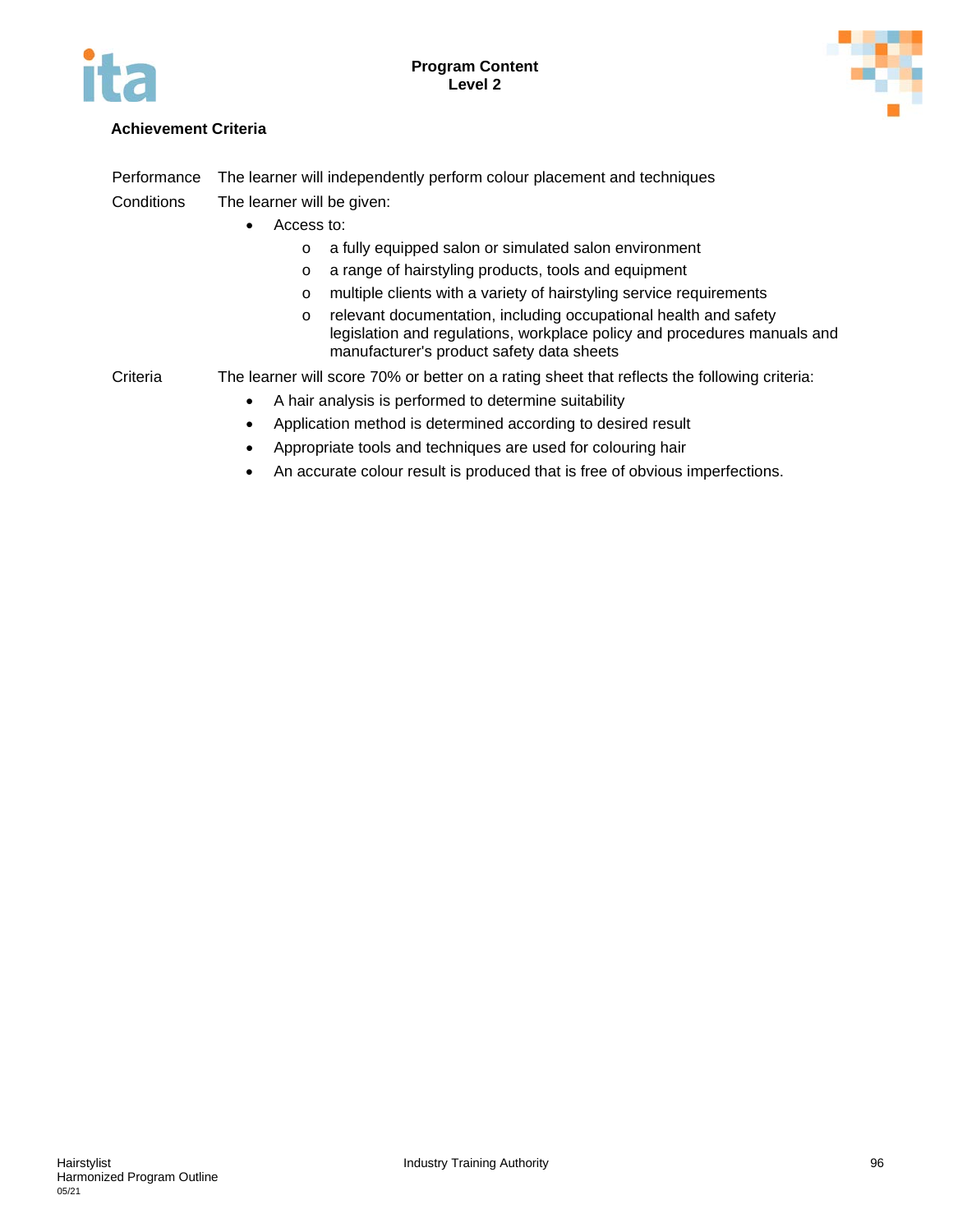**Achievement Criteria**

Performance: The learner will independently perform colour placement and techniques

Conditions: The learner will be given:

- Access to:
  - a fully equipped salon or simulated salon environment
  - a range of hairstyling products, tools and equipment
  - multiple clients with a variety of hairstyling service requirements
  - relevant documentation, including occupational health and safety legislation and regulations, workplace policy and procedures manuals and manufacturer's product safety data sheets

Criteria: The learner will score 70% or better on a rating sheet that reflects the following criteria:

- A hair analysis is performed to determine suitability
- Application method is determined according to desired result
- Appropriate tools and techniques are used for colouring hair
- An accurate colour result is produced that is free of obvious imperfections.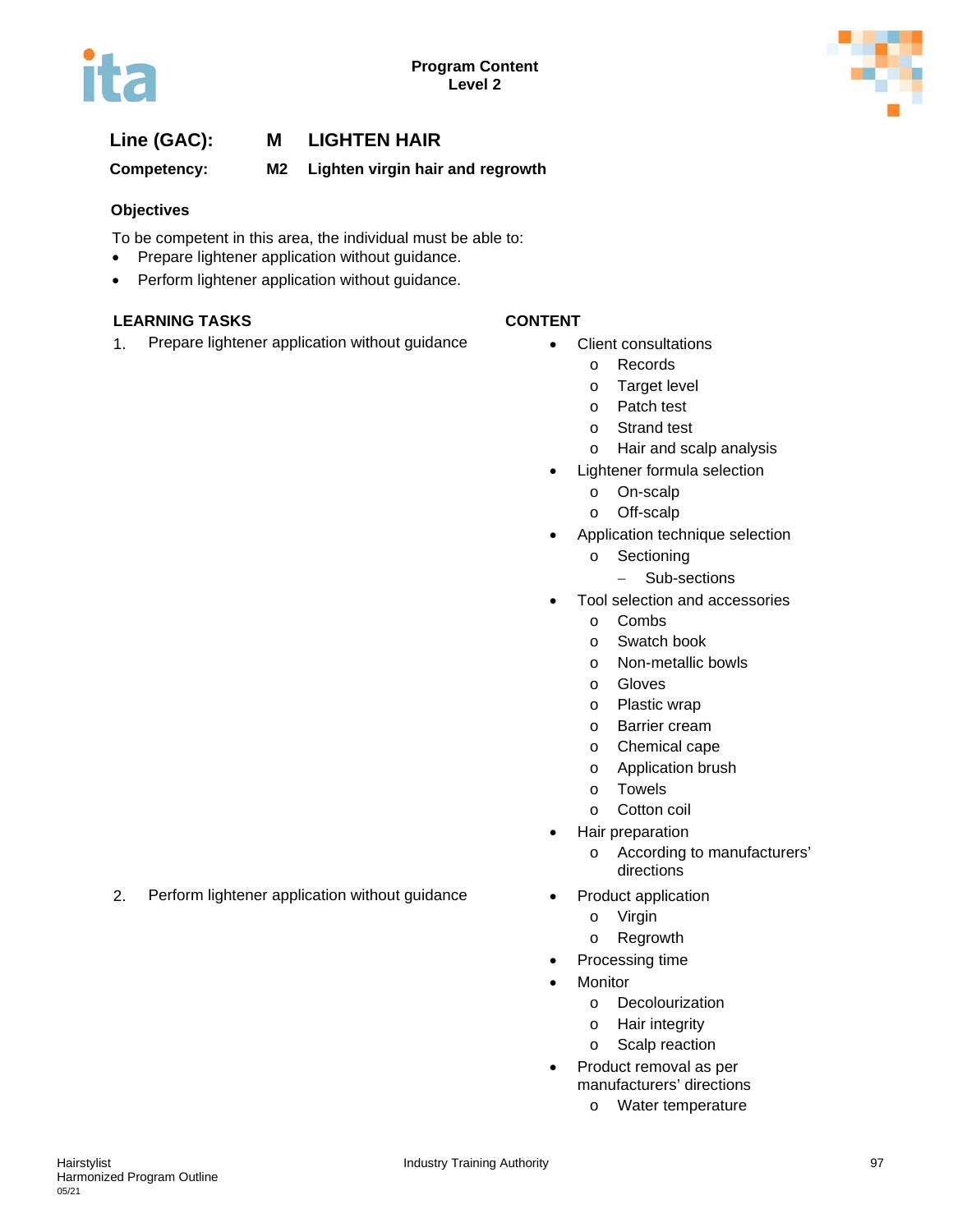**Line (GAC):** M LIGHTEN HAIR

**Competency:** M2 Lighten virgin hair and regrowth

### Objectives

To be competent in this area, the individual must be able to:

- Prepare lightener application without guidance.
- Perform lightener application without guidance.

| LEARNING TASKS | CONTENT |
|---|---|
| 1. Prepare lightener application without guidance | • Client consultations<br>  o Records<br>  o Target level<br>  o Patch test<br>  o Strand test<br>  o Hair and scalp analysis<br>• Lightener formula selection<br>  o On-scalp<br>  o Off-scalp<br>• Application technique selection<br>  o Sectioning<br>    – Sub-sections<br>• Tool selection and accessories<br>  o Combs<br>  o Swatch book<br>  o Non-metallic bowls<br>  o Gloves<br>  o Plastic wrap<br>  o Barrier cream<br>  o Chemical cape<br>  o Application brush<br>  o Towels<br>  o Cotton coil<br>• Hair preparation<br>  o According to manufacturers' directions |
| 2. Perform lightener application without guidance | • Product application<br>  o Virgin<br>  o Regrowth<br>• Processing time<br>• Monitor<br>  o Decolourization<br>  o Hair integrity<br>  o Scalp reaction<br>• Product removal as per manufacturers' directions<br>  o Water temperature |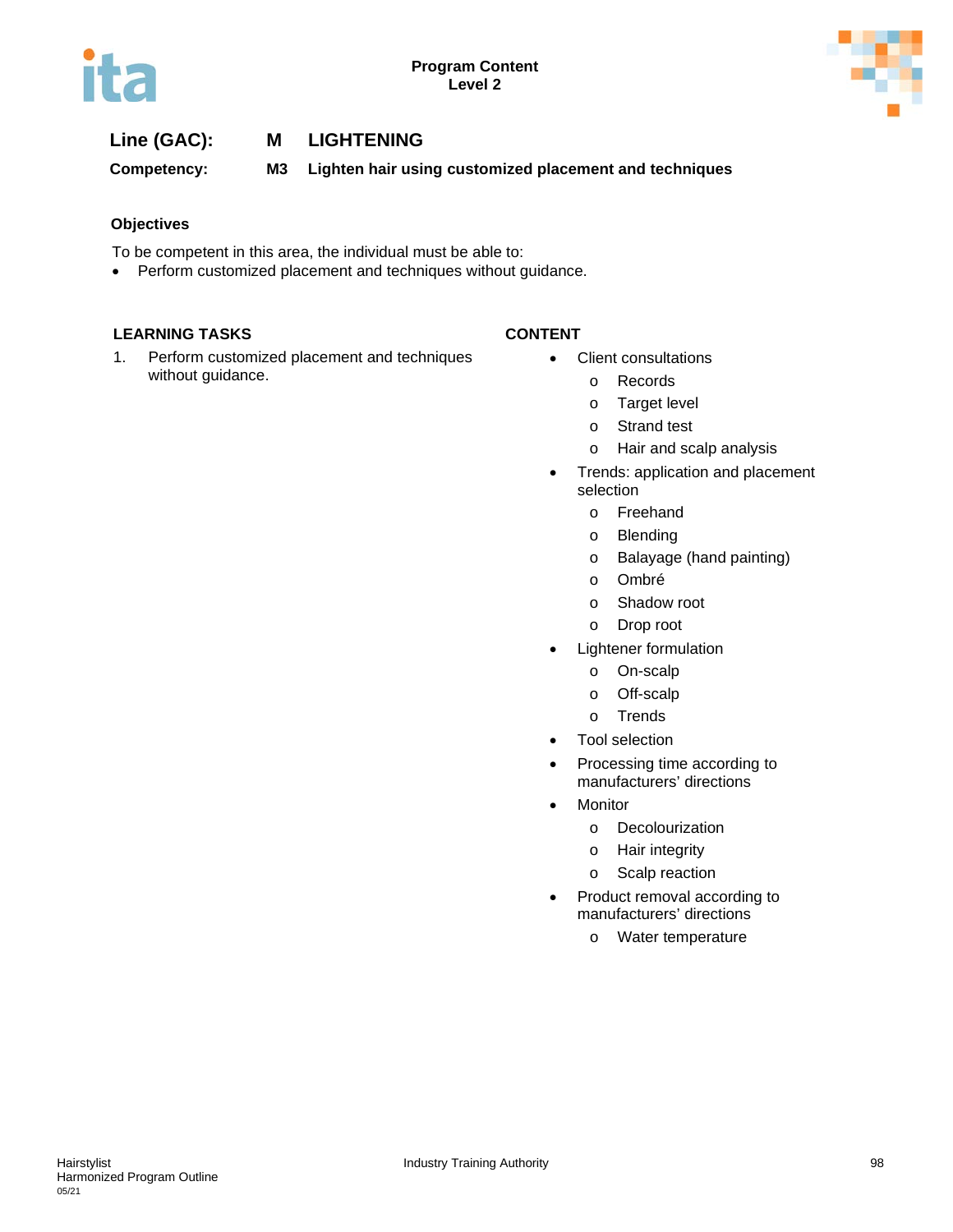**Line (GAC):** M LIGHTENING

**Competency:** M3 Lighten hair using customized placement and techniques

### Objectives

To be competent in this area, the individual must be able to:

- Perform customized placement and techniques without guidance.

| LEARNING TASKS | CONTENT |
|---|---|
| 1. Perform customized placement and techniques without guidance. | • Client consultations<br>  o Records<br>  o Target level<br>  o Strand test<br>  o Hair and scalp analysis<br>• Trends: application and placement selection<br>  o Freehand<br>  o Blending<br>  o Balayage (hand painting)<br>  o Ombré<br>  o Shadow root<br>  o Drop root<br>• Lightener formulation<br>  o On-scalp<br>  o Off-scalp<br>  o Trends<br>• Tool selection<br>• Processing time according to manufacturers' directions<br>• Monitor<br>  o Decolourization<br>  o Hair integrity<br>  o Scalp reaction<br>• Product removal according to manufacturers' directions<br>  o Water temperature |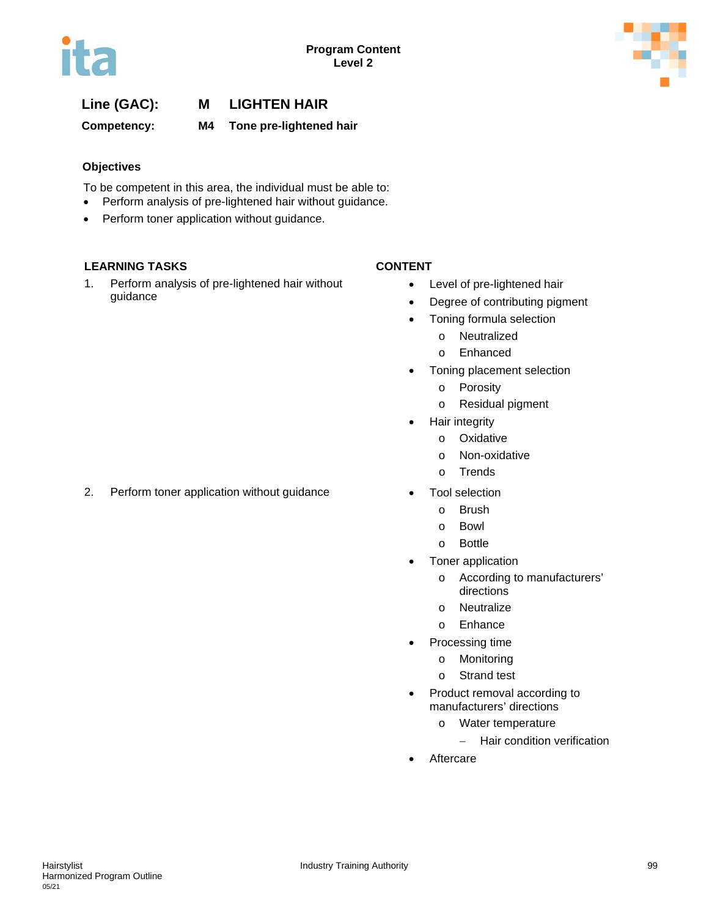**Line (GAC):** **M** **LIGHTEN HAIR**

**Competency:** **M4** **Tone pre-lightened hair**

### Objectives

To be competent in this area, the individual must be able to:

- Perform analysis of pre-lightened hair without guidance.
- Perform toner application without guidance.

| LEARNING TASKS | CONTENT |
| --- | --- |
| 1. Perform analysis of pre-lightened hair without guidance | • Level of pre-lightened hair<br>• Degree of contributing pigment<br>• Toning formula selection<br>&nbsp;&nbsp;&nbsp;&nbsp;o Neutralized<br>&nbsp;&nbsp;&nbsp;&nbsp;o Enhanced<br>• Toning placement selection<br>&nbsp;&nbsp;&nbsp;&nbsp;o Porosity<br>&nbsp;&nbsp;&nbsp;&nbsp;o Residual pigment<br>• Hair integrity<br>&nbsp;&nbsp;&nbsp;&nbsp;o Oxidative<br>&nbsp;&nbsp;&nbsp;&nbsp;o Non-oxidative<br>&nbsp;&nbsp;&nbsp;&nbsp;o Trends |
| 2. Perform toner application without guidance | • Tool selection<br>&nbsp;&nbsp;&nbsp;&nbsp;o Brush<br>&nbsp;&nbsp;&nbsp;&nbsp;o Bowl<br>&nbsp;&nbsp;&nbsp;&nbsp;o Bottle<br>• Toner application<br>&nbsp;&nbsp;&nbsp;&nbsp;o According to manufacturers' directions<br>&nbsp;&nbsp;&nbsp;&nbsp;o Neutralize<br>&nbsp;&nbsp;&nbsp;&nbsp;o Enhance<br>• Processing time<br>&nbsp;&nbsp;&nbsp;&nbsp;o Monitoring<br>&nbsp;&nbsp;&nbsp;&nbsp;o Strand test<br>• Product removal according to manufacturers' directions<br>&nbsp;&nbsp;&nbsp;&nbsp;o Water temperature<br>&nbsp;&nbsp;&nbsp;&nbsp;&nbsp;&nbsp;&nbsp;&nbsp;– Hair condition verification<br>• Aftercare |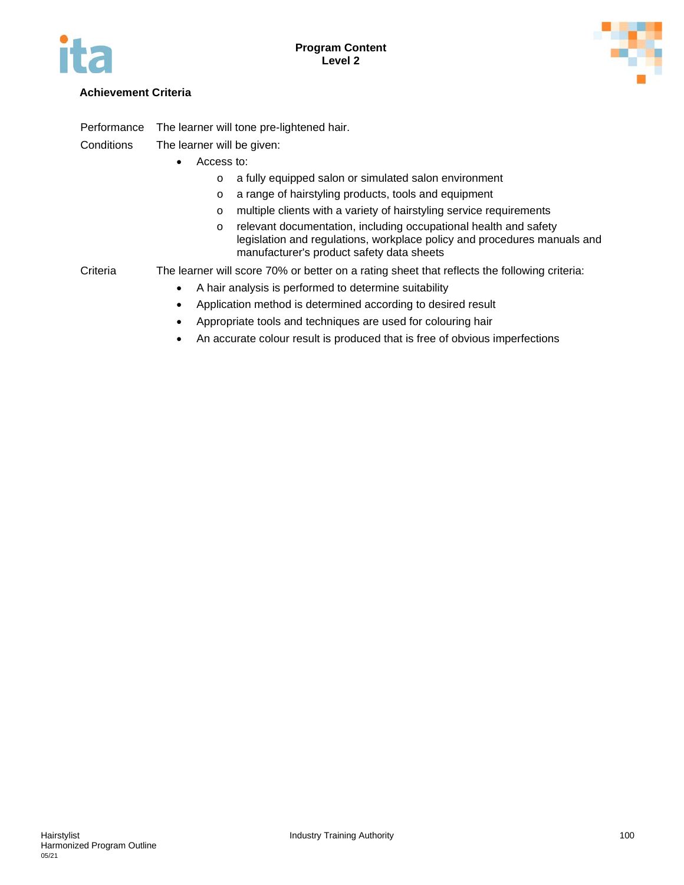### Achievement Criteria

Performance The learner will tone pre-lightened hair.

Conditions The learner will be given:

- Access to:
  - a fully equipped salon or simulated salon environment
  - a range of hairstyling products, tools and equipment
  - multiple clients with a variety of hairstyling service requirements
  - relevant documentation, including occupational health and safety legislation and regulations, workplace policy and procedures manuals and manufacturer's product safety data sheets

Criteria The learner will score 70% or better on a rating sheet that reflects the following criteria:

- A hair analysis is performed to determine suitability
- Application method is determined according to desired result
- Appropriate tools and techniques are used for colouring hair
- An accurate colour result is produced that is free of obvious imperfections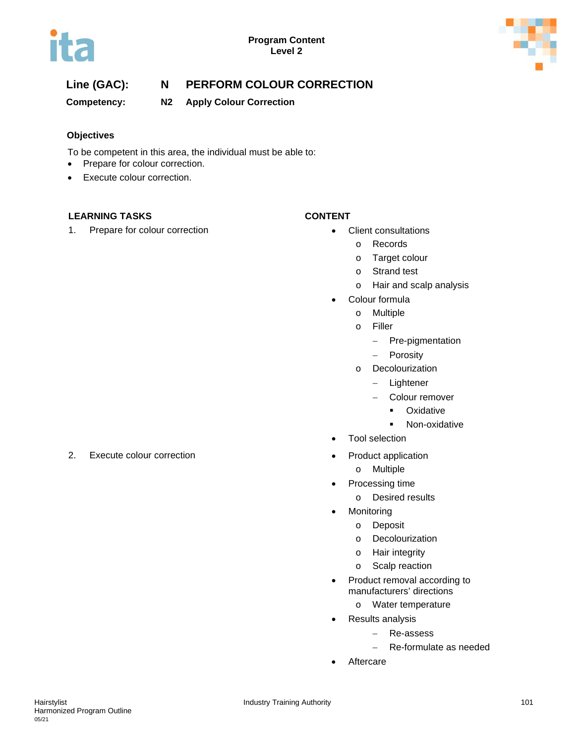**Line (GAC):** N PERFORM COLOUR CORRECTION

**Competency:** N2 Apply Colour Correction

### Objectives

To be competent in this area, the individual must be able to:

- Prepare for colour correction.
- Execute colour correction.

| LEARNING TASKS | CONTENT |
|---|---|
| 1. Prepare for colour correction | • Client consultations<br>  o Records<br>  o Target colour<br>  o Strand test<br>  o Hair and scalp analysis<br>• Colour formula<br>  o Multiple<br>  o Filler<br>    – Pre-pigmentation<br>    – Porosity<br>  o Decolourization<br>    – Lightener<br>    – Colour remover<br>      ▪ Oxidative<br>      ▪ Non-oxidative<br>• Tool selection |
| 2. Execute colour correction | • Product application<br>  o Multiple<br>• Processing time<br>  o Desired results<br>• Monitoring<br>  o Deposit<br>  o Decolourization<br>  o Hair integrity<br>  o Scalp reaction<br>• Product removal according to manufacturers' directions<br>  o Water temperature<br>• Results analysis<br>    – Re-assess<br>    – Re-formulate as needed<br>• Aftercare |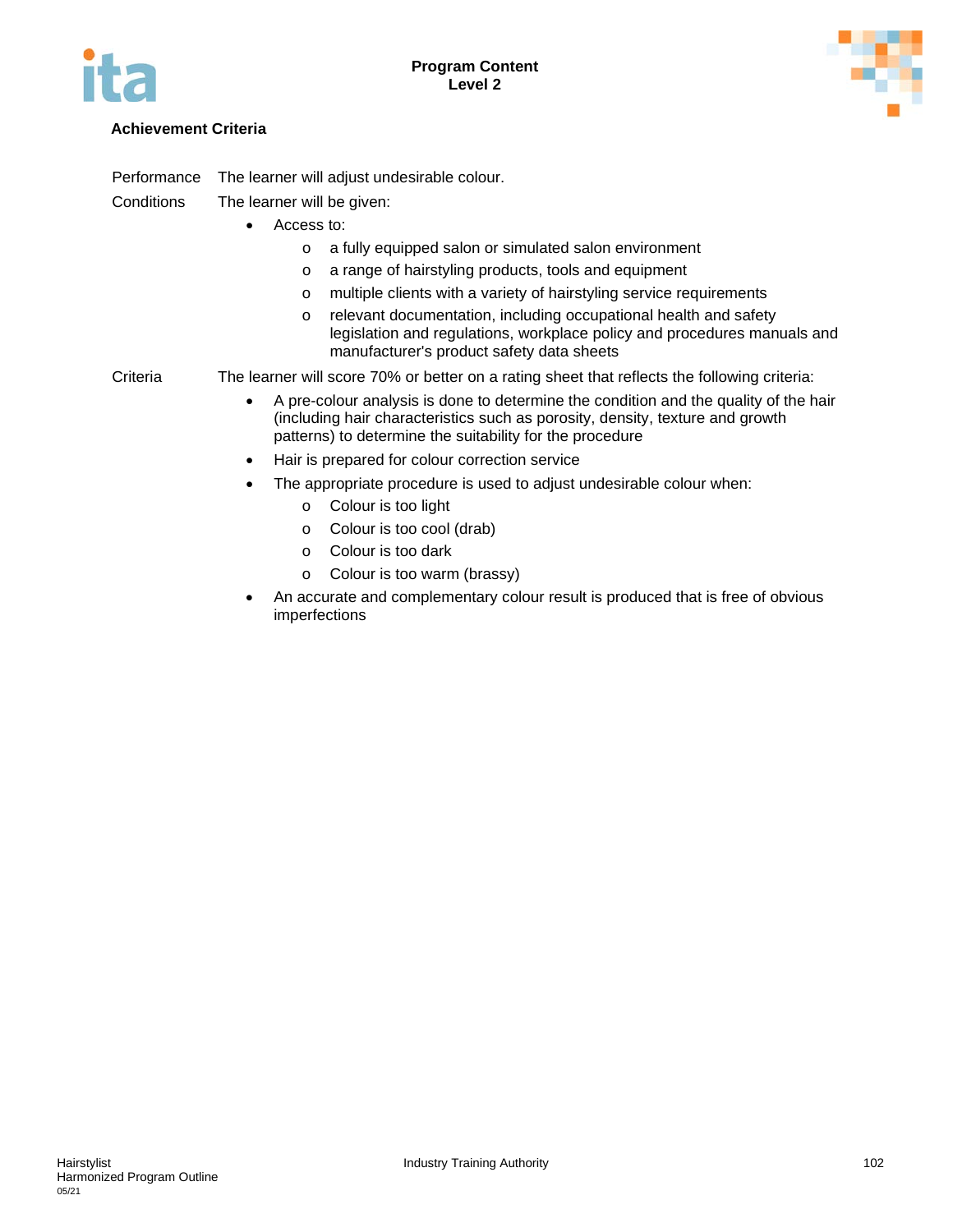### Achievement Criteria

| | |
|---|---|
| Performance | The learner will adjust undesirable colour. |

Conditions: The learner will be given:

- Access to:
  - a fully equipped salon or simulated salon environment
  - a range of hairstyling products, tools and equipment
  - multiple clients with a variety of hairstyling service requirements
  - relevant documentation, including occupational health and safety legislation and regulations, workplace policy and procedures manuals and manufacturer's product safety data sheets

Criteria: The learner will score 70% or better on a rating sheet that reflects the following criteria:

- A pre-colour analysis is done to determine the condition and the quality of the hair (including hair characteristics such as porosity, density, texture and growth patterns) to determine the suitability for the procedure
- Hair is prepared for colour correction service
- The appropriate procedure is used to adjust undesirable colour when:
  - Colour is too light
  - Colour is too cool (drab)
  - Colour is too dark
  - Colour is too warm (brassy)
- An accurate and complementary colour result is produced that is free of obvious imperfections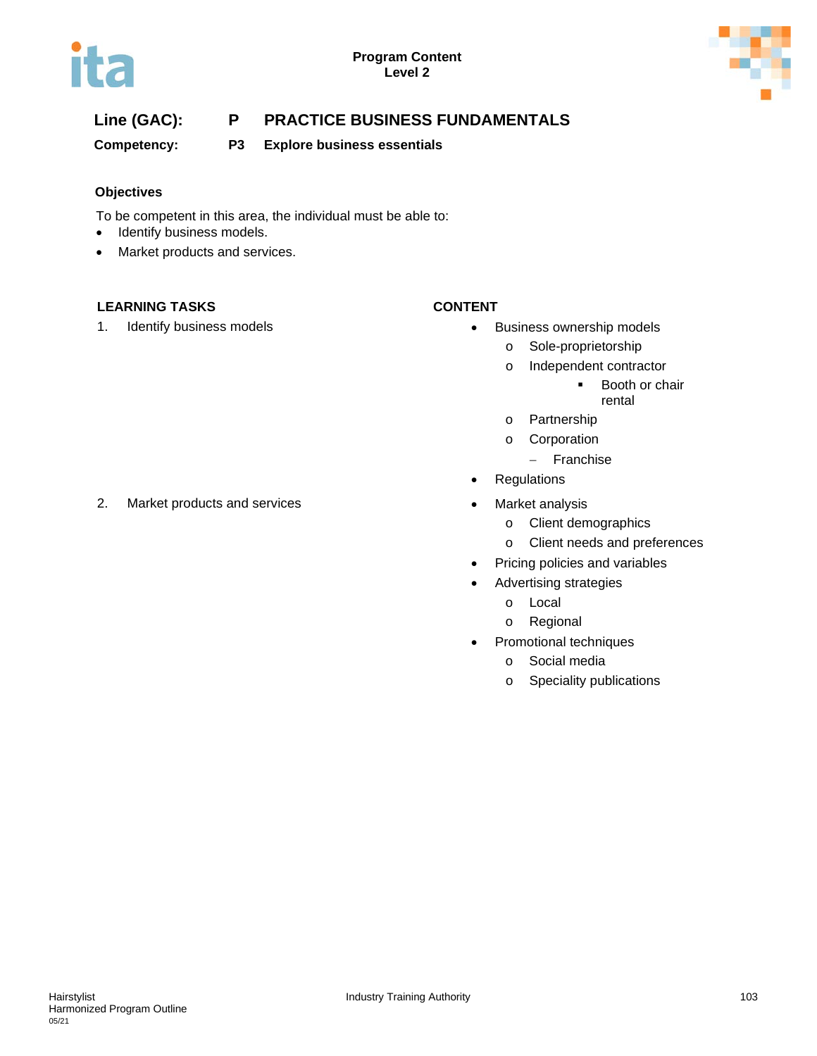**Line (GAC): P PRACTICE BUSINESS FUNDAMENTALS**

**Competency: P3 Explore business essentials**

### Objectives

To be competent in this area, the individual must be able to:

- Identify business models.
- Market products and services.

| LEARNING TASKS | CONTENT |
|---|---|
| 1. Identify business models | • Business ownership models<br>&nbsp;&nbsp;o Sole-proprietorship<br>&nbsp;&nbsp;o Independent contractor<br>&nbsp;&nbsp;&nbsp;&nbsp;▪ Booth or chair rental<br>&nbsp;&nbsp;o Partnership<br>&nbsp;&nbsp;o Corporation<br>&nbsp;&nbsp;&nbsp;&nbsp;– Franchise<br>• Regulations |
| 2. Market products and services | • Market analysis<br>&nbsp;&nbsp;o Client demographics<br>&nbsp;&nbsp;o Client needs and preferences<br>• Pricing policies and variables<br>• Advertising strategies<br>&nbsp;&nbsp;o Local<br>&nbsp;&nbsp;o Regional<br>• Promotional techniques<br>&nbsp;&nbsp;o Social media<br>&nbsp;&nbsp;o Speciality publications |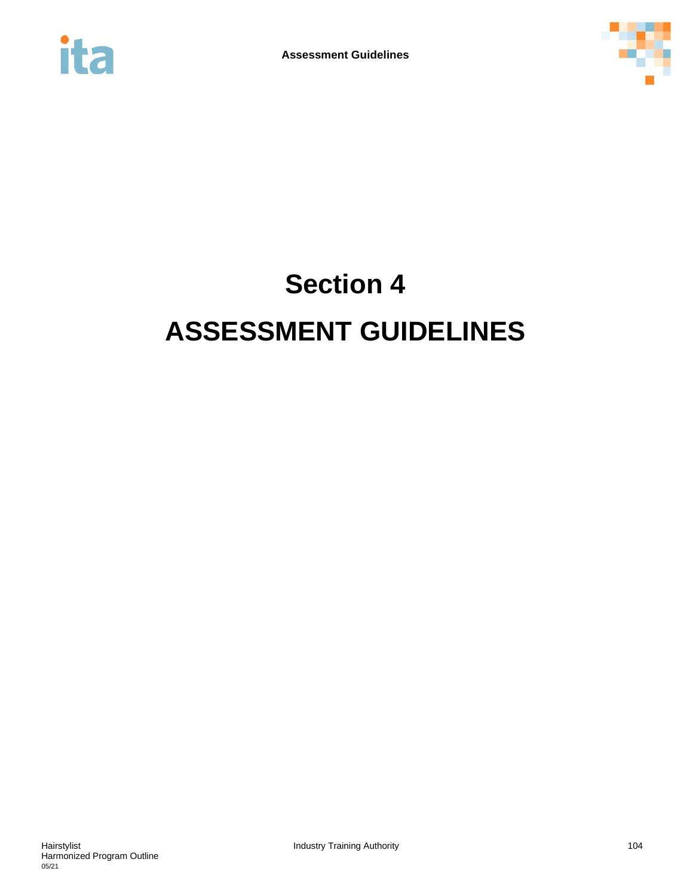# Section 4

# ASSESSMENT GUIDELINES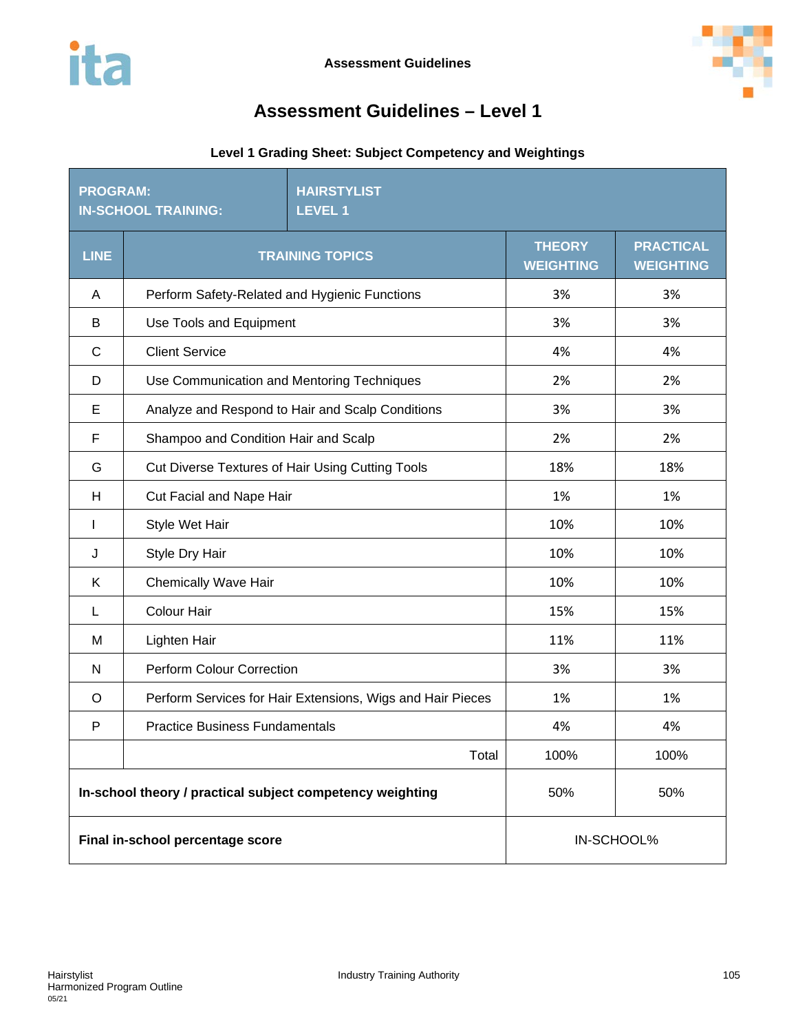# Assessment Guidelines – Level 1

**Level 1 Grading Sheet: Subject Competency and Weightings**

| PROGRAM: IN-SCHOOL TRAINING: | HAIRSTYLIST LEVEL 1 | | |
|---|---|---|---|
| **LINE** | **TRAINING TOPICS** | **THEORY WEIGHTING** | **PRACTICAL WEIGHTING** |
| A | Perform Safety-Related and Hygienic Functions | 3% | 3% |
| B | Use Tools and Equipment | 3% | 3% |
| C | Client Service | 4% | 4% |
| D | Use Communication and Mentoring Techniques | 2% | 2% |
| E | Analyze and Respond to Hair and Scalp Conditions | 3% | 3% |
| F | Shampoo and Condition Hair and Scalp | 2% | 2% |
| G | Cut Diverse Textures of Hair Using Cutting Tools | 18% | 18% |
| H | Cut Facial and Nape Hair | 1% | 1% |
| I | Style Wet Hair | 10% | 10% |
| J | Style Dry Hair | 10% | 10% |
| K | Chemically Wave Hair | 10% | 10% |
| L | Colour Hair | 15% | 15% |
| M | Lighten Hair | 11% | 11% |
| N | Perform Colour Correction | 3% | 3% |
| O | Perform Services for Hair Extensions, Wigs and Hair Pieces | 1% | 1% |
| P | Practice Business Fundamentals | 4% | 4% |
| | Total | 100% | 100% |
| **In-school theory / practical subject competency weighting** | | 50% | 50% |
| **Final in-school percentage score** | | IN-SCHOOL% | |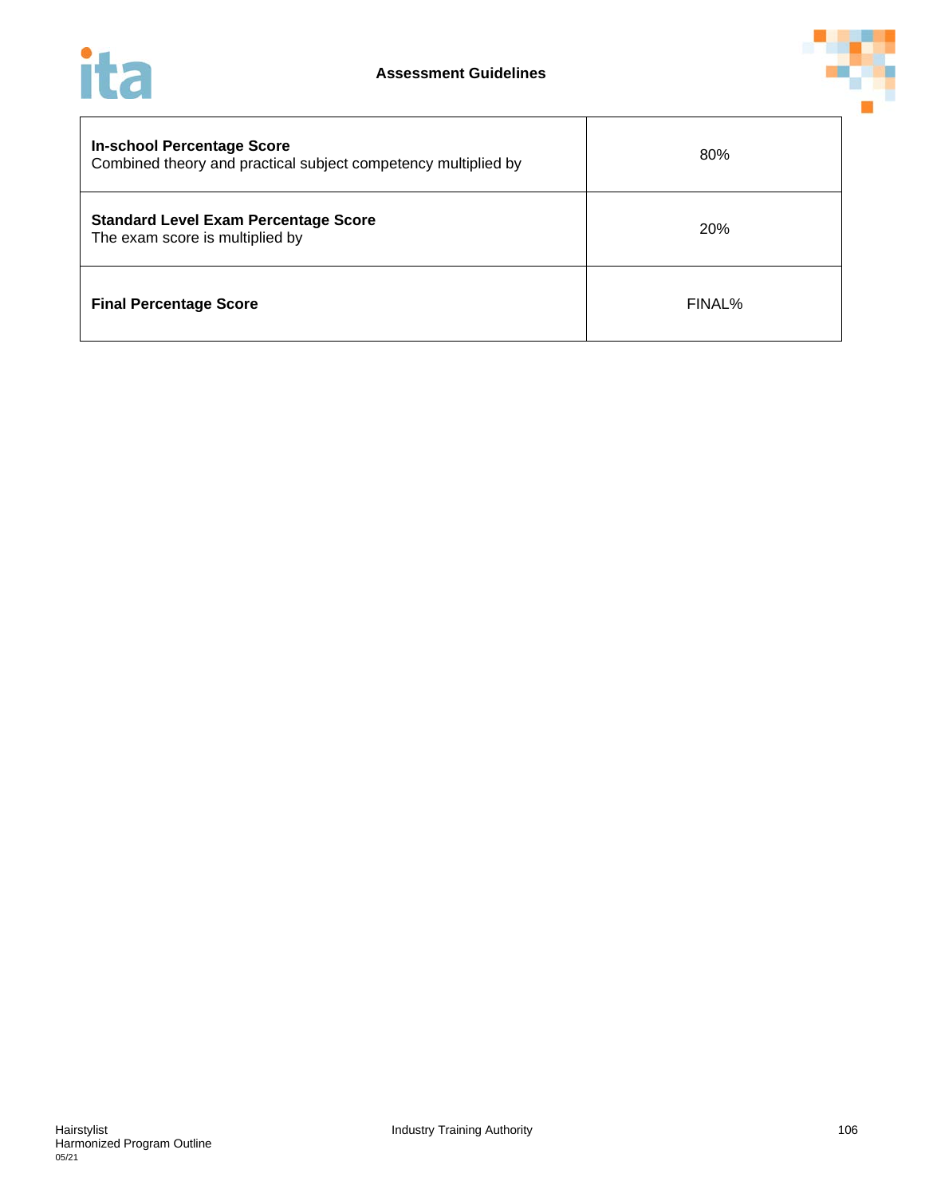| | |
|---|---|
| **In-school Percentage Score**<br>Combined theory and practical subject competency multiplied by | 80% |
| **Standard Level Exam Percentage Score**<br>The exam score is multiplied by | 20% |
| **Final Percentage Score** | FINAL% |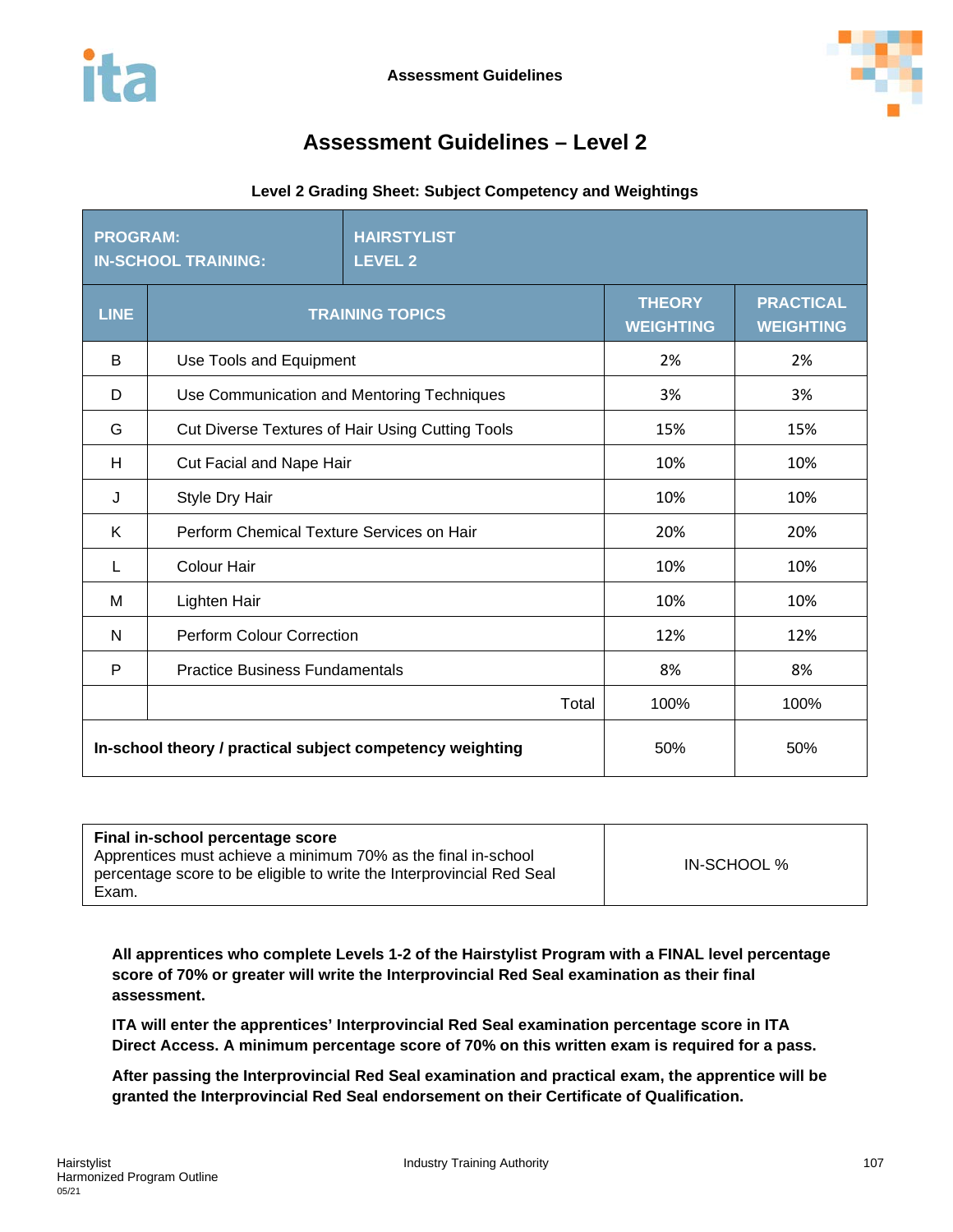# Assessment Guidelines – Level 2

**Level 2 Grading Sheet: Subject Competency and Weightings**

| PROGRAM:<br>IN-SCHOOL TRAINING: | HAIRSTYLIST<br>LEVEL 2 | | |
|---|---|---|---|
| **LINE** | **TRAINING TOPICS** | **THEORY WEIGHTING** | **PRACTICAL WEIGHTING** |
| B | Use Tools and Equipment | 2% | 2% |
| D | Use Communication and Mentoring Techniques | 3% | 3% |
| G | Cut Diverse Textures of Hair Using Cutting Tools | 15% | 15% |
| H | Cut Facial and Nape Hair | 10% | 10% |
| J | Style Dry Hair | 10% | 10% |
| K | Perform Chemical Texture Services on Hair | 20% | 20% |
| L | Colour Hair | 10% | 10% |
| M | Lighten Hair | 10% | 10% |
| N | Perform Colour Correction | 12% | 12% |
| P | Practice Business Fundamentals | 8% | 8% |
| | Total | 100% | 100% |
| **In-school theory / practical subject competency weighting** | | 50% | 50% |

| **Final in-school percentage score**<br>Apprentices must achieve a minimum 70% as the final in-school percentage score to be eligible to write the Interprovincial Red Seal Exam. | IN-SCHOOL % |
|---|---|

**All apprentices who complete Levels 1-2 of the Hairstylist Program with a FINAL level percentage score of 70% or greater will write the Interprovincial Red Seal examination as their final assessment.**

**ITA will enter the apprentices' Interprovincial Red Seal examination percentage score in ITA Direct Access. A minimum percentage score of 70% on this written exam is required for a pass.**

**After passing the Interprovincial Red Seal examination and practical exam, the apprentice will be granted the Interprovincial Red Seal endorsement on their Certificate of Qualification.**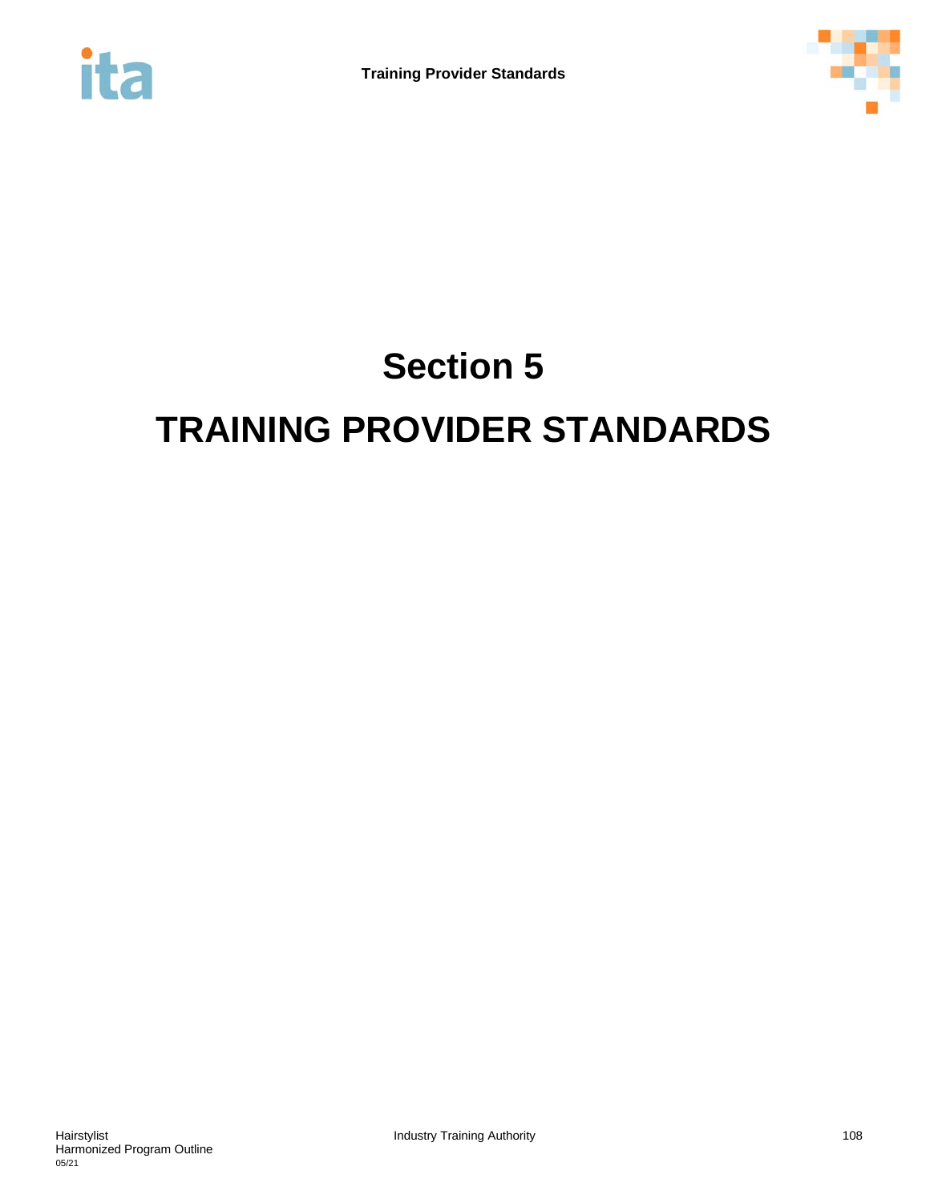# Section 5

# TRAINING PROVIDER STANDARDS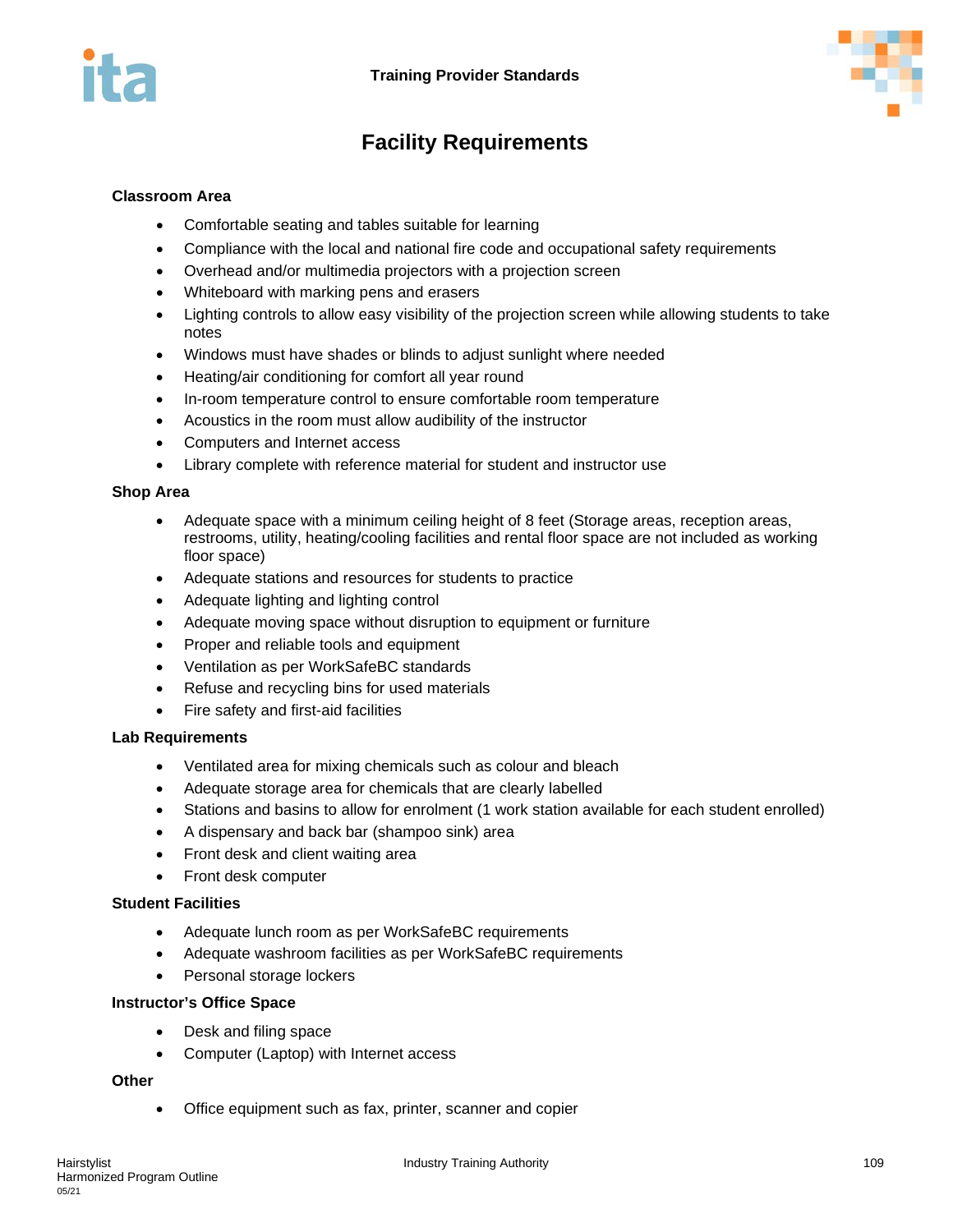# Facility Requirements

### Classroom Area

- Comfortable seating and tables suitable for learning
- Compliance with the local and national fire code and occupational safety requirements
- Overhead and/or multimedia projectors with a projection screen
- Whiteboard with marking pens and erasers
- Lighting controls to allow easy visibility of the projection screen while allowing students to take notes
- Windows must have shades or blinds to adjust sunlight where needed
- Heating/air conditioning for comfort all year round
- In-room temperature control to ensure comfortable room temperature
- Acoustics in the room must allow audibility of the instructor
- Computers and Internet access
- Library complete with reference material for student and instructor use

### Shop Area

- Adequate space with a minimum ceiling height of 8 feet (Storage areas, reception areas, restrooms, utility, heating/cooling facilities and rental floor space are not included as working floor space)
- Adequate stations and resources for students to practice
- Adequate lighting and lighting control
- Adequate moving space without disruption to equipment or furniture
- Proper and reliable tools and equipment
- Ventilation as per WorkSafeBC standards
- Refuse and recycling bins for used materials
- Fire safety and first-aid facilities

### Lab Requirements

- Ventilated area for mixing chemicals such as colour and bleach
- Adequate storage area for chemicals that are clearly labelled
- Stations and basins to allow for enrolment (1 work station available for each student enrolled)
- A dispensary and back bar (shampoo sink) area
- Front desk and client waiting area
- Front desk computer

### Student Facilities

- Adequate lunch room as per WorkSafeBC requirements
- Adequate washroom facilities as per WorkSafeBC requirements
- Personal storage lockers

### Instructor's Office Space

- Desk and filing space
- Computer (Laptop) with Internet access

### Other

- Office equipment such as fax, printer, scanner and copier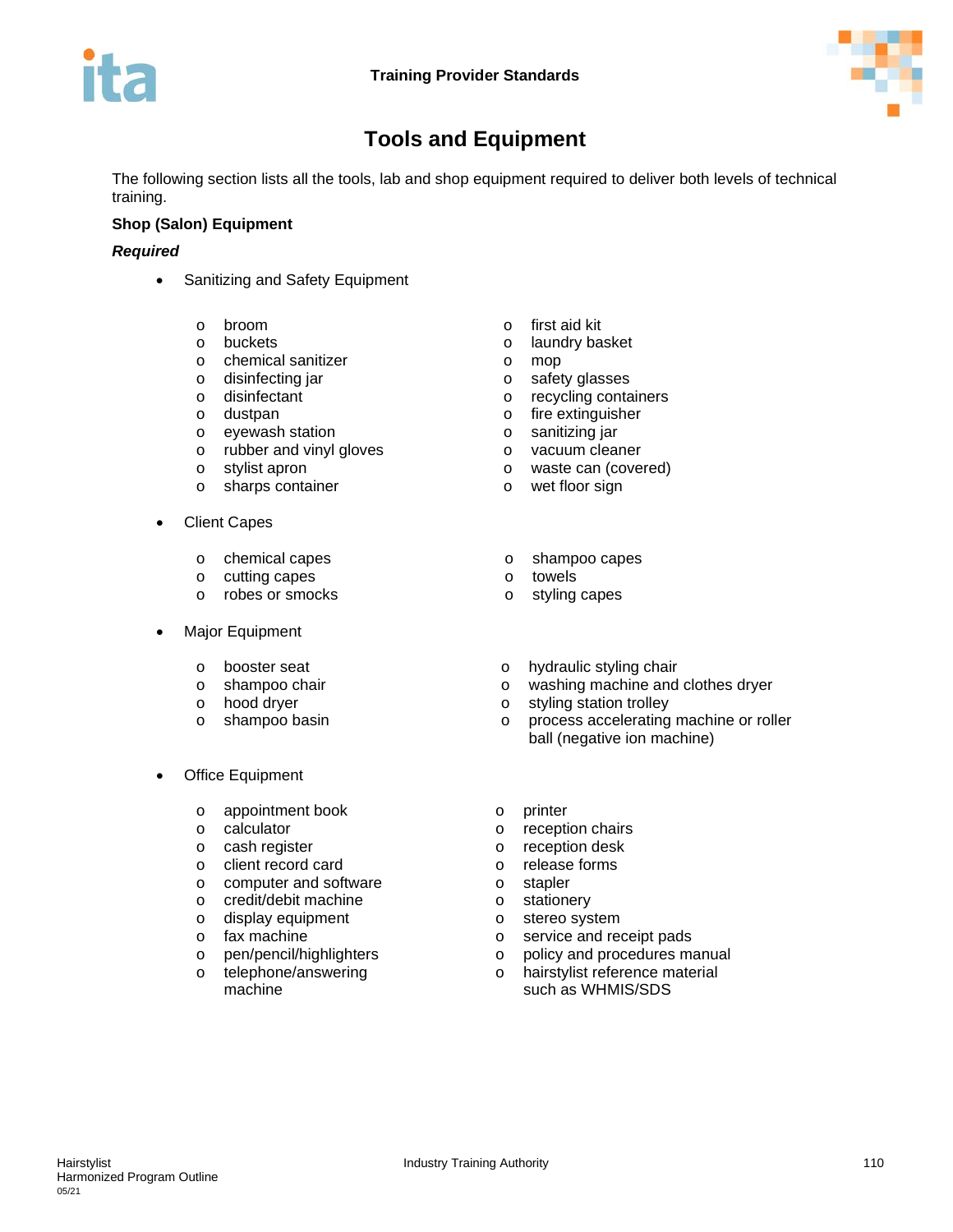# Tools and Equipment

The following section lists all the tools, lab and shop equipment required to deliver both levels of technical training.

**Shop (Salon) Equipment**

***Required***

- Sanitizing and Safety Equipment
  - broom
  - buckets
  - chemical sanitizer
  - disinfecting jar
  - disinfectant
  - dustpan
  - eyewash station
  - rubber and vinyl gloves
  - stylist apron
  - sharps container
  - first aid kit
  - laundry basket
  - mop
  - safety glasses
  - recycling containers
  - fire extinguisher
  - sanitizing jar
  - vacuum cleaner
  - waste can (covered)
  - wet floor sign
- Client Capes
  - chemical capes
  - cutting capes
  - robes or smocks
  - shampoo capes
  - towels
  - styling capes
- Major Equipment
  - booster seat
  - shampoo chair
  - hood dryer
  - shampoo basin
  - hydraulic styling chair
  - washing machine and clothes dryer
  - styling station trolley
  - process accelerating machine or roller ball (negative ion machine)
- Office Equipment
  - appointment book
  - calculator
  - cash register
  - client record card
  - computer and software
  - credit/debit machine
  - display equipment
  - fax machine
  - pen/pencil/highlighters
  - telephone/answering machine
  - printer
  - reception chairs
  - reception desk
  - release forms
  - stapler
  - stationery
  - stereo system
  - service and receipt pads
  - policy and procedures manual
  - hairstylist reference material such as WHMIS/SDS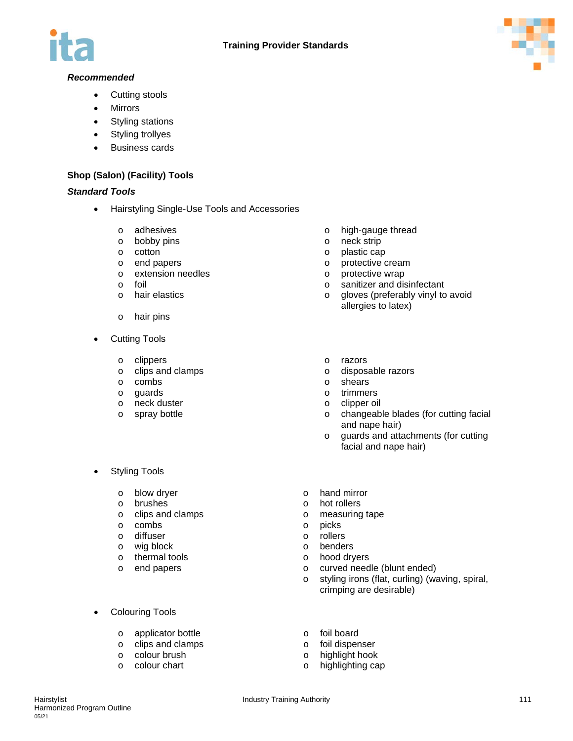*Recommended*

- Cutting stools
- Mirrors
- Styling stations
- Styling trollyes
- Business cards

**Shop (Salon) (Facility) Tools**

***Standard Tools***

- Hairstyling Single-Use Tools and Accessories
  - adhesives
  - bobby pins
  - cotton
  - end papers
  - extension needles
  - foil
  - hair elastics
  - hair pins
  - high-gauge thread
  - neck strip
  - plastic cap
  - protective cream
  - protective wrap
  - sanitizer and disinfectant
  - gloves (preferably vinyl to avoid allergies to latex)
- Cutting Tools
  - clippers
  - clips and clamps
  - combs
  - guards
  - neck duster
  - spray bottle
  - razors
  - disposable razors
  - shears
  - trimmers
  - clipper oil
  - changeable blades (for cutting facial and nape hair)
  - guards and attachments (for cutting facial and nape hair)
- Styling Tools
  - blow dryer
  - brushes
  - clips and clamps
  - combs
  - diffuser
  - wig block
  - thermal tools
  - end papers
  - hand mirror
  - hot rollers
  - measuring tape
  - picks
  - rollers
  - benders
  - hood dryers
  - curved needle (blunt ended)
  - styling irons (flat, curling) (waving, spiral, crimping are desirable)
- Colouring Tools
  - applicator bottle
  - clips and clamps
  - colour brush
  - colour chart
  - foil board
  - foil dispenser
  - highlight hook
  - highlighting cap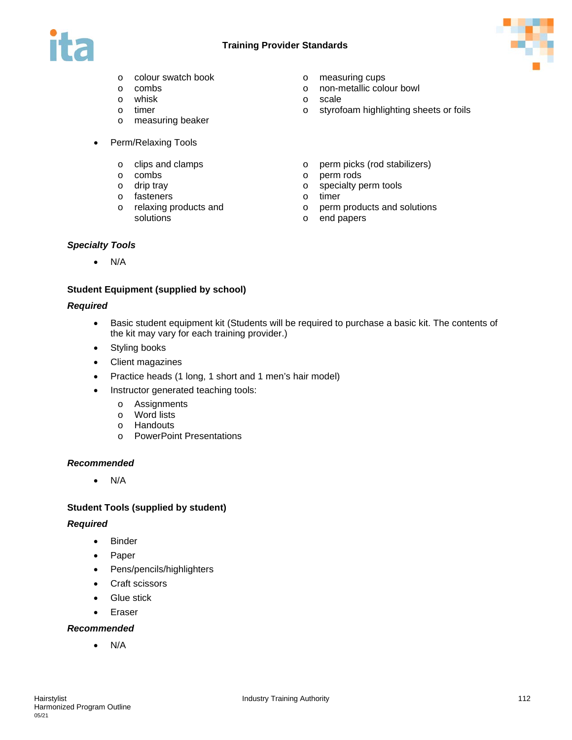- colour swatch book
- combs
- whisk
- timer
- measuring beaker
- measuring cups
- non-metallic colour bowl
- scale
- styrofoam highlighting sheets or foils

- Perm/Relaxing Tools
  - clips and clamps
  - combs
  - drip tray
  - fasteners
  - relaxing products and solutions
  - perm picks (rod stabilizers)
  - perm rods
  - specialty perm tools
  - timer
  - perm products and solutions
  - end papers

***Specialty Tools***

- N/A

**Student Equipment (supplied by school)**

***Required***

- Basic student equipment kit (Students will be required to purchase a basic kit. The contents of the kit may vary for each training provider.)
- Styling books
- Client magazines
- Practice heads (1 long, 1 short and 1 men's hair model)
- Instructor generated teaching tools:
  - Assignments
  - Word lists
  - Handouts
  - PowerPoint Presentations

***Recommended***

- N/A

**Student Tools (supplied by student)**

***Required***

- Binder
- Paper
- Pens/pencils/highlighters
- Craft scissors
- Glue stick
- Eraser

***Recommended***

- N/A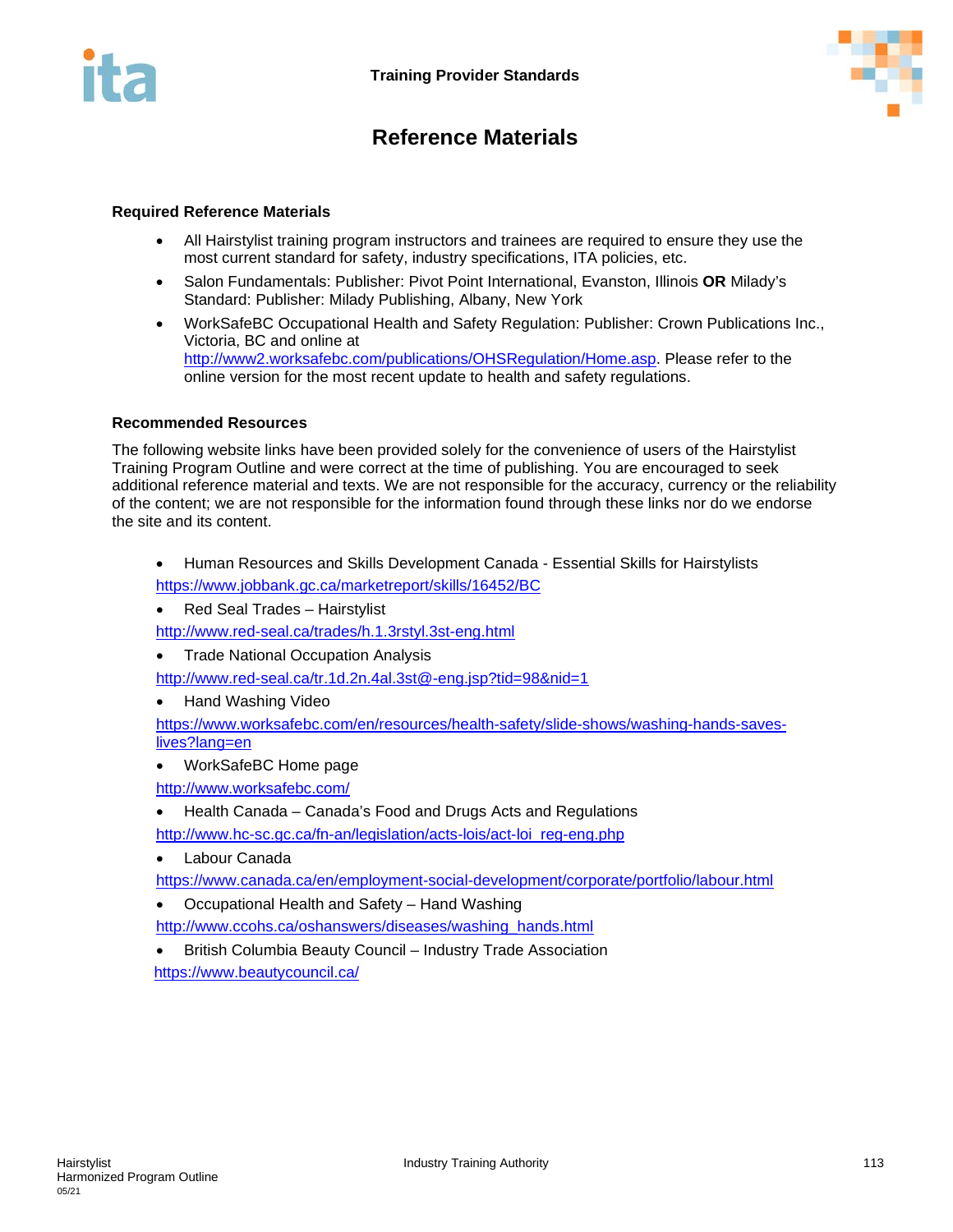## Reference Materials

### Required Reference Materials

- All Hairstylist training program instructors and trainees are required to ensure they use the most current standard for safety, industry specifications, ITA policies, etc.
- Salon Fundamentals: Publisher: Pivot Point International, Evanston, Illinois **OR** Milady's Standard: Publisher: Milady Publishing, Albany, New York
- WorkSafeBC Occupational Health and Safety Regulation: Publisher: Crown Publications Inc., Victoria, BC and online at http://www2.worksafebc.com/publications/OHSRegulation/Home.asp. Please refer to the online version for the most recent update to health and safety regulations.

### Recommended Resources

The following website links have been provided solely for the convenience of users of the Hairstylist Training Program Outline and were correct at the time of publishing. You are encouraged to seek additional reference material and texts. We are not responsible for the accuracy, currency or the reliability of the content; we are not responsible for the information found through these links nor do we endorse the site and its content.

- Human Resources and Skills Development Canada - Essential Skills for Hairstylists
  https://www.jobbank.gc.ca/marketreport/skills/16452/BC
- Red Seal Trades – Hairstylist
  http://www.red-seal.ca/trades/h.1.3rstyl.3st-eng.html
- Trade National Occupation Analysis
  http://www.red-seal.ca/tr.1d.2n.4al.3st@-eng.jsp?tid=98&nid=1
- Hand Washing Video
  https://www.worksafebc.com/en/resources/health-safety/slide-shows/washing-hands-saves-lives?lang=en
- WorkSafeBC Home page
  http://www.worksafebc.com/
- Health Canada – Canada's Food and Drugs Acts and Regulations
  http://www.hc-sc.gc.ca/fn-an/legislation/acts-lois/act-loi_reg-eng.php
- Labour Canada
  https://www.canada.ca/en/employment-social-development/corporate/portfolio/labour.html
- Occupational Health and Safety – Hand Washing
  http://www.ccohs.ca/oshanswers/diseases/washing_hands.html
- British Columbia Beauty Council – Industry Trade Association
  https://www.beautycouncil.ca/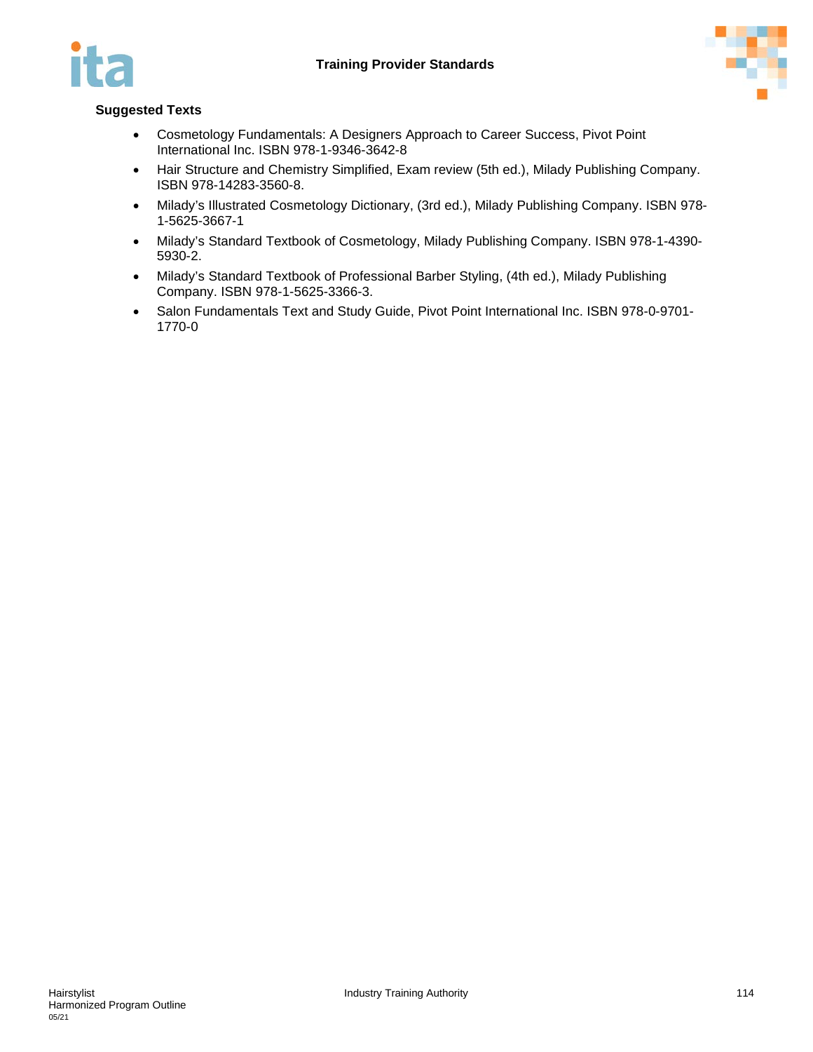**Suggested Texts**

- Cosmetology Fundamentals: A Designers Approach to Career Success, Pivot Point International Inc. ISBN 978-1-9346-3642-8
- Hair Structure and Chemistry Simplified, Exam review (5th ed.), Milady Publishing Company. ISBN 978-14283-3560-8.
- Milady's Illustrated Cosmetology Dictionary, (3rd ed.), Milady Publishing Company. ISBN 978-1-5625-3667-1
- Milady's Standard Textbook of Cosmetology, Milady Publishing Company. ISBN 978-1-4390-5930-2.
- Milady's Standard Textbook of Professional Barber Styling, (4th ed.), Milady Publishing Company. ISBN 978-1-5625-3366-3.
- Salon Fundamentals Text and Study Guide, Pivot Point International Inc. ISBN 978-0-9701-1770-0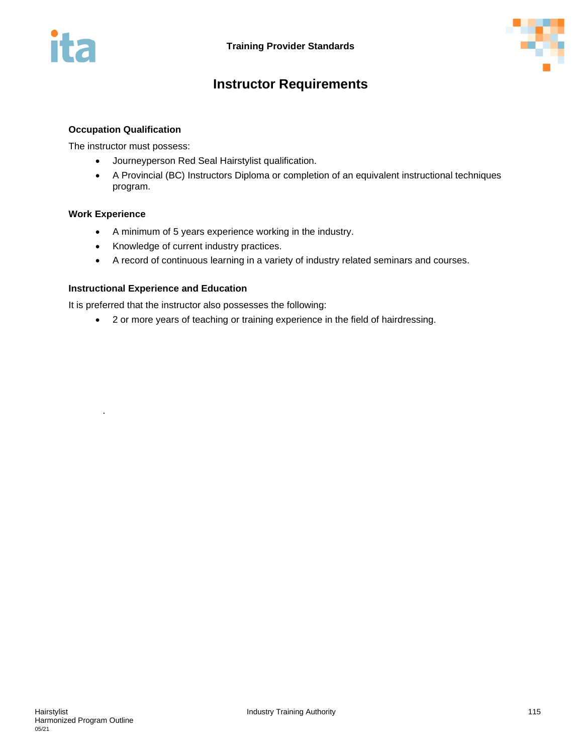# Instructor Requirements

### Occupation Qualification

The instructor must possess:

- Journeyperson Red Seal Hairstylist qualification.
- A Provincial (BC) Instructors Diploma or completion of an equivalent instructional techniques program.

### Work Experience

- A minimum of 5 years experience working in the industry.
- Knowledge of current industry practices.
- A record of continuous learning in a variety of industry related seminars and courses.

### Instructional Experience and Education

It is preferred that the instructor also possesses the following:

- 2 or more years of teaching or training experience in the field of hairdressing.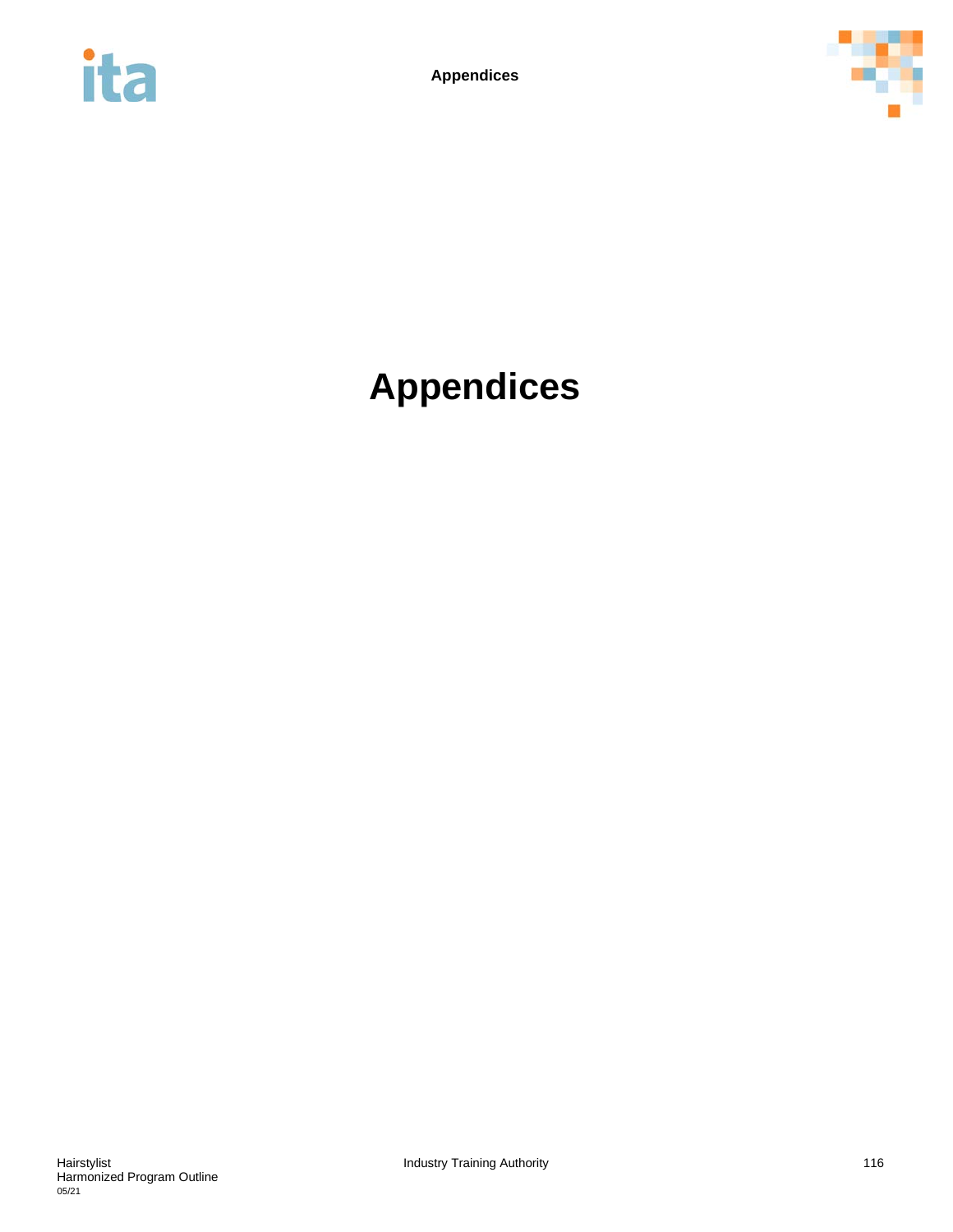# Appendices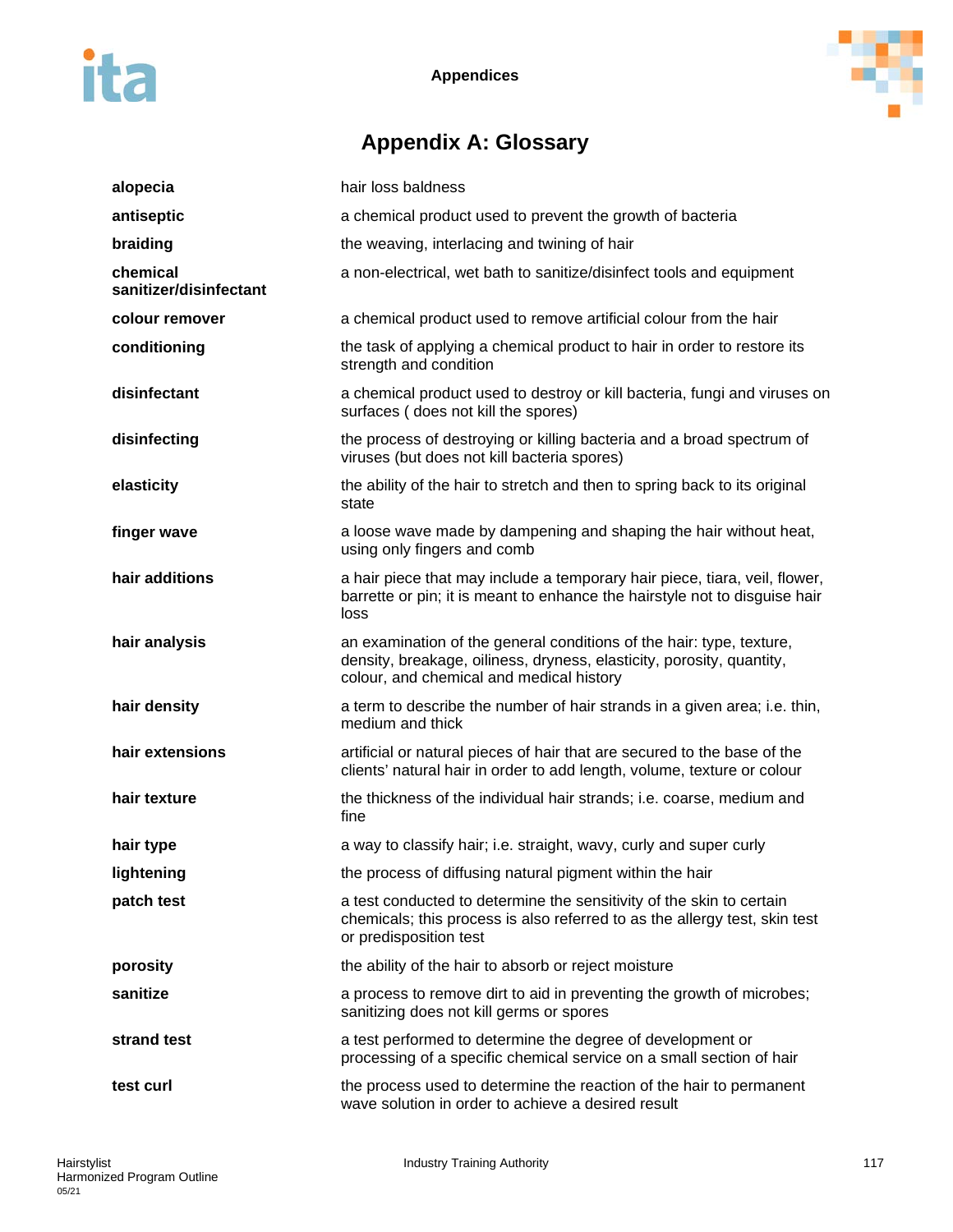# Appendix A: Glossary

| | |
|---|---|
| **alopecia** | hair loss baldness |
| **antiseptic** | a chemical product used to prevent the growth of bacteria |
| **braiding** | the weaving, interlacing and twining of hair |
| **chemical sanitizer/disinfectant** | a non-electrical, wet bath to sanitize/disinfect tools and equipment |
| **colour remover** | a chemical product used to remove artificial colour from the hair |
| **conditioning** | the task of applying a chemical product to hair in order to restore its strength and condition |
| **disinfectant** | a chemical product used to destroy or kill bacteria, fungi and viruses on surfaces ( does not kill the spores) |
| **disinfecting** | the process of destroying or killing bacteria and a broad spectrum of viruses (but does not kill bacteria spores) |
| **elasticity** | the ability of the hair to stretch and then to spring back to its original state |
| **finger wave** | a loose wave made by dampening and shaping the hair without heat, using only fingers and comb |
| **hair additions** | a hair piece that may include a temporary hair piece, tiara, veil, flower, barrette or pin; it is meant to enhance the hairstyle not to disguise hair loss |
| **hair analysis** | an examination of the general conditions of the hair: type, texture, density, breakage, oiliness, dryness, elasticity, porosity, quantity, colour, and chemical and medical history |
| **hair density** | a term to describe the number of hair strands in a given area; i.e. thin, medium and thick |
| **hair extensions** | artificial or natural pieces of hair that are secured to the base of the clients' natural hair in order to add length, volume, texture or colour |
| **hair texture** | the thickness of the individual hair strands; i.e. coarse, medium and fine |
| **hair type** | a way to classify hair; i.e. straight, wavy, curly and super curly |
| **lightening** | the process of diffusing natural pigment within the hair |
| **patch test** | a test conducted to determine the sensitivity of the skin to certain chemicals; this process is also referred to as the allergy test, skin test or predisposition test |
| **porosity** | the ability of the hair to absorb or reject moisture |
| **sanitize** | a process to remove dirt to aid in preventing the growth of microbes; sanitizing does not kill germs or spores |
| **strand test** | a test performed to determine the degree of development or processing of a specific chemical service on a small section of hair |
| **test curl** | the process used to determine the reaction of the hair to permanent wave solution in order to achieve a desired result |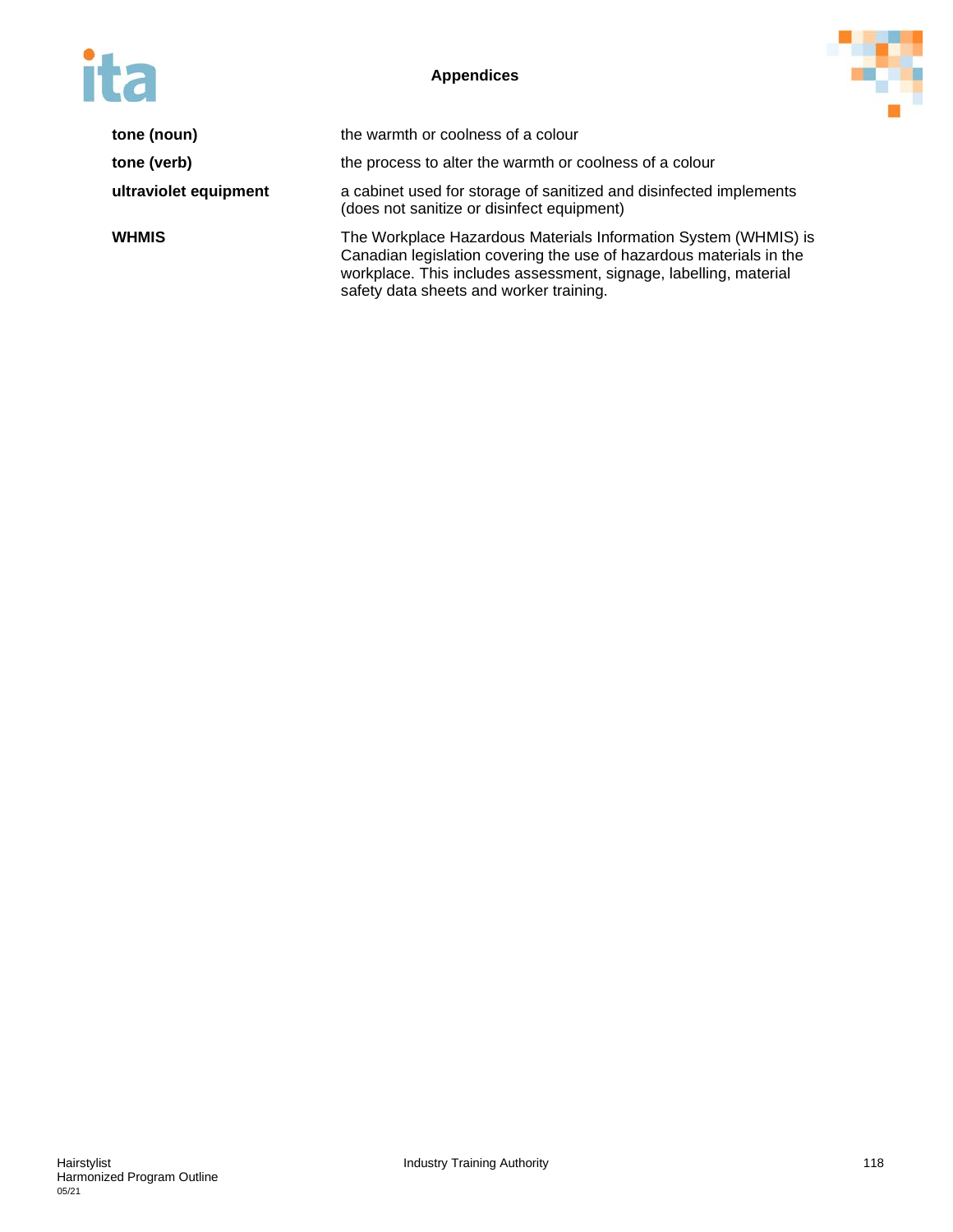| | |
|---|---|
| **tone (noun)** | the warmth or coolness of a colour |
| **tone (verb)** | the process to alter the warmth or coolness of a colour |
| **ultraviolet equipment** | a cabinet used for storage of sanitized and disinfected implements (does not sanitize or disinfect equipment) |
| **WHMIS** | The Workplace Hazardous Materials Information System (WHMIS) is Canadian legislation covering the use of hazardous materials in the workplace. This includes assessment, signage, labelling, material safety data sheets and worker training. |